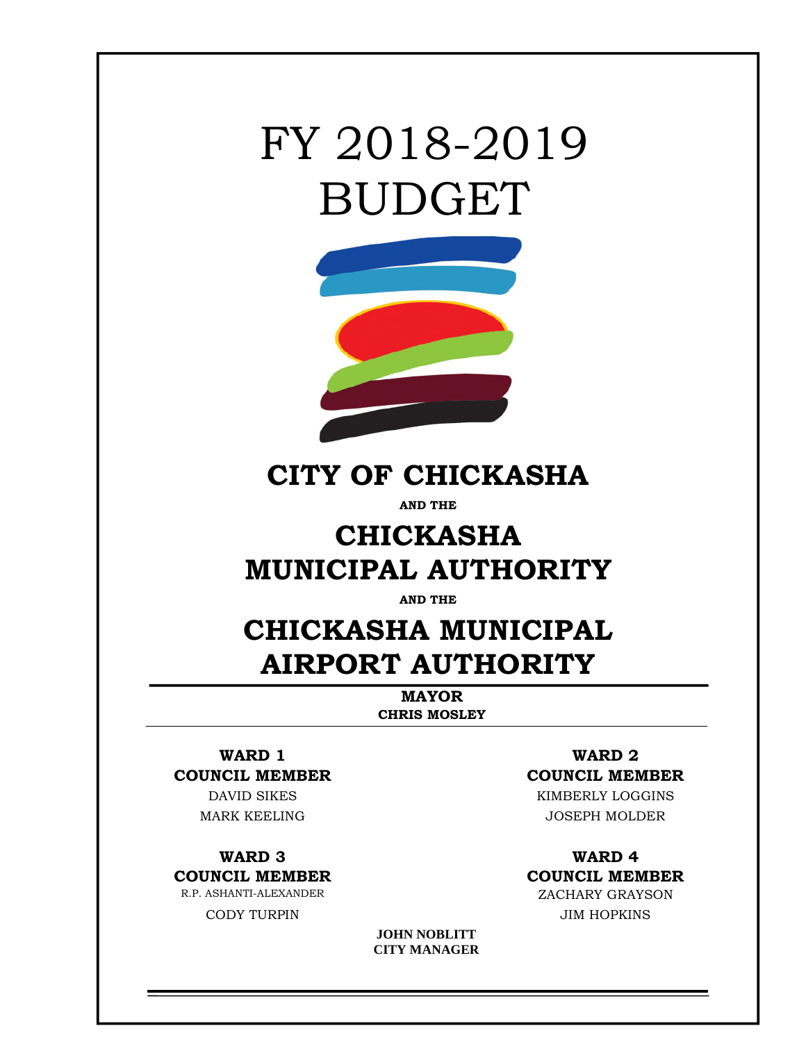# FY 2018-2019 BUDGET

# CITY OF CHICKASHA

**AND THE**

# CHICKASHA MUNICIPAL AUTHORITY

**AND THE**

# CHICKASHA MUNICIPAL AIRPORT AUTHORITY

**MAYOR**
**CHRIS MOSLEY**

**WARD 1**
**COUNCIL MEMBER**
DAVID SIKES
MARK KEELING

**WARD 2**
**COUNCIL MEMBER**
KIMBERLY LOGGINS
JOSEPH MOLDER

**WARD 3**
**COUNCIL MEMBER**
R.P. ASHANTI-ALEXANDER
CODY TURPIN

**WARD 4**
**COUNCIL MEMBER**
ZACHARY GRAYSON
JIM HOPKINS

**JOHN NOBLITT**
**CITY MANAGER**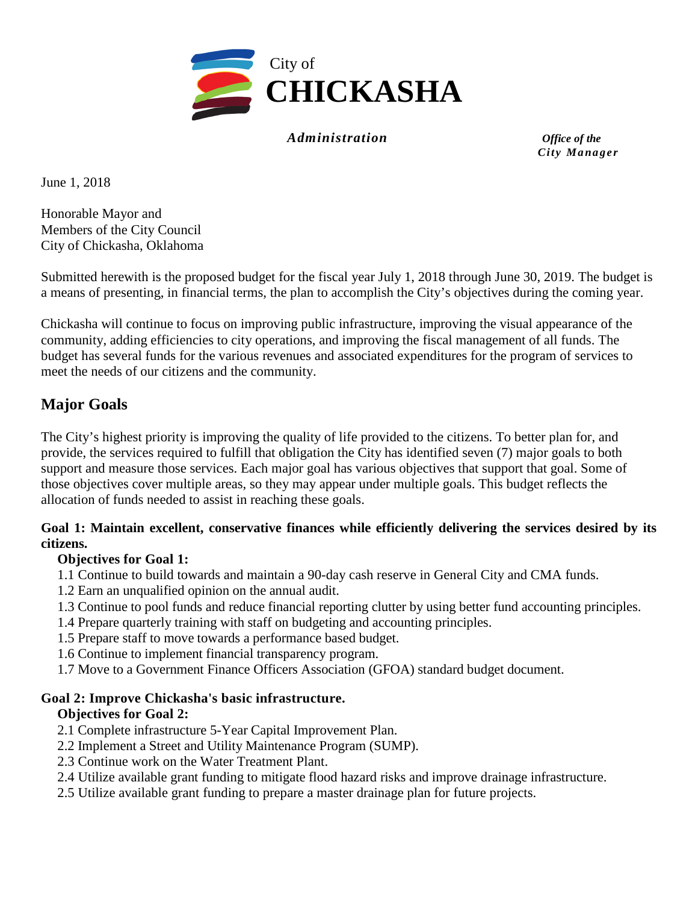City of
**CHICKASHA**

***Administration***

***Office of the City Manager***

June 1, 2018

Honorable Mayor and
Members of the City Council
City of Chickasha, Oklahoma

Submitted herewith is the proposed budget for the fiscal year July 1, 2018 through June 30, 2019. The budget is a means of presenting, in financial terms, the plan to accomplish the City's objectives during the coming year.

Chickasha will continue to focus on improving public infrastructure, improving the visual appearance of the community, adding efficiencies to city operations, and improving the fiscal management of all funds. The budget has several funds for the various revenues and associated expenditures for the program of services to meet the needs of our citizens and the community.

## Major Goals

The City's highest priority is improving the quality of life provided to the citizens. To better plan for, and provide, the services required to fulfill that obligation the City has identified seven (7) major goals to both support and measure those services. Each major goal has various objectives that support that goal. Some of those objectives cover multiple areas, so they may appear under multiple goals. This budget reflects the allocation of funds needed to assist in reaching these goals.

**Goal 1: Maintain excellent, conservative finances while efficiently delivering the services desired by its citizens.**

**Objectives for Goal 1:**

1.1 Continue to build towards and maintain a 90-day cash reserve in General City and CMA funds.
1.2 Earn an unqualified opinion on the annual audit.
1.3 Continue to pool funds and reduce financial reporting clutter by using better fund accounting principles.
1.4 Prepare quarterly training with staff on budgeting and accounting principles.
1.5 Prepare staff to move towards a performance based budget.
1.6 Continue to implement financial transparency program.
1.7 Move to a Government Finance Officers Association (GFOA) standard budget document.

**Goal 2: Improve Chickasha's basic infrastructure.**

**Objectives for Goal 2:**

2.1 Complete infrastructure 5-Year Capital Improvement Plan.
2.2 Implement a Street and Utility Maintenance Program (SUMP).
2.3 Continue work on the Water Treatment Plant.
2.4 Utilize available grant funding to mitigate flood hazard risks and improve drainage infrastructure.
2.5 Utilize available grant funding to prepare a master drainage plan for future projects.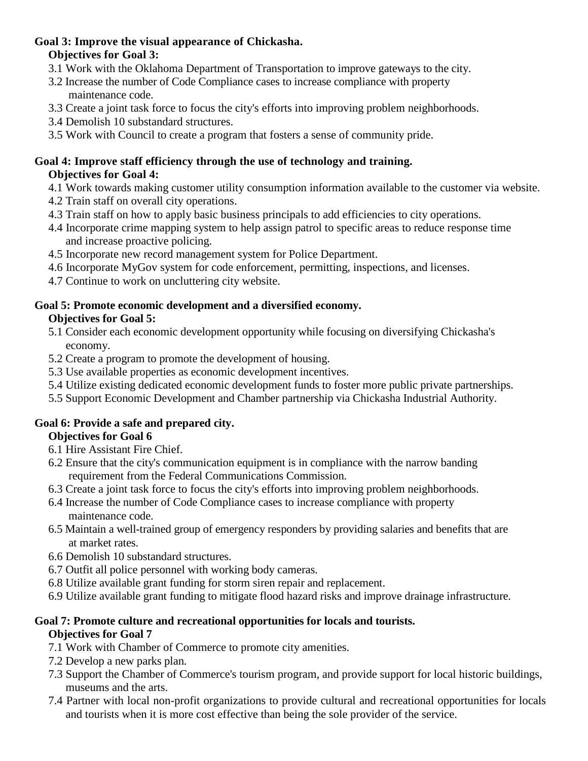**Goal 3: Improve the visual appearance of Chickasha.**

**Objectives for Goal 3:**

3.1 Work with the Oklahoma Department of Transportation to improve gateways to the city.
3.2 Increase the number of Code Compliance cases to increase compliance with property maintenance code.
3.3 Create a joint task force to focus the city's efforts into improving problem neighborhoods.
3.4 Demolish 10 substandard structures.
3.5 Work with Council to create a program that fosters a sense of community pride.

**Goal 4: Improve staff efficiency through the use of technology and training.**

**Objectives for Goal 4:**

4.1 Work towards making customer utility consumption information available to the customer via website.
4.2 Train staff on overall city operations.
4.3 Train staff on how to apply basic business principals to add efficiencies to city operations.
4.4 Incorporate crime mapping system to help assign patrol to specific areas to reduce response time and increase proactive policing.
4.5 Incorporate new record management system for Police Department.
4.6 Incorporate MyGov system for code enforcement, permitting, inspections, and licenses.
4.7 Continue to work on uncluttering city website.

**Goal 5: Promote economic development and a diversified economy.**

**Objectives for Goal 5:**

5.1 Consider each economic development opportunity while focusing on diversifying Chickasha's economy.
5.2 Create a program to promote the development of housing.
5.3 Use available properties as economic development incentives.
5.4 Utilize existing dedicated economic development funds to foster more public private partnerships.
5.5 Support Economic Development and Chamber partnership via Chickasha Industrial Authority.

**Goal 6: Provide a safe and prepared city.**

**Objectives for Goal 6**

6.1 Hire Assistant Fire Chief.
6.2 Ensure that the city's communication equipment is in compliance with the narrow banding requirement from the Federal Communications Commission.
6.3 Create a joint task force to focus the city's efforts into improving problem neighborhoods.
6.4 Increase the number of Code Compliance cases to increase compliance with property maintenance code.
6.5 Maintain a well-trained group of emergency responders by providing salaries and benefits that are at market rates.
6.6 Demolish 10 substandard structures.
6.7 Outfit all police personnel with working body cameras.
6.8 Utilize available grant funding for storm siren repair and replacement.
6.9 Utilize available grant funding to mitigate flood hazard risks and improve drainage infrastructure.

**Goal 7: Promote culture and recreational opportunities for locals and tourists.**

**Objectives for Goal 7**

7.1 Work with Chamber of Commerce to promote city amenities.
7.2 Develop a new parks plan.
7.3 Support the Chamber of Commerce's tourism program, and provide support for local historic buildings, museums and the arts.
7.4 Partner with local non-profit organizations to provide cultural and recreational opportunities for locals and tourists when it is more cost effective than being the sole provider of the service.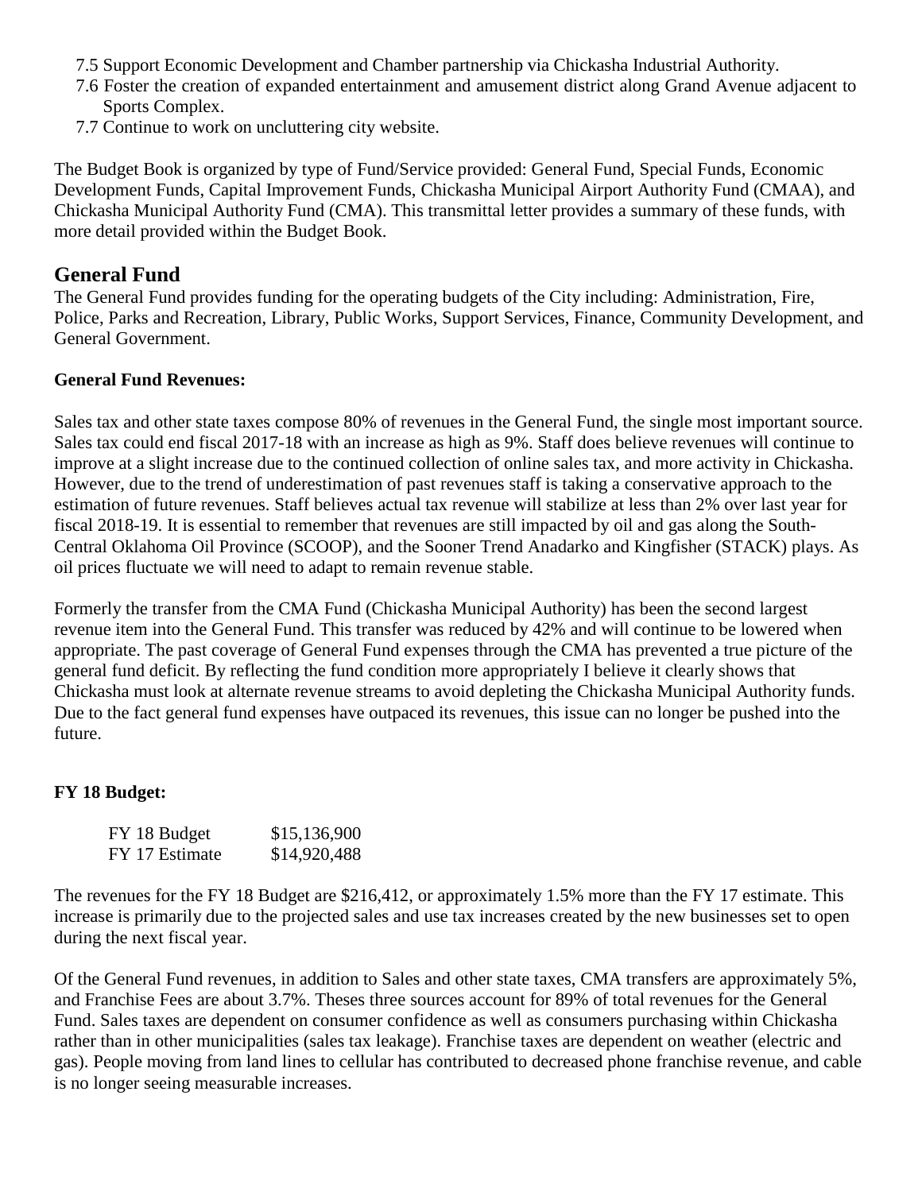7.5 Support Economic Development and Chamber partnership via Chickasha Industrial Authority.
7.6 Foster the creation of expanded entertainment and amusement district along Grand Avenue adjacent to Sports Complex.
7.7 Continue to work on uncluttering city website.

The Budget Book is organized by type of Fund/Service provided: General Fund, Special Funds, Economic Development Funds, Capital Improvement Funds, Chickasha Municipal Airport Authority Fund (CMAA), and Chickasha Municipal Authority Fund (CMA). This transmittal letter provides a summary of these funds, with more detail provided within the Budget Book.

## General Fund

The General Fund provides funding for the operating budgets of the City including: Administration, Fire, Police, Parks and Recreation, Library, Public Works, Support Services, Finance, Community Development, and General Government.

**General Fund Revenues:**

Sales tax and other state taxes compose 80% of revenues in the General Fund, the single most important source. Sales tax could end fiscal 2017-18 with an increase as high as 9%. Staff does believe revenues will continue to improve at a slight increase due to the continued collection of online sales tax, and more activity in Chickasha. However, due to the trend of underestimation of past revenues staff is taking a conservative approach to the estimation of future revenues. Staff believes actual tax revenue will stabilize at less than 2% over last year for fiscal 2018-19. It is essential to remember that revenues are still impacted by oil and gas along the South-Central Oklahoma Oil Province (SCOOP), and the Sooner Trend Anadarko and Kingfisher (STACK) plays. As oil prices fluctuate we will need to adapt to remain revenue stable.

Formerly the transfer from the CMA Fund (Chickasha Municipal Authority) has been the second largest revenue item into the General Fund. This transfer was reduced by 42% and will continue to be lowered when appropriate. The past coverage of General Fund expenses through the CMA has prevented a true picture of the general fund deficit. By reflecting the fund condition more appropriately I believe it clearly shows that Chickasha must look at alternate revenue streams to avoid depleting the Chickasha Municipal Authority funds. Due to the fact general fund expenses have outpaced its revenues, this issue can no longer be pushed into the future.

**FY 18 Budget:**

| | |
|---|---|
| FY 18 Budget | $15,136,900 |
| FY 17 Estimate | $14,920,488 |

The revenues for the FY 18 Budget are $216,412, or approximately 1.5% more than the FY 17 estimate. This increase is primarily due to the projected sales and use tax increases created by the new businesses set to open during the next fiscal year.

Of the General Fund revenues, in addition to Sales and other state taxes, CMA transfers are approximately 5%, and Franchise Fees are about 3.7%. Theses three sources account for 89% of total revenues for the General Fund. Sales taxes are dependent on consumer confidence as well as consumers purchasing within Chickasha rather than in other municipalities (sales tax leakage). Franchise taxes are dependent on weather (electric and gas). People moving from land lines to cellular has contributed to decreased phone franchise revenue, and cable is no longer seeing measurable increases.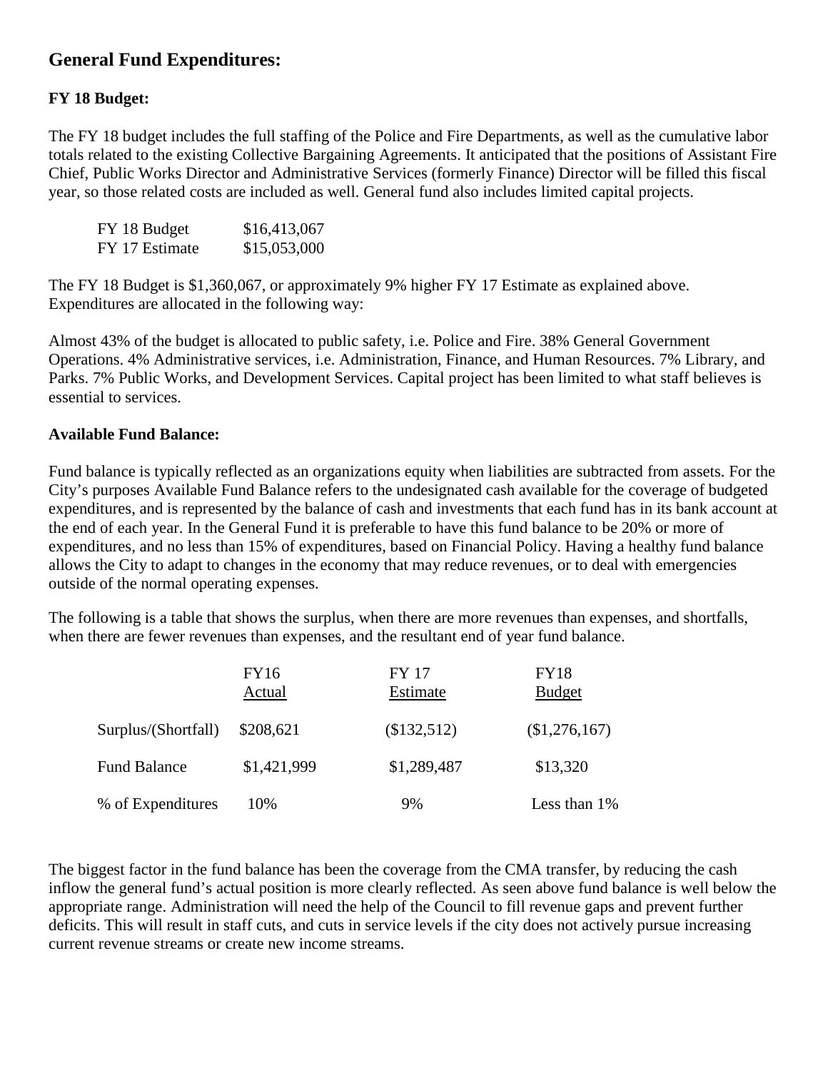## General Fund Expenditures:

**FY 18 Budget:**

The FY 18 budget includes the full staffing of the Police and Fire Departments, as well as the cumulative labor totals related to the existing Collective Bargaining Agreements. It anticipated that the positions of Assistant Fire Chief, Public Works Director and Administrative Services (formerly Finance) Director will be filled this fiscal year, so those related costs are included as well. General fund also includes limited capital projects.

| | |
|---|---|
| FY 18 Budget | $16,413,067 |
| FY 17 Estimate | $15,053,000 |

The FY 18 Budget is $1,360,067, or approximately 9% higher FY 17 Estimate as explained above. Expenditures are allocated in the following way:

Almost 43% of the budget is allocated to public safety, i.e. Police and Fire. 38% General Government Operations. 4% Administrative services, i.e. Administration, Finance, and Human Resources. 7% Library, and Parks. 7% Public Works, and Development Services. Capital project has been limited to what staff believes is essential to services.

**Available Fund Balance:**

Fund balance is typically reflected as an organizations equity when liabilities are subtracted from assets. For the City's purposes Available Fund Balance refers to the undesignated cash available for the coverage of budgeted expenditures, and is represented by the balance of cash and investments that each fund has in its bank account at the end of each year. In the General Fund it is preferable to have this fund balance to be 20% or more of expenditures, and no less than 15% of expenditures, based on Financial Policy. Having a healthy fund balance allows the City to adapt to changes in the economy that may reduce revenues, or to deal with emergencies outside of the normal operating expenses.

The following is a table that shows the surplus, when there are more revenues than expenses, and shortfalls, when there are fewer revenues than expenses, and the resultant end of year fund balance.

| | FY16 Actual | FY 17 Estimate | FY18 Budget |
|---|---|---|---|
| Surplus/(Shortfall) | $208,621 | ($132,512) | ($1,276,167) |
| Fund Balance | $1,421,999 | $1,289,487 | $13,320 |
| % of Expenditures | 10% | 9% | Less than 1% |

The biggest factor in the fund balance has been the coverage from the CMA transfer, by reducing the cash inflow the general fund's actual position is more clearly reflected. As seen above fund balance is well below the appropriate range. Administration will need the help of the Council to fill revenue gaps and prevent further deficits. This will result in staff cuts, and cuts in service levels if the city does not actively pursue increasing current revenue streams or create new income streams.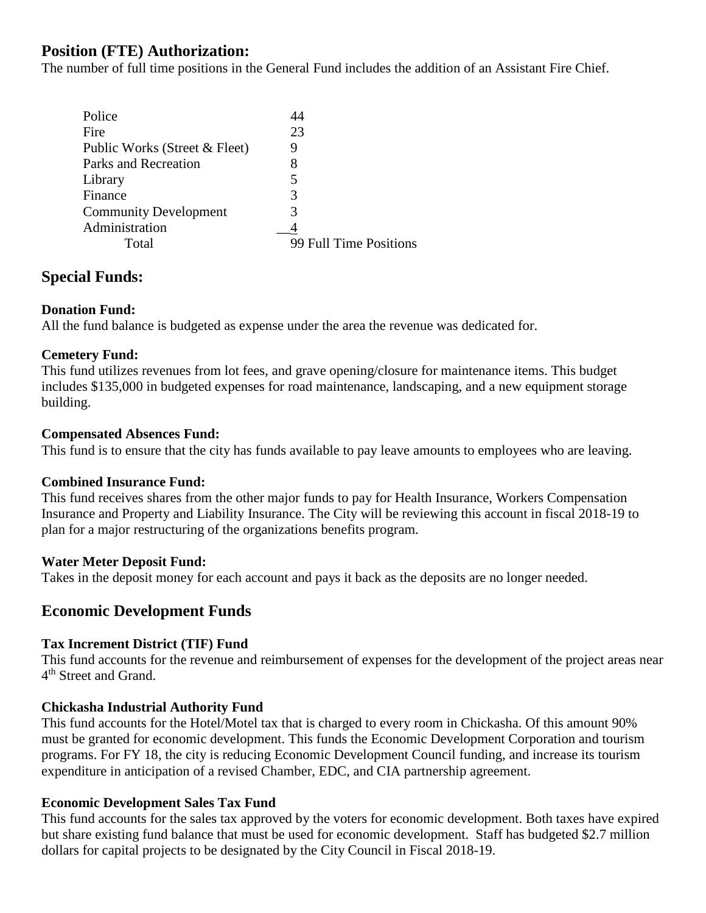## Position (FTE) Authorization:

The number of full time positions in the General Fund includes the addition of an Assistant Fire Chief.

| Department | Positions |
|---|---|
| Police | 44 |
| Fire | 23 |
| Public Works (Street & Fleet) | 9 |
| Parks and Recreation | 8 |
| Library | 5 |
| Finance | 3 |
| Community Development | 3 |
| Administration | 4 |
| Total | 99 Full Time Positions |

## Special Funds:

**Donation Fund:**
All the fund balance is budgeted as expense under the area the revenue was dedicated for.

**Cemetery Fund:**
This fund utilizes revenues from lot fees, and grave opening/closure for maintenance items. This budget includes $135,000 in budgeted expenses for road maintenance, landscaping, and a new equipment storage building.

**Compensated Absences Fund:**
This fund is to ensure that the city has funds available to pay leave amounts to employees who are leaving.

**Combined Insurance Fund:**
This fund receives shares from the other major funds to pay for Health Insurance, Workers Compensation Insurance and Property and Liability Insurance. The City will be reviewing this account in fiscal 2018-19 to plan for a major restructuring of the organizations benefits program.

**Water Meter Deposit Fund:**
Takes in the deposit money for each account and pays it back as the deposits are no longer needed.

## Economic Development Funds

**Tax Increment District (TIF) Fund**
This fund accounts for the revenue and reimbursement of expenses for the development of the project areas near 4th Street and Grand.

**Chickasha Industrial Authority Fund**
This fund accounts for the Hotel/Motel tax that is charged to every room in Chickasha. Of this amount 90% must be granted for economic development. This funds the Economic Development Corporation and tourism programs. For FY 18, the city is reducing Economic Development Council funding, and increase its tourism expenditure in anticipation of a revised Chamber, EDC, and CIA partnership agreement.

**Economic Development Sales Tax Fund**
This fund accounts for the sales tax approved by the voters for economic development. Both taxes have expired but share existing fund balance that must be used for economic development. Staff has budgeted $2.7 million dollars for capital projects to be designated by the City Council in Fiscal 2018-19.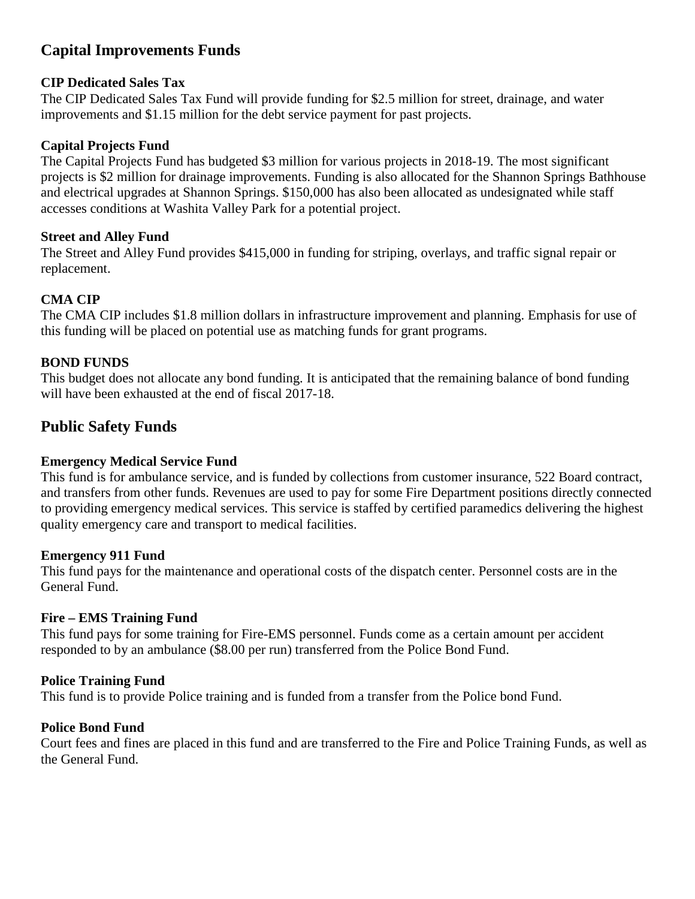## Capital Improvements Funds

### CIP Dedicated Sales Tax

The CIP Dedicated Sales Tax Fund will provide funding for $2.5 million for street, drainage, and water improvements and $1.15 million for the debt service payment for past projects.

### Capital Projects Fund

The Capital Projects Fund has budgeted $3 million for various projects in 2018-19. The most significant projects is $2 million for drainage improvements. Funding is also allocated for the Shannon Springs Bathhouse and electrical upgrades at Shannon Springs. $150,000 has also been allocated as undesignated while staff accesses conditions at Washita Valley Park for a potential project.

### Street and Alley Fund

The Street and Alley Fund provides $415,000 in funding for striping, overlays, and traffic signal repair or replacement.

### CMA CIP

The CMA CIP includes $1.8 million dollars in infrastructure improvement and planning. Emphasis for use of this funding will be placed on potential use as matching funds for grant programs.

### BOND FUNDS

This budget does not allocate any bond funding. It is anticipated that the remaining balance of bond funding will have been exhausted at the end of fiscal 2017-18.

## Public Safety Funds

### Emergency Medical Service Fund

This fund is for ambulance service, and is funded by collections from customer insurance, 522 Board contract, and transfers from other funds. Revenues are used to pay for some Fire Department positions directly connected to providing emergency medical services. This service is staffed by certified paramedics delivering the highest quality emergency care and transport to medical facilities.

### Emergency 911 Fund

This fund pays for the maintenance and operational costs of the dispatch center. Personnel costs are in the General Fund.

### Fire – EMS Training Fund

This fund pays for some training for Fire-EMS personnel. Funds come as a certain amount per accident responded to by an ambulance ($8.00 per run) transferred from the Police Bond Fund.

### Police Training Fund

This fund is to provide Police training and is funded from a transfer from the Police bond Fund.

### Police Bond Fund

Court fees and fines are placed in this fund and are transferred to the Fire and Police Training Funds, as well as the General Fund.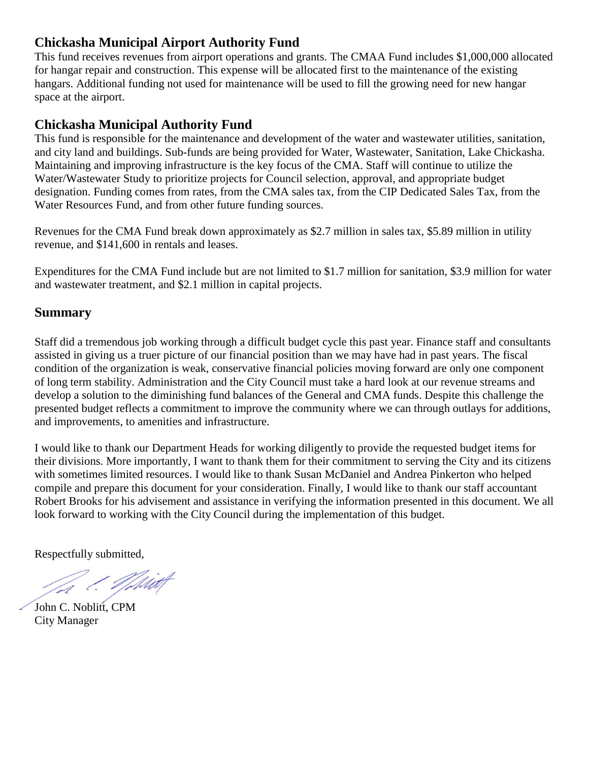## Chickasha Municipal Airport Authority Fund

This fund receives revenues from airport operations and grants. The CMAA Fund includes $1,000,000 allocated for hangar repair and construction. This expense will be allocated first to the maintenance of the existing hangars. Additional funding not used for maintenance will be used to fill the growing need for new hangar space at the airport.

## Chickasha Municipal Authority Fund

This fund is responsible for the maintenance and development of the water and wastewater utilities, sanitation, and city land and buildings. Sub-funds are being provided for Water, Wastewater, Sanitation, Lake Chickasha. Maintaining and improving infrastructure is the key focus of the CMA. Staff will continue to utilize the Water/Wastewater Study to prioritize projects for Council selection, approval, and appropriate budget designation. Funding comes from rates, from the CMA sales tax, from the CIP Dedicated Sales Tax, from the Water Resources Fund, and from other future funding sources.

Revenues for the CMA Fund break down approximately as $2.7 million in sales tax, $5.89 million in utility revenue, and $141,600 in rentals and leases.

Expenditures for the CMA Fund include but are not limited to $1.7 million for sanitation, $3.9 million for water and wastewater treatment, and $2.1 million in capital projects.

## Summary

Staff did a tremendous job working through a difficult budget cycle this past year. Finance staff and consultants assisted in giving us a truer picture of our financial position than we may have had in past years. The fiscal condition of the organization is weak, conservative financial policies moving forward are only one component of long term stability. Administration and the City Council must take a hard look at our revenue streams and develop a solution to the diminishing fund balances of the General and CMA funds. Despite this challenge the presented budget reflects a commitment to improve the community where we can through outlays for additions, and improvements, to amenities and infrastructure.

I would like to thank our Department Heads for working diligently to provide the requested budget items for their divisions. More importantly, I want to thank them for their commitment to serving the City and its citizens with sometimes limited resources. I would like to thank Susan McDaniel and Andrea Pinkerton who helped compile and prepare this document for your consideration. Finally, I would like to thank our staff accountant Robert Brooks for his advisement and assistance in verifying the information presented in this document. We all look forward to working with the City Council during the implementation of this budget.

Respectfully submitted,

John C. Noblitt, CPM
City Manager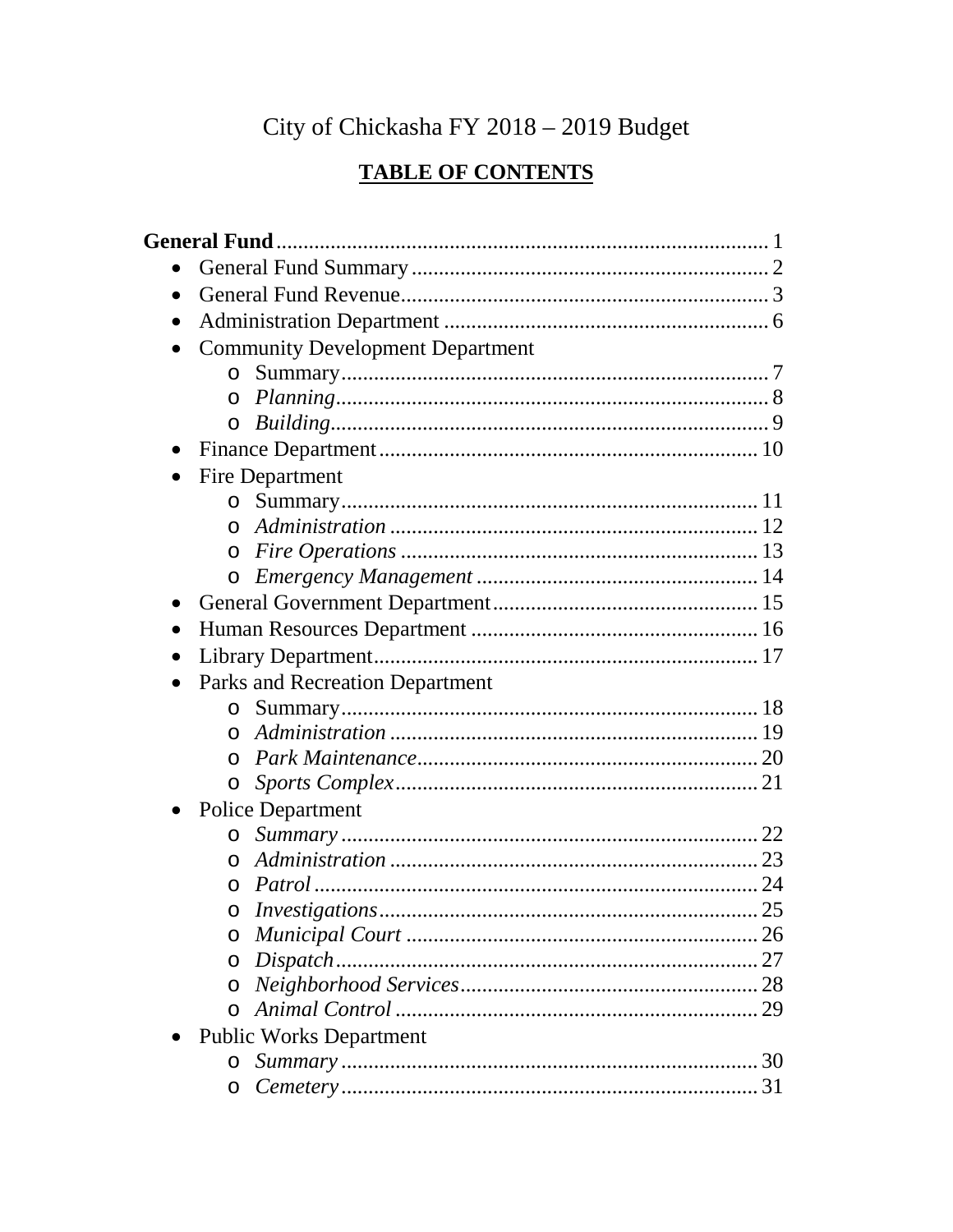# City of Chickasha FY 2018 – 2019 Budget

## TABLE OF CONTENTS

**General Fund** ........................................................................................ 1

- General Fund Summary ................................................................. 2
- General Fund Revenue ................................................................... 3
- Administration Department ........................................................... 6
- Community Development Department
  - Summary .............................................................................. 7
  - *Planning* .............................................................................. 8
  - *Building* ............................................................................... 9
- Finance Department ..................................................................... 10
- Fire Department
  - Summary ............................................................................ 11
  - *Administration* ................................................................... 12
  - *Fire Operations* ................................................................... 13
  - *Emergency Management* ................................................... 14
- General Government Department ................................................. 15
- Human Resources Department .................................................... 16
- Library Department ...................................................................... 17
- Parks and Recreation Department
  - Summary ............................................................................ 18
  - *Administration* ................................................................... 19
  - *Park Maintenance* .............................................................. 20
  - *Sports Complex* .................................................................. 21
- Police Department
  - *Summary* ............................................................................ 22
  - *Administration* ................................................................... 23
  - *Patrol* ................................................................................. 24
  - *Investigations* ..................................................................... 25
  - *Municipal Court* ................................................................. 26
  - *Dispatch* ............................................................................. 27
  - *Neighborhood Services* ...................................................... 28
  - *Animal Control* .................................................................. 29
- Public Works Department
  - *Summary* ............................................................................ 30
  - *Cemetery* ............................................................................ 31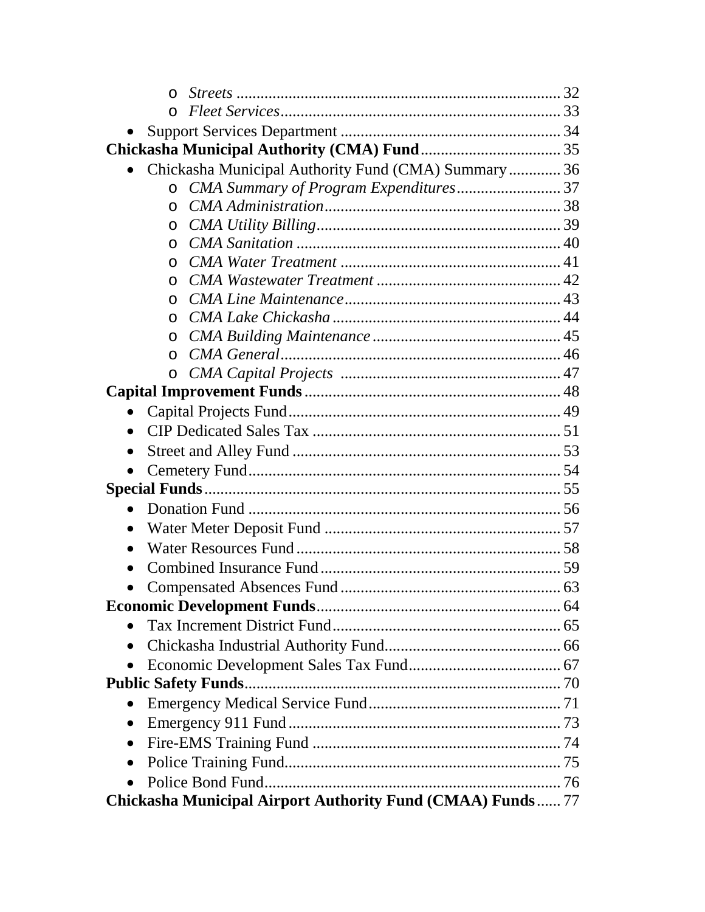- *Streets* ........................................................................ 32
  - *Fleet Services* ............................................................... 33
- Support Services Department ........................................................ 34

**Chickasha Municipal Authority (CMA) Fund** .................................... 35

- Chickasha Municipal Authority Fund (CMA) Summary ............ 36
  - *CMA Summary of Program Expenditures* ......................... 37
  - *CMA Administration* ........................................................ 38
  - *CMA Utility Billing* ........................................................... 39
  - *CMA Sanitation* ................................................................. 40
  - *CMA Water Treatment* ...................................................... 41
  - *CMA Wastewater Treatment* ............................................. 42
  - *CMA Line Maintenance* ..................................................... 43
  - *CMA Lake Chickasha* ........................................................ 44
  - *CMA Building Maintenance* .............................................. 45
  - *CMA General* ..................................................................... 46
  - *CMA Capital Projects* ....................................................... 47

**Capital Improvement Funds** ................................................................ 48

- Capital Projects Fund ................................................................... 49
- CIP Dedicated Sales Tax ............................................................. 51
- Street and Alley Fund ................................................................. 53
- Cemetery Fund ............................................................................. 54

**Special Funds** .......................................................................................... 55

- Donation Fund ............................................................................. 56
- Water Meter Deposit Fund .......................................................... 57
- Water Resources Fund ................................................................. 58
- Combined Insurance Fund ........................................................... 59
- Compensated Absences Fund ...................................................... 63

**Economic Development Funds** ............................................................ 64

- Tax Increment District Fund ........................................................ 65
- Chickasha Industrial Authority Fund ........................................... 66
- Economic Development Sales Tax Fund ..................................... 67

**Public Safety Funds** ............................................................................... 70

- Emergency Medical Service Fund ............................................... 71
- Emergency 911 Fund ................................................................... 73
- Fire-EMS Training Fund ............................................................. 74
- Police Training Fund .................................................................... 75
- Police Bond Fund ......................................................................... 76

**Chickasha Municipal Airport Authority Fund (CMAA) Funds** ...... 77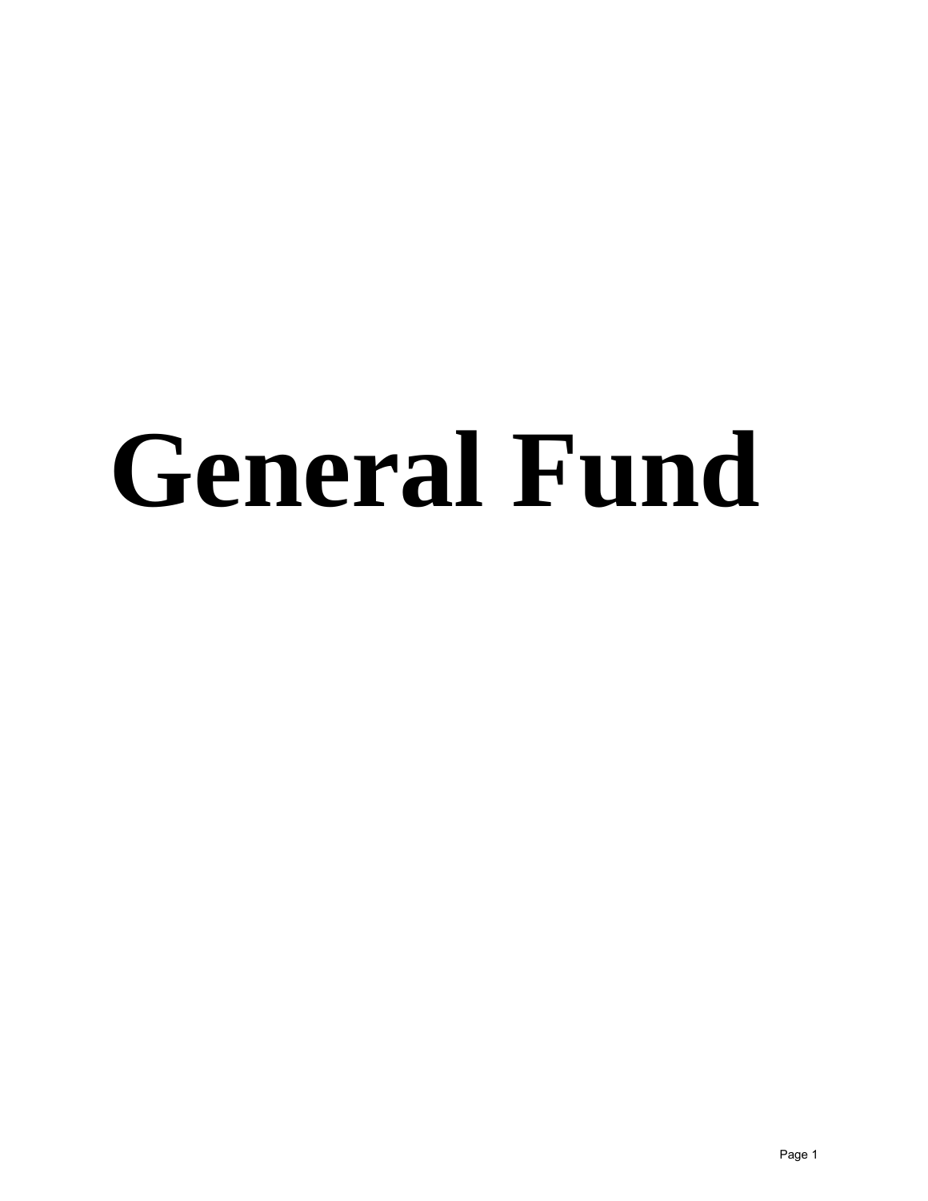# General Fund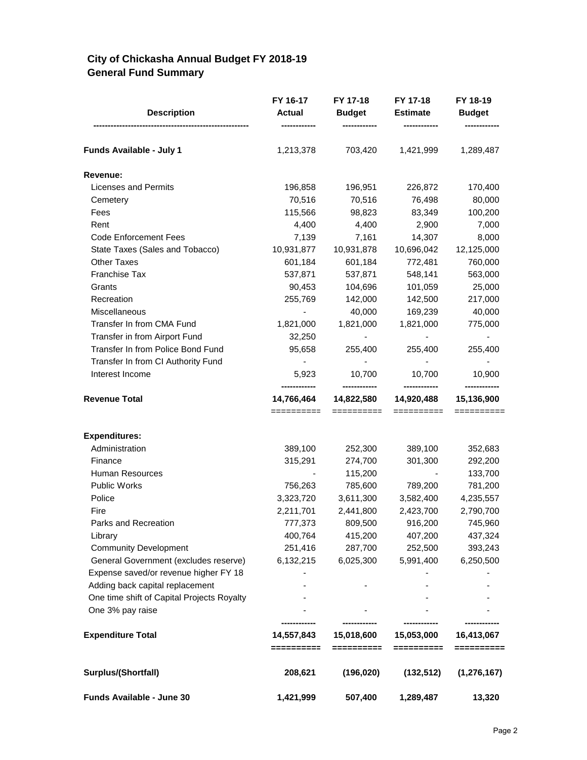# City of Chickasha Annual Budget FY 2018-19
## General Fund Summary

| Description | FY 16-17 Actual | FY 17-18 Budget | FY 17-18 Estimate | FY 18-19 Budget |
|---|---|---|---|---|
| **Funds Available - July 1** | 1,213,378 | 703,420 | 1,421,999 | 1,289,487 |
| **Revenue:** | | | | |
| Licenses and Permits | 196,858 | 196,951 | 226,872 | 170,400 |
| Cemetery | 70,516 | 70,516 | 76,498 | 80,000 |
| Fees | 115,566 | 98,823 | 83,349 | 100,200 |
| Rent | 4,400 | 4,400 | 2,900 | 7,000 |
| Code Enforcement Fees | 7,139 | 7,161 | 14,307 | 8,000 |
| State Taxes (Sales and Tobacco) | 10,931,877 | 10,931,878 | 10,696,042 | 12,125,000 |
| Other Taxes | 601,184 | 601,184 | 772,481 | 760,000 |
| Franchise Tax | 537,871 | 537,871 | 548,141 | 563,000 |
| Grants | 90,453 | 104,696 | 101,059 | 25,000 |
| Recreation | 255,769 | 142,000 | 142,500 | 217,000 |
| Miscellaneous | - | 40,000 | 169,239 | 40,000 |
| Transfer In from CMA Fund | 1,821,000 | 1,821,000 | 1,821,000 | 775,000 |
| Transfer in from Airport Fund | 32,250 | - | - | - |
| Transfer In from Police Bond Fund | 95,658 | 255,400 | 255,400 | 255,400 |
| Transfer In from CI Authority Fund | - | - | - | - |
| Interest Income | 5,923 | 10,700 | 10,700 | 10,900 |
| **Revenue Total** | **14,766,464** | **14,822,580** | **14,920,488** | **15,136,900** |
| **Expenditures:** | | | | |
| Administration | 389,100 | 252,300 | 389,100 | 352,683 |
| Finance | 315,291 | 274,700 | 301,300 | 292,200 |
| Human Resources | - | 115,200 | - | 133,700 |
| Public Works | 756,263 | 785,600 | 789,200 | 781,200 |
| Police | 3,323,720 | 3,611,300 | 3,582,400 | 4,235,557 |
| Fire | 2,211,701 | 2,441,800 | 2,423,700 | 2,790,700 |
| Parks and Recreation | 777,373 | 809,500 | 916,200 | 745,960 |
| Library | 400,764 | 415,200 | 407,200 | 437,324 |
| Community Development | 251,416 | 287,700 | 252,500 | 393,243 |
| General Government (excludes reserve) | 6,132,215 | 6,025,300 | 5,991,400 | 6,250,500 |
| Expense saved/or revenue higher FY 18 | - | | - | - |
| Adding back capital replacement | - | - | - | - |
| One time shift of Capital Projects Royalty | - | | - | - |
| One 3% pay raise | - | - | - | - |
| **Expenditure Total** | **14,557,843** | **15,018,600** | **15,053,000** | **16,413,067** |
| **Surplus/(Shortfall)** | **208,621** | **(196,020)** | **(132,512)** | **(1,276,167)** |
| **Funds Available - June 30** | **1,421,999** | **507,400** | **1,289,487** | **13,320** |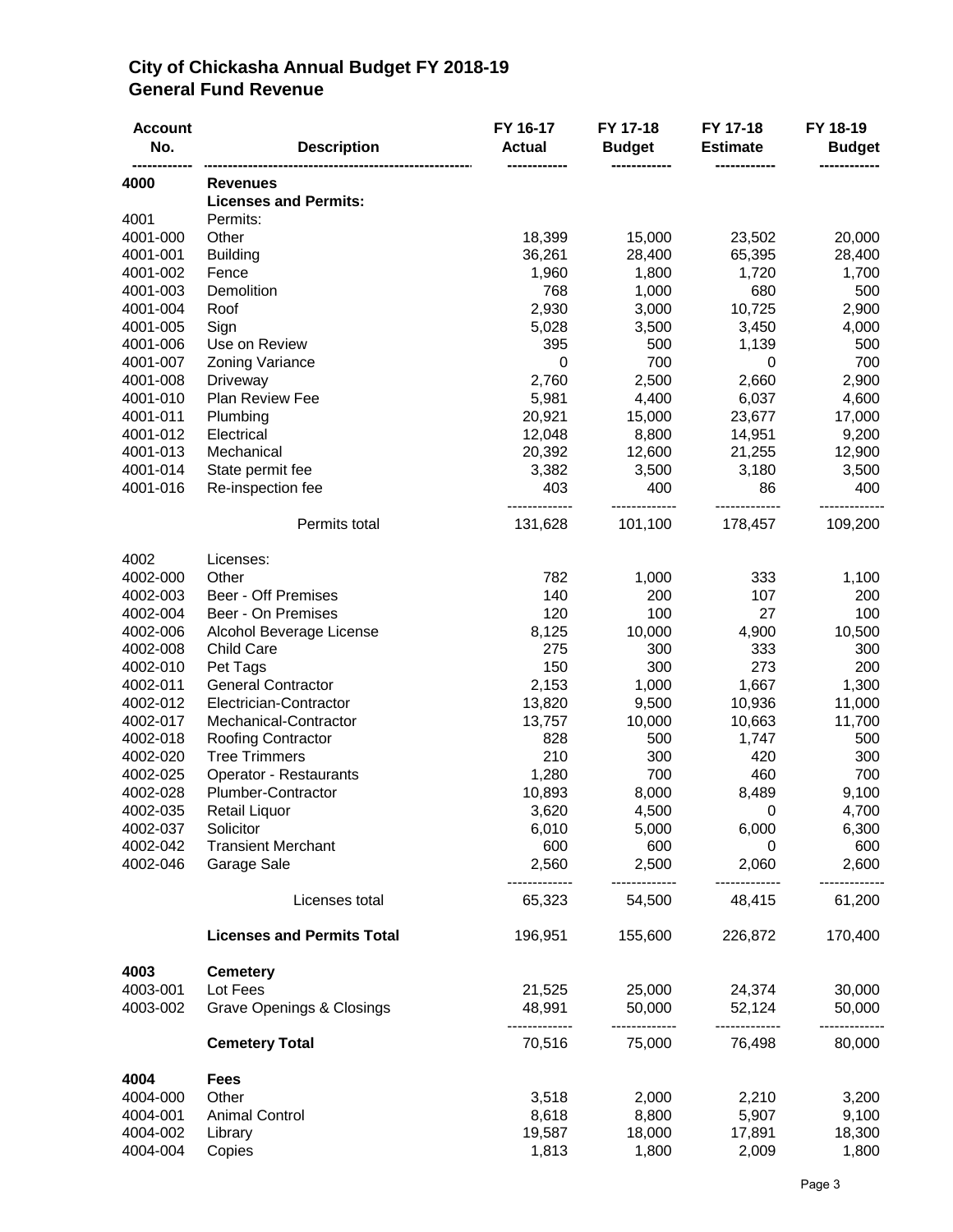# City of Chickasha Annual Budget FY 2018-19
## General Fund Revenue

| Account No. | Description | FY 16-17 Actual | FY 17-18 Budget | FY 17-18 Estimate | FY 18-19 Budget |
|---|---|---|---|---|---|
| **4000** | **Revenues** | | | | |
| | **Licenses and Permits:** | | | | |
| 4001 | Permits: | | | | |
| 4001-000 | Other | 18,399 | 15,000 | 23,502 | 20,000 |
| 4001-001 | Building | 36,261 | 28,400 | 65,395 | 28,400 |
| 4001-002 | Fence | 1,960 | 1,800 | 1,720 | 1,700 |
| 4001-003 | Demolition | 768 | 1,000 | 680 | 500 |
| 4001-004 | Roof | 2,930 | 3,000 | 10,725 | 2,900 |
| 4001-005 | Sign | 5,028 | 3,500 | 3,450 | 4,000 |
| 4001-006 | Use on Review | 395 | 500 | 1,139 | 500 |
| 4001-007 | Zoning Variance | 0 | 700 | 0 | 700 |
| 4001-008 | Driveway | 2,760 | 2,500 | 2,660 | 2,900 |
| 4001-010 | Plan Review Fee | 5,981 | 4,400 | 6,037 | 4,600 |
| 4001-011 | Plumbing | 20,921 | 15,000 | 23,677 | 17,000 |
| 4001-012 | Electrical | 12,048 | 8,800 | 14,951 | 9,200 |
| 4001-013 | Mechanical | 20,392 | 12,600 | 21,255 | 12,900 |
| 4001-014 | State permit fee | 3,382 | 3,500 | 3,180 | 3,500 |
| 4001-016 | Re-inspection fee | 403 | 400 | 86 | 400 |
| | Permits total | 131,628 | 101,100 | 178,457 | 109,200 |
| 4002 | Licenses: | | | | |
| 4002-000 | Other | 782 | 1,000 | 333 | 1,100 |
| 4002-003 | Beer - Off Premises | 140 | 200 | 107 | 200 |
| 4002-004 | Beer - On Premises | 120 | 100 | 27 | 100 |
| 4002-006 | Alcohol Beverage License | 8,125 | 10,000 | 4,900 | 10,500 |
| 4002-008 | Child Care | 275 | 300 | 333 | 300 |
| 4002-010 | Pet Tags | 150 | 300 | 273 | 200 |
| 4002-011 | General Contractor | 2,153 | 1,000 | 1,667 | 1,300 |
| 4002-012 | Electrician-Contractor | 13,820 | 9,500 | 10,936 | 11,000 |
| 4002-017 | Mechanical-Contractor | 13,757 | 10,000 | 10,663 | 11,700 |
| 4002-018 | Roofing Contractor | 828 | 500 | 1,747 | 500 |
| 4002-020 | Tree Trimmers | 210 | 300 | 420 | 300 |
| 4002-025 | Operator - Restaurants | 1,280 | 700 | 460 | 700 |
| 4002-028 | Plumber-Contractor | 10,893 | 8,000 | 8,489 | 9,100 |
| 4002-035 | Retail Liquor | 3,620 | 4,500 | 0 | 4,700 |
| 4002-037 | Solicitor | 6,010 | 5,000 | 6,000 | 6,300 |
| 4002-042 | Transient Merchant | 600 | 600 | 0 | 600 |
| 4002-046 | Garage Sale | 2,560 | 2,500 | 2,060 | 2,600 |
| | Licenses total | 65,323 | 54,500 | 48,415 | 61,200 |
| | **Licenses and Permits Total** | 196,951 | 155,600 | 226,872 | 170,400 |
| **4003** | **Cemetery** | | | | |
| 4003-001 | Lot Fees | 21,525 | 25,000 | 24,374 | 30,000 |
| 4003-002 | Grave Openings & Closings | 48,991 | 50,000 | 52,124 | 50,000 |
| | **Cemetery Total** | 70,516 | 75,000 | 76,498 | 80,000 |
| **4004** | **Fees** | | | | |
| 4004-000 | Other | 3,518 | 2,000 | 2,210 | 3,200 |
| 4004-001 | Animal Control | 8,618 | 8,800 | 5,907 | 9,100 |
| 4004-002 | Library | 19,587 | 18,000 | 17,891 | 18,300 |
| 4004-004 | Copies | 1,813 | 1,800 | 2,009 | 1,800 |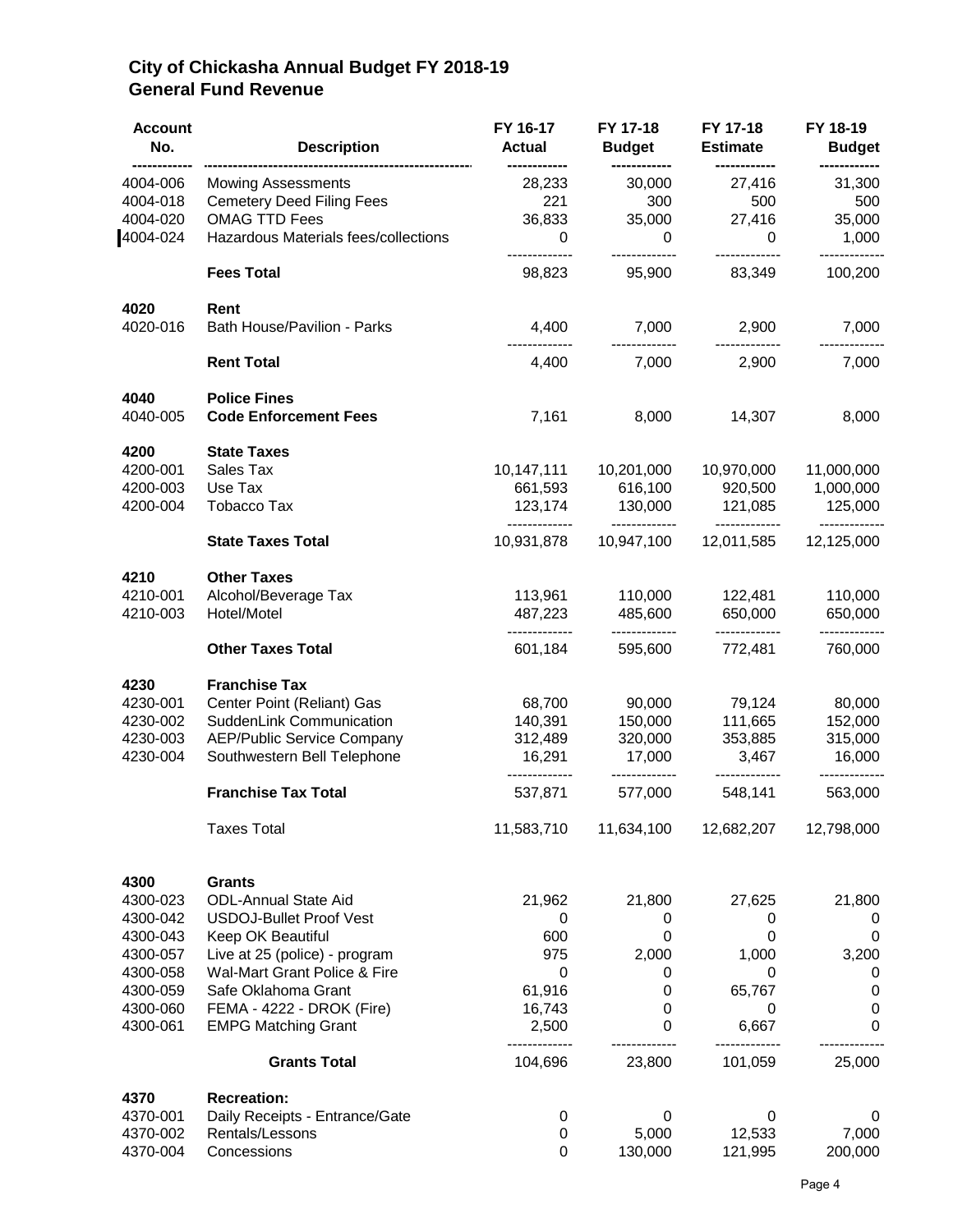# City of Chickasha Annual Budget FY 2018-19
## General Fund Revenue

| Account No. | Description | FY 16-17 Actual | FY 17-18 Budget | FY 17-18 Estimate | FY 18-19 Budget |
|---|---|---|---|---|---|
| 4004-006 | Mowing Assessments | 28,233 | 30,000 | 27,416 | 31,300 |
| 4004-018 | Cemetery Deed Filing Fees | 221 | 300 | 500 | 500 |
| 4004-020 | OMAG TTD Fees | 36,833 | 35,000 | 27,416 | 35,000 |
| 4004-024 | Hazardous Materials fees/collections | 0 | 0 | 0 | 1,000 |
| | **Fees Total** | 98,823 | 95,900 | 83,349 | 100,200 |
| **4020** | **Rent** | | | | |
| 4020-016 | Bath House/Pavilion - Parks | 4,400 | 7,000 | 2,900 | 7,000 |
| | **Rent Total** | 4,400 | 7,000 | 2,900 | 7,000 |
| **4040** | **Police Fines** | | | | |
| 4040-005 | **Code Enforcement Fees** | 7,161 | 8,000 | 14,307 | 8,000 |
| **4200** | **State Taxes** | | | | |
| 4200-001 | Sales Tax | 10,147,111 | 10,201,000 | 10,970,000 | 11,000,000 |
| 4200-003 | Use Tax | 661,593 | 616,100 | 920,500 | 1,000,000 |
| 4200-004 | Tobacco Tax | 123,174 | 130,000 | 121,085 | 125,000 |
| | **State Taxes Total** | 10,931,878 | 10,947,100 | 12,011,585 | 12,125,000 |
| **4210** | **Other Taxes** | | | | |
| 4210-001 | Alcohol/Beverage Tax | 113,961 | 110,000 | 122,481 | 110,000 |
| 4210-003 | Hotel/Motel | 487,223 | 485,600 | 650,000 | 650,000 |
| | **Other Taxes Total** | 601,184 | 595,600 | 772,481 | 760,000 |
| **4230** | **Franchise Tax** | | | | |
| 4230-001 | Center Point (Reliant) Gas | 68,700 | 90,000 | 79,124 | 80,000 |
| 4230-002 | SuddenLink Communication | 140,391 | 150,000 | 111,665 | 152,000 |
| 4230-003 | AEP/Public Service Company | 312,489 | 320,000 | 353,885 | 315,000 |
| 4230-004 | Southwestern Bell Telephone | 16,291 | 17,000 | 3,467 | 16,000 |
| | **Franchise Tax Total** | 537,871 | 577,000 | 548,141 | 563,000 |
| | Taxes Total | 11,583,710 | 11,634,100 | 12,682,207 | 12,798,000 |
| **4300** | **Grants** | | | | |
| 4300-023 | ODL-Annual State Aid | 21,962 | 21,800 | 27,625 | 21,800 |
| 4300-042 | USDOJ-Bullet Proof Vest | 0 | 0 | 0 | 0 |
| 4300-043 | Keep OK Beautiful | 600 | 0 | 0 | 0 |
| 4300-057 | Live at 25 (police) - program | 975 | 2,000 | 1,000 | 3,200 |
| 4300-058 | Wal-Mart Grant Police & Fire | 0 | 0 | 0 | 0 |
| 4300-059 | Safe Oklahoma Grant | 61,916 | 0 | 65,767 | 0 |
| 4300-060 | FEMA - 4222 - DROK (Fire) | 16,743 | 0 | 0 | 0 |
| 4300-061 | EMPG Matching Grant | 2,500 | 0 | 6,667 | 0 |
| | **Grants Total** | 104,696 | 23,800 | 101,059 | 25,000 |
| **4370** | **Recreation:** | | | | |
| 4370-001 | Daily Receipts - Entrance/Gate | 0 | 0 | 0 | 0 |
| 4370-002 | Rentals/Lessons | 0 | 5,000 | 12,533 | 7,000 |
| 4370-004 | Concessions | 0 | 130,000 | 121,995 | 200,000 |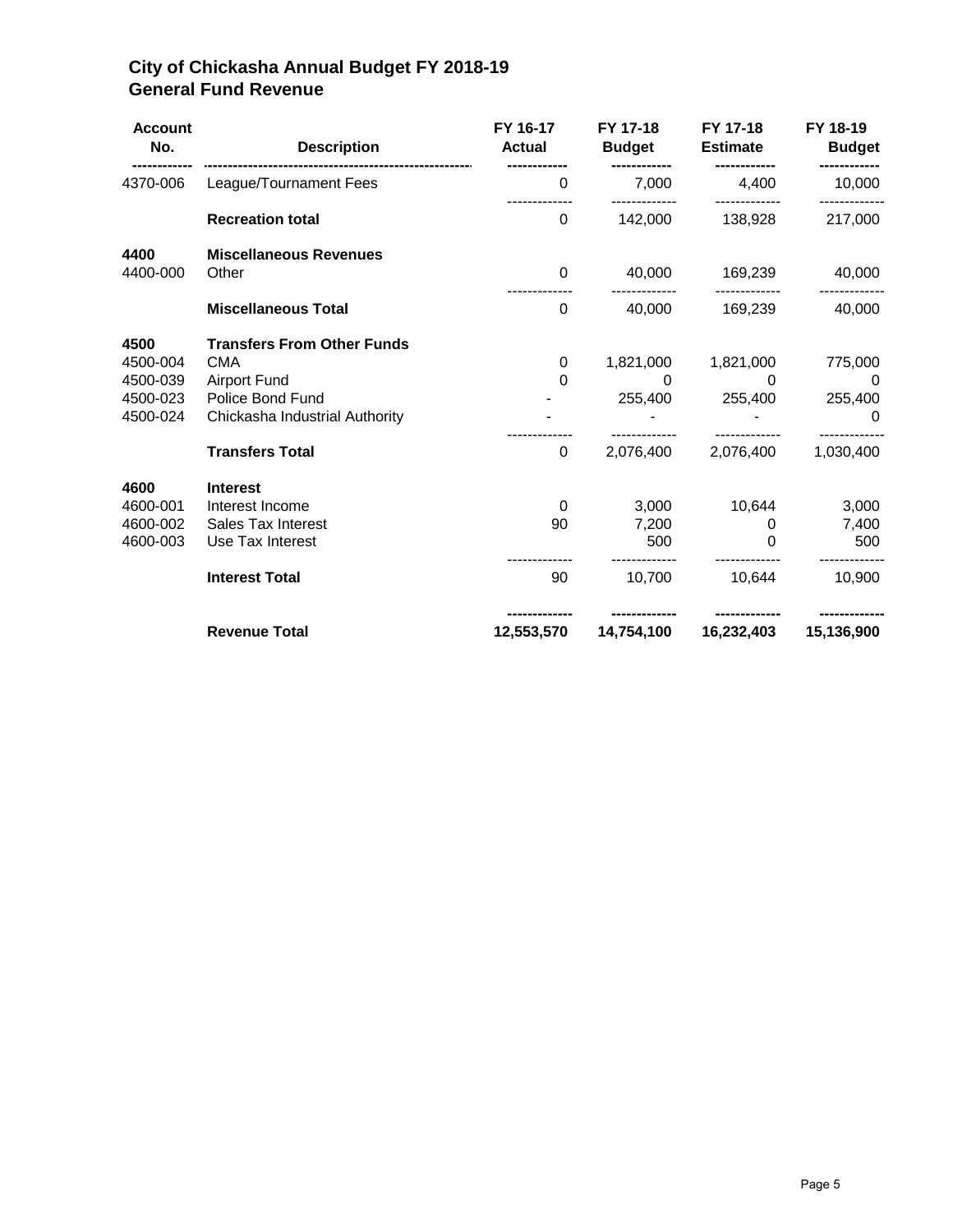# City of Chickasha Annual Budget FY 2018-19
## General Fund Revenue

| Account No. | Description | FY 16-17 Actual | FY 17-18 Budget | FY 17-18 Estimate | FY 18-19 Budget |
|---|---|---|---|---|---|
| 4370-006 | League/Tournament Fees | 0 | 7,000 | 4,400 | 10,000 |
| | **Recreation total** | 0 | 142,000 | 138,928 | 217,000 |
| **4400** | **Miscellaneous Revenues** | | | | |
| 4400-000 | Other | 0 | 40,000 | 169,239 | 40,000 |
| | **Miscellaneous Total** | 0 | 40,000 | 169,239 | 40,000 |
| **4500** | **Transfers From Other Funds** | | | | |
| 4500-004 | CMA | 0 | 1,821,000 | 1,821,000 | 775,000 |
| 4500-039 | Airport Fund | 0 | 0 | 0 | 0 |
| 4500-023 | Police Bond Fund | - | 255,400 | 255,400 | 255,400 |
| 4500-024 | Chickasha Industrial Authority | - | - | - | 0 |
| | **Transfers Total** | 0 | 2,076,400 | 2,076,400 | 1,030,400 |
| **4600** | **Interest** | | | | |
| 4600-001 | Interest Income | 0 | 3,000 | 10,644 | 3,000 |
| 4600-002 | Sales Tax Interest | 90 | 7,200 | 0 | 7,400 |
| 4600-003 | Use Tax Interest | | 500 | 0 | 500 |
| | **Interest Total** | 90 | 10,700 | 10,644 | 10,900 |
| | **Revenue Total** | **12,553,570** | **14,754,100** | **16,232,403** | **15,136,900** |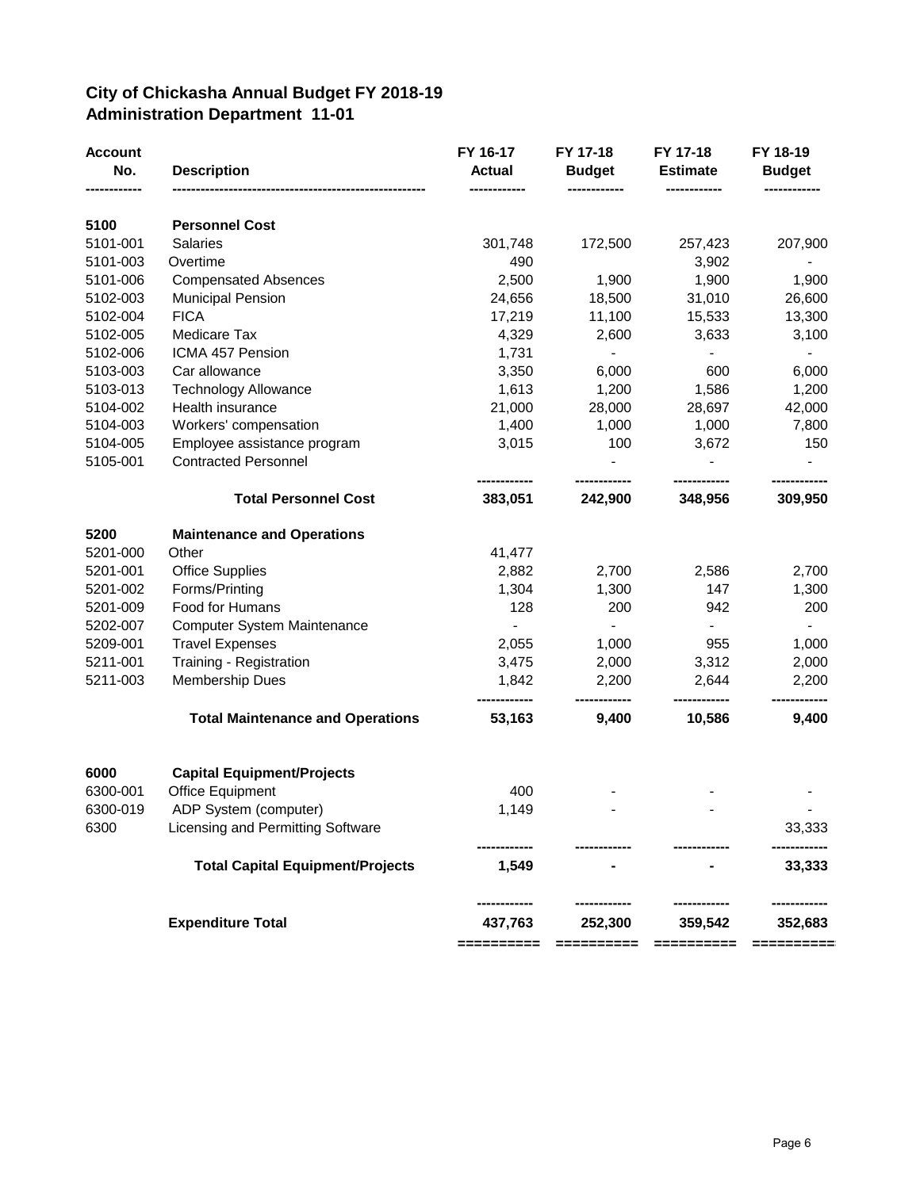## City of Chickasha Annual Budget FY 2018-19
## Administration Department 11-01

| Account No. | Description | FY 16-17 Actual | FY 17-18 Budget | FY 17-18 Estimate | FY 18-19 Budget |
|---|---|---|---|---|---|
| **5100** | **Personnel Cost** | | | | |
| 5101-001 | Salaries | 301,748 | 172,500 | 257,423 | 207,900 |
| 5101-003 | Overtime | 490 | | 3,902 | - |
| 5101-006 | Compensated Absences | 2,500 | 1,900 | 1,900 | 1,900 |
| 5102-003 | Municipal Pension | 24,656 | 18,500 | 31,010 | 26,600 |
| 5102-004 | FICA | 17,219 | 11,100 | 15,533 | 13,300 |
| 5102-005 | Medicare Tax | 4,329 | 2,600 | 3,633 | 3,100 |
| 5102-006 | ICMA 457 Pension | 1,731 | - | - | - |
| 5103-003 | Car allowance | 3,350 | 6,000 | 600 | 6,000 |
| 5103-013 | Technology Allowance | 1,613 | 1,200 | 1,586 | 1,200 |
| 5104-002 | Health insurance | 21,000 | 28,000 | 28,697 | 42,000 |
| 5104-003 | Workers' compensation | 1,400 | 1,000 | 1,000 | 7,800 |
| 5104-005 | Employee assistance program | 3,015 | 100 | 3,672 | 150 |
| 5105-001 | Contracted Personnel | | - | - | - |
| | **Total Personnel Cost** | **383,051** | **242,900** | **348,956** | **309,950** |
| **5200** | **Maintenance and Operations** | | | | |
| 5201-000 | Other | 41,477 | | | |
| 5201-001 | Office Supplies | 2,882 | 2,700 | 2,586 | 2,700 |
| 5201-002 | Forms/Printing | 1,304 | 1,300 | 147 | 1,300 |
| 5201-009 | Food for Humans | 128 | 200 | 942 | 200 |
| 5202-007 | Computer System Maintenance | - | - | - | - |
| 5209-001 | Travel Expenses | 2,055 | 1,000 | 955 | 1,000 |
| 5211-001 | Training - Registration | 3,475 | 2,000 | 3,312 | 2,000 |
| 5211-003 | Membership Dues | 1,842 | 2,200 | 2,644 | 2,200 |
| | **Total Maintenance and Operations** | **53,163** | **9,400** | **10,586** | **9,400** |
| **6000** | **Capital Equipment/Projects** | | | | |
| 6300-001 | Office Equipment | 400 | - | - | - |
| 6300-019 | ADP System (computer) | 1,149 | - | - | - |
| 6300 | Licensing and Permitting Software | | | | 33,333 |
| | **Total Capital Equipment/Projects** | **1,549** | **-** | **-** | **33,333** |
| | **Expenditure Total** | **437,763** | **252,300** | **359,542** | **352,683** |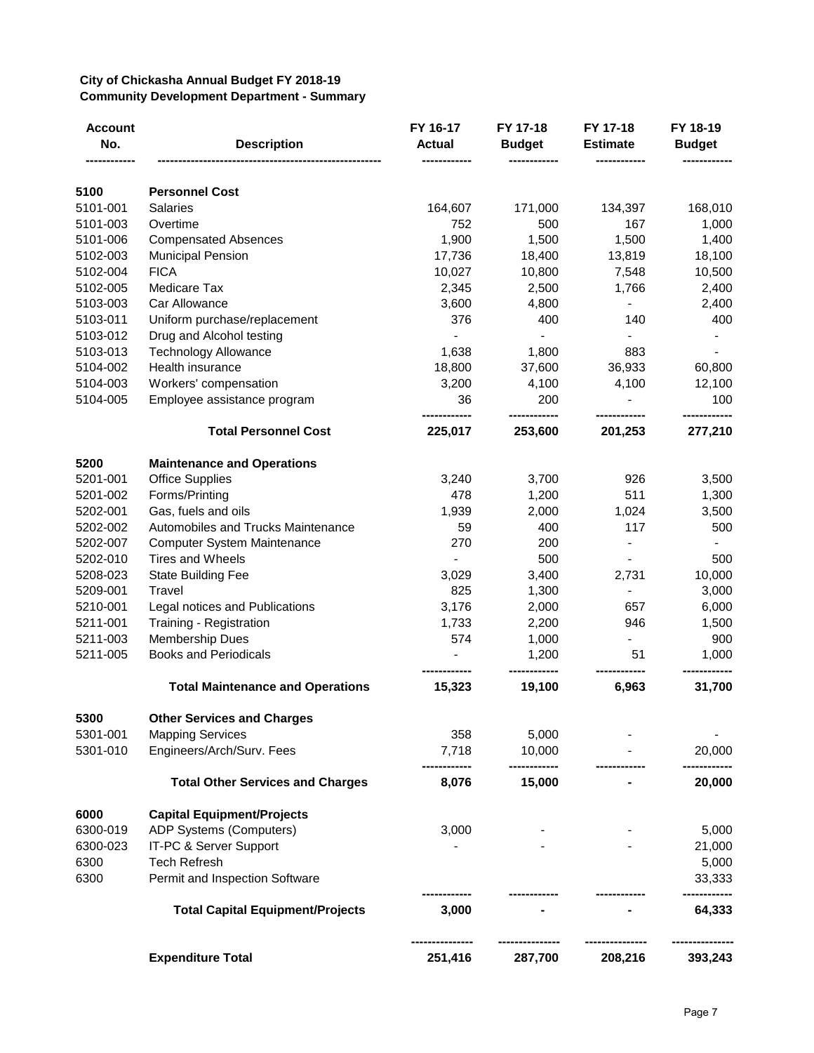**City of Chickasha Annual Budget FY 2018-19**
**Community Development Department - Summary**

| Account No. | Description | FY 16-17 Actual | FY 17-18 Budget | FY 17-18 Estimate | FY 18-19 Budget |
|---|---|---|---|---|---|
| **5100** | **Personnel Cost** | | | | |
| 5101-001 | Salaries | 164,607 | 171,000 | 134,397 | 168,010 |
| 5101-003 | Overtime | 752 | 500 | 167 | 1,000 |
| 5101-006 | Compensated Absences | 1,900 | 1,500 | 1,500 | 1,400 |
| 5102-003 | Municipal Pension | 17,736 | 18,400 | 13,819 | 18,100 |
| 5102-004 | FICA | 10,027 | 10,800 | 7,548 | 10,500 |
| 5102-005 | Medicare Tax | 2,345 | 2,500 | 1,766 | 2,400 |
| 5103-003 | Car Allowance | 3,600 | 4,800 | - | 2,400 |
| 5103-011 | Uniform purchase/replacement | 376 | 400 | 140 | 400 |
| 5103-012 | Drug and Alcohol testing | - | - | - | - |
| 5103-013 | Technology Allowance | 1,638 | 1,800 | 883 | - |
| 5104-002 | Health insurance | 18,800 | 37,600 | 36,933 | 60,800 |
| 5104-003 | Workers' compensation | 3,200 | 4,100 | 4,100 | 12,100 |
| 5104-005 | Employee assistance program | 36 | 200 | - | 100 |
| | **Total Personnel Cost** | **225,017** | **253,600** | **201,253** | **277,210** |
| **5200** | **Maintenance and Operations** | | | | |
| 5201-001 | Office Supplies | 3,240 | 3,700 | 926 | 3,500 |
| 5201-002 | Forms/Printing | 478 | 1,200 | 511 | 1,300 |
| 5202-001 | Gas, fuels and oils | 1,939 | 2,000 | 1,024 | 3,500 |
| 5202-002 | Automobiles and Trucks Maintenance | 59 | 400 | 117 | 500 |
| 5202-007 | Computer System Maintenance | 270 | 200 | - | - |
| 5202-010 | Tires and Wheels | - | 500 | - | 500 |
| 5208-023 | State Building Fee | 3,029 | 3,400 | 2,731 | 10,000 |
| 5209-001 | Travel | 825 | 1,300 | - | 3,000 |
| 5210-001 | Legal notices and Publications | 3,176 | 2,000 | 657 | 6,000 |
| 5211-001 | Training - Registration | 1,733 | 2,200 | 946 | 1,500 |
| 5211-003 | Membership Dues | 574 | 1,000 | - | 900 |
| 5211-005 | Books and Periodicals | - | 1,200 | 51 | 1,000 |
| | **Total Maintenance and Operations** | **15,323** | **19,100** | **6,963** | **31,700** |
| **5300** | **Other Services and Charges** | | | | |
| 5301-001 | Mapping Services | 358 | 5,000 | - | - |
| 5301-010 | Engineers/Arch/Surv. Fees | 7,718 | 10,000 | - | 20,000 |
| | **Total Other Services and Charges** | **8,076** | **15,000** | **-** | **20,000** |
| **6000** | **Capital Equipment/Projects** | | | | |
| 6300-019 | ADP Systems (Computers) | 3,000 | - | - | 5,000 |
| 6300-023 | IT-PC & Server Support | - | - | - | 21,000 |
| 6300 | Tech Refresh | | | | 5,000 |
| 6300 | Permit and Inspection Software | | | | 33,333 |
| | **Total Capital Equipment/Projects** | **3,000** | **-** | **-** | **64,333** |
| | **Expenditure Total** | **251,416** | **287,700** | **208,216** | **393,243** |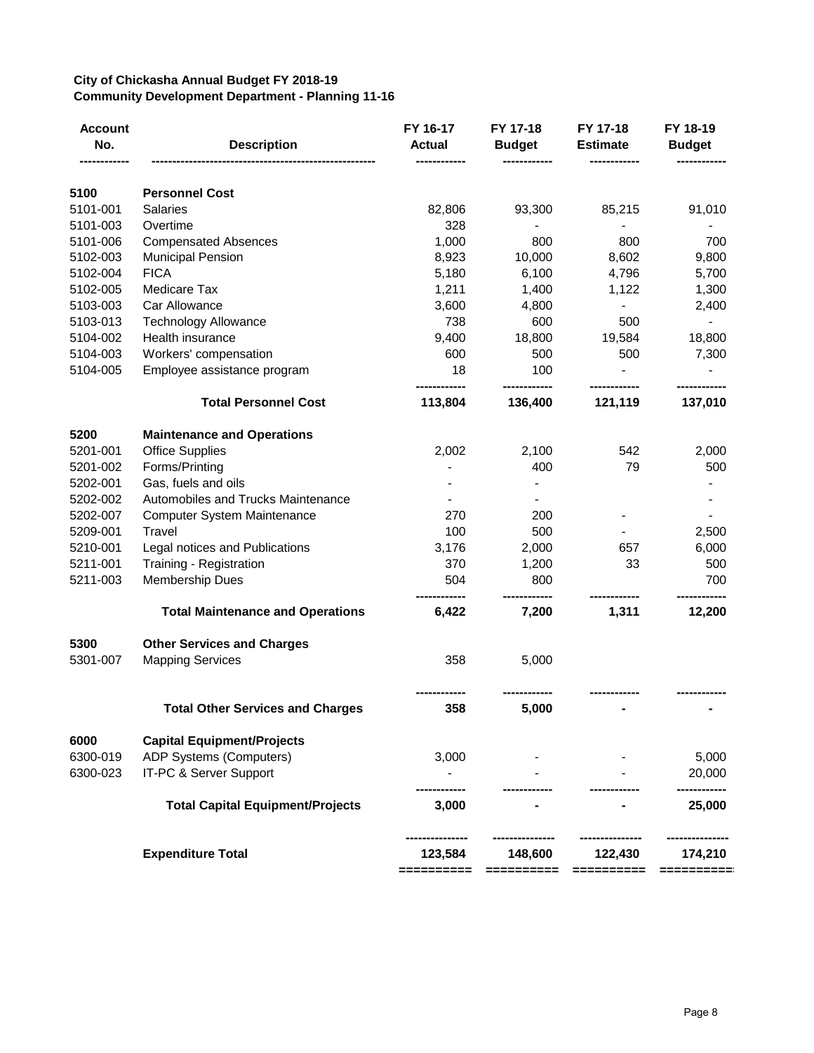**City of Chickasha Annual Budget FY 2018-19**
**Community Development Department - Planning 11-16**

| Account No. | Description | FY 16-17 Actual | FY 17-18 Budget | FY 17-18 Estimate | FY 18-19 Budget |
|---|---|---|---|---|---|
| **5100** | **Personnel Cost** | | | | |
| 5101-001 | Salaries | 82,806 | 93,300 | 85,215 | 91,010 |
| 5101-003 | Overtime | 328 | - | - | - |
| 5101-006 | Compensated Absences | 1,000 | 800 | 800 | 700 |
| 5102-003 | Municipal Pension | 8,923 | 10,000 | 8,602 | 9,800 |
| 5102-004 | FICA | 5,180 | 6,100 | 4,796 | 5,700 |
| 5102-005 | Medicare Tax | 1,211 | 1,400 | 1,122 | 1,300 |
| 5103-003 | Car Allowance | 3,600 | 4,800 | - | 2,400 |
| 5103-013 | Technology Allowance | 738 | 600 | 500 | - |
| 5104-002 | Health insurance | 9,400 | 18,800 | 19,584 | 18,800 |
| 5104-003 | Workers' compensation | 600 | 500 | 500 | 7,300 |
| 5104-005 | Employee assistance program | 18 | 100 | - | - |
| | **Total Personnel Cost** | **113,804** | **136,400** | **121,119** | **137,010** |
| **5200** | **Maintenance and Operations** | | | | |
| 5201-001 | Office Supplies | 2,002 | 2,100 | 542 | 2,000 |
| 5201-002 | Forms/Printing | - | 400 | 79 | 500 |
| 5202-001 | Gas, fuels and oils | - | - | | - |
| 5202-002 | Automobiles and Trucks Maintenance | - | - | | - |
| 5202-007 | Computer System Maintenance | 270 | 200 | - | - |
| 5209-001 | Travel | 100 | 500 | - | 2,500 |
| 5210-001 | Legal notices and Publications | 3,176 | 2,000 | 657 | 6,000 |
| 5211-001 | Training - Registration | 370 | 1,200 | 33 | 500 |
| 5211-003 | Membership Dues | 504 | 800 | | 700 |
| | **Total Maintenance and Operations** | **6,422** | **7,200** | **1,311** | **12,200** |
| **5300** | **Other Services and Charges** | | | | |
| 5301-007 | Mapping Services | 358 | 5,000 | | |
| | **Total Other Services and Charges** | **358** | **5,000** | **-** | **-** |
| **6000** | **Capital Equipment/Projects** | | | | |
| 6300-019 | ADP Systems (Computers) | 3,000 | - | - | 5,000 |
| 6300-023 | IT-PC & Server Support | - | - | - | 20,000 |
| | **Total Capital Equipment/Projects** | **3,000** | **-** | **-** | **25,000** |
| | **Expenditure Total** | **123,584** | **148,600** | **122,430** | **174,210** |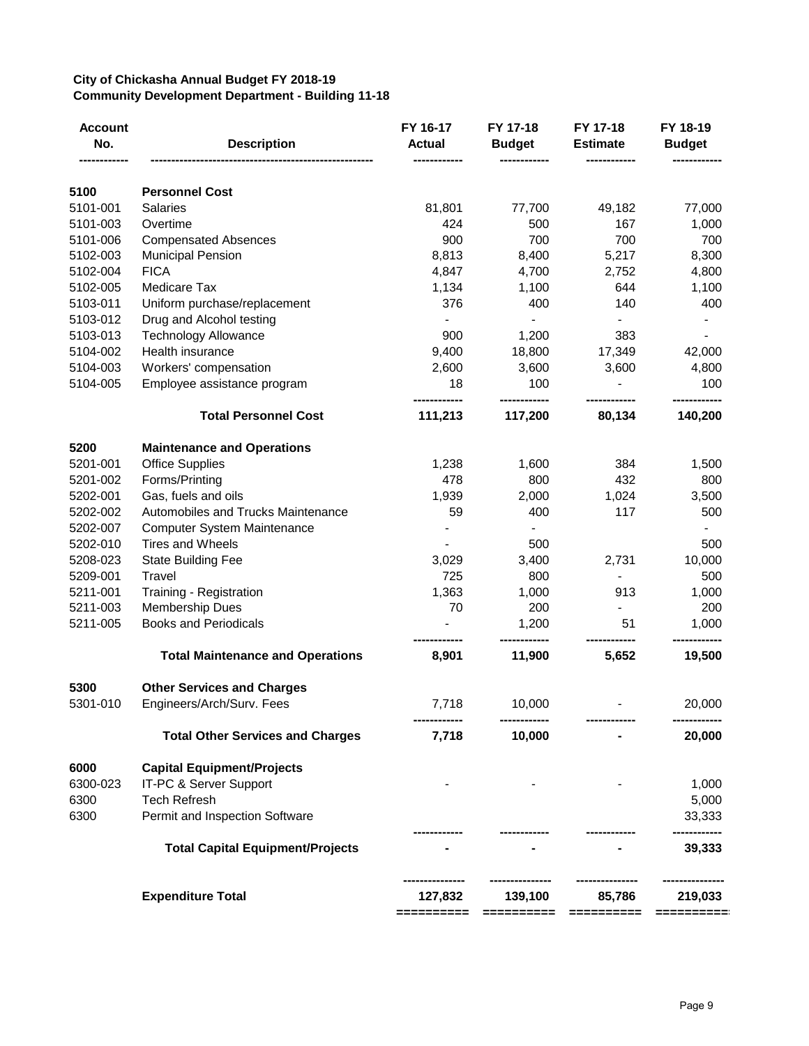**City of Chickasha Annual Budget FY 2018-19**
**Community Development Department - Building 11-18**

| Account No. | Description | FY 16-17 Actual | FY 17-18 Budget | FY 17-18 Estimate | FY 18-19 Budget |
|---|---|---|---|---|---|
| **5100** | **Personnel Cost** | | | | |
| 5101-001 | Salaries | 81,801 | 77,700 | 49,182 | 77,000 |
| 5101-003 | Overtime | 424 | 500 | 167 | 1,000 |
| 5101-006 | Compensated Absences | 900 | 700 | 700 | 700 |
| 5102-003 | Municipal Pension | 8,813 | 8,400 | 5,217 | 8,300 |
| 5102-004 | FICA | 4,847 | 4,700 | 2,752 | 4,800 |
| 5102-005 | Medicare Tax | 1,134 | 1,100 | 644 | 1,100 |
| 5103-011 | Uniform purchase/replacement | 376 | 400 | 140 | 400 |
| 5103-012 | Drug and Alcohol testing | - | - | - | - |
| 5103-013 | Technology Allowance | 900 | 1,200 | 383 | - |
| 5104-002 | Health insurance | 9,400 | 18,800 | 17,349 | 42,000 |
| 5104-003 | Workers' compensation | 2,600 | 3,600 | 3,600 | 4,800 |
| 5104-005 | Employee assistance program | 18 | 100 | - | 100 |
| | **Total Personnel Cost** | **111,213** | **117,200** | **80,134** | **140,200** |
| **5200** | **Maintenance and Operations** | | | | |
| 5201-001 | Office Supplies | 1,238 | 1,600 | 384 | 1,500 |
| 5201-002 | Forms/Printing | 478 | 800 | 432 | 800 |
| 5202-001 | Gas, fuels and oils | 1,939 | 2,000 | 1,024 | 3,500 |
| 5202-002 | Automobiles and Trucks Maintenance | 59 | 400 | 117 | 500 |
| 5202-007 | Computer System Maintenance | - | - | | - |
| 5202-010 | Tires and Wheels | - | 500 | | 500 |
| 5208-023 | State Building Fee | 3,029 | 3,400 | 2,731 | 10,000 |
| 5209-001 | Travel | 725 | 800 | - | 500 |
| 5211-001 | Training - Registration | 1,363 | 1,000 | 913 | 1,000 |
| 5211-003 | Membership Dues | 70 | 200 | - | 200 |
| 5211-005 | Books and Periodicals | - | 1,200 | 51 | 1,000 |
| | **Total Maintenance and Operations** | **8,901** | **11,900** | **5,652** | **19,500** |
| **5300** | **Other Services and Charges** | | | | |
| 5301-010 | Engineers/Arch/Surv. Fees | 7,718 | 10,000 | - | 20,000 |
| | **Total Other Services and Charges** | **7,718** | **10,000** | **-** | **20,000** |
| **6000** | **Capital Equipment/Projects** | | | | |
| 6300-023 | IT-PC & Server Support | - | - | - | 1,000 |
| 6300 | Tech Refresh | | | | 5,000 |
| 6300 | Permit and Inspection Software | | | | 33,333 |
| | **Total Capital Equipment/Projects** | **-** | **-** | **-** | **39,333** |
| | **Expenditure Total** | **127,832** | **139,100** | **85,786** | **219,033** |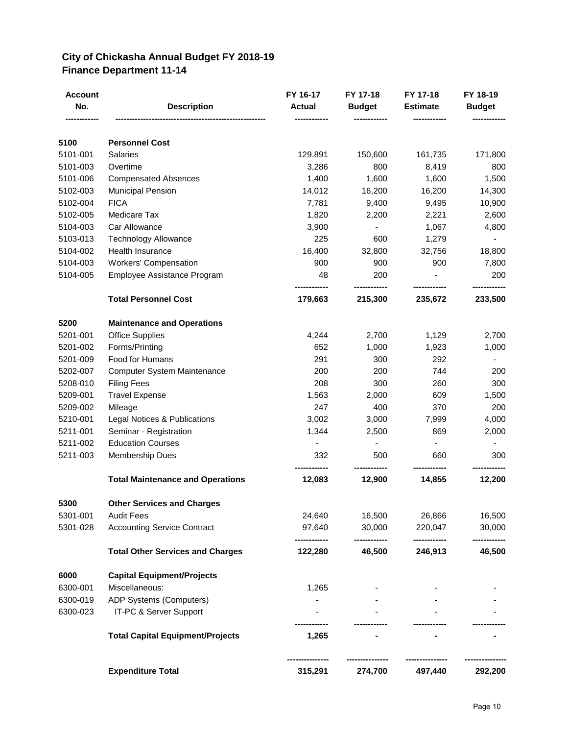## City of Chickasha Annual Budget FY 2018-19
## Finance Department 11-14

| Account No. | Description | FY 16-17 Actual | FY 17-18 Budget | FY 17-18 Estimate | FY 18-19 Budget |
|---|---|---|---|---|---|
| **5100** | **Personnel Cost** | | | | |
| 5101-001 | Salaries | 129,891 | 150,600 | 161,735 | 171,800 |
| 5101-003 | Overtime | 3,286 | 800 | 8,419 | 800 |
| 5101-006 | Compensated Absences | 1,400 | 1,600 | 1,600 | 1,500 |
| 5102-003 | Municipal Pension | 14,012 | 16,200 | 16,200 | 14,300 |
| 5102-004 | FICA | 7,781 | 9,400 | 9,495 | 10,900 |
| 5102-005 | Medicare Tax | 1,820 | 2,200 | 2,221 | 2,600 |
| 5104-003 | Car Allowance | 3,900 | - | 1,067 | 4,800 |
| 5103-013 | Technology Allowance | 225 | 600 | 1,279 | - |
| 5104-002 | Health Insurance | 16,400 | 32,800 | 32,756 | 18,800 |
| 5104-003 | Workers' Compensation | 900 | 900 | 900 | 7,800 |
| 5104-005 | Employee Assistance Program | 48 | 200 | - | 200 |
| | **Total Personnel Cost** | **179,663** | **215,300** | **235,672** | **233,500** |
| **5200** | **Maintenance and Operations** | | | | |
| 5201-001 | Office Supplies | 4,244 | 2,700 | 1,129 | 2,700 |
| 5201-002 | Forms/Printing | 652 | 1,000 | 1,923 | 1,000 |
| 5201-009 | Food for Humans | 291 | 300 | 292 | - |
| 5202-007 | Computer System Maintenance | 200 | 200 | 744 | 200 |
| 5208-010 | Filing Fees | 208 | 300 | 260 | 300 |
| 5209-001 | Travel Expense | 1,563 | 2,000 | 609 | 1,500 |
| 5209-002 | Mileage | 247 | 400 | 370 | 200 |
| 5210-001 | Legal Notices & Publications | 3,002 | 3,000 | 7,999 | 4,000 |
| 5211-001 | Seminar - Registration | 1,344 | 2,500 | 869 | 2,000 |
| 5211-002 | Education Courses | - | - | - | - |
| 5211-003 | Membership Dues | 332 | 500 | 660 | 300 |
| | **Total Maintenance and Operations** | **12,083** | **12,900** | **14,855** | **12,200** |
| **5300** | **Other Services and Charges** | | | | |
| 5301-001 | Audit Fees | 24,640 | 16,500 | 26,866 | 16,500 |
| 5301-028 | Accounting Service Contract | 97,640 | 30,000 | 220,047 | 30,000 |
| | **Total Other Services and Charges** | **122,280** | **46,500** | **246,913** | **46,500** |
| **6000** | **Capital Equipment/Projects** | | | | |
| 6300-001 | Miscellaneous: | 1,265 | - | - | - |
| 6300-019 | ADP Systems (Computers) | - | - | - | - |
| 6300-023 | IT-PC & Server Support | - | - | - | - |
| | **Total Capital Equipment/Projects** | **1,265** | **-** | **-** | **-** |
| | **Expenditure Total** | **315,291** | **274,700** | **497,440** | **292,200** |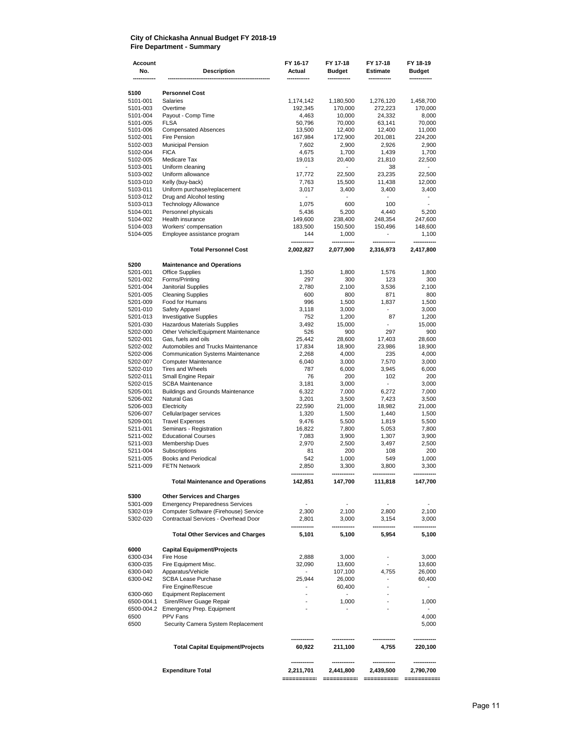**City of Chickasha Annual Budget FY 2018-19**
**Fire Department - Summary**

| Account No. | Description | FY 16-17 Actual | FY 17-18 Budget | FY 17-18 Estimate | FY 18-19 Budget |
|---|---|---|---|---|---|
| **5100** | **Personnel Cost** | | | | |
| 5101-001 | Salaries | 1,174,142 | 1,180,500 | 1,276,120 | 1,458,700 |
| 5101-003 | Overtime | 192,345 | 170,000 | 272,223 | 170,000 |
| 5101-004 | Payout - Comp Time | 4,463 | 10,000 | 24,332 | 8,000 |
| 5101-005 | FLSA | 50,796 | 70,000 | 63,141 | 70,000 |
| 5101-006 | Compensated Absences | 13,500 | 12,400 | 12,400 | 11,000 |
| 5102-001 | Fire Pension | 167,984 | 172,900 | 201,081 | 224,200 |
| 5102-003 | Municipal Pension | 7,602 | 2,900 | 2,926 | 2,900 |
| 5102-004 | FICA | 4,675 | 1,700 | 1,439 | 1,700 |
| 5102-005 | Medicare Tax | 19,013 | 20,400 | 21,810 | 22,500 |
| 5103-001 | Uniform cleaning | - | - | 38 | - |
| 5103-002 | Uniform allowance | 17,772 | 22,500 | 23,235 | 22,500 |
| 5103-010 | Kelly (buy-back) | 7,763 | 15,500 | 11,438 | 12,000 |
| 5103-011 | Uniform purchase/replacement | 3,017 | 3,400 | 3,400 | 3,400 |
| 5103-012 | Drug and Alcohol testing | - | - | - | - |
| 5103-013 | Technology Allowance | 1,075 | 600 | 100 | - |
| 5104-001 | Personnel physicals | 5,436 | 5,200 | 4,440 | 5,200 |
| 5104-002 | Health insurance | 149,600 | 238,400 | 248,354 | 247,600 |
| 5104-003 | Workers' compensation | 183,500 | 150,500 | 150,496 | 148,600 |
| 5104-005 | Employee assistance program | 144 | 1,000 | - | 1,100 |
| | **Total Personnel Cost** | **2,002,827** | **2,077,900** | **2,316,973** | **2,417,800** |
| **5200** | **Maintenance and Operations** | | | | |
| 5201-001 | Office Supplies | 1,350 | 1,800 | 1,576 | 1,800 |
| 5201-002 | Forms/Printing | 297 | 300 | 123 | 300 |
| 5201-004 | Janitorial Supplies | 2,780 | 2,100 | 3,536 | 2,100 |
| 5201-005 | Cleaning Supplies | 600 | 800 | 871 | 800 |
| 5201-009 | Food for Humans | 996 | 1,500 | 1,837 | 1,500 |
| 5201-010 | Safety Apparel | 3,118 | 3,000 | - | 3,000 |
| 5201-013 | Investigative Supplies | 752 | 1,200 | 87 | 1,200 |
| 5201-030 | Hazardous Materials Supplies | 3,492 | 15,000 | - | 15,000 |
| 5202-000 | Other Vehicle/Equipment Maintenance | 526 | 900 | 297 | 900 |
| 5202-001 | Gas, fuels and oils | 25,442 | 28,600 | 17,403 | 28,600 |
| 5202-002 | Automobiles and Trucks Maintenance | 17,834 | 18,900 | 23,986 | 18,900 |
| 5202-006 | Communication Systems Maintenance | 2,268 | 4,000 | 235 | 4,000 |
| 5202-007 | Computer Maintenance | 6,040 | 3,000 | 7,570 | 3,000 |
| 5202-010 | Tires and Wheels | 787 | 6,000 | 3,945 | 6,000 |
| 5202-011 | Small Engine Repair | 76 | 200 | 102 | 200 |
| 5202-015 | SCBA Maintenance | 3,181 | 3,000 | - | 3,000 |
| 5205-001 | Buildings and Grounds Maintenance | 6,322 | 7,000 | 6,272 | 7,000 |
| 5206-002 | Natural Gas | 3,201 | 3,500 | 7,423 | 3,500 |
| 5206-003 | Electricity | 22,590 | 21,000 | 18,982 | 21,000 |
| 5206-007 | Cellular/pager services | 1,320 | 1,500 | 1,440 | 1,500 |
| 5209-001 | Travel Expenses | 9,476 | 5,500 | 1,819 | 5,500 |
| 5211-001 | Seminars - Registration | 16,822 | 7,800 | 5,053 | 7,800 |
| 5211-002 | Educational Courses | 7,083 | 3,900 | 1,307 | 3,900 |
| 5211-003 | Membership Dues | 2,970 | 2,500 | 3,497 | 2,500 |
| 5211-004 | Subscriptions | 81 | 200 | 108 | 200 |
| 5211-005 | Books and Periodical | 542 | 1,000 | 549 | 1,000 |
| 5211-009 | FETN Network | 2,850 | 3,300 | 3,800 | 3,300 |
| | **Total Maintenance and Operations** | **142,851** | **147,700** | **111,818** | **147,700** |
| **5300** | **Other Services and Charges** | | | | |
| 5301-009 | Emergency Preparedness Services | - | - | - | - |
| 5302-019 | Computer Software (Firehouse) Service | 2,300 | 2,100 | 2,800 | 2,100 |
| 5302-020 | Contractual Services - Overhead Door | 2,801 | 3,000 | 3,154 | 3,000 |
| | **Total Other Services and Charges** | **5,101** | **5,100** | **5,954** | **5,100** |
| **6000** | **Capital Equipment/Projects** | | | | |
| 6300-034 | Fire Hose | 2,888 | 3,000 | - | 3,000 |
| 6300-035 | Fire Equipment Misc. | 32,090 | 13,600 | - | 13,600 |
| 6300-040 | Apparatus/Vehicle | - | 107,100 | 4,755 | 26,000 |
| 6300-042 | SCBA Lease Purchase | 25,944 | 26,000 | - | 60,400 |
| | Fire Engine/Rescue | - | 60,400 | - | - |
| 6300-060 | Equipment Replacement | - | - | - | |
| 6500-004.1 | Siren/River Guage Repair | - | 1,000 | - | 1,000 |
| 6500-004.2 | Emergency Prep. Equipment | - | - | - | - |
| 6500 | PPV Fans | | | | 4,000 |
| 6500 | Security Camera System Replacement | | | | 5,000 |
| | **Total Capital Equipment/Projects** | **60,922** | **211,100** | **4,755** | **220,100** |
| | **Expenditure Total** | **2,211,701** | **2,441,800** | **2,439,500** | **2,790,700** |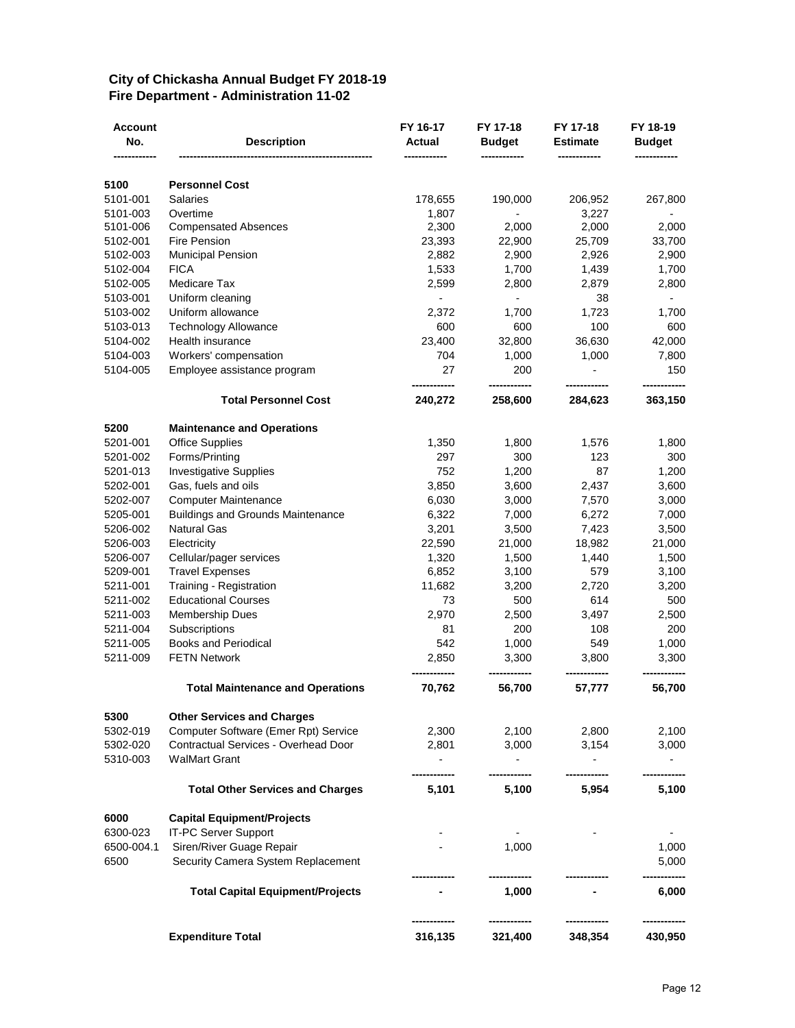## City of Chickasha Annual Budget FY 2018-19
## Fire Department - Administration 11-02

| Account No. | Description | FY 16-17 Actual | FY 17-18 Budget | FY 17-18 Estimate | FY 18-19 Budget |
|---|---|---|---|---|---|
| **5100** | **Personnel Cost** | | | | |
| 5101-001 | Salaries | 178,655 | 190,000 | 206,952 | 267,800 |
| 5101-003 | Overtime | 1,807 | - | 3,227 | - |
| 5101-006 | Compensated Absences | 2,300 | 2,000 | 2,000 | 2,000 |
| 5102-001 | Fire Pension | 23,393 | 22,900 | 25,709 | 33,700 |
| 5102-003 | Municipal Pension | 2,882 | 2,900 | 2,926 | 2,900 |
| 5102-004 | FICA | 1,533 | 1,700 | 1,439 | 1,700 |
| 5102-005 | Medicare Tax | 2,599 | 2,800 | 2,879 | 2,800 |
| 5103-001 | Uniform cleaning | - | - | 38 | - |
| 5103-002 | Uniform allowance | 2,372 | 1,700 | 1,723 | 1,700 |
| 5103-013 | Technology Allowance | 600 | 600 | 100 | 600 |
| 5104-002 | Health insurance | 23,400 | 32,800 | 36,630 | 42,000 |
| 5104-003 | Workers' compensation | 704 | 1,000 | 1,000 | 7,800 |
| 5104-005 | Employee assistance program | 27 | 200 | - | 150 |
| | **Total Personnel Cost** | **240,272** | **258,600** | **284,623** | **363,150** |
| **5200** | **Maintenance and Operations** | | | | |
| 5201-001 | Office Supplies | 1,350 | 1,800 | 1,576 | 1,800 |
| 5201-002 | Forms/Printing | 297 | 300 | 123 | 300 |
| 5201-013 | Investigative Supplies | 752 | 1,200 | 87 | 1,200 |
| 5202-001 | Gas, fuels and oils | 3,850 | 3,600 | 2,437 | 3,600 |
| 5202-007 | Computer Maintenance | 6,030 | 3,000 | 7,570 | 3,000 |
| 5205-001 | Buildings and Grounds Maintenance | 6,322 | 7,000 | 6,272 | 7,000 |
| 5206-002 | Natural Gas | 3,201 | 3,500 | 7,423 | 3,500 |
| 5206-003 | Electricity | 22,590 | 21,000 | 18,982 | 21,000 |
| 5206-007 | Cellular/pager services | 1,320 | 1,500 | 1,440 | 1,500 |
| 5209-001 | Travel Expenses | 6,852 | 3,100 | 579 | 3,100 |
| 5211-001 | Training - Registration | 11,682 | 3,200 | 2,720 | 3,200 |
| 5211-002 | Educational Courses | 73 | 500 | 614 | 500 |
| 5211-003 | Membership Dues | 2,970 | 2,500 | 3,497 | 2,500 |
| 5211-004 | Subscriptions | 81 | 200 | 108 | 200 |
| 5211-005 | Books and Periodical | 542 | 1,000 | 549 | 1,000 |
| 5211-009 | FETN Network | 2,850 | 3,300 | 3,800 | 3,300 |
| | **Total Maintenance and Operations** | **70,762** | **56,700** | **57,777** | **56,700** |
| **5300** | **Other Services and Charges** | | | | |
| 5302-019 | Computer Software (Emer Rpt) Service | 2,300 | 2,100 | 2,800 | 2,100 |
| 5302-020 | Contractual Services - Overhead Door | 2,801 | 3,000 | 3,154 | 3,000 |
| 5310-003 | WalMart Grant | - | - | - | - |
| | **Total Other Services and Charges** | **5,101** | **5,100** | **5,954** | **5,100** |
| **6000** | **Capital Equipment/Projects** | | | | |
| 6300-023 | IT-PC Server Support | - | - | - | - |
| 6500-004.1 | Siren/River Guage Repair | - | 1,000 | | 1,000 |
| 6500 | Security Camera System Replacement | | | | 5,000 |
| | **Total Capital Equipment/Projects** | **-** | **1,000** | **-** | **6,000** |
| | **Expenditure Total** | **316,135** | **321,400** | **348,354** | **430,950** |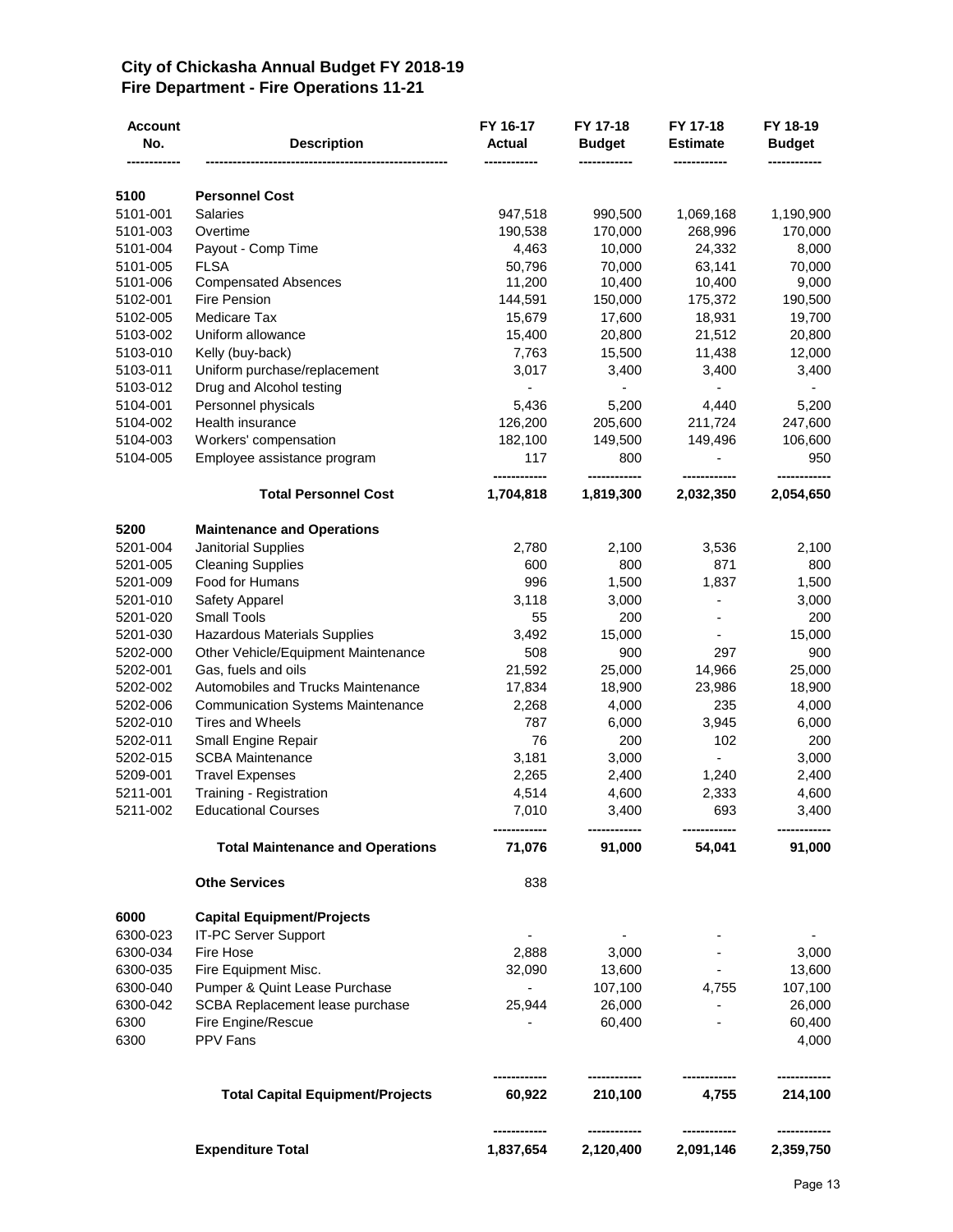## City of Chickasha Annual Budget FY 2018-19
## Fire Department - Fire Operations 11-21

| Account No. | Description | FY 16-17 Actual | FY 17-18 Budget | FY 17-18 Estimate | FY 18-19 Budget |
|---|---|---|---|---|---|
| **5100** | **Personnel Cost** | | | | |
| 5101-001 | Salaries | 947,518 | 990,500 | 1,069,168 | 1,190,900 |
| 5101-003 | Overtime | 190,538 | 170,000 | 268,996 | 170,000 |
| 5101-004 | Payout - Comp Time | 4,463 | 10,000 | 24,332 | 8,000 |
| 5101-005 | FLSA | 50,796 | 70,000 | 63,141 | 70,000 |
| 5101-006 | Compensated Absences | 11,200 | 10,400 | 10,400 | 9,000 |
| 5102-001 | Fire Pension | 144,591 | 150,000 | 175,372 | 190,500 |
| 5102-005 | Medicare Tax | 15,679 | 17,600 | 18,931 | 19,700 |
| 5103-002 | Uniform allowance | 15,400 | 20,800 | 21,512 | 20,800 |
| 5103-010 | Kelly (buy-back) | 7,763 | 15,500 | 11,438 | 12,000 |
| 5103-011 | Uniform purchase/replacement | 3,017 | 3,400 | 3,400 | 3,400 |
| 5103-012 | Drug and Alcohol testing | - | - | - | - |
| 5104-001 | Personnel physicals | 5,436 | 5,200 | 4,440 | 5,200 |
| 5104-002 | Health insurance | 126,200 | 205,600 | 211,724 | 247,600 |
| 5104-003 | Workers' compensation | 182,100 | 149,500 | 149,496 | 106,600 |
| 5104-005 | Employee assistance program | 117 | 800 | - | 950 |
| | **Total Personnel Cost** | **1,704,818** | **1,819,300** | **2,032,350** | **2,054,650** |
| **5200** | **Maintenance and Operations** | | | | |
| 5201-004 | Janitorial Supplies | 2,780 | 2,100 | 3,536 | 2,100 |
| 5201-005 | Cleaning Supplies | 600 | 800 | 871 | 800 |
| 5201-009 | Food for Humans | 996 | 1,500 | 1,837 | 1,500 |
| 5201-010 | Safety Apparel | 3,118 | 3,000 | - | 3,000 |
| 5201-020 | Small Tools | 55 | 200 | - | 200 |
| 5201-030 | Hazardous Materials Supplies | 3,492 | 15,000 | - | 15,000 |
| 5202-000 | Other Vehicle/Equipment Maintenance | 508 | 900 | 297 | 900 |
| 5202-001 | Gas, fuels and oils | 21,592 | 25,000 | 14,966 | 25,000 |
| 5202-002 | Automobiles and Trucks Maintenance | 17,834 | 18,900 | 23,986 | 18,900 |
| 5202-006 | Communication Systems Maintenance | 2,268 | 4,000 | 235 | 4,000 |
| 5202-010 | Tires and Wheels | 787 | 6,000 | 3,945 | 6,000 |
| 5202-011 | Small Engine Repair | 76 | 200 | 102 | 200 |
| 5202-015 | SCBA Maintenance | 3,181 | 3,000 | - | 3,000 |
| 5209-001 | Travel Expenses | 2,265 | 2,400 | 1,240 | 2,400 |
| 5211-001 | Training - Registration | 4,514 | 4,600 | 2,333 | 4,600 |
| 5211-002 | Educational Courses | 7,010 | 3,400 | 693 | 3,400 |
| | **Total Maintenance and Operations** | **71,076** | **91,000** | **54,041** | **91,000** |
| | **Othe Services** | 838 | | | |
| **6000** | **Capital Equipment/Projects** | | | | |
| 6300-023 | IT-PC Server Support | - | - | - | - |
| 6300-034 | Fire Hose | 2,888 | 3,000 | - | 3,000 |
| 6300-035 | Fire Equipment Misc. | 32,090 | 13,600 | - | 13,600 |
| 6300-040 | Pumper & Quint Lease Purchase | - | 107,100 | 4,755 | 107,100 |
| 6300-042 | SCBA Replacement lease purchase | 25,944 | 26,000 | - | 26,000 |
| 6300 | Fire Engine/Rescue | - | 60,400 | - | 60,400 |
| 6300 | PPV Fans | | | | 4,000 |
| | **Total Capital Equipment/Projects** | **60,922** | **210,100** | **4,755** | **214,100** |
| | **Expenditure Total** | **1,837,654** | **2,120,400** | **2,091,146** | **2,359,750** |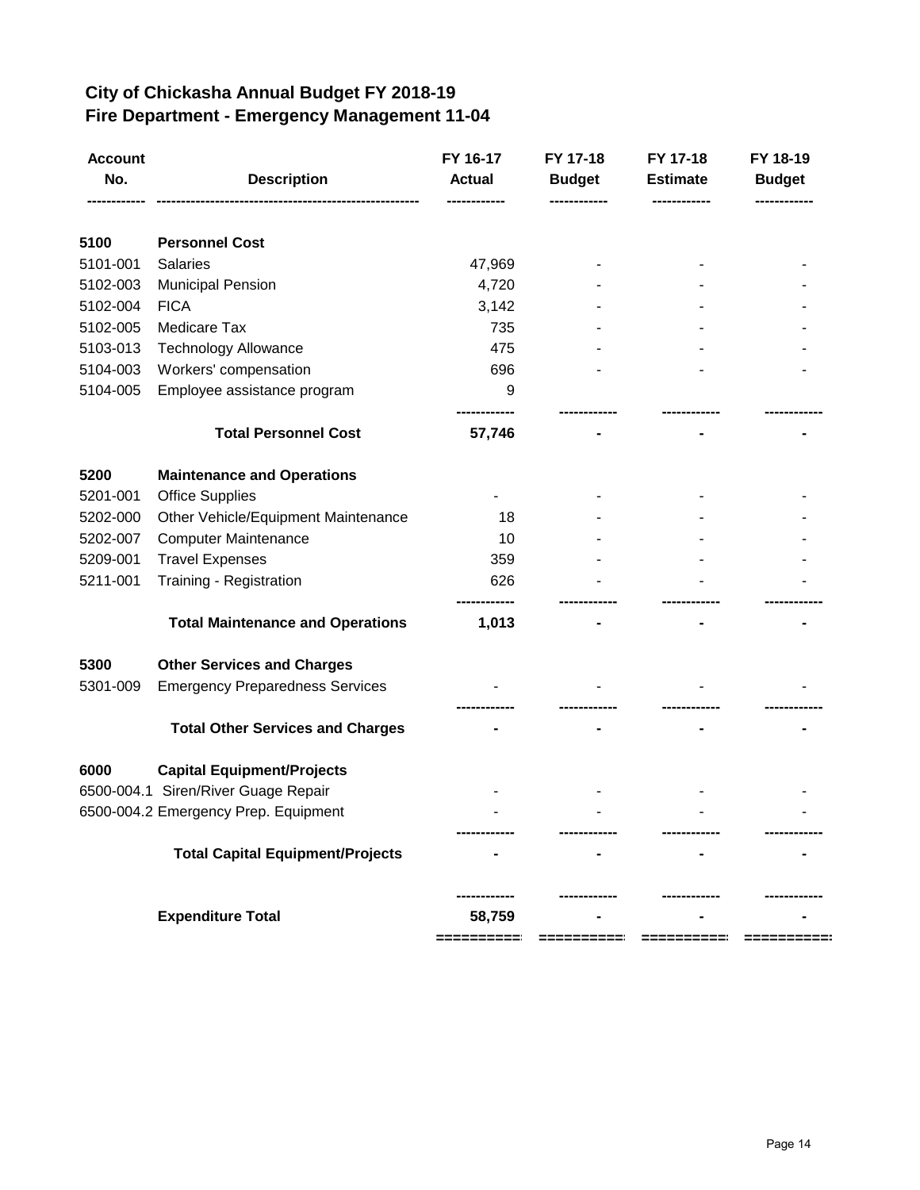# City of Chickasha Annual Budget FY 2018-19
## Fire Department - Emergency Management 11-04

| Account No. | Description | FY 16-17 Actual | FY 17-18 Budget | FY 17-18 Estimate | FY 18-19 Budget |
|---|---|---|---|---|---|
| **5100** | **Personnel Cost** | | | | |
| 5101-001 | Salaries | 47,969 | - | - | - |
| 5102-003 | Municipal Pension | 4,720 | - | - | - |
| 5102-004 | FICA | 3,142 | - | - | - |
| 5102-005 | Medicare Tax | 735 | - | - | - |
| 5103-013 | Technology Allowance | 475 | - | - | - |
| 5104-003 | Workers' compensation | 696 | - | - | - |
| 5104-005 | Employee assistance program | 9 | | | |
| | **Total Personnel Cost** | **57,746** | **-** | **-** | **-** |
| **5200** | **Maintenance and Operations** | | | | |
| 5201-001 | Office Supplies | - | - | - | - |
| 5202-000 | Other Vehicle/Equipment Maintenance | 18 | - | - | - |
| 5202-007 | Computer Maintenance | 10 | - | - | - |
| 5209-001 | Travel Expenses | 359 | - | - | - |
| 5211-001 | Training - Registration | 626 | - | - | - |
| | **Total Maintenance and Operations** | **1,013** | **-** | **-** | **-** |
| **5300** | **Other Services and Charges** | | | | |
| 5301-009 | Emergency Preparedness Services | - | - | - | - |
| | **Total Other Services and Charges** | **-** | **-** | **-** | **-** |
| **6000** | **Capital Equipment/Projects** | | | | |
| 6500-004.1 | Siren/River Guage Repair | - | - | - | - |
| 6500-004.2 | Emergency Prep. Equipment | - | - | - | - |
| | **Total Capital Equipment/Projects** | **-** | **-** | **-** | **-** |
| | **Expenditure Total** | **58,759** | **-** | **-** | **-** |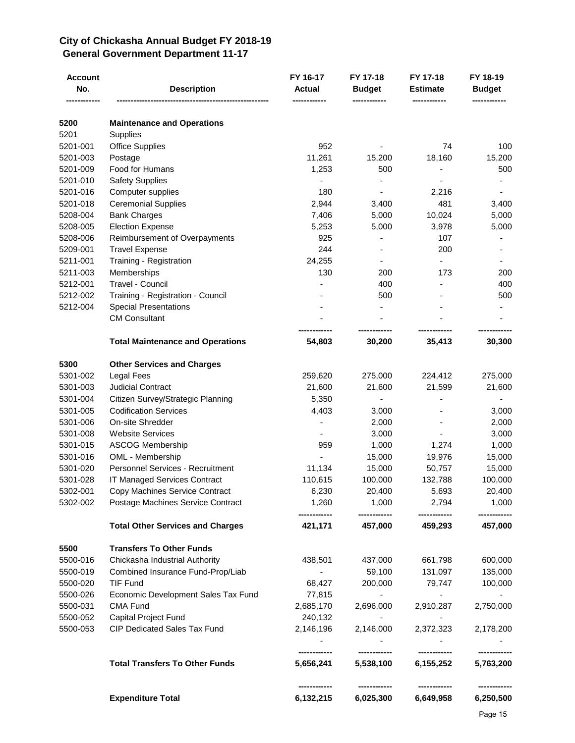# City of Chickasha Annual Budget FY 2018-19
## General Government Department 11-17

| Account No. | Description | FY 16-17 Actual | FY 17-18 Budget | FY 17-18 Estimate | FY 18-19 Budget |
|---|---|---|---|---|---|
| **5200** | **Maintenance and Operations** | | | | |
| 5201 | Supplies | | | | |
| 5201-001 | Office Supplies | 952 | - | 74 | 100 |
| 5201-003 | Postage | 11,261 | 15,200 | 18,160 | 15,200 |
| 5201-009 | Food for Humans | 1,253 | 500 | - | 500 |
| 5201-010 | Safety Supplies | - | - | - | - |
| 5201-016 | Computer supplies | 180 | - | 2,216 | - |
| 5201-018 | Ceremonial Supplies | 2,944 | 3,400 | 481 | 3,400 |
| 5208-004 | Bank Charges | 7,406 | 5,000 | 10,024 | 5,000 |
| 5208-005 | Election Expense | 5,253 | 5,000 | 3,978 | 5,000 |
| 5208-006 | Reimbursement of Overpayments | 925 | - | 107 | - |
| 5209-001 | Travel Expense | 244 | - | 200 | - |
| 5211-001 | Training - Registration | 24,255 | - | - | - |
| 5211-003 | Memberships | 130 | 200 | 173 | 200 |
| 5212-001 | Travel - Council | - | 400 | - | 400 |
| 5212-002 | Training - Registration - Council | - | 500 | - | 500 |
| 5212-004 | Special Presentations | - | - | - | - |
| | CM Consultant | - | - | - | - |
| | **Total Maintenance and Operations** | **54,803** | **30,200** | **35,413** | **30,300** |
| **5300** | **Other Services and Charges** | | | | |
| 5301-002 | Legal Fees | 259,620 | 275,000 | 224,412 | 275,000 |
| 5301-003 | Judicial Contract | 21,600 | 21,600 | 21,599 | 21,600 |
| 5301-004 | Citizen Survey/Strategic Planning | 5,350 | - | - | - |
| 5301-005 | Codification Services | 4,403 | 3,000 | - | 3,000 |
| 5301-006 | On-site Shredder | - | 2,000 | - | 2,000 |
| 5301-008 | Website Services | - | 3,000 | - | 3,000 |
| 5301-015 | ASCOG Membership | 959 | 1,000 | 1,274 | 1,000 |
| 5301-016 | OML - Membership | - | 15,000 | 19,976 | 15,000 |
| 5301-020 | Personnel Services - Recruitment | 11,134 | 15,000 | 50,757 | 15,000 |
| 5301-028 | IT Managed Services Contract | 110,615 | 100,000 | 132,788 | 100,000 |
| 5302-001 | Copy Machines Service Contract | 6,230 | 20,400 | 5,693 | 20,400 |
| 5302-002 | Postage Machines Service Contract | 1,260 | 1,000 | 2,794 | 1,000 |
| | **Total Other Services and Charges** | **421,171** | **457,000** | **459,293** | **457,000** |
| **5500** | **Transfers To Other Funds** | | | | |
| 5500-016 | Chickasha Industrial Authority | 438,501 | 437,000 | 661,798 | 600,000 |
| 5500-019 | Combined Insurance Fund-Prop/Liab | - | 59,100 | 131,097 | 135,000 |
| 5500-020 | TIF Fund | 68,427 | 200,000 | 79,747 | 100,000 |
| 5500-026 | Economic Development Sales Tax Fund | 77,815 | - | - | - |
| 5500-031 | CMA Fund | 2,685,170 | 2,696,000 | 2,910,287 | 2,750,000 |
| 5500-052 | Capital Project Fund | 240,132 | - | - | |
| 5500-053 | CIP Dedicated Sales Tax Fund | 2,146,196 | 2,146,000 | 2,372,323 | 2,178,200 |
| | | - | - | - | - |
| | **Total Transfers To Other Funds** | **5,656,241** | **5,538,100** | **6,155,252** | **5,763,200** |
| | **Expenditure Total** | **6,132,215** | **6,025,300** | **6,649,958** | **6,250,500** |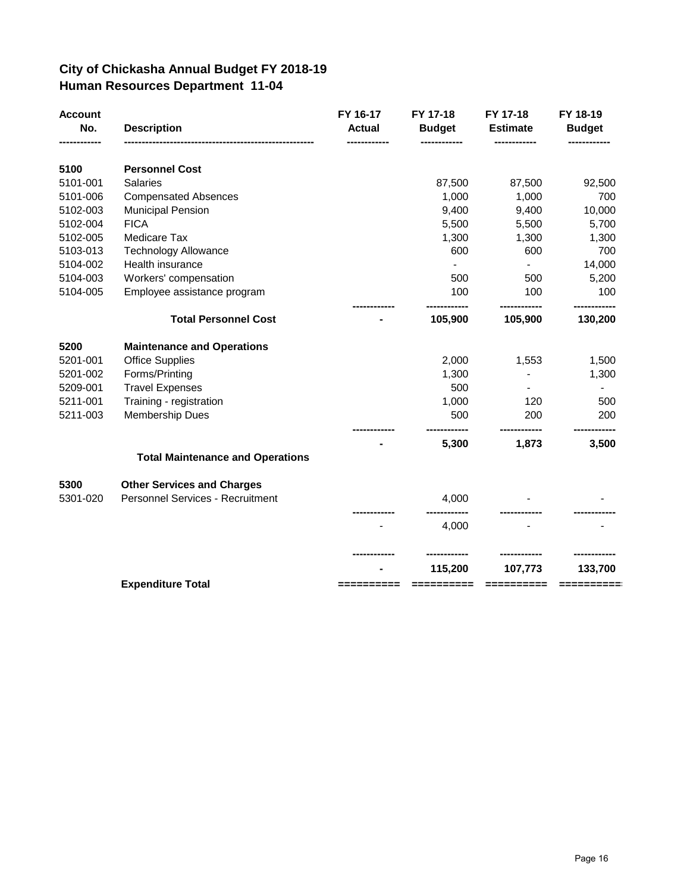# City of Chickasha Annual Budget FY 2018-19
## Human Resources Department 11-04

| Account No. | Description | FY 16-17 Actual | FY 17-18 Budget | FY 17-18 Estimate | FY 18-19 Budget |
|---|---|---|---|---|---|
| **5100** | **Personnel Cost** | | | | |
| 5101-001 | Salaries | | 87,500 | 87,500 | 92,500 |
| 5101-006 | Compensated Absences | | 1,000 | 1,000 | 700 |
| 5102-003 | Municipal Pension | | 9,400 | 9,400 | 10,000 |
| 5102-004 | FICA | | 5,500 | 5,500 | 5,700 |
| 5102-005 | Medicare Tax | | 1,300 | 1,300 | 1,300 |
| 5103-013 | Technology Allowance | | 600 | 600 | 700 |
| 5104-002 | Health insurance | | - | - | 14,000 |
| 5104-003 | Workers' compensation | | 500 | 500 | 5,200 |
| 5104-005 | Employee assistance program | | 100 | 100 | 100 |
| | **Total Personnel Cost** | **-** | **105,900** | **105,900** | **130,200** |
| **5200** | **Maintenance and Operations** | | | | |
| 5201-001 | Office Supplies | | 2,000 | 1,553 | 1,500 |
| 5201-002 | Forms/Printing | | 1,300 | - | 1,300 |
| 5209-001 | Travel Expenses | | 500 | - | - |
| 5211-001 | Training - registration | | 1,000 | 120 | 500 |
| 5211-003 | Membership Dues | | 500 | 200 | 200 |
| | **Total Maintenance and Operations** | **-** | **5,300** | **1,873** | **3,500** |
| **5300** | **Other Services and Charges** | | | | |
| 5301-020 | Personnel Services - Recruitment | | 4,000 | - | - |
| | | - | 4,000 | - | - |
| | **Expenditure Total** | **-** | **115,200** | **107,773** | **133,700** |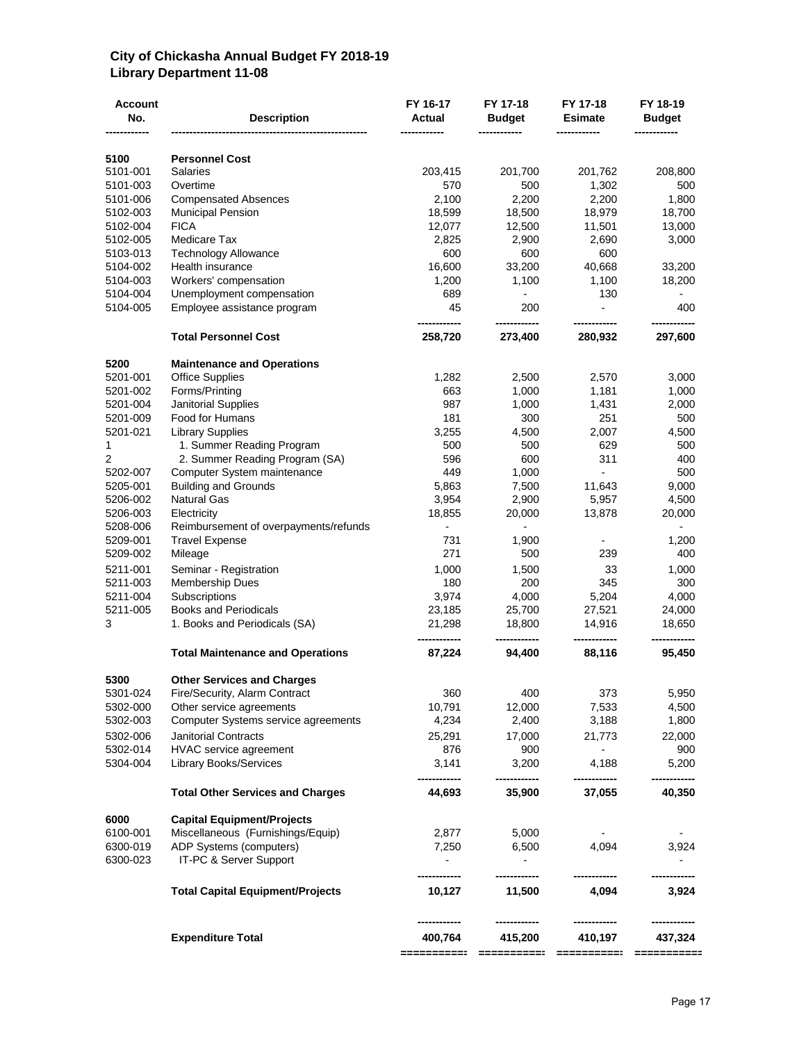# City of Chickasha Annual Budget FY 2018-19
## Library Department 11-08

| Account No. | Description | FY 16-17 Actual | FY 17-18 Budget | FY 17-18 Esimate | FY 18-19 Budget |
|---|---|---|---|---|---|
| **5100** | **Personnel Cost** | | | | |
| 5101-001 | Salaries | 203,415 | 201,700 | 201,762 | 208,800 |
| 5101-003 | Overtime | 570 | 500 | 1,302 | 500 |
| 5101-006 | Compensated Absences | 2,100 | 2,200 | 2,200 | 1,800 |
| 5102-003 | Municipal Pension | 18,599 | 18,500 | 18,979 | 18,700 |
| 5102-004 | FICA | 12,077 | 12,500 | 11,501 | 13,000 |
| 5102-005 | Medicare Tax | 2,825 | 2,900 | 2,690 | 3,000 |
| 5103-013 | Technology Allowance | 600 | 600 | 600 | |
| 5104-002 | Health insurance | 16,600 | 33,200 | 40,668 | 33,200 |
| 5104-003 | Workers' compensation | 1,200 | 1,100 | 1,100 | 18,200 |
| 5104-004 | Unemployment compensation | 689 | - | 130 | - |
| 5104-005 | Employee assistance program | 45 | 200 | - | 400 |
| | **Total Personnel Cost** | **258,720** | **273,400** | **280,932** | **297,600** |
| **5200** | **Maintenance and Operations** | | | | |
| 5201-001 | Office Supplies | 1,282 | 2,500 | 2,570 | 3,000 |
| 5201-002 | Forms/Printing | 663 | 1,000 | 1,181 | 1,000 |
| 5201-004 | Janitorial Supplies | 987 | 1,000 | 1,431 | 2,000 |
| 5201-009 | Food for Humans | 181 | 300 | 251 | 500 |
| 5201-021 | Library Supplies | 3,255 | 4,500 | 2,007 | 4,500 |
| 1 | 1. Summer Reading Program | 500 | 500 | 629 | 500 |
| 2 | 2. Summer Reading Program (SA) | 596 | 600 | 311 | 400 |
| 5202-007 | Computer System maintenance | 449 | 1,000 | - | 500 |
| 5205-001 | Building and Grounds | 5,863 | 7,500 | 11,643 | 9,000 |
| 5206-002 | Natural Gas | 3,954 | 2,900 | 5,957 | 4,500 |
| 5206-003 | Electricity | 18,855 | 20,000 | 13,878 | 20,000 |
| 5208-006 | Reimbursement of overpayments/refunds | - | - | | - |
| 5209-001 | Travel Expense | 731 | 1,900 | - | 1,200 |
| 5209-002 | Mileage | 271 | 500 | 239 | 400 |
| 5211-001 | Seminar - Registration | 1,000 | 1,500 | 33 | 1,000 |
| 5211-003 | Membership Dues | 180 | 200 | 345 | 300 |
| 5211-004 | Subscriptions | 3,974 | 4,000 | 5,204 | 4,000 |
| 5211-005 | Books and Periodicals | 23,185 | 25,700 | 27,521 | 24,000 |
| 3 | 1. Books and Periodicals (SA) | 21,298 | 18,800 | 14,916 | 18,650 |
| | **Total Maintenance and Operations** | **87,224** | **94,400** | **88,116** | **95,450** |
| **5300** | **Other Services and Charges** | | | | |
| 5301-024 | Fire/Security, Alarm Contract | 360 | 400 | 373 | 5,950 |
| 5302-000 | Other service agreements | 10,791 | 12,000 | 7,533 | 4,500 |
| 5302-003 | Computer Systems service agreements | 4,234 | 2,400 | 3,188 | 1,800 |
| 5302-006 | Janitorial Contracts | 25,291 | 17,000 | 21,773 | 22,000 |
| 5302-014 | HVAC service agreement | 876 | 900 | - | 900 |
| 5304-004 | Library Books/Services | 3,141 | 3,200 | 4,188 | 5,200 |
| | **Total Other Services and Charges** | **44,693** | **35,900** | **37,055** | **40,350** |
| **6000** | **Capital Equipment/Projects** | | | | |
| 6100-001 | Miscellaneous (Furnishings/Equip) | 2,877 | 5,000 | - | - |
| 6300-019 | ADP Systems (computers) | 7,250 | 6,500 | 4,094 | 3,924 |
| 6300-023 | IT-PC & Server Support | - | - | | - |
| | **Total Capital Equipment/Projects** | **10,127** | **11,500** | **4,094** | **3,924** |
| | **Expenditure Total** | **400,764** | **415,200** | **410,197** | **437,324** |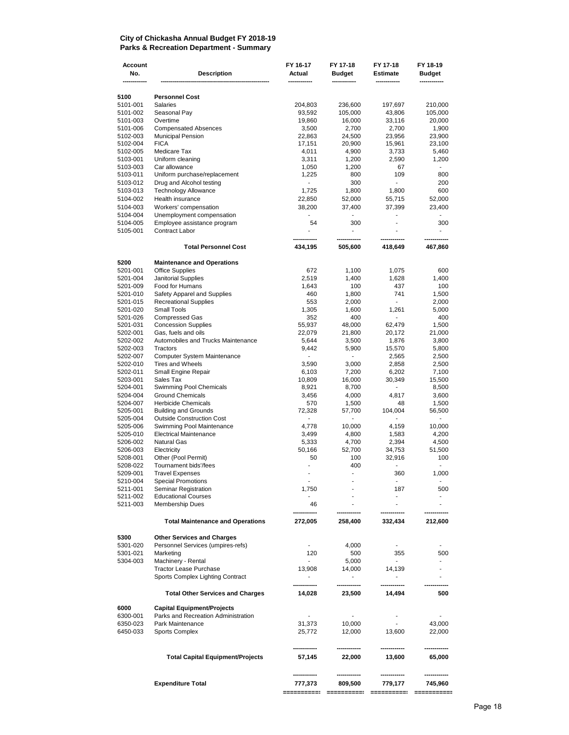**City of Chickasha Annual Budget FY 2018-19**
**Parks & Recreation Department - Summary**

| Account No. | Description | FY 16-17 Actual | FY 17-18 Budget | FY 17-18 Estimate | FY 18-19 Budget |
|---|---|---|---|---|---|
| 5100 | **Personnel Cost** | | | | |
| 5101-001 | Salaries | 204,803 | 236,600 | 197,697 | 210,000 |
| 5101-002 | Seasonal Pay | 93,592 | 105,000 | 43,806 | 105,000 |
| 5101-003 | Overtime | 19,860 | 16,000 | 33,116 | 20,000 |
| 5101-006 | Compensated Absences | 3,500 | 2,700 | 2,700 | 1,900 |
| 5102-003 | Municipal Pension | 22,863 | 24,500 | 23,956 | 23,900 |
| 5102-004 | FICA | 17,151 | 20,900 | 15,961 | 23,100 |
| 5102-005 | Medicare Tax | 4,011 | 4,900 | 3,733 | 5,460 |
| 5103-001 | Uniform cleaning | 3,311 | 1,200 | 2,590 | 1,200 |
| 5103-003 | Car allowance | 1,050 | 1,200 | 67 | - |
| 5103-011 | Uniform purchase/replacement | 1,225 | 800 | 109 | 800 |
| 5103-012 | Drug and Alcohol testing | - | 300 | - | 200 |
| 5103-013 | Technology Allowance | 1,725 | 1,800 | 1,800 | 600 |
| 5104-002 | Health insurance | 22,850 | 52,000 | 55,715 | 52,000 |
| 5104-003 | Workers' compensation | 38,200 | 37,400 | 37,399 | 23,400 |
| 5104-004 | Unemployment compensation | - | - | - | - |
| 5104-005 | Employee assistance program | 54 | 300 | - | 300 |
| 5105-001 | Contract Labor | - | - | - | - |
| | **Total Personnel Cost** | **434,195** | **505,600** | **418,649** | **467,860** |
| 5200 | **Maintenance and Operations** | | | | |
| 5201-001 | Office Supplies | 672 | 1,100 | 1,075 | 600 |
| 5201-004 | Janitorial Supplies | 2,519 | 1,400 | 1,628 | 1,400 |
| 5201-009 | Food for Humans | 1,643 | 100 | 437 | 100 |
| 5201-010 | Safety Apparel and Supplies | 460 | 1,800 | 741 | 1,500 |
| 5201-015 | Recreational Supplies | 553 | 2,000 | - | 2,000 |
| 5201-020 | Small Tools | 1,305 | 1,600 | 1,261 | 5,000 |
| 5201-026 | Compressed Gas | 352 | 400 | - | 400 |
| 5201-031 | Concession Supplies | 55,937 | 48,000 | 62,479 | 1,500 |
| 5202-001 | Gas, fuels and oils | 22,079 | 21,800 | 20,172 | 21,000 |
| 5202-002 | Automobiles and Trucks Maintenance | 5,644 | 3,500 | 1,876 | 3,800 |
| 5202-003 | Tractors | 9,442 | 5,900 | 15,570 | 5,800 |
| 5202-007 | Computer System Maintenance | - | - | 2,565 | 2,500 |
| 5202-010 | Tires and Wheels | 3,590 | 3,000 | 2,858 | 2,500 |
| 5202-011 | Small Engine Repair | 6,103 | 7,200 | 6,202 | 7,100 |
| 5203-001 | Sales Tax | 10,809 | 16,000 | 30,349 | 15,500 |
| 5204-001 | Swimming Pool Chemicals | 8,921 | 8,700 | - | 8,500 |
| 5204-004 | Ground Chemicals | 3,456 | 4,000 | 4,817 | 3,600 |
| 5204-007 | Herbicide Chemicals | 570 | 1,500 | 48 | 1,500 |
| 5205-001 | Building and Grounds | 72,328 | 57,700 | 104,004 | 56,500 |
| 5205-004 | Outside Construction Cost | - | - | - | - |
| 5205-006 | Swimming Pool Maintenance | 4,778 | 10,000 | 4,159 | 10,000 |
| 5205-010 | Electrical Maintenance | 3,499 | 4,800 | 1,583 | 4,200 |
| 5206-002 | Natural Gas | 5,333 | 4,700 | 2,394 | 4,500 |
| 5206-003 | Electricity | 50,166 | 52,700 | 34,753 | 51,500 |
| 5208-001 | Other (Pool Permit) | 50 | 100 | 32,916 | 100 |
| 5208-022 | Tournament bids'/fees | - | 400 | - | - |
| 5209-001 | Travel Expenses | - | - | 360 | 1,000 |
| 5210-004 | Special Promotions | - | - | - | - |
| 5211-001 | Seminar Registration | 1,750 | - | 187 | 500 |
| 5211-002 | Educational Courses | - | - | - | - |
| 5211-003 | Membership Dues | 46 | - | - | - |
| | **Total Maintenance and Operations** | **272,005** | **258,400** | **332,434** | **212,600** |
| 5300 | **Other Services and Charges** | | | | |
| 5301-020 | Personnel Services (umpires-refs) | - | 4,000 | - | - |
| 5301-021 | Marketing | 120 | 500 | 355 | 500 |
| 5304-003 | Machinery - Rental | - | 5,000 | - | - |
| | Tractor Lease Purchase | 13,908 | 14,000 | 14,139 | - |
| | Sports Complex Lighting Contract | - | - | - | - |
| | **Total Other Services and Charges** | **14,028** | **23,500** | **14,494** | **500** |
| 6000 | **Capital Equipment/Projects** | | | | |
| 6300-001 | Parks and Recreation Administration | - | - | - | - |
| 6350-023 | Park Maintenance | 31,373 | 10,000 | - | 43,000 |
| 6450-033 | Sports Complex | 25,772 | 12,000 | 13,600 | 22,000 |
| | **Total Capital Equipment/Projects** | **57,145** | **22,000** | **13,600** | **65,000** |
| | **Expenditure Total** | **777,373** | **809,500** | **779,177** | **745,960** |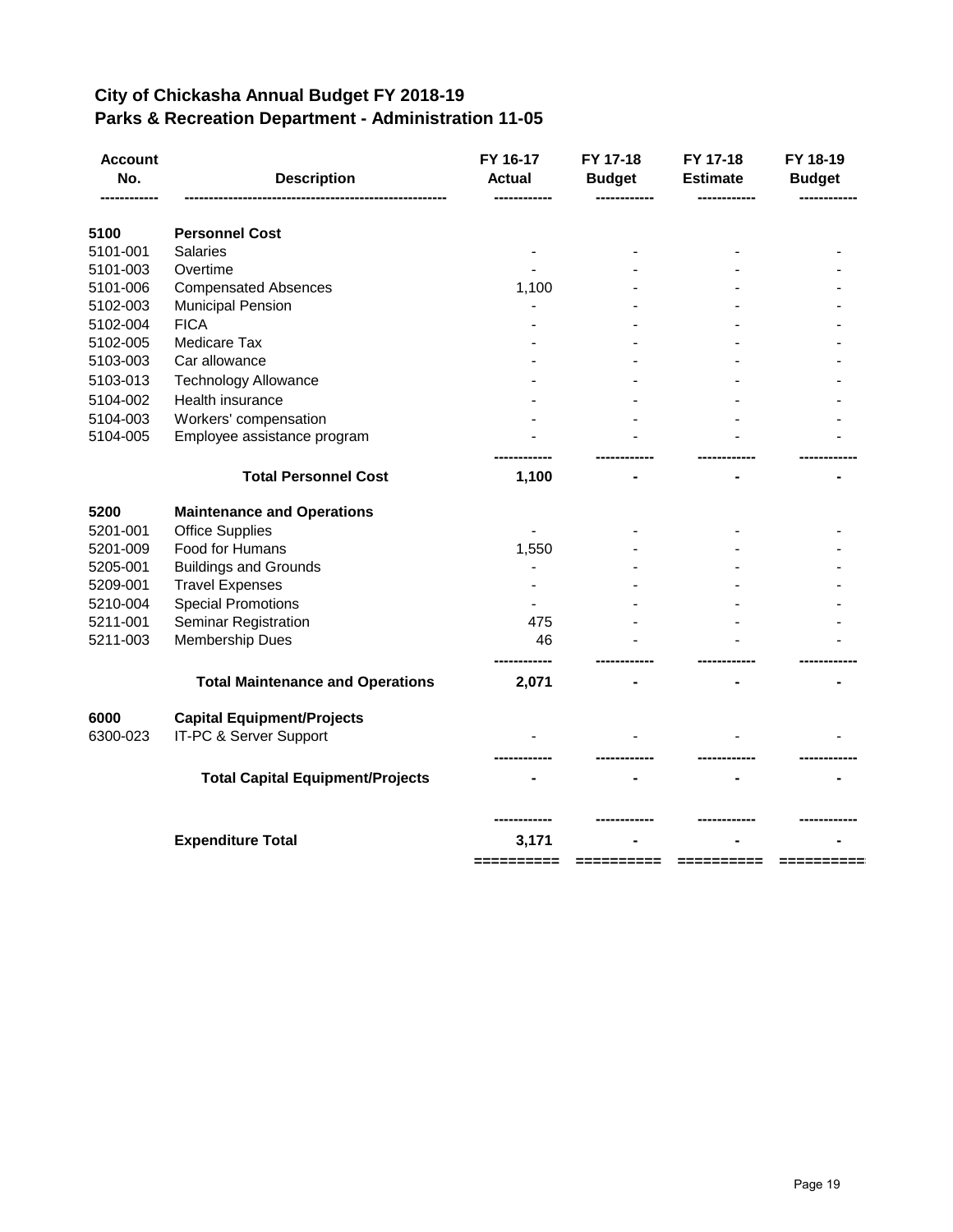## City of Chickasha Annual Budget FY 2018-19
## Parks & Recreation Department - Administration 11-05

| Account No. | Description | FY 16-17 Actual | FY 17-18 Budget | FY 17-18 Estimate | FY 18-19 Budget |
|---|---|---|---|---|---|
| **5100** | **Personnel Cost** | | | | |
| 5101-001 | Salaries | - | - | - | - |
| 5101-003 | Overtime | - | - | - | - |
| 5101-006 | Compensated Absences | 1,100 | - | - | - |
| 5102-003 | Municipal Pension | - | - | - | - |
| 5102-004 | FICA | - | - | - | - |
| 5102-005 | Medicare Tax | - | - | - | - |
| 5103-003 | Car allowance | - | - | - | - |
| 5103-013 | Technology Allowance | - | - | - | - |
| 5104-002 | Health insurance | - | - | - | - |
| 5104-003 | Workers' compensation | - | - | - | - |
| 5104-005 | Employee assistance program | - | - | - | - |
| | **Total Personnel Cost** | **1,100** | **-** | **-** | **-** |
| **5200** | **Maintenance and Operations** | | | | |
| 5201-001 | Office Supplies | - | - | - | - |
| 5201-009 | Food for Humans | 1,550 | - | - | - |
| 5205-001 | Buildings and Grounds | - | - | - | - |
| 5209-001 | Travel Expenses | - | - | - | - |
| 5210-004 | Special Promotions | - | - | - | - |
| 5211-001 | Seminar Registration | 475 | - | - | - |
| 5211-003 | Membership Dues | 46 | - | - | - |
| | **Total Maintenance and Operations** | **2,071** | **-** | **-** | **-** |
| **6000** | **Capital Equipment/Projects** | | | | |
| 6300-023 | IT-PC & Server Support | - | - | - | - |
| | **Total Capital Equipment/Projects** | **-** | **-** | **-** | **-** |
| | **Expenditure Total** | **3,171** | **-** | **-** | **-** |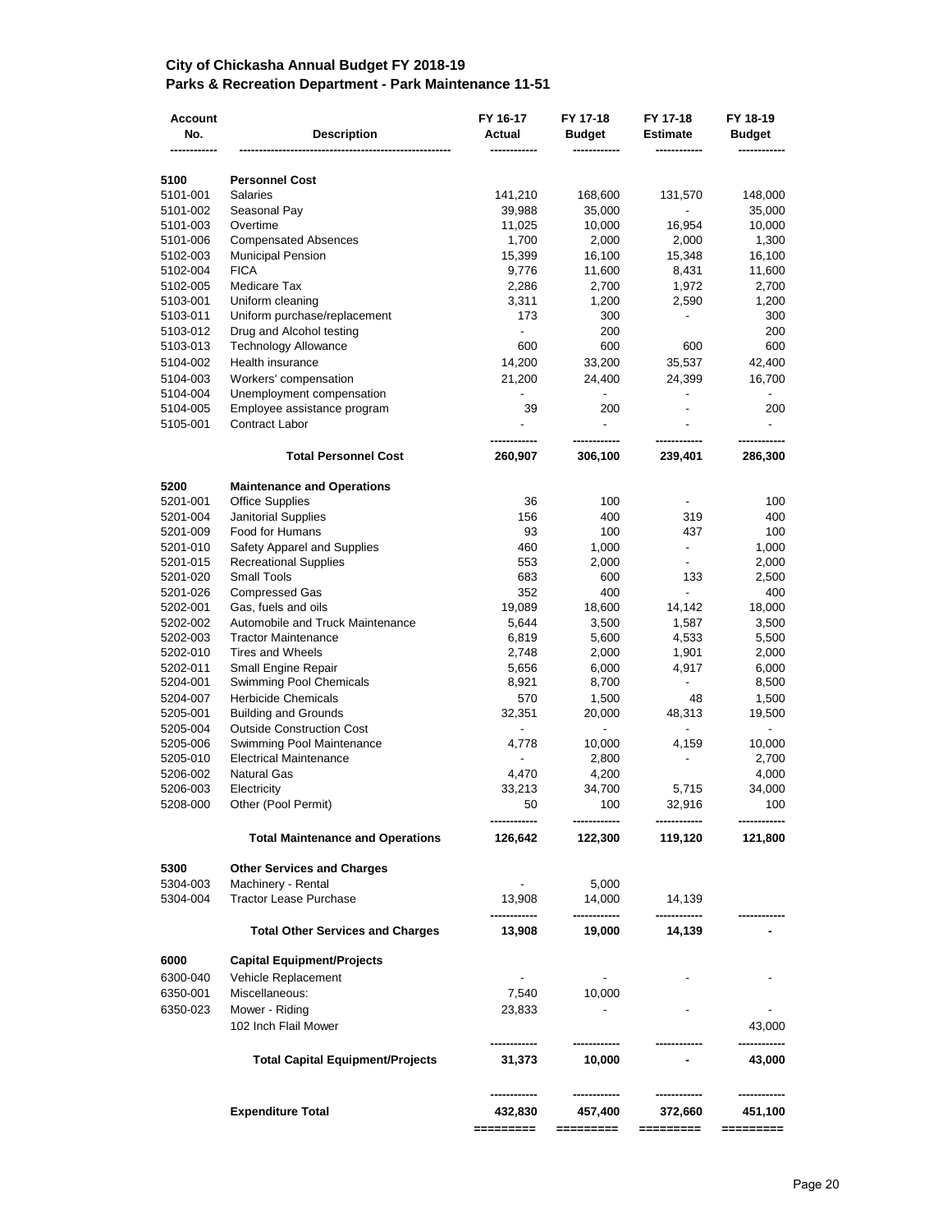## City of Chickasha Annual Budget FY 2018-19
## Parks & Recreation Department - Park Maintenance 11-51

| Account No. | Description | FY 16-17 Actual | FY 17-18 Budget | FY 17-18 Estimate | FY 18-19 Budget |
|---|---|---|---|---|---|
| **5100** | **Personnel Cost** | | | | |
| 5101-001 | Salaries | 141,210 | 168,600 | 131,570 | 148,000 |
| 5101-002 | Seasonal Pay | 39,988 | 35,000 | - | 35,000 |
| 5101-003 | Overtime | 11,025 | 10,000 | 16,954 | 10,000 |
| 5101-006 | Compensated Absences | 1,700 | 2,000 | 2,000 | 1,300 |
| 5102-003 | Municipal Pension | 15,399 | 16,100 | 15,348 | 16,100 |
| 5102-004 | FICA | 9,776 | 11,600 | 8,431 | 11,600 |
| 5102-005 | Medicare Tax | 2,286 | 2,700 | 1,972 | 2,700 |
| 5103-001 | Uniform cleaning | 3,311 | 1,200 | 2,590 | 1,200 |
| 5103-011 | Uniform purchase/replacement | 173 | 300 | - | 300 |
| 5103-012 | Drug and Alcohol testing | - | 200 | | 200 |
| 5103-013 | Technology Allowance | 600 | 600 | 600 | 600 |
| 5104-002 | Health insurance | 14,200 | 33,200 | 35,537 | 42,400 |
| 5104-003 | Workers' compensation | 21,200 | 24,400 | 24,399 | 16,700 |
| 5104-004 | Unemployment compensation | - | - | - | - |
| 5104-005 | Employee assistance program | 39 | 200 | - | 200 |
| 5105-001 | Contract Labor | - | - | - | - |
| | **Total Personnel Cost** | **260,907** | **306,100** | **239,401** | **286,300** |
| **5200** | **Maintenance and Operations** | | | | |
| 5201-001 | Office Supplies | 36 | 100 | - | 100 |
| 5201-004 | Janitorial Supplies | 156 | 400 | 319 | 400 |
| 5201-009 | Food for Humans | 93 | 100 | 437 | 100 |
| 5201-010 | Safety Apparel and Supplies | 460 | 1,000 | - | 1,000 |
| 5201-015 | Recreational Supplies | 553 | 2,000 | - | 2,000 |
| 5201-020 | Small Tools | 683 | 600 | 133 | 2,500 |
| 5201-026 | Compressed Gas | 352 | 400 | - | 400 |
| 5202-001 | Gas, fuels and oils | 19,089 | 18,600 | 14,142 | 18,000 |
| 5202-002 | Automobile and Truck Maintenance | 5,644 | 3,500 | 1,587 | 3,500 |
| 5202-003 | Tractor Maintenance | 6,819 | 5,600 | 4,533 | 5,500 |
| 5202-010 | Tires and Wheels | 2,748 | 2,000 | 1,901 | 2,000 |
| 5202-011 | Small Engine Repair | 5,656 | 6,000 | 4,917 | 6,000 |
| 5204-001 | Swimming Pool Chemicals | 8,921 | 8,700 | - | 8,500 |
| 5204-007 | Herbicide Chemicals | 570 | 1,500 | 48 | 1,500 |
| 5205-001 | Building and Grounds | 32,351 | 20,000 | 48,313 | 19,500 |
| 5205-004 | Outside Construction Cost | - | - | - | - |
| 5205-006 | Swimming Pool Maintenance | 4,778 | 10,000 | 4,159 | 10,000 |
| 5205-010 | Electrical Maintenance | - | 2,800 | - | 2,700 |
| 5206-002 | Natural Gas | 4,470 | 4,200 | | 4,000 |
| 5206-003 | Electricity | 33,213 | 34,700 | 5,715 | 34,000 |
| 5208-000 | Other (Pool Permit) | 50 | 100 | 32,916 | 100 |
| | **Total Maintenance and Operations** | **126,642** | **122,300** | **119,120** | **121,800** |
| **5300** | **Other Services and Charges** | | | | |
| 5304-003 | Machinery - Rental | - | 5,000 | | |
| 5304-004 | Tractor Lease Purchase | 13,908 | 14,000 | 14,139 | |
| | **Total Other Services and Charges** | **13,908** | **19,000** | **14,139** | **-** |
| **6000** | **Capital Equipment/Projects** | | | | |
| 6300-040 | Vehicle Replacement | - | - | - | - |
| 6350-001 | Miscellaneous: | 7,540 | 10,000 | | |
| 6350-023 | Mower - Riding | 23,833 | - | - | - |
| | 102 Inch Flail Mower | | | | 43,000 |
| | **Total Capital Equipment/Projects** | **31,373** | **10,000** | **-** | **43,000** |
| | **Expenditure Total** | **432,830** | **457,400** | **372,660** | **451,100** |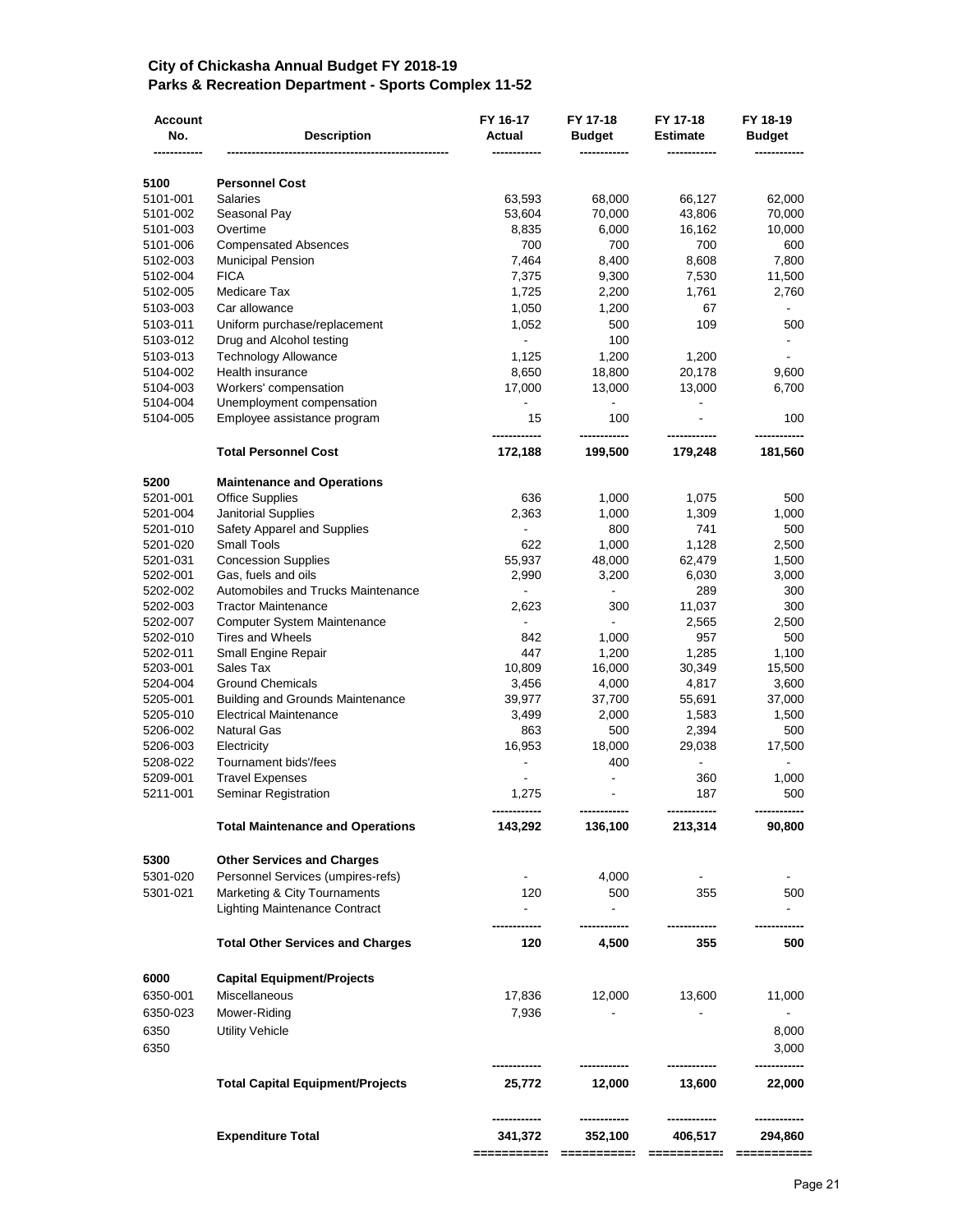## City of Chickasha Annual Budget FY 2018-19
## Parks & Recreation Department - Sports Complex 11-52

| Account No. | Description | FY 16-17 Actual | FY 17-18 Budget | FY 17-18 Estimate | FY 18-19 Budget |
|---|---|---|---|---|---|
| **5100** | **Personnel Cost** | | | | |
| 5101-001 | Salaries | 63,593 | 68,000 | 66,127 | 62,000 |
| 5101-002 | Seasonal Pay | 53,604 | 70,000 | 43,806 | 70,000 |
| 5101-003 | Overtime | 8,835 | 6,000 | 16,162 | 10,000 |
| 5101-006 | Compensated Absences | 700 | 700 | 700 | 600 |
| 5102-003 | Municipal Pension | 7,464 | 8,400 | 8,608 | 7,800 |
| 5102-004 | FICA | 7,375 | 9,300 | 7,530 | 11,500 |
| 5102-005 | Medicare Tax | 1,725 | 2,200 | 1,761 | 2,760 |
| 5103-003 | Car allowance | 1,050 | 1,200 | 67 | - |
| 5103-011 | Uniform purchase/replacement | 1,052 | 500 | 109 | 500 |
| 5103-012 | Drug and Alcohol testing | - | 100 | | - |
| 5103-013 | Technology Allowance | 1,125 | 1,200 | 1,200 | - |
| 5104-002 | Health insurance | 8,650 | 18,800 | 20,178 | 9,600 |
| 5104-003 | Workers' compensation | 17,000 | 13,000 | 13,000 | 6,700 |
| 5104-004 | Unemployment compensation | - | - | - | |
| 5104-005 | Employee assistance program | 15 | 100 | - | 100 |
| | **Total Personnel Cost** | **172,188** | **199,500** | **179,248** | **181,560** |
| **5200** | **Maintenance and Operations** | | | | |
| 5201-001 | Office Supplies | 636 | 1,000 | 1,075 | 500 |
| 5201-004 | Janitorial Supplies | 2,363 | 1,000 | 1,309 | 1,000 |
| 5201-010 | Safety Apparel and Supplies | - | 800 | 741 | 500 |
| 5201-020 | Small Tools | 622 | 1,000 | 1,128 | 2,500 |
| 5201-031 | Concession Supplies | 55,937 | 48,000 | 62,479 | 1,500 |
| 5202-001 | Gas, fuels and oils | 2,990 | 3,200 | 6,030 | 3,000 |
| 5202-002 | Automobiles and Trucks Maintenance | - | - | 289 | 300 |
| 5202-003 | Tractor Maintenance | 2,623 | 300 | 11,037 | 300 |
| 5202-007 | Computer System Maintenance | - | - | 2,565 | 2,500 |
| 5202-010 | Tires and Wheels | 842 | 1,000 | 957 | 500 |
| 5202-011 | Small Engine Repair | 447 | 1,200 | 1,285 | 1,100 |
| 5203-001 | Sales Tax | 10,809 | 16,000 | 30,349 | 15,500 |
| 5204-004 | Ground Chemicals | 3,456 | 4,000 | 4,817 | 3,600 |
| 5205-001 | Building and Grounds Maintenance | 39,977 | 37,700 | 55,691 | 37,000 |
| 5205-010 | Electrical Maintenance | 3,499 | 2,000 | 1,583 | 1,500 |
| 5206-002 | Natural Gas | 863 | 500 | 2,394 | 500 |
| 5206-003 | Electricity | 16,953 | 18,000 | 29,038 | 17,500 |
| 5208-022 | Tournament bids'/fees | - | 400 | - | - |
| 5209-001 | Travel Expenses | - | - | 360 | 1,000 |
| 5211-001 | Seminar Registration | 1,275 | - | 187 | 500 |
| | **Total Maintenance and Operations** | **143,292** | **136,100** | **213,314** | **90,800** |
| **5300** | **Other Services and Charges** | | | | |
| 5301-020 | Personnel Services (umpires-refs) | - | 4,000 | - | - |
| 5301-021 | Marketing & City Tournaments | 120 | 500 | 355 | 500 |
| | Lighting Maintenance Contract | - | - | | - |
| | **Total Other Services and Charges** | **120** | **4,500** | **355** | **500** |
| **6000** | **Capital Equipment/Projects** | | | | |
| 6350-001 | Miscellaneous | 17,836 | 12,000 | 13,600 | 11,000 |
| 6350-023 | Mower-Riding | 7,936 | - | - | - |
| 6350 | Utility Vehicle | | | | 8,000 |
| 6350 | | | | | 3,000 |
| | **Total Capital Equipment/Projects** | **25,772** | **12,000** | **13,600** | **22,000** |
| | **Expenditure Total** | **341,372** | **352,100** | **406,517** | **294,860** |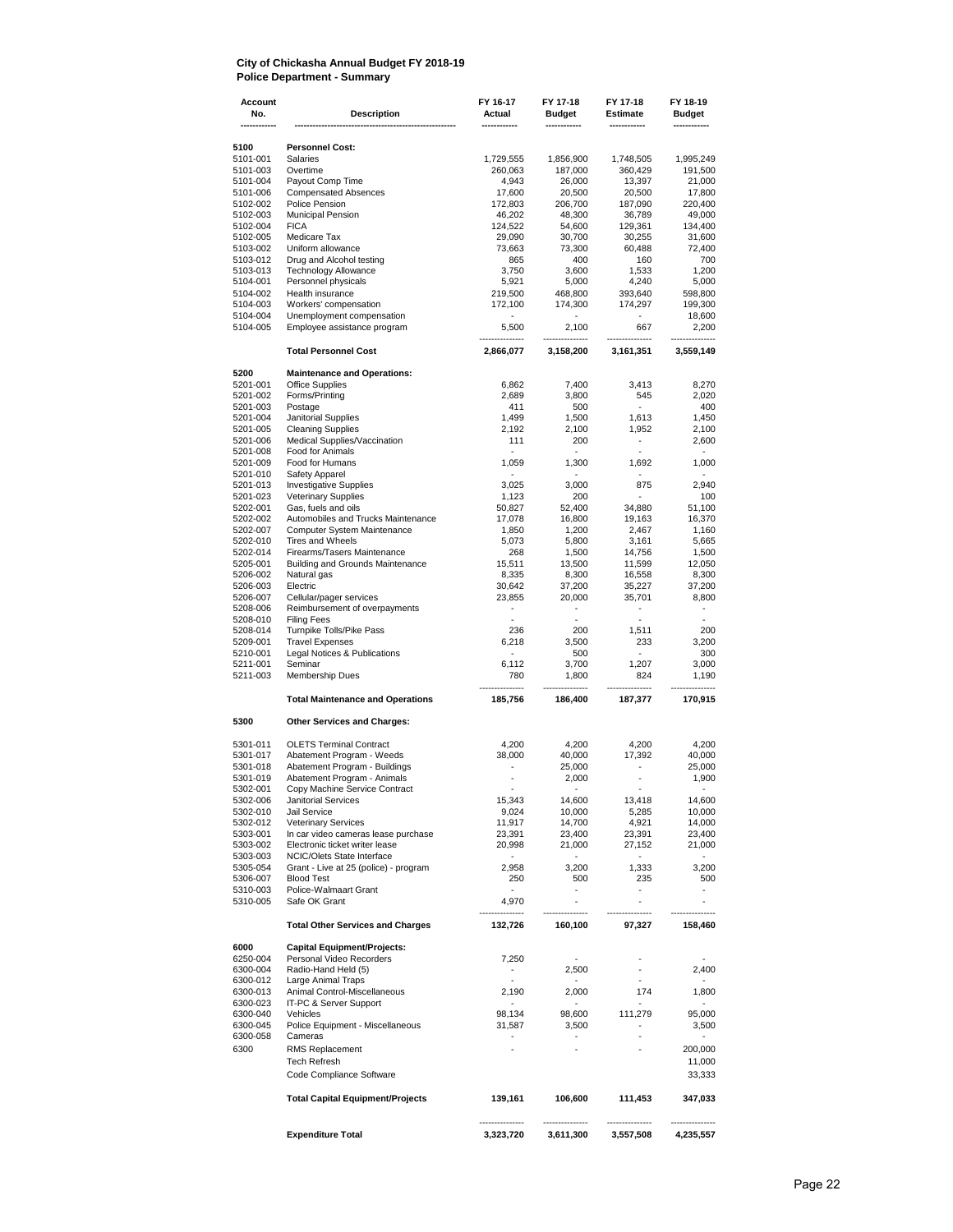**City of Chickasha Annual Budget FY 2018-19**
**Police Department - Summary**

| Account No. | Description | FY 16-17 Actual | FY 17-18 Budget | FY 17-18 Estimate | FY 18-19 Budget |
|---|---|---|---|---|---|
| 5100 | **Personnel Cost:** | | | | |
| 5101-001 | Salaries | 1,729,555 | 1,856,900 | 1,748,505 | 1,995,249 |
| 5101-003 | Overtime | 260,063 | 187,000 | 360,429 | 191,500 |
| 5101-004 | Payout Comp Time | 4,943 | 26,000 | 13,397 | 21,000 |
| 5101-006 | Compensated Absences | 17,600 | 20,500 | 20,500 | 17,800 |
| 5102-002 | Police Pension | 172,803 | 206,700 | 187,090 | 220,400 |
| 5102-003 | Municipal Pension | 46,202 | 48,300 | 36,789 | 49,000 |
| 5102-004 | FICA | 124,522 | 54,600 | 129,361 | 134,400 |
| 5102-005 | Medicare Tax | 29,090 | 30,700 | 30,255 | 31,600 |
| 5103-002 | Uniform allowance | 73,663 | 73,300 | 60,488 | 72,400 |
| 5103-012 | Drug and Alcohol testing | 865 | 400 | 160 | 700 |
| 5103-013 | Technology Allowance | 3,750 | 3,600 | 1,533 | 1,200 |
| 5104-001 | Personnel physicals | 5,921 | 5,000 | 4,240 | 5,000 |
| 5104-002 | Health insurance | 219,500 | 468,800 | 393,640 | 598,800 |
| 5104-003 | Workers' compensation | 172,100 | 174,300 | 174,297 | 199,300 |
| 5104-004 | Unemployment compensation | - | - | - | 18,600 |
| 5104-005 | Employee assistance program | 5,500 | 2,100 | 667 | 2,200 |
| | **Total Personnel Cost** | **2,866,077** | **3,158,200** | **3,161,351** | **3,559,149** |
| 5200 | **Maintenance and Operations:** | | | | |
| 5201-001 | Office Supplies | 6,862 | 7,400 | 3,413 | 8,270 |
| 5201-002 | Forms/Printing | 2,689 | 3,800 | 545 | 2,020 |
| 5201-003 | Postage | 411 | 500 | - | 400 |
| 5201-004 | Janitorial Supplies | 1,499 | 1,500 | 1,613 | 1,450 |
| 5201-005 | Cleaning Supplies | 2,192 | 2,100 | 1,952 | 2,100 |
| 5201-006 | Medical Supplies/Vaccination | 111 | 200 | - | 2,600 |
| 5201-008 | Food for Animals | - | - | - | - |
| 5201-009 | Food for Humans | 1,059 | 1,300 | 1,692 | 1,000 |
| 5201-010 | Safety Apparel | - | - | - | - |
| 5201-013 | Investigative Supplies | 3,025 | 3,000 | 875 | 2,940 |
| 5201-023 | Veterinary Supplies | 1,123 | 200 | - | 100 |
| 5202-001 | Gas, fuels and oils | 50,827 | 52,400 | 34,880 | 51,100 |
| 5202-002 | Automobiles and Trucks Maintenance | 17,078 | 16,800 | 19,163 | 16,370 |
| 5202-007 | Computer System Maintenance | 1,850 | 1,200 | 2,467 | 1,160 |
| 5202-010 | Tires and Wheels | 5,073 | 5,800 | 3,161 | 5,665 |
| 5202-014 | Firearms/Tasers Maintenance | 268 | 1,500 | 14,756 | 1,500 |
| 5205-001 | Building and Grounds Maintenance | 15,511 | 13,500 | 11,599 | 12,050 |
| 5206-002 | Natural gas | 8,335 | 8,300 | 16,558 | 8,300 |
| 5206-003 | Electric | 30,642 | 37,200 | 35,227 | 37,200 |
| 5206-007 | Cellular/pager services | 23,855 | 20,000 | 35,701 | 8,800 |
| 5208-006 | Reimbursement of overpayments | - | - | - | - |
| 5208-010 | Filing Fees | - | - | - | - |
| 5208-014 | Turnpike Tolls/Pike Pass | 236 | 200 | 1,511 | 200 |
| 5209-001 | Travel Expenses | 6,218 | 3,500 | 233 | 3,200 |
| 5210-001 | Legal Notices & Publications | - | 500 | - | 300 |
| 5211-001 | Seminar | 6,112 | 3,700 | 1,207 | 3,000 |
| 5211-003 | Membership Dues | 780 | 1,800 | 824 | 1,190 |
| | **Total Maintenance and Operations** | **185,756** | **186,400** | **187,377** | **170,915** |
| 5300 | **Other Services and Charges:** | | | | |
| 5301-011 | OLETS Terminal Contract | 4,200 | 4,200 | 4,200 | 4,200 |
| 5301-017 | Abatement Program - Weeds | 38,000 | 40,000 | 17,392 | 40,000 |
| 5301-018 | Abatement Program - Buildings | - | 25,000 | - | 25,000 |
| 5301-019 | Abatement Program - Animals | - | 2,000 | - | 1,900 |
| 5302-001 | Copy Machine Service Contract | - | - | - | - |
| 5302-006 | Janitorial Services | 15,343 | 14,600 | 13,418 | 14,600 |
| 5302-010 | Jail Service | 9,024 | 10,000 | 5,285 | 10,000 |
| 5302-012 | Veterinary Services | 11,917 | 14,700 | 4,921 | 14,000 |
| 5303-001 | In car video cameras lease purchase | 23,391 | 23,400 | 23,391 | 23,400 |
| 5303-002 | Electronic ticket writer lease | 20,998 | 21,000 | 27,152 | 21,000 |
| 5303-003 | NCIC/Olets State Interface | - | - | - | - |
| 5305-054 | Grant - Live at 25 (police) - program | 2,958 | 3,200 | 1,333 | 3,200 |
| 5306-007 | Blood Test | 250 | 500 | 235 | 500 |
| 5310-003 | Police-Walmaart Grant | - | - | - | - |
| 5310-005 | Safe OK Grant | 4,970 | - | - | - |
| | **Total Other Services and Charges** | **132,726** | **160,100** | **97,327** | **158,460** |
| 6000 | **Capital Equipment/Projects:** | | | | |
| 6250-004 | Personal Video Recorders | 7,250 | - | - | - |
| 6300-004 | Radio-Hand Held (5) | - | 2,500 | - | 2,400 |
| 6300-012 | Large Animal Traps | - | - | - | - |
| 6300-013 | Animal Control-Miscellaneous | 2,190 | 2,000 | 174 | 1,800 |
| 6300-023 | IT-PC & Server Support | - | - | - | - |
| 6300-040 | Vehicles | 98,134 | 98,600 | 111,279 | 95,000 |
| 6300-045 | Police Equipment - Miscellaneous | 31,587 | 3,500 | - | 3,500 |
| 6300-058 | Cameras | - | - | - | - |
| 6300 | RMS Replacement | - | - | - | 200,000 |
| | Tech Refresh | | | | 11,000 |
| | Code Compliance Software | | | | 33,333 |
| | **Total Capital Equipment/Projects** | **139,161** | **106,600** | **111,453** | **347,033** |
| | **Expenditure Total** | **3,323,720** | **3,611,300** | **3,557,508** | **4,235,557** |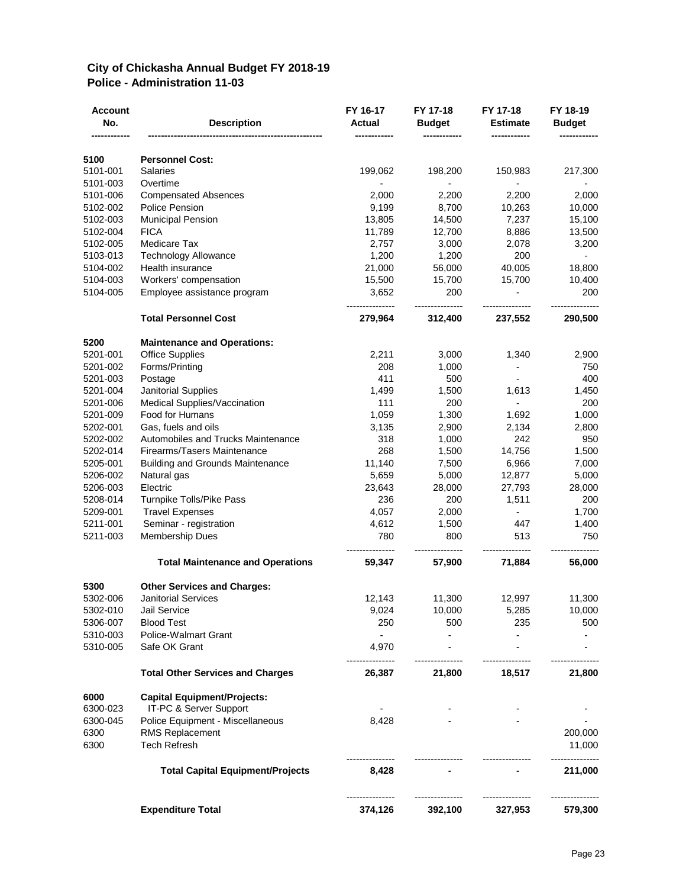## City of Chickasha Annual Budget FY 2018-19
## Police - Administration 11-03

| Account No. | Description | FY 16-17 Actual | FY 17-18 Budget | FY 17-18 Estimate | FY 18-19 Budget |
|---|---|---|---|---|---|
| 5100 | **Personnel Cost:** | | | | |
| 5101-001 | Salaries | 199,062 | 198,200 | 150,983 | 217,300 |
| 5101-003 | Overtime | - | - | - | - |
| 5101-006 | Compensated Absences | 2,000 | 2,200 | 2,200 | 2,000 |
| 5102-002 | Police Pension | 9,199 | 8,700 | 10,263 | 10,000 |
| 5102-003 | Municipal Pension | 13,805 | 14,500 | 7,237 | 15,100 |
| 5102-004 | FICA | 11,789 | 12,700 | 8,886 | 13,500 |
| 5102-005 | Medicare Tax | 2,757 | 3,000 | 2,078 | 3,200 |
| 5103-013 | Technology Allowance | 1,200 | 1,200 | 200 | - |
| 5104-002 | Health insurance | 21,000 | 56,000 | 40,005 | 18,800 |
| 5104-003 | Workers' compensation | 15,500 | 15,700 | 15,700 | 10,400 |
| 5104-005 | Employee assistance program | 3,652 | 200 | - | 200 |
| | **Total Personnel Cost** | **279,964** | **312,400** | **237,552** | **290,500** |
| 5200 | **Maintenance and Operations:** | | | | |
| 5201-001 | Office Supplies | 2,211 | 3,000 | 1,340 | 2,900 |
| 5201-002 | Forms/Printing | 208 | 1,000 | - | 750 |
| 5201-003 | Postage | 411 | 500 | - | 400 |
| 5201-004 | Janitorial Supplies | 1,499 | 1,500 | 1,613 | 1,450 |
| 5201-006 | Medical Supplies/Vaccination | 111 | 200 | - | 200 |
| 5201-009 | Food for Humans | 1,059 | 1,300 | 1,692 | 1,000 |
| 5202-001 | Gas, fuels and oils | 3,135 | 2,900 | 2,134 | 2,800 |
| 5202-002 | Automobiles and Trucks Maintenance | 318 | 1,000 | 242 | 950 |
| 5202-014 | Firearms/Tasers Maintenance | 268 | 1,500 | 14,756 | 1,500 |
| 5205-001 | Building and Grounds Maintenance | 11,140 | 7,500 | 6,966 | 7,000 |
| 5206-002 | Natural gas | 5,659 | 5,000 | 12,877 | 5,000 |
| 5206-003 | Electric | 23,643 | 28,000 | 27,793 | 28,000 |
| 5208-014 | Turnpike Tolls/Pike Pass | 236 | 200 | 1,511 | 200 |
| 5209-001 | Travel Expenses | 4,057 | 2,000 | - | 1,700 |
| 5211-001 | Seminar - registration | 4,612 | 1,500 | 447 | 1,400 |
| 5211-003 | Membership Dues | 780 | 800 | 513 | 750 |
| | **Total Maintenance and Operations** | **59,347** | **57,900** | **71,884** | **56,000** |
| 5300 | **Other Services and Charges:** | | | | |
| 5302-006 | Janitorial Services | 12,143 | 11,300 | 12,997 | 11,300 |
| 5302-010 | Jail Service | 9,024 | 10,000 | 5,285 | 10,000 |
| 5306-007 | Blood Test | 250 | 500 | 235 | 500 |
| 5310-003 | Police-Walmart Grant | - | - | - | - |
| 5310-005 | Safe OK Grant | 4,970 | - | - | - |
| | **Total Other Services and Charges** | **26,387** | **21,800** | **18,517** | **21,800** |
| 6000 | **Capital Equipment/Projects:** | | | | |
| 6300-023 | IT-PC & Server Support | - | - | - | - |
| 6300-045 | Police Equipment - Miscellaneous | 8,428 | - | - | - |
| 6300 | RMS Replacement | | | | 200,000 |
| 6300 | Tech Refresh | | | | 11,000 |
| | **Total Capital Equipment/Projects** | **8,428** | **-** | **-** | **211,000** |
| | **Expenditure Total** | **374,126** | **392,100** | **327,953** | **579,300** |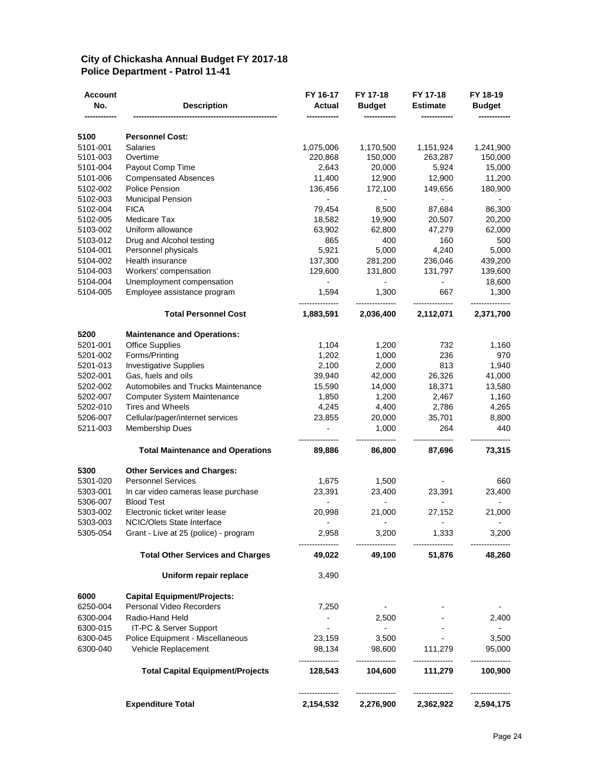## City of Chickasha Annual Budget FY 2017-18
## Police Department - Patrol 11-41

| Account No. | Description | FY 16-17 Actual | FY 17-18 Budget | FY 17-18 Estimate | FY 18-19 Budget |
|---|---|---|---|---|---|
| **5100** | **Personnel Cost:** | | | | |
| 5101-001 | Salaries | 1,075,006 | 1,170,500 | 1,151,924 | 1,241,900 |
| 5101-003 | Overtime | 220,868 | 150,000 | 263,287 | 150,000 |
| 5101-004 | Payout Comp Time | 2,643 | 20,000 | 5,924 | 15,000 |
| 5101-006 | Compensated Absences | 11,400 | 12,900 | 12,900 | 11,200 |
| 5102-002 | Police Pension | 136,456 | 172,100 | 149,656 | 180,900 |
| 5102-003 | Municipal Pension | - | - | - | - |
| 5102-004 | FICA | 79,454 | 8,500 | 87,684 | 86,300 |
| 5102-005 | Medicare Tax | 18,582 | 19,900 | 20,507 | 20,200 |
| 5103-002 | Uniform allowance | 63,902 | 62,800 | 47,279 | 62,000 |
| 5103-012 | Drug and Alcohol testing | 865 | 400 | 160 | 500 |
| 5104-001 | Personnel physicals | 5,921 | 5,000 | 4,240 | 5,000 |
| 5104-002 | Health insurance | 137,300 | 281,200 | 236,046 | 439,200 |
| 5104-003 | Workers' compensation | 129,600 | 131,800 | 131,797 | 139,600 |
| 5104-004 | Unemployment compensation | - | - | - | 18,600 |
| 5104-005 | Employee assistance program | 1,594 | 1,300 | 667 | 1,300 |
| | **Total Personnel Cost** | **1,883,591** | **2,036,400** | **2,112,071** | **2,371,700** |
| **5200** | **Maintenance and Operations:** | | | | |
| 5201-001 | Office Supplies | 1,104 | 1,200 | 732 | 1,160 |
| 5201-002 | Forms/Printing | 1,202 | 1,000 | 236 | 970 |
| 5201-013 | Investigative Supplies | 2,100 | 2,000 | 813 | 1,940 |
| 5202-001 | Gas, fuels and oils | 39,940 | 42,000 | 26,326 | 41,000 |
| 5202-002 | Automobiles and Trucks Maintenance | 15,590 | 14,000 | 18,371 | 13,580 |
| 5202-007 | Computer System Maintenance | 1,850 | 1,200 | 2,467 | 1,160 |
| 5202-010 | Tires and Wheels | 4,245 | 4,400 | 2,786 | 4,265 |
| 5206-007 | Cellular/pager/internet services | 23,855 | 20,000 | 35,701 | 8,800 |
| 5211-003 | Membership Dues | - | 1,000 | 264 | 440 |
| | **Total Maintenance and Operations** | **89,886** | **86,800** | **87,696** | **73,315** |
| **5300** | **Other Services and Charges:** | | | | |
| 5301-020 | Personnel Services | 1,675 | 1,500 | - | 660 |
| 5303-001 | In car video cameras lease purchase | 23,391 | 23,400 | 23,391 | 23,400 |
| 5306-007 | Blood Test | - | - | - | - |
| 5303-002 | Electronic ticket writer lease | 20,998 | 21,000 | 27,152 | 21,000 |
| 5303-003 | NCIC/Olets State Interface | - | - | - | - |
| 5305-054 | Grant - Live at 25 (police) - program | 2,958 | 3,200 | 1,333 | 3,200 |
| | **Total Other Services and Charges** | **49,022** | **49,100** | **51,876** | **48,260** |
| | **Uniform repair replace** | 3,490 | | | |
| **6000** | **Capital Equipment/Projects:** | | | | |
| 6250-004 | Personal Video Recorders | 7,250 | - | - | - |
| 6300-004 | Radio-Hand Held | - | 2,500 | - | 2,400 |
| 6300-015 | IT-PC & Server Support | - | - | - | - |
| 6300-045 | Police Equipment - Miscellaneous | 23,159 | 3,500 | - | 3,500 |
| 6300-040 | Vehicle Replacement | 98,134 | 98,600 | 111,279 | 95,000 |
| | **Total Capital Equipment/Projects** | **128,543** | **104,600** | **111,279** | **100,900** |
| | **Expenditure Total** | **2,154,532** | **2,276,900** | **2,362,922** | **2,594,175** |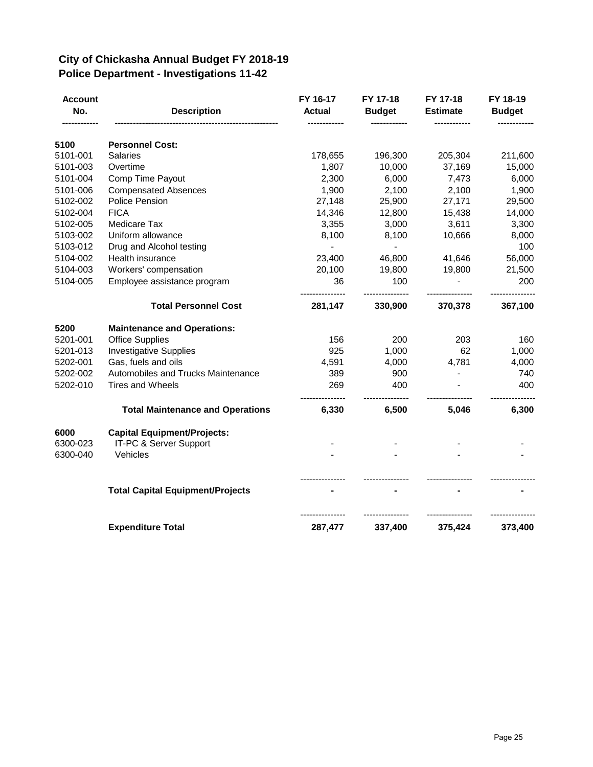# City of Chickasha Annual Budget FY 2018-19
## Police Department - Investigations 11-42

| Account No. | Description | FY 16-17 Actual | FY 17-18 Budget | FY 17-18 Estimate | FY 18-19 Budget |
|---|---|---|---|---|---|
| **5100** | **Personnel Cost:** | | | | |
| 5101-001 | Salaries | 178,655 | 196,300 | 205,304 | 211,600 |
| 5101-003 | Overtime | 1,807 | 10,000 | 37,169 | 15,000 |
| 5101-004 | Comp Time Payout | 2,300 | 6,000 | 7,473 | 6,000 |
| 5101-006 | Compensated Absences | 1,900 | 2,100 | 2,100 | 1,900 |
| 5102-002 | Police Pension | 27,148 | 25,900 | 27,171 | 29,500 |
| 5102-004 | FICA | 14,346 | 12,800 | 15,438 | 14,000 |
| 5102-005 | Medicare Tax | 3,355 | 3,000 | 3,611 | 3,300 |
| 5103-002 | Uniform allowance | 8,100 | 8,100 | 10,666 | 8,000 |
| 5103-012 | Drug and Alcohol testing | - | - | | 100 |
| 5104-002 | Health insurance | 23,400 | 46,800 | 41,646 | 56,000 |
| 5104-003 | Workers' compensation | 20,100 | 19,800 | 19,800 | 21,500 |
| 5104-005 | Employee assistance program | 36 | 100 | - | 200 |
| | **Total Personnel Cost** | **281,147** | **330,900** | **370,378** | **367,100** |
| **5200** | **Maintenance and Operations:** | | | | |
| 5201-001 | Office Supplies | 156 | 200 | 203 | 160 |
| 5201-013 | Investigative Supplies | 925 | 1,000 | 62 | 1,000 |
| 5202-001 | Gas, fuels and oils | 4,591 | 4,000 | 4,781 | 4,000 |
| 5202-002 | Automobiles and Trucks Maintenance | 389 | 900 | - | 740 |
| 5202-010 | Tires and Wheels | 269 | 400 | - | 400 |
| | **Total Maintenance and Operations** | **6,330** | **6,500** | **5,046** | **6,300** |
| **6000** | **Capital Equipment/Projects:** | | | | |
| 6300-023 | IT-PC & Server Support | - | - | - | - |
| 6300-040 | Vehicles | - | - | - | - |
| | **Total Capital Equipment/Projects** | **-** | **-** | **-** | **-** |
| | **Expenditure Total** | **287,477** | **337,400** | **375,424** | **373,400** |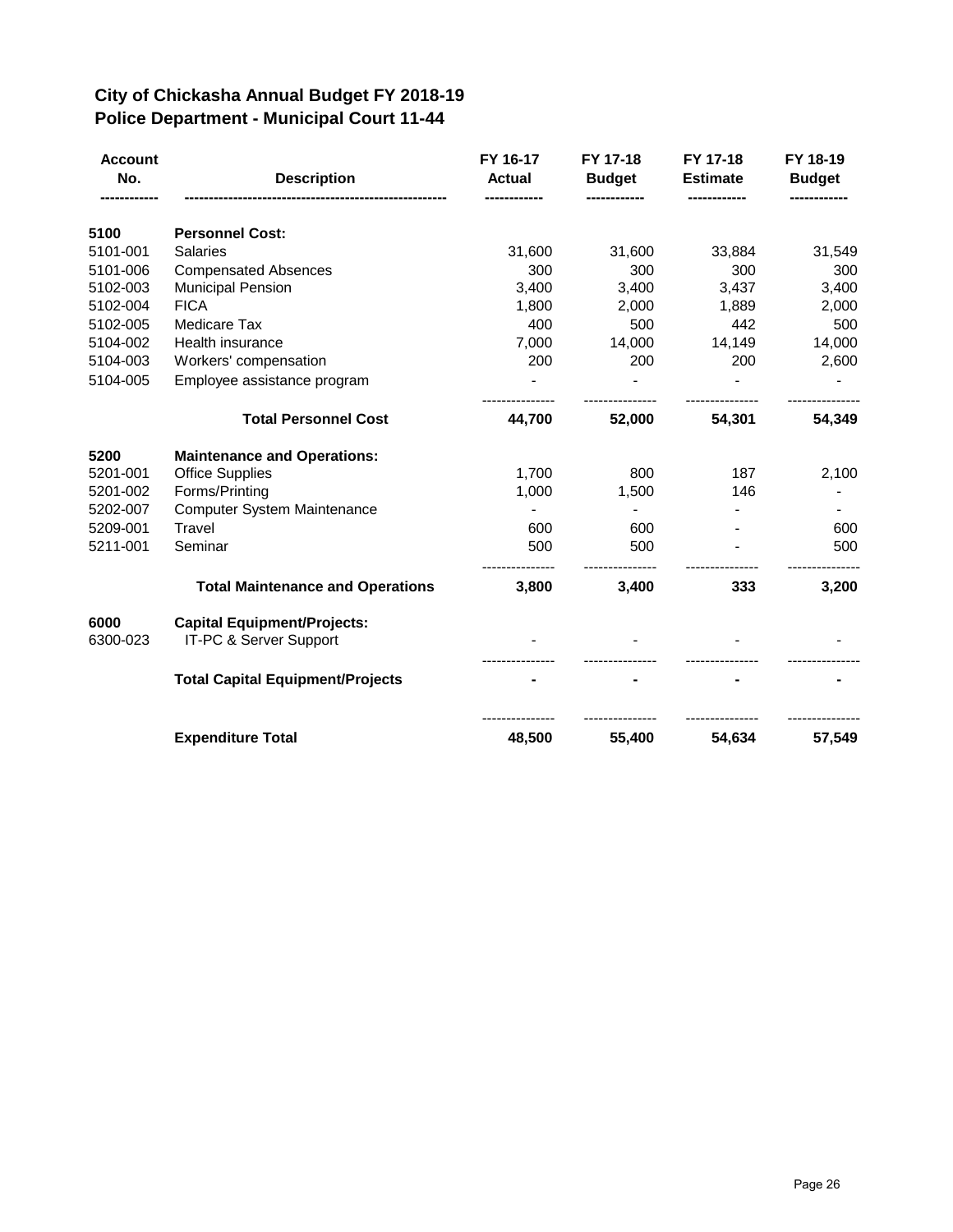# City of Chickasha Annual Budget FY 2018-19
## Police Department - Municipal Court 11-44

| Account No. | Description | FY 16-17 Actual | FY 17-18 Budget | FY 17-18 Estimate | FY 18-19 Budget |
|---|---|---|---|---|---|
| **5100** | **Personnel Cost:** | | | | |
| 5101-001 | Salaries | 31,600 | 31,600 | 33,884 | 31,549 |
| 5101-006 | Compensated Absences | 300 | 300 | 300 | 300 |
| 5102-003 | Municipal Pension | 3,400 | 3,400 | 3,437 | 3,400 |
| 5102-004 | FICA | 1,800 | 2,000 | 1,889 | 2,000 |
| 5102-005 | Medicare Tax | 400 | 500 | 442 | 500 |
| 5104-002 | Health insurance | 7,000 | 14,000 | 14,149 | 14,000 |
| 5104-003 | Workers' compensation | 200 | 200 | 200 | 2,600 |
| 5104-005 | Employee assistance program | - | - | - | - |
| | **Total Personnel Cost** | **44,700** | **52,000** | **54,301** | **54,349** |
| **5200** | **Maintenance and Operations:** | | | | |
| 5201-001 | Office Supplies | 1,700 | 800 | 187 | 2,100 |
| 5201-002 | Forms/Printing | 1,000 | 1,500 | 146 | - |
| 5202-007 | Computer System Maintenance | - | - | - | - |
| 5209-001 | Travel | 600 | 600 | - | 600 |
| 5211-001 | Seminar | 500 | 500 | - | 500 |
| | **Total Maintenance and Operations** | **3,800** | **3,400** | **333** | **3,200** |
| **6000** | **Capital Equipment/Projects:** | | | | |
| 6300-023 | IT-PC & Server Support | - | - | - | - |
| | **Total Capital Equipment/Projects** | **-** | **-** | **-** | **-** |
| | **Expenditure Total** | **48,500** | **55,400** | **54,634** | **57,549** |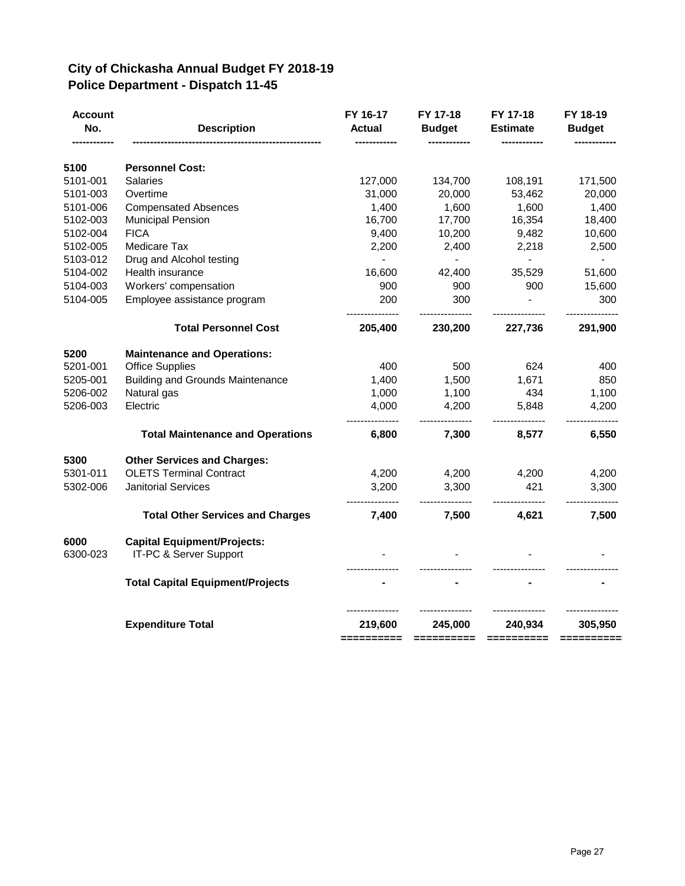## City of Chickasha Annual Budget FY 2018-19
## Police Department - Dispatch 11-45

| Account No. | Description | FY 16-17 Actual | FY 17-18 Budget | FY 17-18 Estimate | FY 18-19 Budget |
|---|---|---|---|---|---|
| **5100** | **Personnel Cost:** | | | | |
| 5101-001 | Salaries | 127,000 | 134,700 | 108,191 | 171,500 |
| 5101-003 | Overtime | 31,000 | 20,000 | 53,462 | 20,000 |
| 5101-006 | Compensated Absences | 1,400 | 1,600 | 1,600 | 1,400 |
| 5102-003 | Municipal Pension | 16,700 | 17,700 | 16,354 | 18,400 |
| 5102-004 | FICA | 9,400 | 10,200 | 9,482 | 10,600 |
| 5102-005 | Medicare Tax | 2,200 | 2,400 | 2,218 | 2,500 |
| 5103-012 | Drug and Alcohol testing | - | - | - | - |
| 5104-002 | Health insurance | 16,600 | 42,400 | 35,529 | 51,600 |
| 5104-003 | Workers' compensation | 900 | 900 | 900 | 15,600 |
| 5104-005 | Employee assistance program | 200 | 300 | - | 300 |
| | **Total Personnel Cost** | **205,400** | **230,200** | **227,736** | **291,900** |
| **5200** | **Maintenance and Operations:** | | | | |
| 5201-001 | Office Supplies | 400 | 500 | 624 | 400 |
| 5205-001 | Building and Grounds Maintenance | 1,400 | 1,500 | 1,671 | 850 |
| 5206-002 | Natural gas | 1,000 | 1,100 | 434 | 1,100 |
| 5206-003 | Electric | 4,000 | 4,200 | 5,848 | 4,200 |
| | **Total Maintenance and Operations** | **6,800** | **7,300** | **8,577** | **6,550** |
| **5300** | **Other Services and Charges:** | | | | |
| 5301-011 | OLETS Terminal Contract | 4,200 | 4,200 | 4,200 | 4,200 |
| 5302-006 | Janitorial Services | 3,200 | 3,300 | 421 | 3,300 |
| | **Total Other Services and Charges** | **7,400** | **7,500** | **4,621** | **7,500** |
| **6000** | **Capital Equipment/Projects:** | | | | |
| 6300-023 | IT-PC & Server Support | - | - | - | - |
| | **Total Capital Equipment/Projects** | **-** | **-** | **-** | **-** |
| | **Expenditure Total** | **219,600** | **245,000** | **240,934** | **305,950** |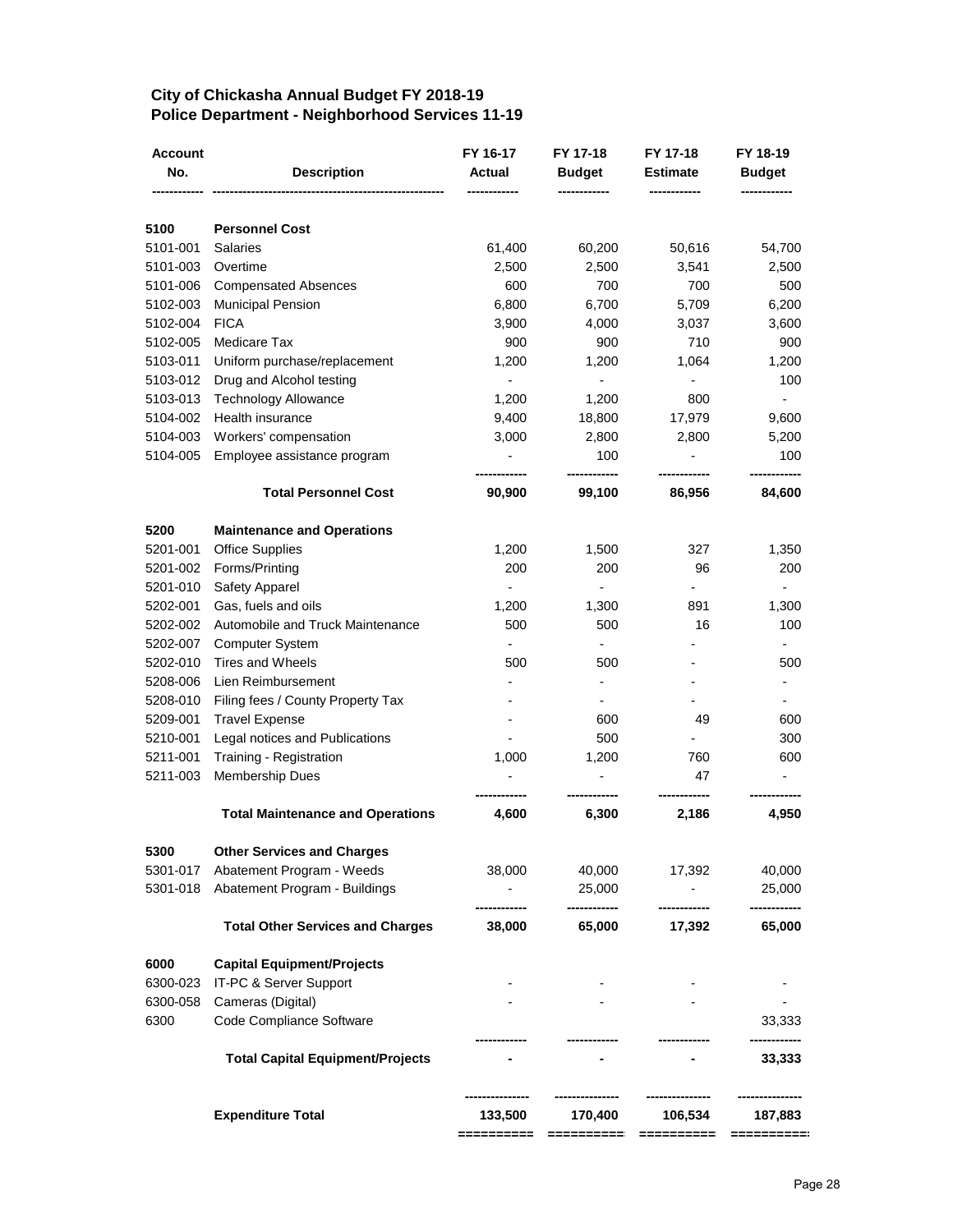**City of Chickasha Annual Budget FY 2018-19**
**Police Department - Neighborhood Services 11-19**

| Account No. | Description | FY 16-17 Actual | FY 17-18 Budget | FY 17-18 Estimate | FY 18-19 Budget |
|---|---|---|---|---|---|
| **5100** | **Personnel Cost** | | | | |
| 5101-001 | Salaries | 61,400 | 60,200 | 50,616 | 54,700 |
| 5101-003 | Overtime | 2,500 | 2,500 | 3,541 | 2,500 |
| 5101-006 | Compensated Absences | 600 | 700 | 700 | 500 |
| 5102-003 | Municipal Pension | 6,800 | 6,700 | 5,709 | 6,200 |
| 5102-004 | FICA | 3,900 | 4,000 | 3,037 | 3,600 |
| 5102-005 | Medicare Tax | 900 | 900 | 710 | 900 |
| 5103-011 | Uniform purchase/replacement | 1,200 | 1,200 | 1,064 | 1,200 |
| 5103-012 | Drug and Alcohol testing | - | - | - | 100 |
| 5103-013 | Technology Allowance | 1,200 | 1,200 | 800 | - |
| 5104-002 | Health insurance | 9,400 | 18,800 | 17,979 | 9,600 |
| 5104-003 | Workers' compensation | 3,000 | 2,800 | 2,800 | 5,200 |
| 5104-005 | Employee assistance program | - | 100 | - | 100 |
| | **Total Personnel Cost** | **90,900** | **99,100** | **86,956** | **84,600** |
| **5200** | **Maintenance and Operations** | | | | |
| 5201-001 | Office Supplies | 1,200 | 1,500 | 327 | 1,350 |
| 5201-002 | Forms/Printing | 200 | 200 | 96 | 200 |
| 5201-010 | Safety Apparel | - | - | - | - |
| 5202-001 | Gas, fuels and oils | 1,200 | 1,300 | 891 | 1,300 |
| 5202-002 | Automobile and Truck Maintenance | 500 | 500 | 16 | 100 |
| 5202-007 | Computer System | - | - | - | - |
| 5202-010 | Tires and Wheels | 500 | 500 | - | 500 |
| 5208-006 | Lien Reimbursement | - | - | - | - |
| 5208-010 | Filing fees / County Property Tax | - | - | - | - |
| 5209-001 | Travel Expense | - | 600 | 49 | 600 |
| 5210-001 | Legal notices and Publications | - | 500 | - | 300 |
| 5211-001 | Training - Registration | 1,000 | 1,200 | 760 | 600 |
| 5211-003 | Membership Dues | - | - | 47 | - |
| | **Total Maintenance and Operations** | **4,600** | **6,300** | **2,186** | **4,950** |
| **5300** | **Other Services and Charges** | | | | |
| 5301-017 | Abatement Program - Weeds | 38,000 | 40,000 | 17,392 | 40,000 |
| 5301-018 | Abatement Program - Buildings | - | 25,000 | - | 25,000 |
| | **Total Other Services and Charges** | **38,000** | **65,000** | **17,392** | **65,000** |
| **6000** | **Capital Equipment/Projects** | | | | |
| 6300-023 | IT-PC & Server Support | - | - | - | - |
| 6300-058 | Cameras (Digital) | - | - | - | - |
| 6300 | Code Compliance Software | | | | 33,333 |
| | **Total Capital Equipment/Projects** | **-** | **-** | **-** | **33,333** |
| | **Expenditure Total** | **133,500** | **170,400** | **106,534** | **187,883** |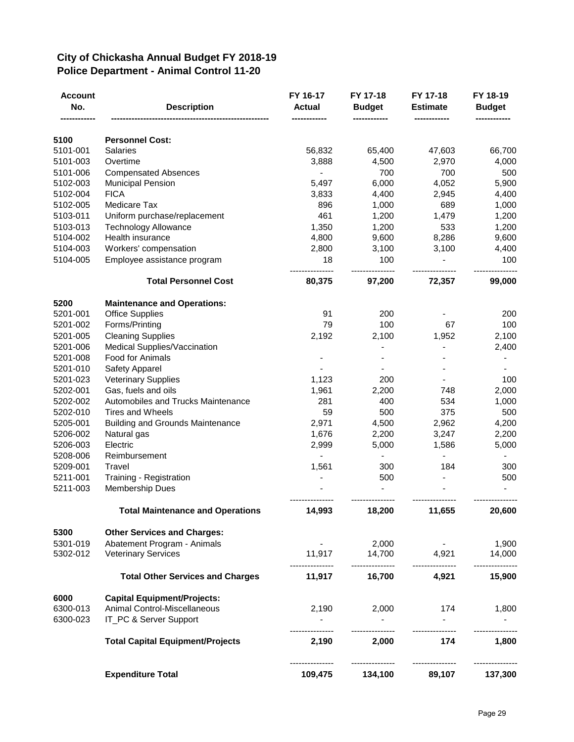# City of Chickasha Annual Budget FY 2018-19
## Police Department - Animal Control 11-20

| Account No. | Description | FY 16-17 Actual | FY 17-18 Budget | FY 17-18 Estimate | FY 18-19 Budget |
|---|---|---|---|---|---|
| 5100 | **Personnel Cost:** | | | | |
| 5101-001 | Salaries | 56,832 | 65,400 | 47,603 | 66,700 |
| 5101-003 | Overtime | 3,888 | 4,500 | 2,970 | 4,000 |
| 5101-006 | Compensated Absences | - | 700 | 700 | 500 |
| 5102-003 | Municipal Pension | 5,497 | 6,000 | 4,052 | 5,900 |
| 5102-004 | FICA | 3,833 | 4,400 | 2,945 | 4,400 |
| 5102-005 | Medicare Tax | 896 | 1,000 | 689 | 1,000 |
| 5103-011 | Uniform purchase/replacement | 461 | 1,200 | 1,479 | 1,200 |
| 5103-013 | Technology Allowance | 1,350 | 1,200 | 533 | 1,200 |
| 5104-002 | Health insurance | 4,800 | 9,600 | 8,286 | 9,600 |
| 5104-003 | Workers' compensation | 2,800 | 3,100 | 3,100 | 4,400 |
| 5104-005 | Employee assistance program | 18 | 100 | - | 100 |
| | **Total Personnel Cost** | **80,375** | **97,200** | **72,357** | **99,000** |
| 5200 | **Maintenance and Operations:** | | | | |
| 5201-001 | Office Supplies | 91 | 200 | - | 200 |
| 5201-002 | Forms/Printing | 79 | 100 | 67 | 100 |
| 5201-005 | Cleaning Supplies | 2,192 | 2,100 | 1,952 | 2,100 |
| 5201-006 | Medical Supplies/Vaccination | | - | - | 2,400 |
| 5201-008 | Food for Animals | - | - | - | - |
| 5201-010 | Safety Apparel | - | - | - | - |
| 5201-023 | Veterinary Supplies | 1,123 | 200 | - | 100 |
| 5202-001 | Gas, fuels and oils | 1,961 | 2,200 | 748 | 2,000 |
| 5202-002 | Automobiles and Trucks Maintenance | 281 | 400 | 534 | 1,000 |
| 5202-010 | Tires and Wheels | 59 | 500 | 375 | 500 |
| 5205-001 | Building and Grounds Maintenance | 2,971 | 4,500 | 2,962 | 4,200 |
| 5206-002 | Natural gas | 1,676 | 2,200 | 3,247 | 2,200 |
| 5206-003 | Electric | 2,999 | 5,000 | 1,586 | 5,000 |
| 5208-006 | Reimbursement | - | - | - | - |
| 5209-001 | Travel | 1,561 | 300 | 184 | 300 |
| 5211-001 | Training - Registration | - | 500 | - | 500 |
| 5211-003 | Membership Dues | - | - | - | - |
| | **Total Maintenance and Operations** | **14,993** | **18,200** | **11,655** | **20,600** |
| 5300 | **Other Services and Charges:** | | | | |
| 5301-019 | Abatement Program - Animals | - | 2,000 | - | 1,900 |
| 5302-012 | Veterinary Services | 11,917 | 14,700 | 4,921 | 14,000 |
| | **Total Other Services and Charges** | **11,917** | **16,700** | **4,921** | **15,900** |
| 6000 | **Capital Equipment/Projects:** | | | | |
| 6300-013 | Animal Control-Miscellaneous | 2,190 | 2,000 | 174 | 1,800 |
| 6300-023 | IT_PC & Server Support | - | - | - | - |
| | **Total Capital Equipment/Projects** | **2,190** | **2,000** | **174** | **1,800** |
| | **Expenditure Total** | **109,475** | **134,100** | **89,107** | **137,300** |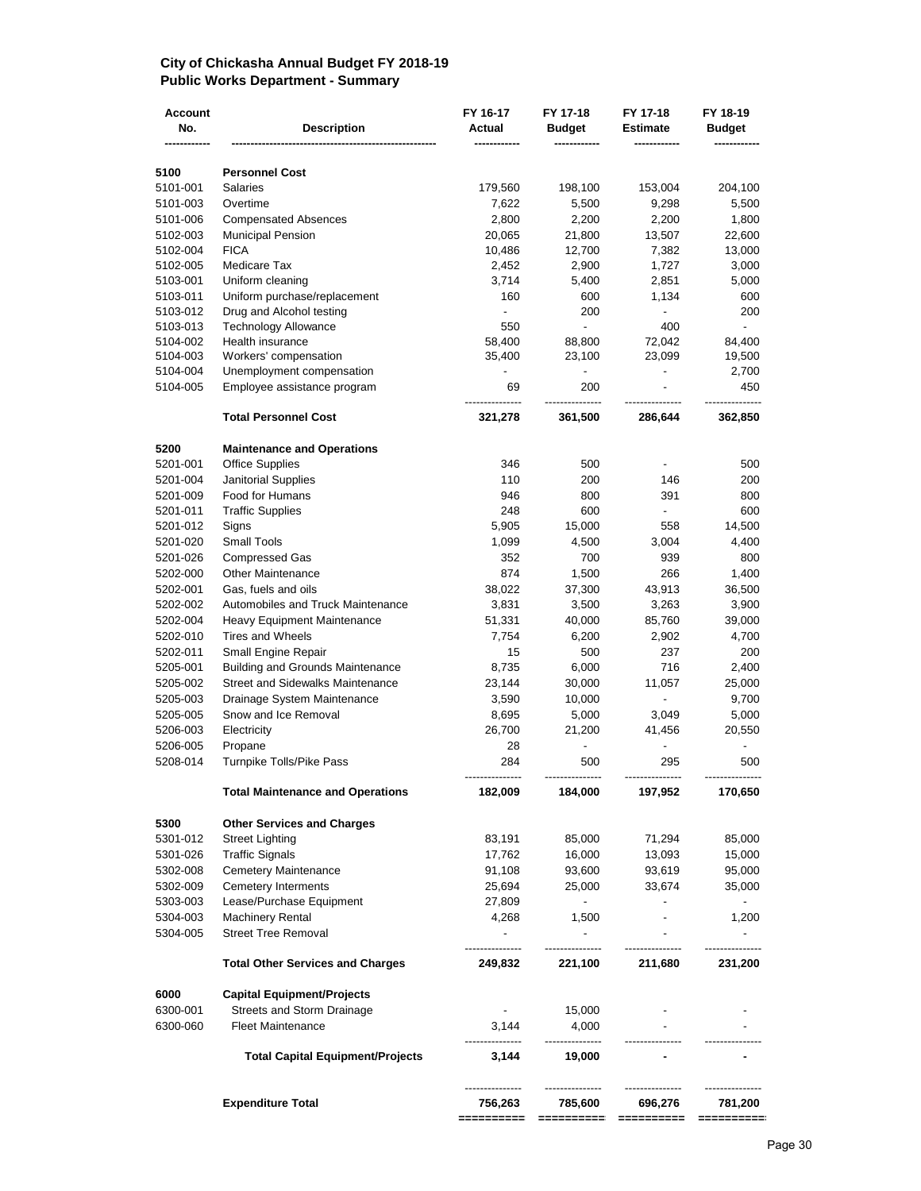**City of Chickasha Annual Budget FY 2018-19**
**Public Works Department - Summary**

| Account No. | Description | FY 16-17 Actual | FY 17-18 Budget | FY 17-18 Estimate | FY 18-19 Budget |
|---|---|---|---|---|---|
| **5100** | **Personnel Cost** | | | | |
| 5101-001 | Salaries | 179,560 | 198,100 | 153,004 | 204,100 |
| 5101-003 | Overtime | 7,622 | 5,500 | 9,298 | 5,500 |
| 5101-006 | Compensated Absences | 2,800 | 2,200 | 2,200 | 1,800 |
| 5102-003 | Municipal Pension | 20,065 | 21,800 | 13,507 | 22,600 |
| 5102-004 | FICA | 10,486 | 12,700 | 7,382 | 13,000 |
| 5102-005 | Medicare Tax | 2,452 | 2,900 | 1,727 | 3,000 |
| 5103-001 | Uniform cleaning | 3,714 | 5,400 | 2,851 | 5,000 |
| 5103-011 | Uniform purchase/replacement | 160 | 600 | 1,134 | 600 |
| 5103-012 | Drug and Alcohol testing | - | 200 | - | 200 |
| 5103-013 | Technology Allowance | 550 | - | 400 | - |
| 5104-002 | Health insurance | 58,400 | 88,800 | 72,042 | 84,400 |
| 5104-003 | Workers' compensation | 35,400 | 23,100 | 23,099 | 19,500 |
| 5104-004 | Unemployment compensation | - | - | - | 2,700 |
| 5104-005 | Employee assistance program | 69 | 200 | - | 450 |
| | **Total Personnel Cost** | **321,278** | **361,500** | **286,644** | **362,850** |
| **5200** | **Maintenance and Operations** | | | | |
| 5201-001 | Office Supplies | 346 | 500 | - | 500 |
| 5201-004 | Janitorial Supplies | 110 | 200 | 146 | 200 |
| 5201-009 | Food for Humans | 946 | 800 | 391 | 800 |
| 5201-011 | Traffic Supplies | 248 | 600 | - | 600 |
| 5201-012 | Signs | 5,905 | 15,000 | 558 | 14,500 |
| 5201-020 | Small Tools | 1,099 | 4,500 | 3,004 | 4,400 |
| 5201-026 | Compressed Gas | 352 | 700 | 939 | 800 |
| 5202-000 | Other Maintenance | 874 | 1,500 | 266 | 1,400 |
| 5202-001 | Gas, fuels and oils | 38,022 | 37,300 | 43,913 | 36,500 |
| 5202-002 | Automobiles and Truck Maintenance | 3,831 | 3,500 | 3,263 | 3,900 |
| 5202-004 | Heavy Equipment Maintenance | 51,331 | 40,000 | 85,760 | 39,000 |
| 5202-010 | Tires and Wheels | 7,754 | 6,200 | 2,902 | 4,700 |
| 5202-011 | Small Engine Repair | 15 | 500 | 237 | 200 |
| 5205-001 | Building and Grounds Maintenance | 8,735 | 6,000 | 716 | 2,400 |
| 5205-002 | Street and Sidewalks Maintenance | 23,144 | 30,000 | 11,057 | 25,000 |
| 5205-003 | Drainage System Maintenance | 3,590 | 10,000 | - | 9,700 |
| 5205-005 | Snow and Ice Removal | 8,695 | 5,000 | 3,049 | 5,000 |
| 5206-003 | Electricity | 26,700 | 21,200 | 41,456 | 20,550 |
| 5206-005 | Propane | 28 | - | - | - |
| 5208-014 | Turnpike Tolls/Pike Pass | 284 | 500 | 295 | 500 |
| | **Total Maintenance and Operations** | **182,009** | **184,000** | **197,952** | **170,650** |
| **5300** | **Other Services and Charges** | | | | |
| 5301-012 | Street Lighting | 83,191 | 85,000 | 71,294 | 85,000 |
| 5301-026 | Traffic Signals | 17,762 | 16,000 | 13,093 | 15,000 |
| 5302-008 | Cemetery Maintenance | 91,108 | 93,600 | 93,619 | 95,000 |
| 5302-009 | Cemetery Interments | 25,694 | 25,000 | 33,674 | 35,000 |
| 5303-003 | Lease/Purchase Equipment | 27,809 | - | - | - |
| 5304-003 | Machinery Rental | 4,268 | 1,500 | - | 1,200 |
| 5304-005 | Street Tree Removal | - | - | - | - |
| | **Total Other Services and Charges** | **249,832** | **221,100** | **211,680** | **231,200** |
| **6000** | **Capital Equipment/Projects** | | | | |
| 6300-001 | Streets and Storm Drainage | - | 15,000 | - | - |
| 6300-060 | Fleet Maintenance | 3,144 | 4,000 | - | - |
| | **Total Capital Equipment/Projects** | **3,144** | **19,000** | **-** | **-** |
| | **Expenditure Total** | **756,263** | **785,600** | **696,276** | **781,200** |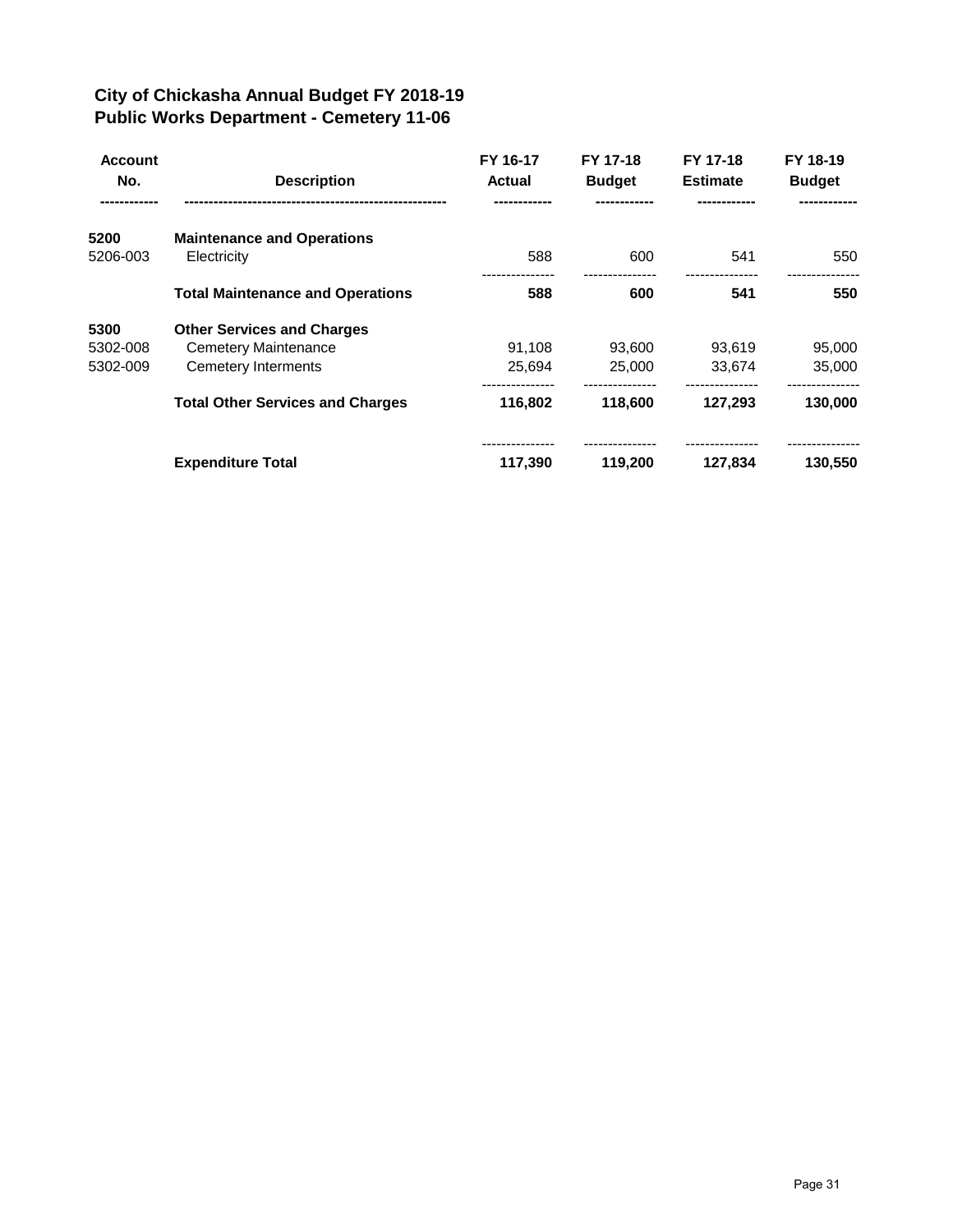## City of Chickasha Annual Budget FY 2018-19
## Public Works Department - Cemetery 11-06

| Account No. | Description | FY 16-17 Actual | FY 17-18 Budget | FY 17-18 Estimate | FY 18-19 Budget |
|---|---|---|---|---|---|
| **5200** | **Maintenance and Operations** | | | | |
| 5206-003 | Electricity | 588 | 600 | 541 | 550 |
| | **Total Maintenance and Operations** | **588** | **600** | **541** | **550** |
| **5300** | **Other Services and Charges** | | | | |
| 5302-008 | Cemetery Maintenance | 91,108 | 93,600 | 93,619 | 95,000 |
| 5302-009 | Cemetery Interments | 25,694 | 25,000 | 33,674 | 35,000 |
| | **Total Other Services and Charges** | **116,802** | **118,600** | **127,293** | **130,000** |
| | **Expenditure Total** | **117,390** | **119,200** | **127,834** | **130,550** |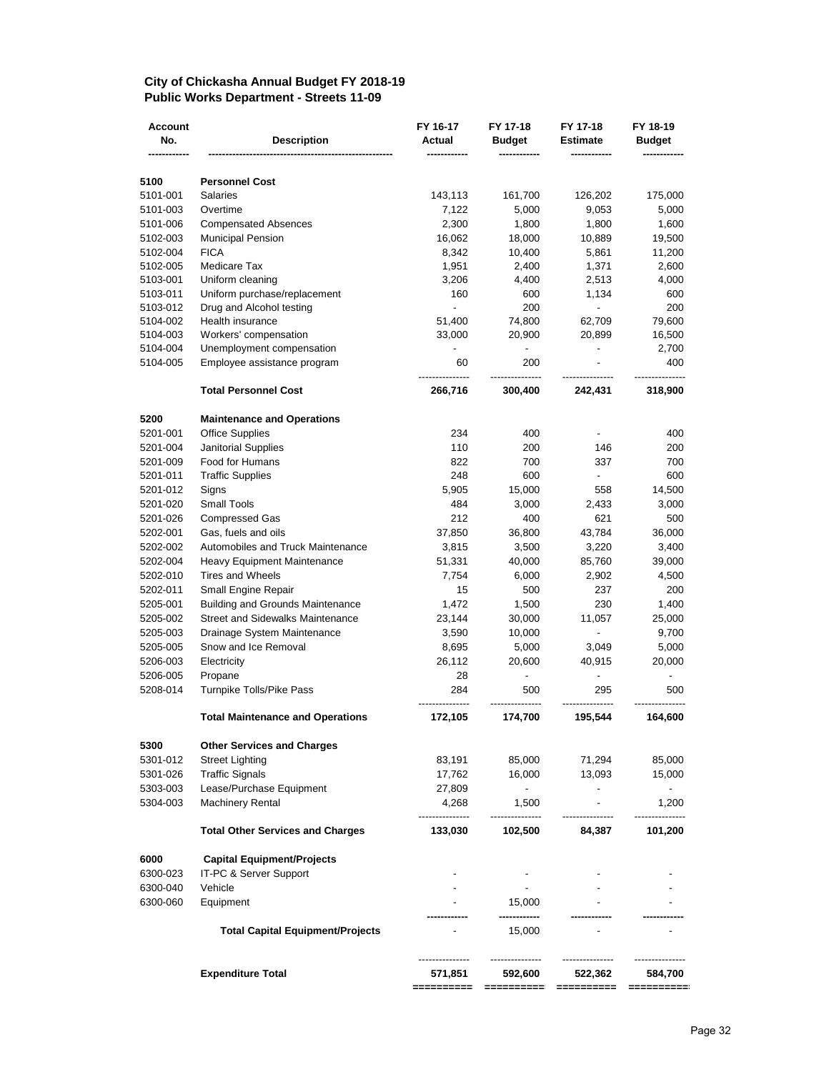# City of Chickasha Annual Budget FY 2018-19
## Public Works Department - Streets 11-09

| Account No. | Description | FY 16-17 Actual | FY 17-18 Budget | FY 17-18 Estimate | FY 18-19 Budget |
|---|---|---|---|---|---|
| **5100** | **Personnel Cost** | | | | |
| 5101-001 | Salaries | 143,113 | 161,700 | 126,202 | 175,000 |
| 5101-003 | Overtime | 7,122 | 5,000 | 9,053 | 5,000 |
| 5101-006 | Compensated Absences | 2,300 | 1,800 | 1,800 | 1,600 |
| 5102-003 | Municipal Pension | 16,062 | 18,000 | 10,889 | 19,500 |
| 5102-004 | FICA | 8,342 | 10,400 | 5,861 | 11,200 |
| 5102-005 | Medicare Tax | 1,951 | 2,400 | 1,371 | 2,600 |
| 5103-001 | Uniform cleaning | 3,206 | 4,400 | 2,513 | 4,000 |
| 5103-011 | Uniform purchase/replacement | 160 | 600 | 1,134 | 600 |
| 5103-012 | Drug and Alcohol testing | - | 200 | - | 200 |
| 5104-002 | Health insurance | 51,400 | 74,800 | 62,709 | 79,600 |
| 5104-003 | Workers' compensation | 33,000 | 20,900 | 20,899 | 16,500 |
| 5104-004 | Unemployment compensation | - | - | - | 2,700 |
| 5104-005 | Employee assistance program | 60 | 200 | - | 400 |
| | **Total Personnel Cost** | **266,716** | **300,400** | **242,431** | **318,900** |
| **5200** | **Maintenance and Operations** | | | | |
| 5201-001 | Office Supplies | 234 | 400 | - | 400 |
| 5201-004 | Janitorial Supplies | 110 | 200 | 146 | 200 |
| 5201-009 | Food for Humans | 822 | 700 | 337 | 700 |
| 5201-011 | Traffic Supplies | 248 | 600 | - | 600 |
| 5201-012 | Signs | 5,905 | 15,000 | 558 | 14,500 |
| 5201-020 | Small Tools | 484 | 3,000 | 2,433 | 3,000 |
| 5201-026 | Compressed Gas | 212 | 400 | 621 | 500 |
| 5202-001 | Gas, fuels and oils | 37,850 | 36,800 | 43,784 | 36,000 |
| 5202-002 | Automobiles and Truck Maintenance | 3,815 | 3,500 | 3,220 | 3,400 |
| 5202-004 | Heavy Equipment Maintenance | 51,331 | 40,000 | 85,760 | 39,000 |
| 5202-010 | Tires and Wheels | 7,754 | 6,000 | 2,902 | 4,500 |
| 5202-011 | Small Engine Repair | 15 | 500 | 237 | 200 |
| 5205-001 | Building and Grounds Maintenance | 1,472 | 1,500 | 230 | 1,400 |
| 5205-002 | Street and Sidewalks Maintenance | 23,144 | 30,000 | 11,057 | 25,000 |
| 5205-003 | Drainage System Maintenance | 3,590 | 10,000 | - | 9,700 |
| 5205-005 | Snow and Ice Removal | 8,695 | 5,000 | 3,049 | 5,000 |
| 5206-003 | Electricity | 26,112 | 20,600 | 40,915 | 20,000 |
| 5206-005 | Propane | 28 | - | - | - |
| 5208-014 | Turnpike Tolls/Pike Pass | 284 | 500 | 295 | 500 |
| | **Total Maintenance and Operations** | **172,105** | **174,700** | **195,544** | **164,600** |
| **5300** | **Other Services and Charges** | | | | |
| 5301-012 | Street Lighting | 83,191 | 85,000 | 71,294 | 85,000 |
| 5301-026 | Traffic Signals | 17,762 | 16,000 | 13,093 | 15,000 |
| 5303-003 | Lease/Purchase Equipment | 27,809 | - | - | - |
| 5304-003 | Machinery Rental | 4,268 | 1,500 | - | 1,200 |
| | **Total Other Services and Charges** | **133,030** | **102,500** | **84,387** | **101,200** |
| **6000** | **Capital Equipment/Projects** | | | | |
| 6300-023 | IT-PC & Server Support | - | - | - | - |
| 6300-040 | Vehicle | - | - | - | - |
| 6300-060 | Equipment | - | 15,000 | - | - |
| | **Total Capital Equipment/Projects** | - | 15,000 | - | - |
| | **Expenditure Total** | **571,851** | **592,600** | **522,362** | **584,700** |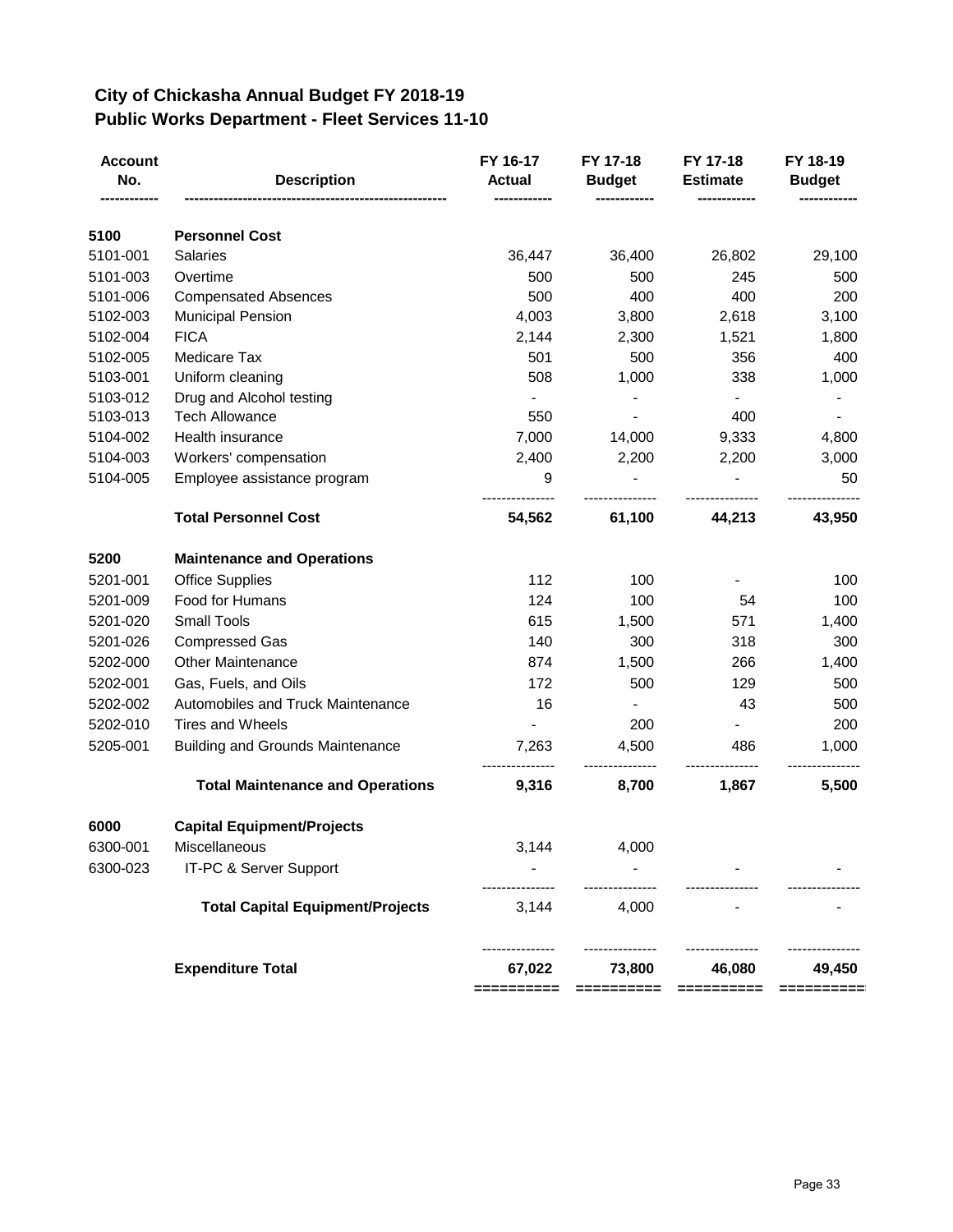## City of Chickasha Annual Budget FY 2018-19
## Public Works Department - Fleet Services 11-10

| Account No. | Description | FY 16-17 Actual | FY 17-18 Budget | FY 17-18 Estimate | FY 18-19 Budget |
|---|---|---|---|---|---|
| **5100** | **Personnel Cost** | | | | |
| 5101-001 | Salaries | 36,447 | 36,400 | 26,802 | 29,100 |
| 5101-003 | Overtime | 500 | 500 | 245 | 500 |
| 5101-006 | Compensated Absences | 500 | 400 | 400 | 200 |
| 5102-003 | Municipal Pension | 4,003 | 3,800 | 2,618 | 3,100 |
| 5102-004 | FICA | 2,144 | 2,300 | 1,521 | 1,800 |
| 5102-005 | Medicare Tax | 501 | 500 | 356 | 400 |
| 5103-001 | Uniform cleaning | 508 | 1,000 | 338 | 1,000 |
| 5103-012 | Drug and Alcohol testing | - | - | - | - |
| 5103-013 | Tech Allowance | 550 | - | 400 | - |
| 5104-002 | Health insurance | 7,000 | 14,000 | 9,333 | 4,800 |
| 5104-003 | Workers' compensation | 2,400 | 2,200 | 2,200 | 3,000 |
| 5104-005 | Employee assistance program | 9 | - | - | 50 |
| | **Total Personnel Cost** | **54,562** | **61,100** | **44,213** | **43,950** |
| **5200** | **Maintenance and Operations** | | | | |
| 5201-001 | Office Supplies | 112 | 100 | - | 100 |
| 5201-009 | Food for Humans | 124 | 100 | 54 | 100 |
| 5201-020 | Small Tools | 615 | 1,500 | 571 | 1,400 |
| 5201-026 | Compressed Gas | 140 | 300 | 318 | 300 |
| 5202-000 | Other Maintenance | 874 | 1,500 | 266 | 1,400 |
| 5202-001 | Gas, Fuels, and Oils | 172 | 500 | 129 | 500 |
| 5202-002 | Automobiles and Truck Maintenance | 16 | - | 43 | 500 |
| 5202-010 | Tires and Wheels | - | 200 | - | 200 |
| 5205-001 | Building and Grounds Maintenance | 7,263 | 4,500 | 486 | 1,000 |
| | **Total Maintenance and Operations** | **9,316** | **8,700** | **1,867** | **5,500** |
| **6000** | **Capital Equipment/Projects** | | | | |
| 6300-001 | Miscellaneous | 3,144 | 4,000 | | |
| 6300-023 | IT-PC & Server Support | - | - | - | - |
| | **Total Capital Equipment/Projects** | 3,144 | 4,000 | - | - |
| | **Expenditure Total** | **67,022** | **73,800** | **46,080** | **49,450** |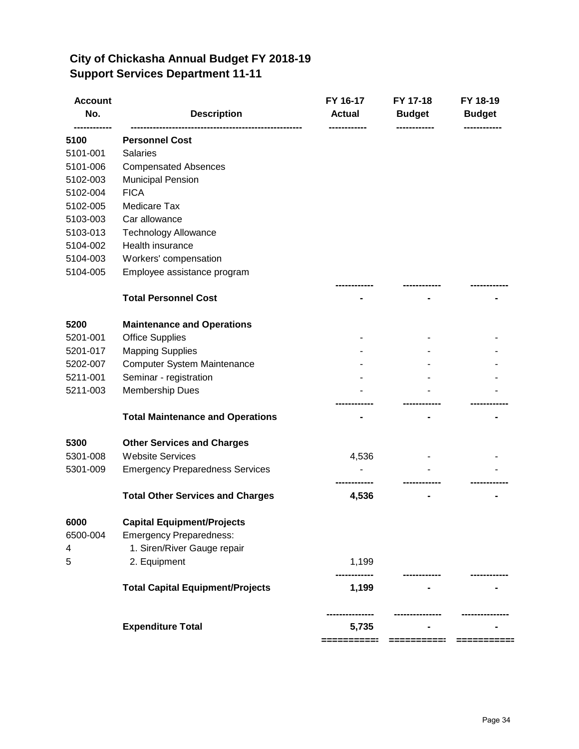## City of Chickasha Annual Budget FY 2018-19
## Support Services Department 11-11

| Account No. | Description | FY 16-17 Actual | FY 17-18 Budget | FY 18-19 Budget |
|---|---|---|---|---|
| **5100** | **Personnel Cost** | | | |
| 5101-001 | Salaries | | | |
| 5101-006 | Compensated Absences | | | |
| 5102-003 | Municipal Pension | | | |
| 5102-004 | FICA | | | |
| 5102-005 | Medicare Tax | | | |
| 5103-003 | Car allowance | | | |
| 5103-013 | Technology Allowance | | | |
| 5104-002 | Health insurance | | | |
| 5104-003 | Workers' compensation | | | |
| 5104-005 | Employee assistance program | | | |
| | **Total Personnel Cost** | **-** | **-** | **-** |
| **5200** | **Maintenance and Operations** | | | |
| 5201-001 | Office Supplies | - | - | - |
| 5201-017 | Mapping Supplies | - | - | - |
| 5202-007 | Computer System Maintenance | - | - | - |
| 5211-001 | Seminar - registration | - | - | - |
| 5211-003 | Membership Dues | - | - | - |
| | **Total Maintenance and Operations** | **-** | **-** | **-** |
| **5300** | **Other Services and Charges** | | | |
| 5301-008 | Website Services | 4,536 | - | - |
| 5301-009 | Emergency Preparedness Services | - | - | - |
| | **Total Other Services and Charges** | **4,536** | **-** | **-** |
| **6000** | **Capital Equipment/Projects** | | | |
| 6500-004 | Emergency Preparedness: | | | |
| 4 | 1. Siren/River Gauge repair | | | |
| 5 | 2. Equipment | 1,199 | | |
| | **Total Capital Equipment/Projects** | **1,199** | **-** | **-** |
| | **Expenditure Total** | **5,735** | **-** | **-** |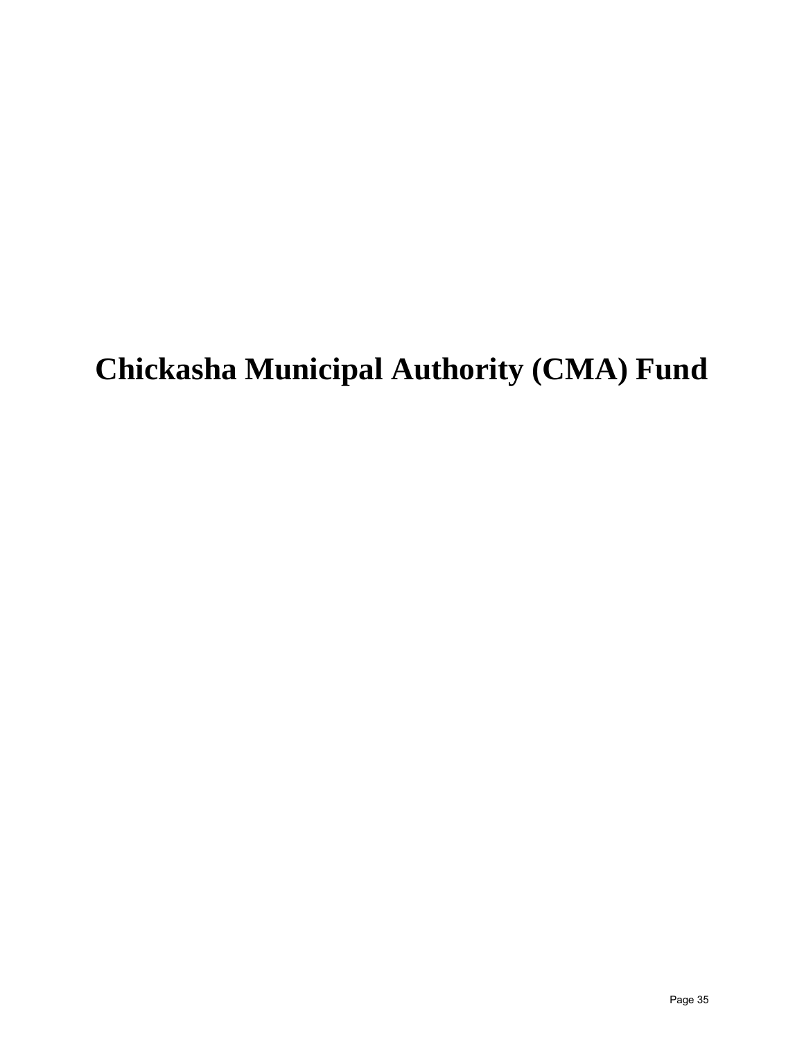# Chickasha Municipal Authority (CMA) Fund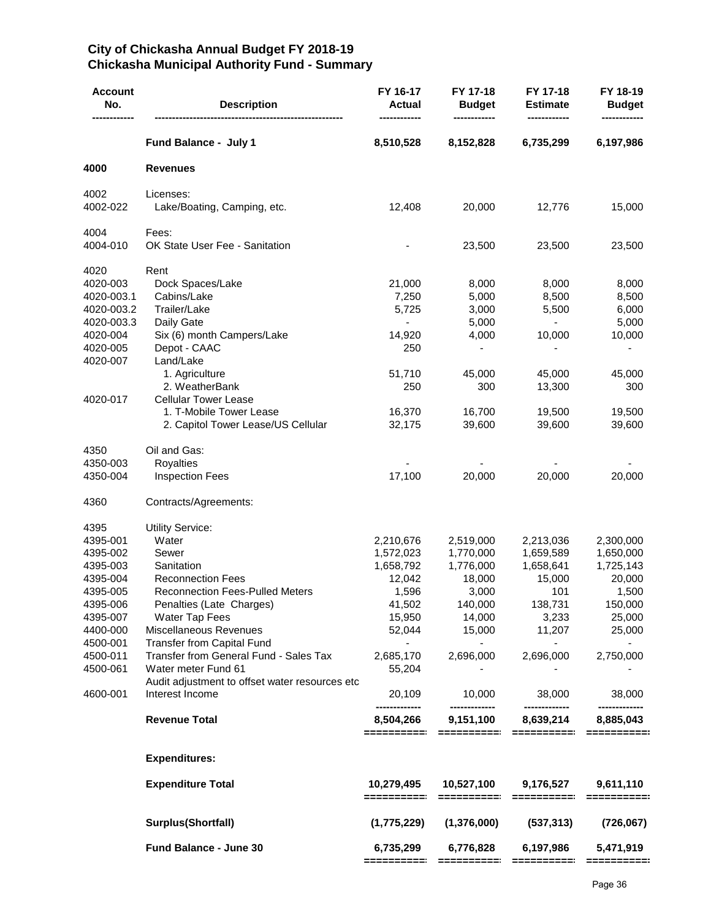# City of Chickasha Annual Budget FY 2018-19
## Chickasha Municipal Authority Fund - Summary

| Account No. | Description | FY 16-17 Actual | FY 17-18 Budget | FY 17-18 Estimate | FY 18-19 Budget |
|---|---|---|---|---|---|
| | **Fund Balance - July 1** | **8,510,528** | **8,152,828** | **6,735,299** | **6,197,986** |
| **4000** | **Revenues** | | | | |
| 4002 | Licenses: | | | | |
| 4002-022 | Lake/Boating, Camping, etc. | 12,408 | 20,000 | 12,776 | 15,000 |
| 4004 | Fees: | | | | |
| 4004-010 | OK State User Fee - Sanitation | - | 23,500 | 23,500 | 23,500 |
| 4020 | Rent | | | | |
| 4020-003 | Dock Spaces/Lake | 21,000 | 8,000 | 8,000 | 8,000 |
| 4020-003.1 | Cabins/Lake | 7,250 | 5,000 | 8,500 | 8,500 |
| 4020-003.2 | Trailer/Lake | 5,725 | 3,000 | 5,500 | 6,000 |
| 4020-003.3 | Daily Gate | - | 5,000 | - | 5,000 |
| 4020-004 | Six (6) month Campers/Lake | 14,920 | 4,000 | 10,000 | 10,000 |
| 4020-005 | Depot - CAAC | 250 | - | - | - |
| 4020-007 | Land/Lake | | | | |
| | 1. Agriculture | 51,710 | 45,000 | 45,000 | 45,000 |
| | 2. WeatherBank | 250 | 300 | 13,300 | 300 |
| 4020-017 | Cellular Tower Lease | | | | |
| | 1. T-Mobile Tower Lease | 16,370 | 16,700 | 19,500 | 19,500 |
| | 2. Capitol Tower Lease/US Cellular | 32,175 | 39,600 | 39,600 | 39,600 |
| 4350 | Oil and Gas: | | | | |
| 4350-003 | Royalties | - | - | - | - |
| 4350-004 | Inspection Fees | 17,100 | 20,000 | 20,000 | 20,000 |
| 4360 | Contracts/Agreements: | | | | |
| 4395 | Utility Service: | | | | |
| 4395-001 | Water | 2,210,676 | 2,519,000 | 2,213,036 | 2,300,000 |
| 4395-002 | Sewer | 1,572,023 | 1,770,000 | 1,659,589 | 1,650,000 |
| 4395-003 | Sanitation | 1,658,792 | 1,776,000 | 1,658,641 | 1,725,143 |
| 4395-004 | Reconnection Fees | 12,042 | 18,000 | 15,000 | 20,000 |
| 4395-005 | Reconnection Fees-Pulled Meters | 1,596 | 3,000 | 101 | 1,500 |
| 4395-006 | Penalties (Late Charges) | 41,502 | 140,000 | 138,731 | 150,000 |
| 4395-007 | Water Tap Fees | 15,950 | 14,000 | 3,233 | 25,000 |
| 4400-000 | Miscellaneous Revenues | 52,044 | 15,000 | 11,207 | 25,000 |
| 4500-001 | Transfer from Capital Fund | - | - | - | - |
| 4500-011 | Transfer from General Fund - Sales Tax | 2,685,170 | 2,696,000 | 2,696,000 | 2,750,000 |
| 4500-061 | Water meter Fund 61 | 55,204 | - | - | - |
| | Audit adjustment to offset water resources etc | | | | |
| 4600-001 | Interest Income | 20,109 | 10,000 | 38,000 | 38,000 |
| | **Revenue Total** | **8,504,266** | **9,151,100** | **8,639,214** | **8,885,043** |
| | **Expenditures:** | | | | |
| | **Expenditure Total** | **10,279,495** | **10,527,100** | **9,176,527** | **9,611,110** |
| | **Surplus(Shortfall)** | **(1,775,229)** | **(1,376,000)** | **(537,313)** | **(726,067)** |
| | **Fund Balance - June 30** | **6,735,299** | **6,776,828** | **6,197,986** | **5,471,919** |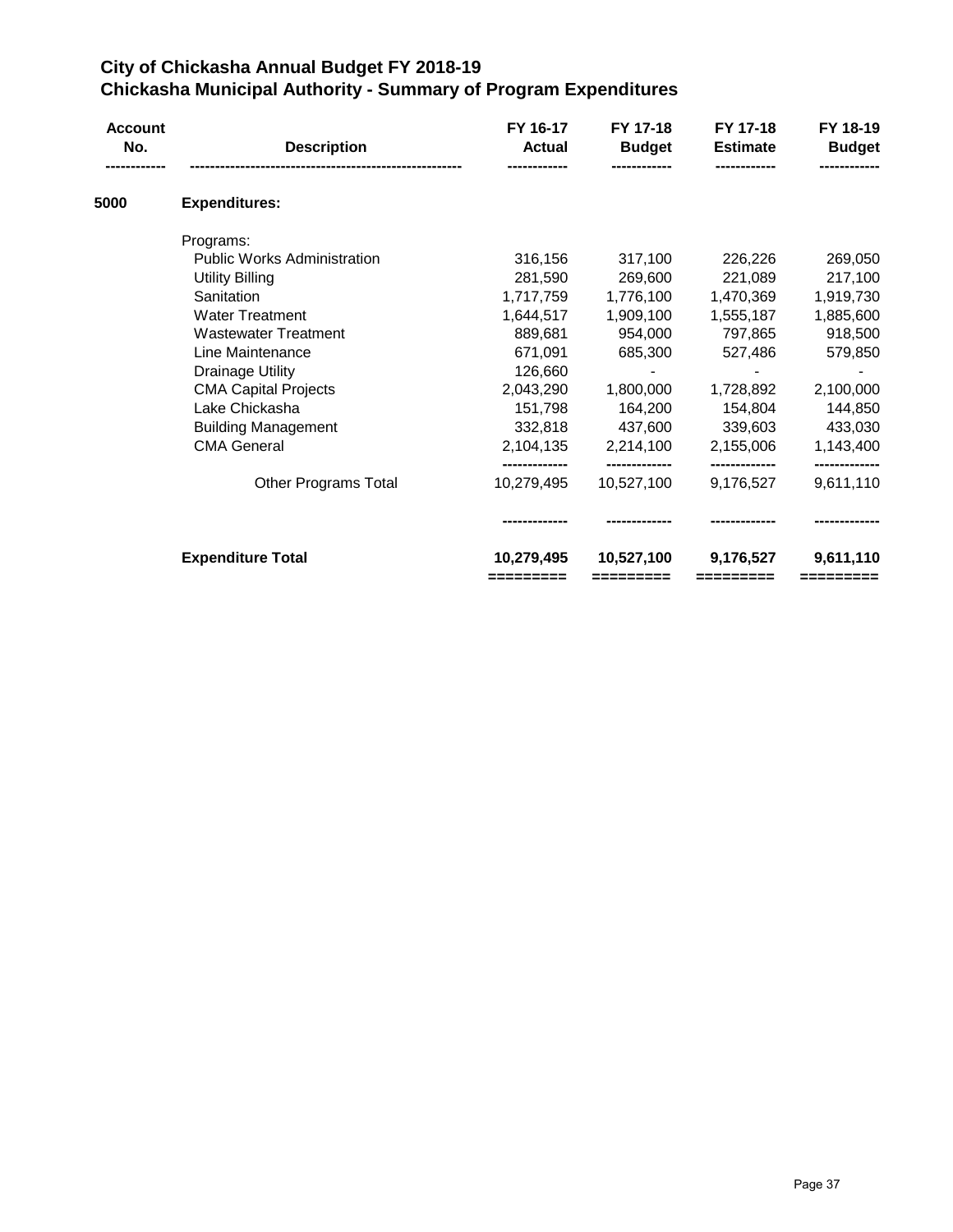# City of Chickasha Annual Budget FY 2018-19

## Chickasha Municipal Authority - Summary of Program Expenditures

| Account No. | Description | FY 16-17 Actual | FY 17-18 Budget | FY 17-18 Estimate | FY 18-19 Budget |
|---|---|---|---|---|---|
| 5000 | **Expenditures:** | | | | |
| | Programs: | | | | |
| | Public Works Administration | 316,156 | 317,100 | 226,226 | 269,050 |
| | Utility Billing | 281,590 | 269,600 | 221,089 | 217,100 |
| | Sanitation | 1,717,759 | 1,776,100 | 1,470,369 | 1,919,730 |
| | Water Treatment | 1,644,517 | 1,909,100 | 1,555,187 | 1,885,600 |
| | Wastewater Treatment | 889,681 | 954,000 | 797,865 | 918,500 |
| | Line Maintenance | 671,091 | 685,300 | 527,486 | 579,850 |
| | Drainage Utility | 126,660 | - | - | - |
| | CMA Capital Projects | 2,043,290 | 1,800,000 | 1,728,892 | 2,100,000 |
| | Lake Chickasha | 151,798 | 164,200 | 154,804 | 144,850 |
| | Building Management | 332,818 | 437,600 | 339,603 | 433,030 |
| | CMA General | 2,104,135 | 2,214,100 | 2,155,006 | 1,143,400 |
| | Other Programs Total | 10,279,495 | 10,527,100 | 9,176,527 | 9,611,110 |
| | **Expenditure Total** | **10,279,495** | **10,527,100** | **9,176,527** | **9,611,110** |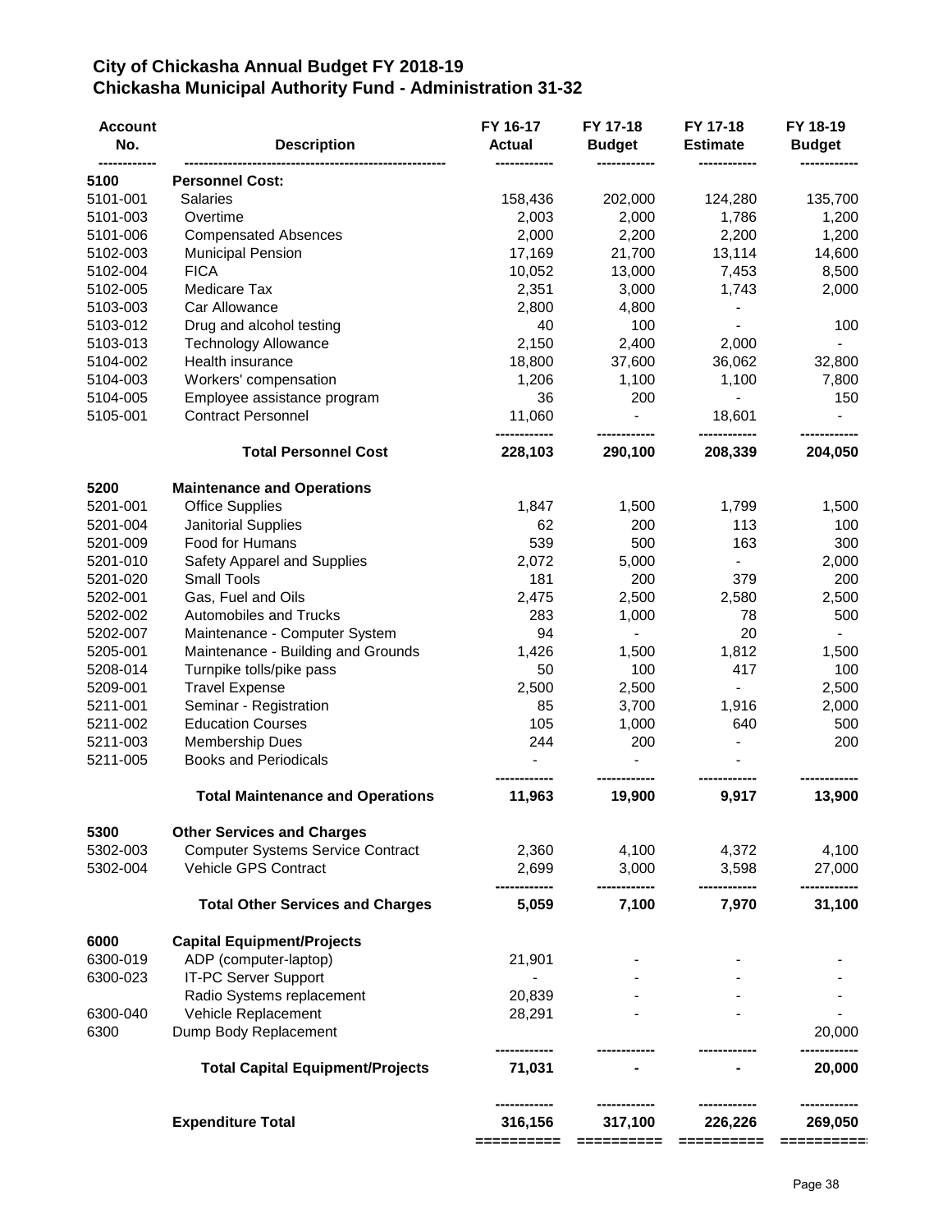# City of Chickasha Annual Budget FY 2018-19
## Chickasha Municipal Authority Fund - Administration 31-32

| Account No. | Description | FY 16-17 Actual | FY 17-18 Budget | FY 17-18 Estimate | FY 18-19 Budget |
|---|---|---|---|---|---|
| **5100** | **Personnel Cost:** | | | | |
| 5101-001 | Salaries | 158,436 | 202,000 | 124,280 | 135,700 |
| 5101-003 | Overtime | 2,003 | 2,000 | 1,786 | 1,200 |
| 5101-006 | Compensated Absences | 2,000 | 2,200 | 2,200 | 1,200 |
| 5102-003 | Municipal Pension | 17,169 | 21,700 | 13,114 | 14,600 |
| 5102-004 | FICA | 10,052 | 13,000 | 7,453 | 8,500 |
| 5102-005 | Medicare Tax | 2,351 | 3,000 | 1,743 | 2,000 |
| 5103-003 | Car Allowance | 2,800 | 4,800 | - | |
| 5103-012 | Drug and alcohol testing | 40 | 100 | - | 100 |
| 5103-013 | Technology Allowance | 2,150 | 2,400 | 2,000 | - |
| 5104-002 | Health insurance | 18,800 | 37,600 | 36,062 | 32,800 |
| 5104-003 | Workers' compensation | 1,206 | 1,100 | 1,100 | 7,800 |
| 5104-005 | Employee assistance program | 36 | 200 | - | 150 |
| 5105-001 | Contract Personnel | 11,060 | - | 18,601 | - |
| | **Total Personnel Cost** | **228,103** | **290,100** | **208,339** | **204,050** |
| **5200** | **Maintenance and Operations** | | | | |
| 5201-001 | Office Supplies | 1,847 | 1,500 | 1,799 | 1,500 |
| 5201-004 | Janitorial Supplies | 62 | 200 | 113 | 100 |
| 5201-009 | Food for Humans | 539 | 500 | 163 | 300 |
| 5201-010 | Safety Apparel and Supplies | 2,072 | 5,000 | - | 2,000 |
| 5201-020 | Small Tools | 181 | 200 | 379 | 200 |
| 5202-001 | Gas, Fuel and Oils | 2,475 | 2,500 | 2,580 | 2,500 |
| 5202-002 | Automobiles and Trucks | 283 | 1,000 | 78 | 500 |
| 5202-007 | Maintenance - Computer System | 94 | - | 20 | - |
| 5205-001 | Maintenance - Building and Grounds | 1,426 | 1,500 | 1,812 | 1,500 |
| 5208-014 | Turnpike tolls/pike pass | 50 | 100 | 417 | 100 |
| 5209-001 | Travel Expense | 2,500 | 2,500 | - | 2,500 |
| 5211-001 | Seminar - Registration | 85 | 3,700 | 1,916 | 2,000 |
| 5211-002 | Education Courses | 105 | 1,000 | 640 | 500 |
| 5211-003 | Membership Dues | 244 | 200 | - | 200 |
| 5211-005 | Books and Periodicals | - | - | - | |
| | **Total Maintenance and Operations** | **11,963** | **19,900** | **9,917** | **13,900** |
| **5300** | **Other Services and Charges** | | | | |
| 5302-003 | Computer Systems Service Contract | 2,360 | 4,100 | 4,372 | 4,100 |
| 5302-004 | Vehicle GPS Contract | 2,699 | 3,000 | 3,598 | 27,000 |
| | **Total Other Services and Charges** | **5,059** | **7,100** | **7,970** | **31,100** |
| **6000** | **Capital Equipment/Projects** | | | | |
| 6300-019 | ADP (computer-laptop) | 21,901 | - | - | - |
| 6300-023 | IT-PC Server Support | - | - | - | - |
| | Radio Systems replacement | 20,839 | - | - | - |
| 6300-040 | Vehicle Replacement | 28,291 | - | - | - |
| 6300 | Dump Body Replacement | | | | 20,000 |
| | **Total Capital Equipment/Projects** | **71,031** | **-** | **-** | **20,000** |
| | **Expenditure Total** | **316,156** | **317,100** | **226,226** | **269,050** |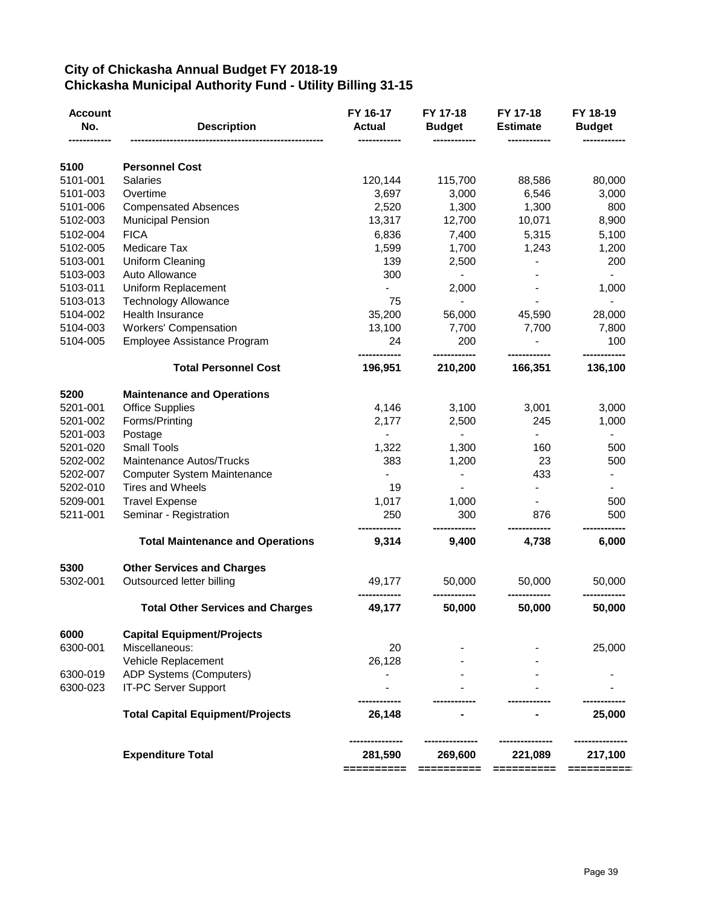## City of Chickasha Annual Budget FY 2018-19
## Chickasha Municipal Authority Fund - Utility Billing 31-15

| Account No. | Description | FY 16-17 Actual | FY 17-18 Budget | FY 17-18 Estimate | FY 18-19 Budget |
|---|---|---|---|---|---|
| **5100** | **Personnel Cost** | | | | |
| 5101-001 | Salaries | 120,144 | 115,700 | 88,586 | 80,000 |
| 5101-003 | Overtime | 3,697 | 3,000 | 6,546 | 3,000 |
| 5101-006 | Compensated Absences | 2,520 | 1,300 | 1,300 | 800 |
| 5102-003 | Municipal Pension | 13,317 | 12,700 | 10,071 | 8,900 |
| 5102-004 | FICA | 6,836 | 7,400 | 5,315 | 5,100 |
| 5102-005 | Medicare Tax | 1,599 | 1,700 | 1,243 | 1,200 |
| 5103-001 | Uniform Cleaning | 139 | 2,500 | - | 200 |
| 5103-003 | Auto Allowance | 300 | - | - | - |
| 5103-011 | Uniform Replacement | - | 2,000 | - | 1,000 |
| 5103-013 | Technology Allowance | 75 | - | - | - |
| 5104-002 | Health Insurance | 35,200 | 56,000 | 45,590 | 28,000 |
| 5104-003 | Workers' Compensation | 13,100 | 7,700 | 7,700 | 7,800 |
| 5104-005 | Employee Assistance Program | 24 | 200 | - | 100 |
| | **Total Personnel Cost** | **196,951** | **210,200** | **166,351** | **136,100** |
| **5200** | **Maintenance and Operations** | | | | |
| 5201-001 | Office Supplies | 4,146 | 3,100 | 3,001 | 3,000 |
| 5201-002 | Forms/Printing | 2,177 | 2,500 | 245 | 1,000 |
| 5201-003 | Postage | - | - | - | - |
| 5201-020 | Small Tools | 1,322 | 1,300 | 160 | 500 |
| 5202-002 | Maintenance Autos/Trucks | 383 | 1,200 | 23 | 500 |
| 5202-007 | Computer System Maintenance | - | - | 433 | - |
| 5202-010 | Tires and Wheels | 19 | - | - | - |
| 5209-001 | Travel Expense | 1,017 | 1,000 | - | 500 |
| 5211-001 | Seminar - Registration | 250 | 300 | 876 | 500 |
| | **Total Maintenance and Operations** | **9,314** | **9,400** | **4,738** | **6,000** |
| **5300** | **Other Services and Charges** | | | | |
| 5302-001 | Outsourced letter billing | 49,177 | 50,000 | 50,000 | 50,000 |
| | **Total Other Services and Charges** | **49,177** | **50,000** | **50,000** | **50,000** |
| **6000** | **Capital Equipment/Projects** | | | | |
| 6300-001 | Miscellaneous: | 20 | - | - | 25,000 |
| | Vehicle Replacement | 26,128 | - | - | |
| 6300-019 | ADP Systems (Computers) | - | - | - | - |
| 6300-023 | IT-PC Server Support | - | - | - | - |
| | **Total Capital Equipment/Projects** | **26,148** | **-** | **-** | **25,000** |
| | **Expenditure Total** | **281,590** | **269,600** | **221,089** | **217,100** |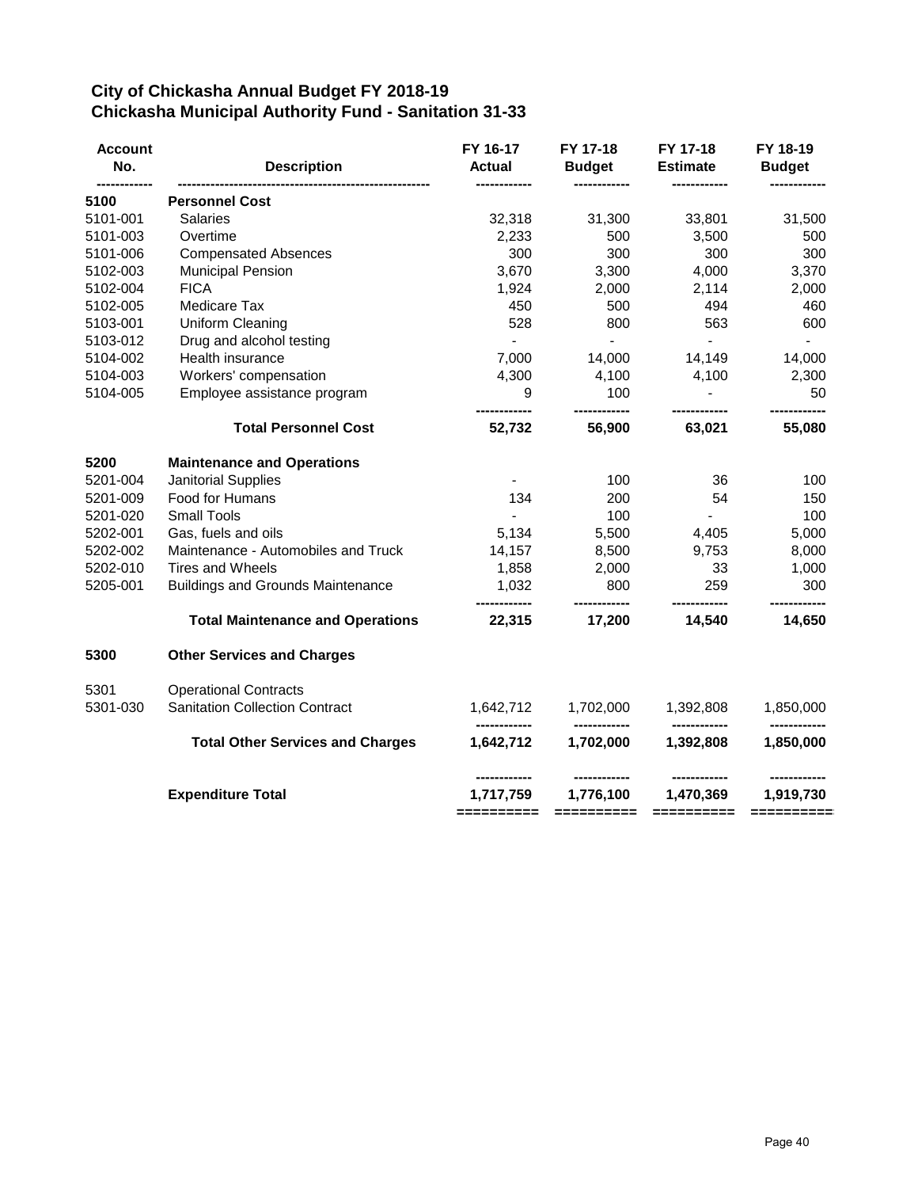# City of Chickasha Annual Budget FY 2018-19
## Chickasha Municipal Authority Fund - Sanitation 31-33

| Account No. | Description | FY 16-17 Actual | FY 17-18 Budget | FY 17-18 Estimate | FY 18-19 Budget |
|---|---|---|---|---|---|
| **5100** | **Personnel Cost** | | | | |
| 5101-001 | Salaries | 32,318 | 31,300 | 33,801 | 31,500 |
| 5101-003 | Overtime | 2,233 | 500 | 3,500 | 500 |
| 5101-006 | Compensated Absences | 300 | 300 | 300 | 300 |
| 5102-003 | Municipal Pension | 3,670 | 3,300 | 4,000 | 3,370 |
| 5102-004 | FICA | 1,924 | 2,000 | 2,114 | 2,000 |
| 5102-005 | Medicare Tax | 450 | 500 | 494 | 460 |
| 5103-001 | Uniform Cleaning | 528 | 800 | 563 | 600 |
| 5103-012 | Drug and alcohol testing | - | - | - | - |
| 5104-002 | Health insurance | 7,000 | 14,000 | 14,149 | 14,000 |
| 5104-003 | Workers' compensation | 4,300 | 4,100 | 4,100 | 2,300 |
| 5104-005 | Employee assistance program | 9 | 100 | - | 50 |
| | **Total Personnel Cost** | **52,732** | **56,900** | **63,021** | **55,080** |
| **5200** | **Maintenance and Operations** | | | | |
| 5201-004 | Janitorial Supplies | - | 100 | 36 | 100 |
| 5201-009 | Food for Humans | 134 | 200 | 54 | 150 |
| 5201-020 | Small Tools | - | 100 | - | 100 |
| 5202-001 | Gas, fuels and oils | 5,134 | 5,500 | 4,405 | 5,000 |
| 5202-002 | Maintenance - Automobiles and Truck | 14,157 | 8,500 | 9,753 | 8,000 |
| 5202-010 | Tires and Wheels | 1,858 | 2,000 | 33 | 1,000 |
| 5205-001 | Buildings and Grounds Maintenance | 1,032 | 800 | 259 | 300 |
| | **Total Maintenance and Operations** | **22,315** | **17,200** | **14,540** | **14,650** |
| **5300** | **Other Services and Charges** | | | | |
| 5301 | Operational Contracts | | | | |
| 5301-030 | Sanitation Collection Contract | 1,642,712 | 1,702,000 | 1,392,808 | 1,850,000 |
| | **Total Other Services and Charges** | **1,642,712** | **1,702,000** | **1,392,808** | **1,850,000** |
| | **Expenditure Total** | **1,717,759** | **1,776,100** | **1,470,369** | **1,919,730** |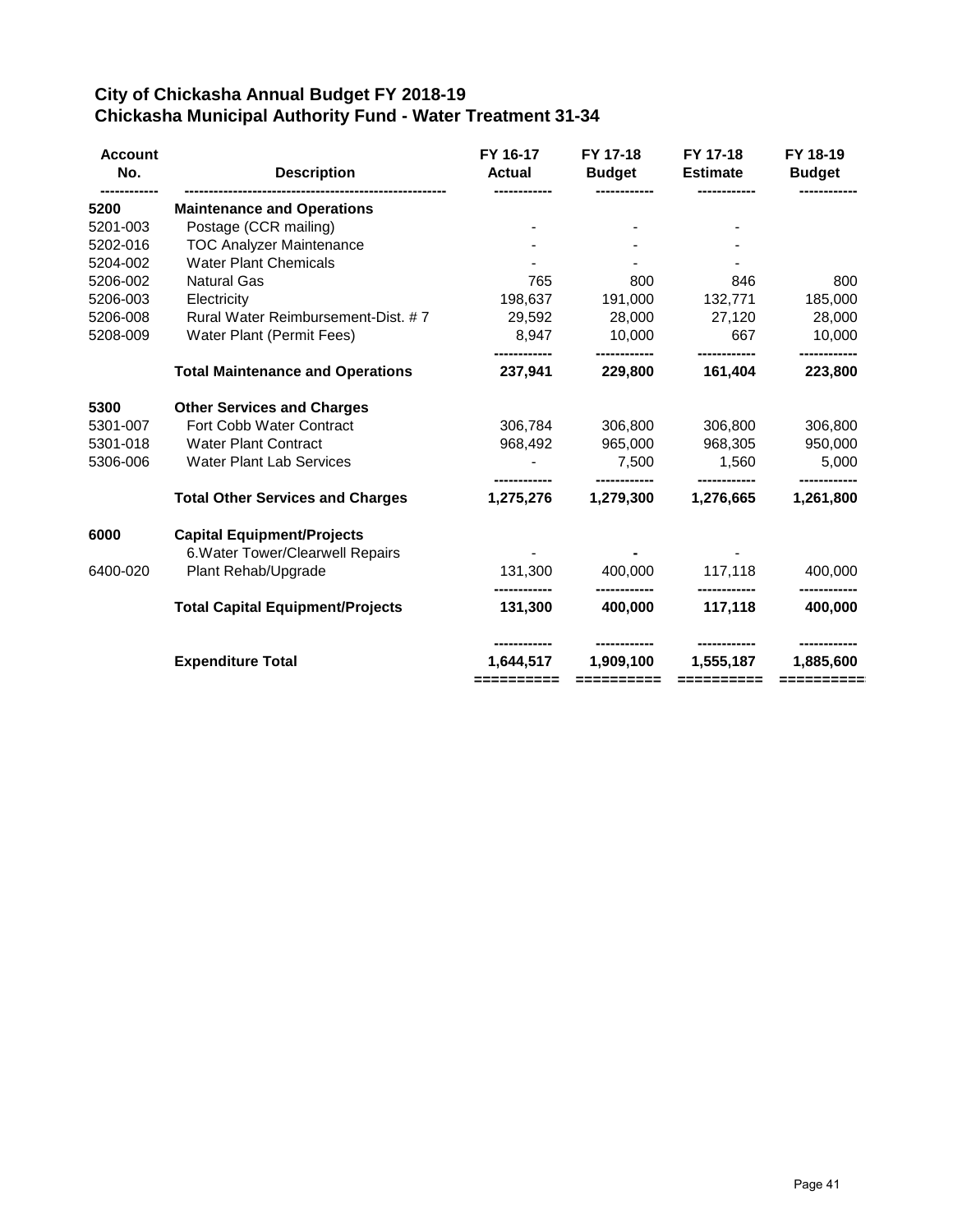# City of Chickasha Annual Budget FY 2018-19
## Chickasha Municipal Authority Fund - Water Treatment 31-34

| Account No. | Description | FY 16-17 Actual | FY 17-18 Budget | FY 17-18 Estimate | FY 18-19 Budget |
|---|---|---|---|---|---|
| **5200** | **Maintenance and Operations** | | | | |
| 5201-003 | Postage (CCR mailing) | - | - | - | |
| 5202-016 | TOC Analyzer Maintenance | - | - | - | |
| 5204-002 | Water Plant Chemicals | - | - | - | |
| 5206-002 | Natural Gas | 765 | 800 | 846 | 800 |
| 5206-003 | Electricity | 198,637 | 191,000 | 132,771 | 185,000 |
| 5206-008 | Rural Water Reimbursement-Dist. # 7 | 29,592 | 28,000 | 27,120 | 28,000 |
| 5208-009 | Water Plant (Permit Fees) | 8,947 | 10,000 | 667 | 10,000 |
| | **Total Maintenance and Operations** | **237,941** | **229,800** | **161,404** | **223,800** |
| **5300** | **Other Services and Charges** | | | | |
| 5301-007 | Fort Cobb Water Contract | 306,784 | 306,800 | 306,800 | 306,800 |
| 5301-018 | Water Plant Contract | 968,492 | 965,000 | 968,305 | 950,000 |
| 5306-006 | Water Plant Lab Services | - | 7,500 | 1,560 | 5,000 |
| | **Total Other Services and Charges** | **1,275,276** | **1,279,300** | **1,276,665** | **1,261,800** |
| **6000** | **Capital Equipment/Projects** | | | | |
| | 6.Water Tower/Clearwell Repairs | - | - | - | |
| 6400-020 | Plant Rehab/Upgrade | 131,300 | 400,000 | 117,118 | 400,000 |
| | **Total Capital Equipment/Projects** | **131,300** | **400,000** | **117,118** | **400,000** |
| | **Expenditure Total** | **1,644,517** | **1,909,100** | **1,555,187** | **1,885,600** |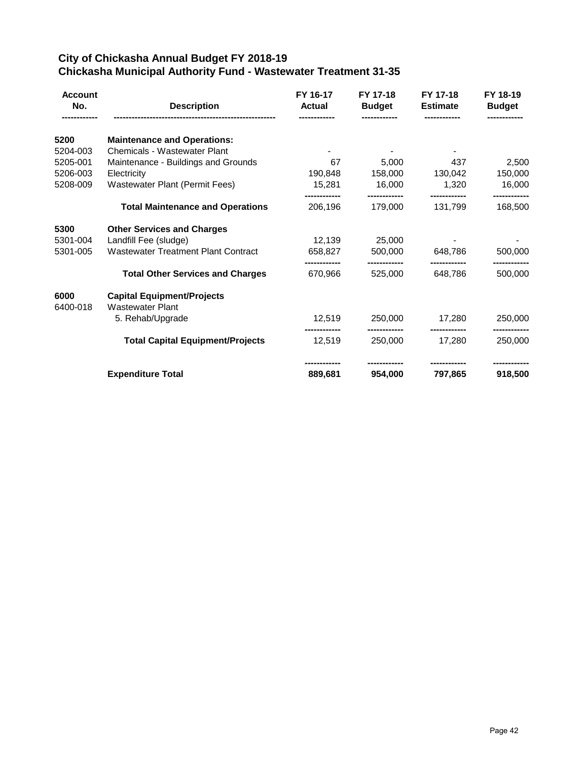# City of Chickasha Annual Budget FY 2018-19
## Chickasha Municipal Authority Fund - Wastewater Treatment 31-35

| Account No. | Description | FY 16-17 Actual | FY 17-18 Budget | FY 17-18 Estimate | FY 18-19 Budget |
|---|---|---|---|---|---|
| **5200** | **Maintenance and Operations:** | | | | |
| 5204-003 | Chemicals - Wastewater Plant | - | - | - | |
| 5205-001 | Maintenance - Buildings and Grounds | 67 | 5,000 | 437 | 2,500 |
| 5206-003 | Electricity | 190,848 | 158,000 | 130,042 | 150,000 |
| 5208-009 | Wastewater Plant (Permit Fees) | 15,281 | 16,000 | 1,320 | 16,000 |
| | **Total Maintenance and Operations** | 206,196 | 179,000 | 131,799 | 168,500 |
| **5300** | **Other Services and Charges** | | | | |
| 5301-004 | Landfill Fee (sludge) | 12,139 | 25,000 | - | - |
| 5301-005 | Wastewater Treatment Plant Contract | 658,827 | 500,000 | 648,786 | 500,000 |
| | **Total Other Services and Charges** | 670,966 | 525,000 | 648,786 | 500,000 |
| **6000** | **Capital Equipment/Projects** | | | | |
| 6400-018 | Wastewater Plant | | | | |
| | 5. Rehab/Upgrade | 12,519 | 250,000 | 17,280 | 250,000 |
| | **Total Capital Equipment/Projects** | 12,519 | 250,000 | 17,280 | 250,000 |
| | **Expenditure Total** | **889,681** | **954,000** | **797,865** | **918,500** |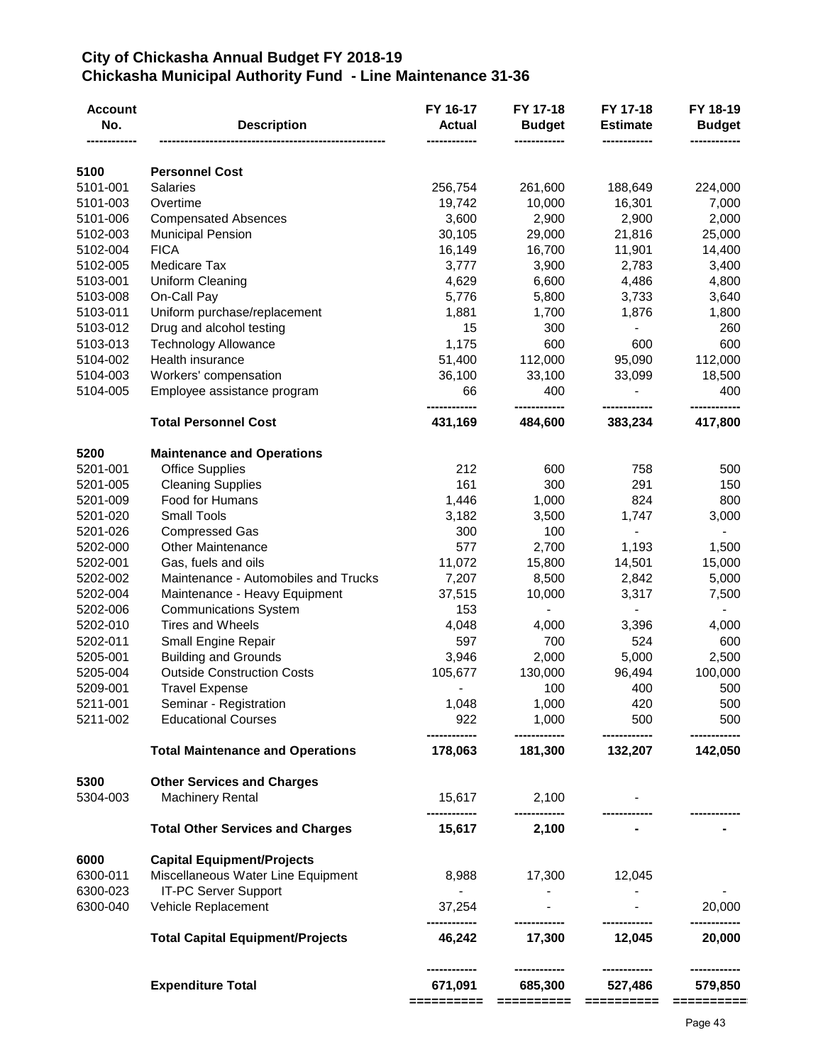# City of Chickasha Annual Budget FY 2018-19
## Chickasha Municipal Authority Fund - Line Maintenance 31-36

| Account No. | Description | FY 16-17 Actual | FY 17-18 Budget | FY 17-18 Estimate | FY 18-19 Budget |
|---|---|---|---|---|---|
| **5100** | **Personnel Cost** | | | | |
| 5101-001 | Salaries | 256,754 | 261,600 | 188,649 | 224,000 |
| 5101-003 | Overtime | 19,742 | 10,000 | 16,301 | 7,000 |
| 5101-006 | Compensated Absences | 3,600 | 2,900 | 2,900 | 2,000 |
| 5102-003 | Municipal Pension | 30,105 | 29,000 | 21,816 | 25,000 |
| 5102-004 | FICA | 16,149 | 16,700 | 11,901 | 14,400 |
| 5102-005 | Medicare Tax | 3,777 | 3,900 | 2,783 | 3,400 |
| 5103-001 | Uniform Cleaning | 4,629 | 6,600 | 4,486 | 4,800 |
| 5103-008 | On-Call Pay | 5,776 | 5,800 | 3,733 | 3,640 |
| 5103-011 | Uniform purchase/replacement | 1,881 | 1,700 | 1,876 | 1,800 |
| 5103-012 | Drug and alcohol testing | 15 | 300 | - | 260 |
| 5103-013 | Technology Allowance | 1,175 | 600 | 600 | 600 |
| 5104-002 | Health insurance | 51,400 | 112,000 | 95,090 | 112,000 |
| 5104-003 | Workers' compensation | 36,100 | 33,100 | 33,099 | 18,500 |
| 5104-005 | Employee assistance program | 66 | 400 | - | 400 |
| | **Total Personnel Cost** | **431,169** | **484,600** | **383,234** | **417,800** |
| **5200** | **Maintenance and Operations** | | | | |
| 5201-001 | Office Supplies | 212 | 600 | 758 | 500 |
| 5201-005 | Cleaning Supplies | 161 | 300 | 291 | 150 |
| 5201-009 | Food for Humans | 1,446 | 1,000 | 824 | 800 |
| 5201-020 | Small Tools | 3,182 | 3,500 | 1,747 | 3,000 |
| 5201-026 | Compressed Gas | 300 | 100 | - | - |
| 5202-000 | Other Maintenance | 577 | 2,700 | 1,193 | 1,500 |
| 5202-001 | Gas, fuels and oils | 11,072 | 15,800 | 14,501 | 15,000 |
| 5202-002 | Maintenance - Automobiles and Trucks | 7,207 | 8,500 | 2,842 | 5,000 |
| 5202-004 | Maintenance - Heavy Equipment | 37,515 | 10,000 | 3,317 | 7,500 |
| 5202-006 | Communications System | 153 | - | - | - |
| 5202-010 | Tires and Wheels | 4,048 | 4,000 | 3,396 | 4,000 |
| 5202-011 | Small Engine Repair | 597 | 700 | 524 | 600 |
| 5205-001 | Building and Grounds | 3,946 | 2,000 | 5,000 | 2,500 |
| 5205-004 | Outside Construction Costs | 105,677 | 130,000 | 96,494 | 100,000 |
| 5209-001 | Travel Expense | - | 100 | 400 | 500 |
| 5211-001 | Seminar - Registration | 1,048 | 1,000 | 420 | 500 |
| 5211-002 | Educational Courses | 922 | 1,000 | 500 | 500 |
| | **Total Maintenance and Operations** | **178,063** | **181,300** | **132,207** | **142,050** |
| **5300** | **Other Services and Charges** | | | | |
| 5304-003 | Machinery Rental | 15,617 | 2,100 | - | |
| | **Total Other Services and Charges** | **15,617** | **2,100** | **-** | **-** |
| **6000** | **Capital Equipment/Projects** | | | | |
| 6300-011 | Miscellaneous Water Line Equipment | 8,988 | 17,300 | 12,045 | |
| 6300-023 | IT-PC Server Support | - | - | - | - |
| 6300-040 | Vehicle Replacement | 37,254 | - | - | 20,000 |
| | **Total Capital Equipment/Projects** | **46,242** | **17,300** | **12,045** | **20,000** |
| | **Expenditure Total** | **671,091** | **685,300** | **527,486** | **579,850** |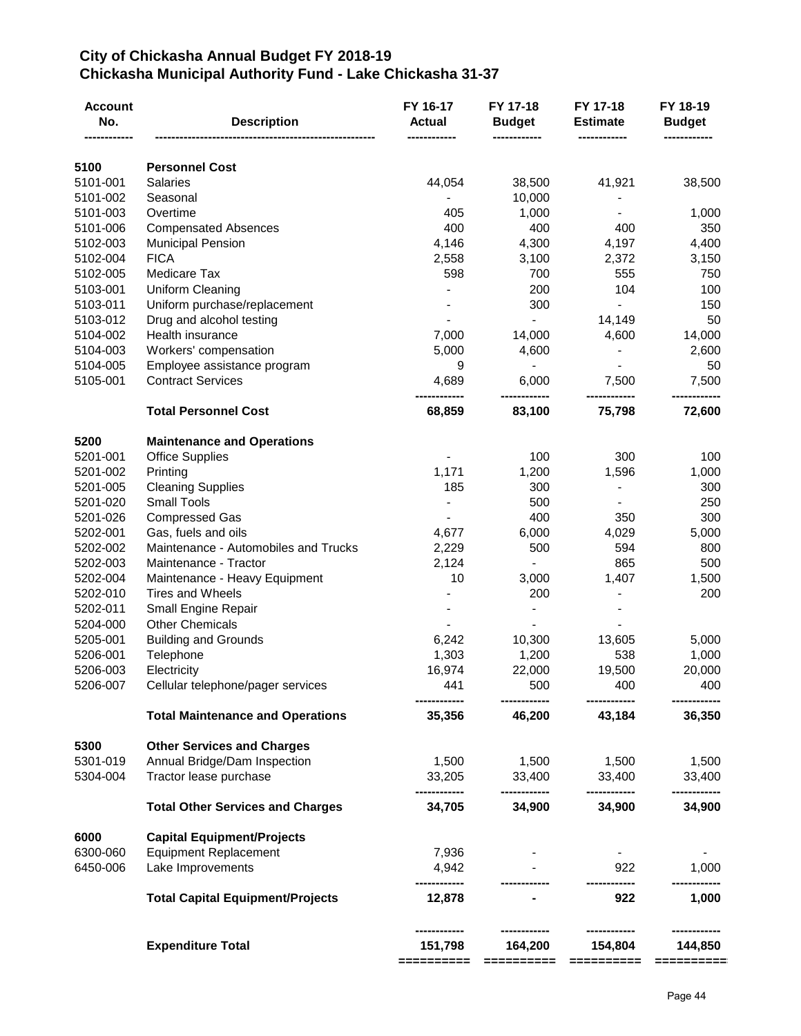# City of Chickasha Annual Budget FY 2018-19
## Chickasha Municipal Authority Fund - Lake Chickasha 31-37

| Account No. | Description | FY 16-17 Actual | FY 17-18 Budget | FY 17-18 Estimate | FY 18-19 Budget |
|---|---|---|---|---|---|
| **5100** | **Personnel Cost** | | | | |
| 5101-001 | Salaries | 44,054 | 38,500 | 41,921 | 38,500 |
| 5101-002 | Seasonal | - | 10,000 | - | |
| 5101-003 | Overtime | 405 | 1,000 | - | 1,000 |
| 5101-006 | Compensated Absences | 400 | 400 | 400 | 350 |
| 5102-003 | Municipal Pension | 4,146 | 4,300 | 4,197 | 4,400 |
| 5102-004 | FICA | 2,558 | 3,100 | 2,372 | 3,150 |
| 5102-005 | Medicare Tax | 598 | 700 | 555 | 750 |
| 5103-001 | Uniform Cleaning | - | 200 | 104 | 100 |
| 5103-011 | Uniform purchase/replacement | - | 300 | - | 150 |
| 5103-012 | Drug and alcohol testing | - | - | 14,149 | 50 |
| 5104-002 | Health insurance | 7,000 | 14,000 | 4,600 | 14,000 |
| 5104-003 | Workers' compensation | 5,000 | 4,600 | - | 2,600 |
| 5104-005 | Employee assistance program | 9 | - | - | 50 |
| 5105-001 | Contract Services | 4,689 | 6,000 | 7,500 | 7,500 |
| | **Total Personnel Cost** | **68,859** | **83,100** | **75,798** | **72,600** |
| **5200** | **Maintenance and Operations** | | | | |
| 5201-001 | Office Supplies | - | 100 | 300 | 100 |
| 5201-002 | Printing | 1,171 | 1,200 | 1,596 | 1,000 |
| 5201-005 | Cleaning Supplies | 185 | 300 | - | 300 |
| 5201-020 | Small Tools | - | 500 | - | 250 |
| 5201-026 | Compressed Gas | - | 400 | 350 | 300 |
| 5202-001 | Gas, fuels and oils | 4,677 | 6,000 | 4,029 | 5,000 |
| 5202-002 | Maintenance - Automobiles and Trucks | 2,229 | 500 | 594 | 800 |
| 5202-003 | Maintenance - Tractor | 2,124 | - | 865 | 500 |
| 5202-004 | Maintenance - Heavy Equipment | 10 | 3,000 | 1,407 | 1,500 |
| 5202-010 | Tires and Wheels | - | 200 | - | 200 |
| 5202-011 | Small Engine Repair | - | - | - | |
| 5204-000 | Other Chemicals | - | - | - | |
| 5205-001 | Building and Grounds | 6,242 | 10,300 | 13,605 | 5,000 |
| 5206-001 | Telephone | 1,303 | 1,200 | 538 | 1,000 |
| 5206-003 | Electricity | 16,974 | 22,000 | 19,500 | 20,000 |
| 5206-007 | Cellular telephone/pager services | 441 | 500 | 400 | 400 |
| | **Total Maintenance and Operations** | **35,356** | **46,200** | **43,184** | **36,350** |
| **5300** | **Other Services and Charges** | | | | |
| 5301-019 | Annual Bridge/Dam Inspection | 1,500 | 1,500 | 1,500 | 1,500 |
| 5304-004 | Tractor lease purchase | 33,205 | 33,400 | 33,400 | 33,400 |
| | **Total Other Services and Charges** | **34,705** | **34,900** | **34,900** | **34,900** |
| **6000** | **Capital Equipment/Projects** | | | | |
| 6300-060 | Equipment Replacement | 7,936 | - | - | - |
| 6450-006 | Lake Improvements | 4,942 | - | 922 | 1,000 |
| | **Total Capital Equipment/Projects** | **12,878** | **-** | **922** | **1,000** |
| | **Expenditure Total** | **151,798** | **164,200** | **154,804** | **144,850** |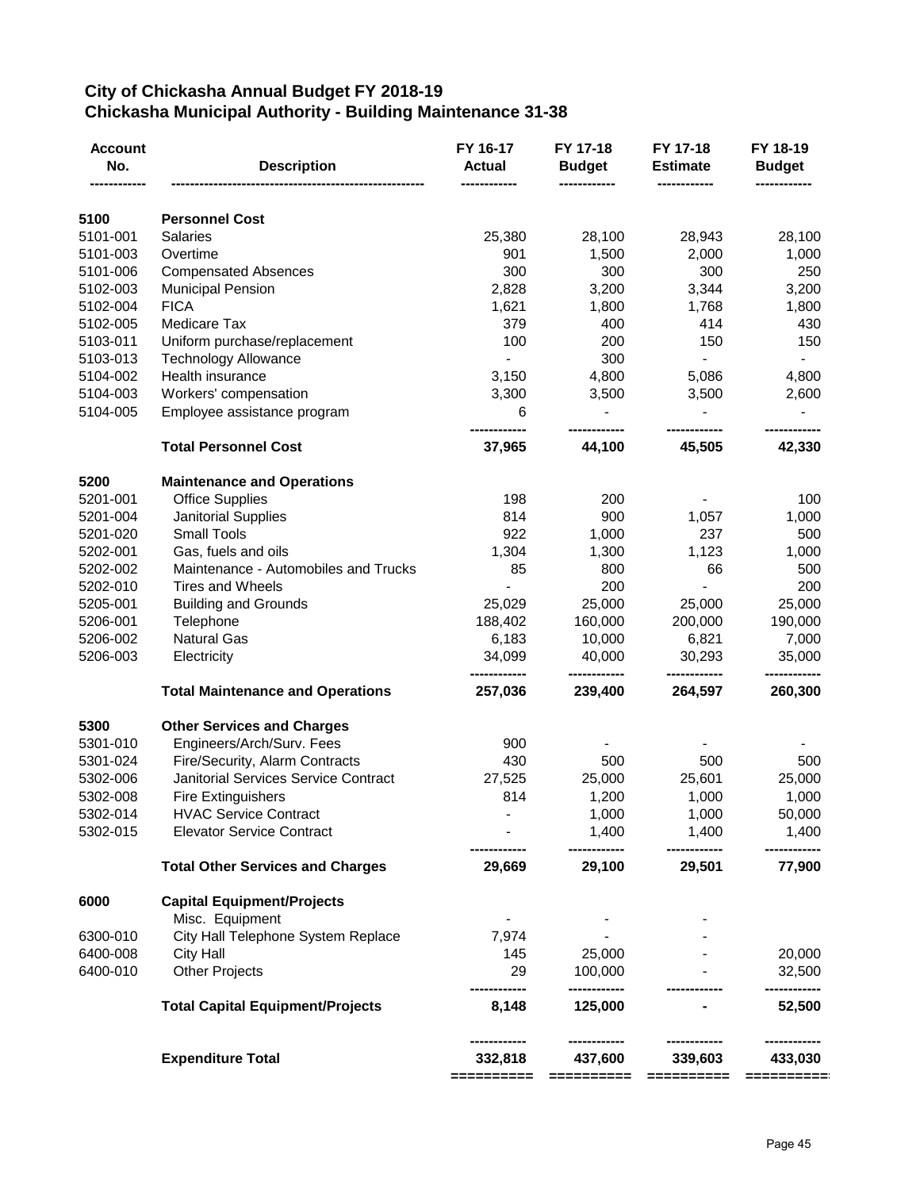## City of Chickasha Annual Budget FY 2018-19
## Chickasha Municipal Authority - Building Maintenance 31-38

| Account No. | Description | FY 16-17 Actual | FY 17-18 Budget | FY 17-18 Estimate | FY 18-19 Budget |
|---|---|---|---|---|---|
| **5100** | **Personnel Cost** | | | | |
| 5101-001 | Salaries | 25,380 | 28,100 | 28,943 | 28,100 |
| 5101-003 | Overtime | 901 | 1,500 | 2,000 | 1,000 |
| 5101-006 | Compensated Absences | 300 | 300 | 300 | 250 |
| 5102-003 | Municipal Pension | 2,828 | 3,200 | 3,344 | 3,200 |
| 5102-004 | FICA | 1,621 | 1,800 | 1,768 | 1,800 |
| 5102-005 | Medicare Tax | 379 | 400 | 414 | 430 |
| 5103-011 | Uniform purchase/replacement | 100 | 200 | 150 | 150 |
| 5103-013 | Technology Allowance | - | 300 | - | - |
| 5104-002 | Health insurance | 3,150 | 4,800 | 5,086 | 4,800 |
| 5104-003 | Workers' compensation | 3,300 | 3,500 | 3,500 | 2,600 |
| 5104-005 | Employee assistance program | 6 | - | - | - |
| | **Total Personnel Cost** | **37,965** | **44,100** | **45,505** | **42,330** |
| **5200** | **Maintenance and Operations** | | | | |
| 5201-001 | Office Supplies | 198 | 200 | - | 100 |
| 5201-004 | Janitorial Supplies | 814 | 900 | 1,057 | 1,000 |
| 5201-020 | Small Tools | 922 | 1,000 | 237 | 500 |
| 5202-001 | Gas, fuels and oils | 1,304 | 1,300 | 1,123 | 1,000 |
| 5202-002 | Maintenance - Automobiles and Trucks | 85 | 800 | 66 | 500 |
| 5202-010 | Tires and Wheels | - | 200 | - | 200 |
| 5205-001 | Building and Grounds | 25,029 | 25,000 | 25,000 | 25,000 |
| 5206-001 | Telephone | 188,402 | 160,000 | 200,000 | 190,000 |
| 5206-002 | Natural Gas | 6,183 | 10,000 | 6,821 | 7,000 |
| 5206-003 | Electricity | 34,099 | 40,000 | 30,293 | 35,000 |
| | **Total Maintenance and Operations** | **257,036** | **239,400** | **264,597** | **260,300** |
| **5300** | **Other Services and Charges** | | | | |
| 5301-010 | Engineers/Arch/Surv. Fees | 900 | - | - | - |
| 5301-024 | Fire/Security, Alarm Contracts | 430 | 500 | 500 | 500 |
| 5302-006 | Janitorial Services Service Contract | 27,525 | 25,000 | 25,601 | 25,000 |
| 5302-008 | Fire Extinguishers | 814 | 1,200 | 1,000 | 1,000 |
| 5302-014 | HVAC Service Contract | - | 1,000 | 1,000 | 50,000 |
| 5302-015 | Elevator Service Contract | - | 1,400 | 1,400 | 1,400 |
| | **Total Other Services and Charges** | **29,669** | **29,100** | **29,501** | **77,900** |
| **6000** | **Capital Equipment/Projects** | | | | |
| | Misc. Equipment | - | - | - | |
| 6300-010 | City Hall Telephone System Replace | 7,974 | - | - | |
| 6400-008 | City Hall | 145 | 25,000 | - | 20,000 |
| 6400-010 | Other Projects | 29 | 100,000 | - | 32,500 |
| | **Total Capital Equipment/Projects** | **8,148** | **125,000** | **-** | **52,500** |
| | **Expenditure Total** | **332,818** | **437,600** | **339,603** | **433,030** |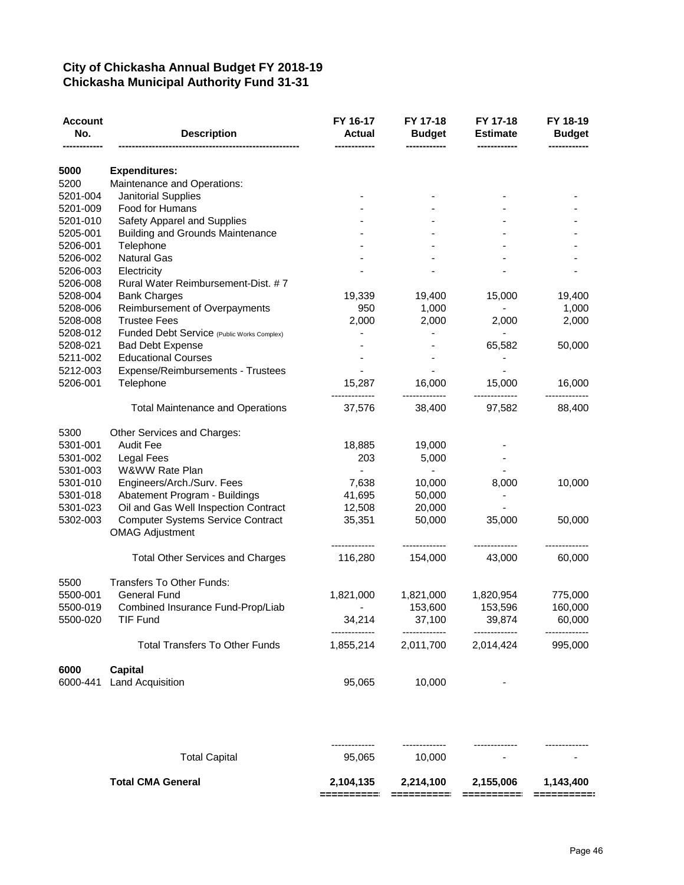## City of Chickasha Annual Budget FY 2018-19
## Chickasha Municipal Authority Fund 31-31

| Account No. | Description | FY 16-17 Actual | FY 17-18 Budget | FY 17-18 Estimate | FY 18-19 Budget |
|---|---|---|---|---|---|
| **5000** | **Expenditures:** | | | | |
| 5200 | Maintenance and Operations: | | | | |
| 5201-004 | Janitorial Supplies | - | - | - | - |
| 5201-009 | Food for Humans | - | - | - | - |
| 5201-010 | Safety Apparel and Supplies | - | - | - | - |
| 5205-001 | Building and Grounds Maintenance | - | - | - | - |
| 5206-001 | Telephone | - | - | - | - |
| 5206-002 | Natural Gas | - | - | - | - |
| 5206-003 | Electricity | - | - | - | - |
| 5206-008 | Rural Water Reimbursement-Dist. # 7 | | | | |
| 5208-004 | Bank Charges | 19,339 | 19,400 | 15,000 | 19,400 |
| 5208-006 | Reimbursement of Overpayments | 950 | 1,000 | - | 1,000 |
| 5208-008 | Trustee Fees | 2,000 | 2,000 | 2,000 | 2,000 |
| 5208-012 | Funded Debt Service (Public Works Complex) | - | - | - | |
| 5208-021 | Bad Debt Expense | - | - | 65,582 | 50,000 |
| 5211-002 | Educational Courses | - | - | - | |
| 5212-003 | Expense/Reimbursements - Trustees | - | - | - | |
| 5206-001 | Telephone | 15,287 | 16,000 | 15,000 | 16,000 |
| | Total Maintenance and Operations | 37,576 | 38,400 | 97,582 | 88,400 |
| 5300 | Other Services and Charges: | | | | |
| 5301-001 | Audit Fee | 18,885 | 19,000 | - | |
| 5301-002 | Legal Fees | 203 | 5,000 | - | |
| 5301-003 | W&WW Rate Plan | - | - | - | |
| 5301-010 | Engineers/Arch./Surv. Fees | 7,638 | 10,000 | 8,000 | 10,000 |
| 5301-018 | Abatement Program - Buildings | 41,695 | 50,000 | - | |
| 5301-023 | Oil and Gas Well Inspection Contract | 12,508 | 20,000 | - | |
| 5302-003 | Computer Systems Service Contract | 35,351 | 50,000 | 35,000 | 50,000 |
| | OMAG Adjustment | | | | |
| | Total Other Services and Charges | 116,280 | 154,000 | 43,000 | 60,000 |
| 5500 | Transfers To Other Funds: | | | | |
| 5500-001 | General Fund | 1,821,000 | 1,821,000 | 1,820,954 | 775,000 |
| 5500-019 | Combined Insurance Fund-Prop/Liab | - | 153,600 | 153,596 | 160,000 |
| 5500-020 | TIF Fund | 34,214 | 37,100 | 39,874 | 60,000 |
| | Total Transfers To Other Funds | 1,855,214 | 2,011,700 | 2,014,424 | 995,000 |
| **6000** | **Capital** | | | | |
| 6000-441 | Land Acquisition | 95,065 | 10,000 | - | |
| | Total Capital | 95,065 | 10,000 | - | - |
| | **Total CMA General** | **2,104,135** | **2,214,100** | **2,155,006** | **1,143,400** |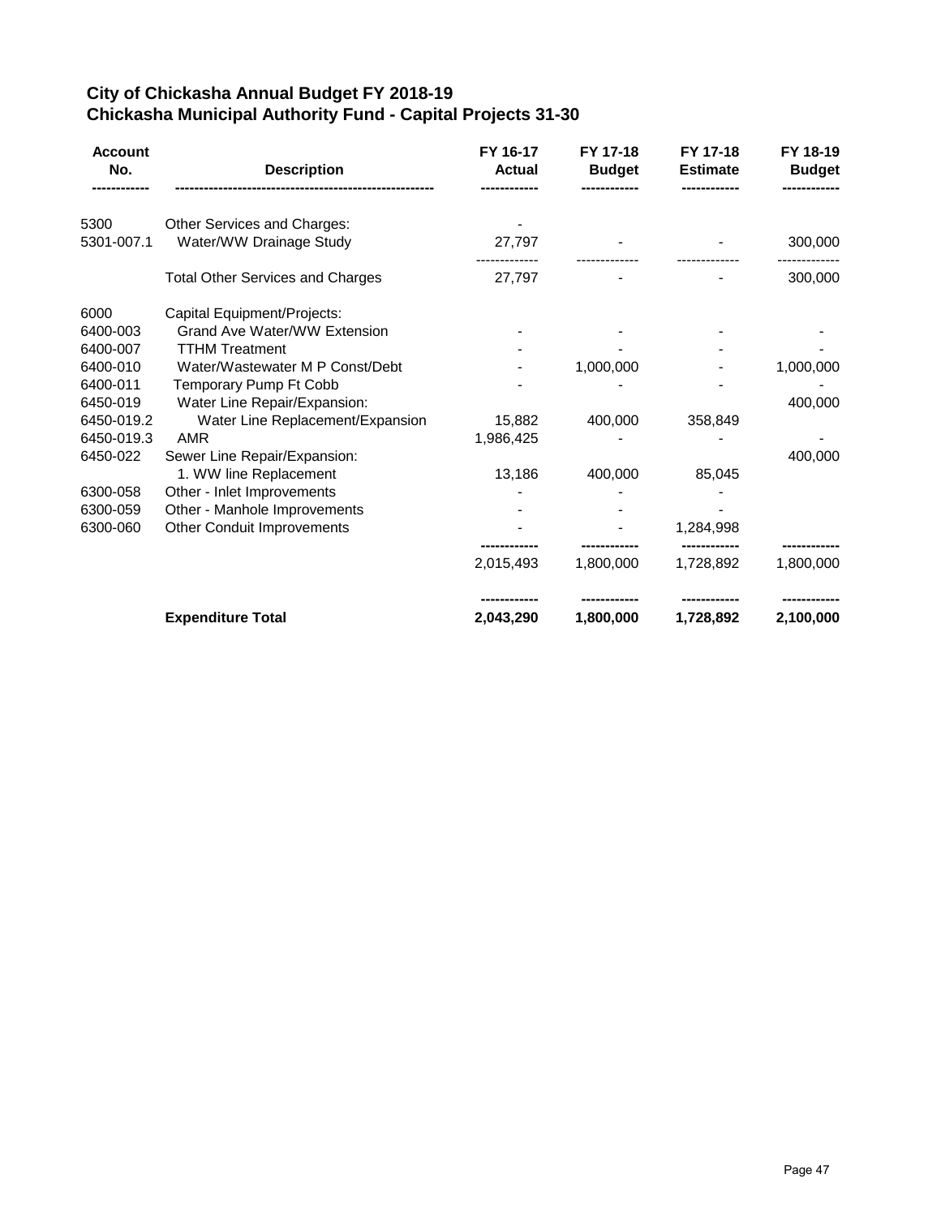## City of Chickasha Annual Budget FY 2018-19
## Chickasha Municipal Authority Fund - Capital Projects 31-30

| Account No. | Description | FY 16-17 Actual | FY 17-18 Budget | FY 17-18 Estimate | FY 18-19 Budget |
|---|---|---|---|---|---|
| 5300 | Other Services and Charges: | - | | | |
| 5301-007.1 | Water/WW Drainage Study | 27,797 | - | - | 300,000 |
| | Total Other Services and Charges | 27,797 | - | - | 300,000 |
| 6000 | Capital Equipment/Projects: | | | | |
| 6400-003 | Grand Ave Water/WW Extension | - | - | - | - |
| 6400-007 | TTHM Treatment | - | - | - | - |
| 6400-010 | Water/Wastewater M P Const/Debt | - | 1,000,000 | - | 1,000,000 |
| 6400-011 | Temporary Pump Ft Cobb | - | - | - | - |
| 6450-019 | Water Line Repair/Expansion: | | | | 400,000 |
| 6450-019.2 | Water Line Replacement/Expansion | 15,882 | 400,000 | 358,849 | |
| 6450-019.3 | AMR | 1,986,425 | - | - | - |
| 6450-022 | Sewer Line Repair/Expansion: | | | | 400,000 |
| | 1. WW line Replacement | 13,186 | 400,000 | 85,045 | |
| 6300-058 | Other - Inlet Improvements | - | - | - | |
| 6300-059 | Other - Manhole Improvements | - | - | - | |
| 6300-060 | Other Conduit Improvements | - | - | 1,284,998 | |
| | | 2,015,493 | 1,800,000 | 1,728,892 | 1,800,000 |
| | **Expenditure Total** | **2,043,290** | **1,800,000** | **1,728,892** | **2,100,000** |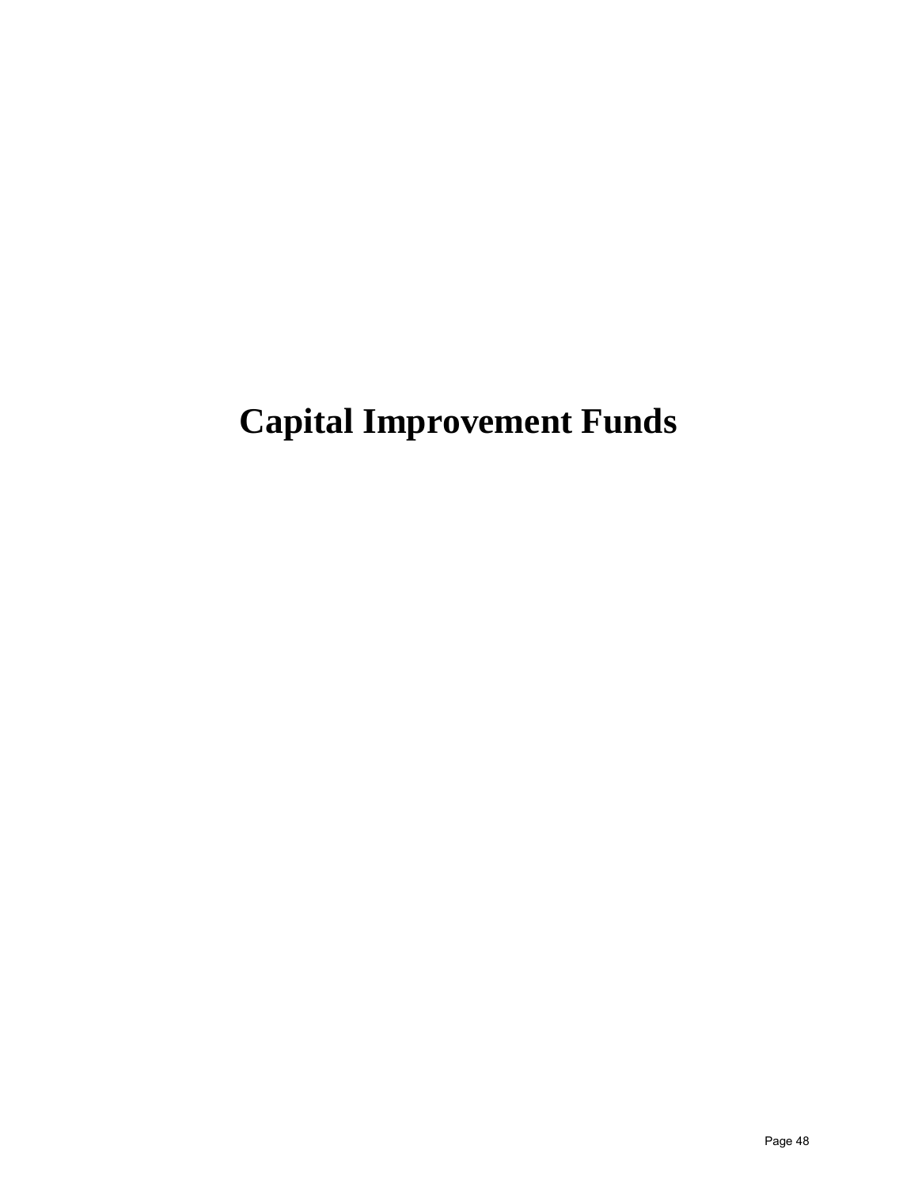# Capital Improvement Funds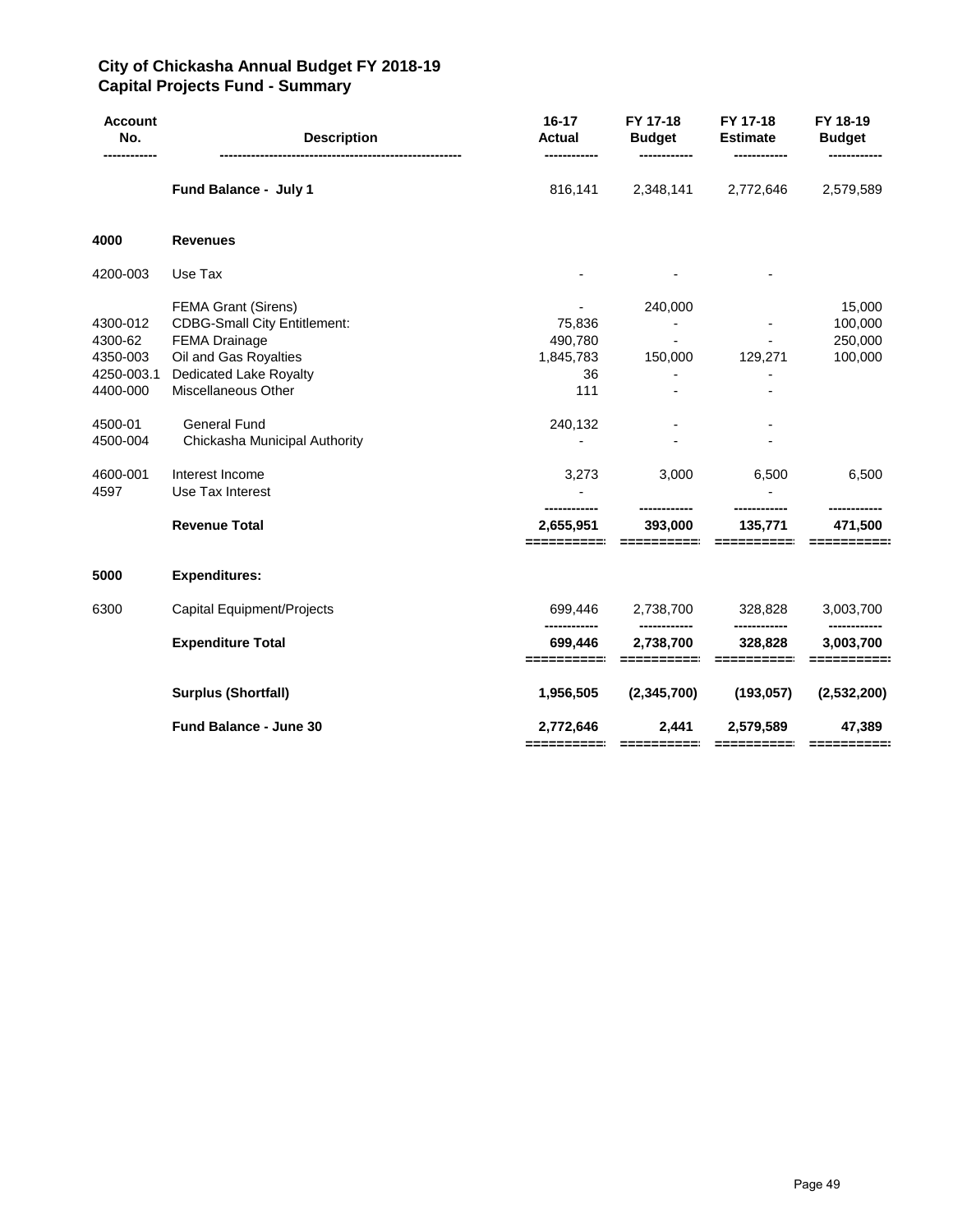# City of Chickasha Annual Budget FY 2018-19
## Capital Projects Fund - Summary

| Account No. | Description | 16-17 Actual | FY 17-18 Budget | FY 17-18 Estimate | FY 18-19 Budget |
|---|---|---|---|---|---|
| | **Fund Balance - July 1** | 816,141 | 2,348,141 | 2,772,646 | 2,579,589 |
| **4000** | **Revenues** | | | | |
| 4200-003 | Use Tax | - | - | - | |
| | FEMA Grant (Sirens) | - | 240,000 | | 15,000 |
| 4300-012 | CDBG-Small City Entitlement: | 75,836 | - | - | 100,000 |
| 4300-62 | FEMA Drainage | 490,780 | - | - | 250,000 |
| 4350-003 | Oil and Gas Royalties | 1,845,783 | 150,000 | 129,271 | 100,000 |
| 4250-003.1 | Dedicated Lake Royalty | 36 | - | - | |
| 4400-000 | Miscellaneous Other | 111 | - | - | |
| 4500-01 | General Fund | 240,132 | - | - | |
| 4500-004 | Chickasha Municipal Authority | - | - | - | |
| 4600-001 | Interest Income | 3,273 | 3,000 | 6,500 | 6,500 |
| 4597 | Use Tax Interest | - | | - | |
| | **Revenue Total** | **2,655,951** | **393,000** | **135,771** | **471,500** |
| **5000** | **Expenditures:** | | | | |
| 6300 | Capital Equipment/Projects | 699,446 | 2,738,700 | 328,828 | 3,003,700 |
| | **Expenditure Total** | **699,446** | **2,738,700** | **328,828** | **3,003,700** |
| | **Surplus (Shortfall)** | **1,956,505** | **(2,345,700)** | **(193,057)** | **(2,532,200)** |
| | **Fund Balance - June 30** | **2,772,646** | **2,441** | **2,579,589** | **47,389** |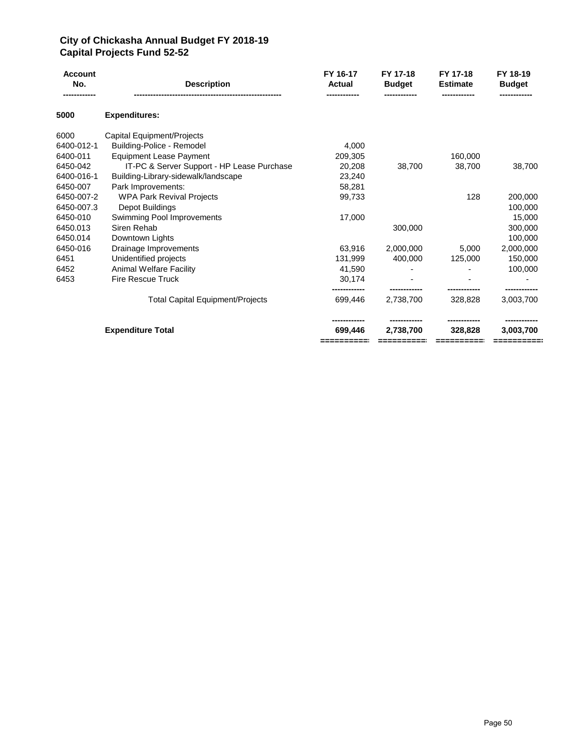# City of Chickasha Annual Budget FY 2018-19
## Capital Projects Fund 52-52

| Account No. | Description | FY 16-17 Actual | FY 17-18 Budget | FY 17-18 Estimate | FY 18-19 Budget |
|---|---|---|---|---|---|
| **5000** | **Expenditures:** | | | | |
| 6000 | Capital Equipment/Projects | | | | |
| 6400-012-1 | Building-Police - Remodel | 4,000 | | | |
| 6400-011 | Equipment Lease Payment | 209,305 | | 160,000 | |
| 6450-042 | IT-PC & Server Support - HP Lease Purchase | 20,208 | 38,700 | 38,700 | 38,700 |
| 6400-016-1 | Building-Library-sidewalk/landscape | 23,240 | | | |
| 6450-007 | Park Improvements: | 58,281 | | | |
| 6450-007-2 | WPA Park Revival Projects | 99,733 | | 128 | 200,000 |
| 6450-007.3 | Depot Buildings | | | | 100,000 |
| 6450-010 | Swimming Pool Improvements | 17,000 | | | 15,000 |
| 6450.013 | Siren Rehab | | 300,000 | | 300,000 |
| 6450.014 | Downtown Lights | | | | 100,000 |
| 6450-016 | Drainage Improvements | 63,916 | 2,000,000 | 5,000 | 2,000,000 |
| 6451 | Unidentified projects | 131,999 | 400,000 | 125,000 | 150,000 |
| 6452 | Animal Welfare Facility | 41,590 | - | - | 100,000 |
| 6453 | Fire Rescue Truck | 30,174 | - | - | - |
| | Total Capital Equipment/Projects | 699,446 | 2,738,700 | 328,828 | 3,003,700 |
| | **Expenditure Total** | **699,446** | **2,738,700** | **328,828** | **3,003,700** |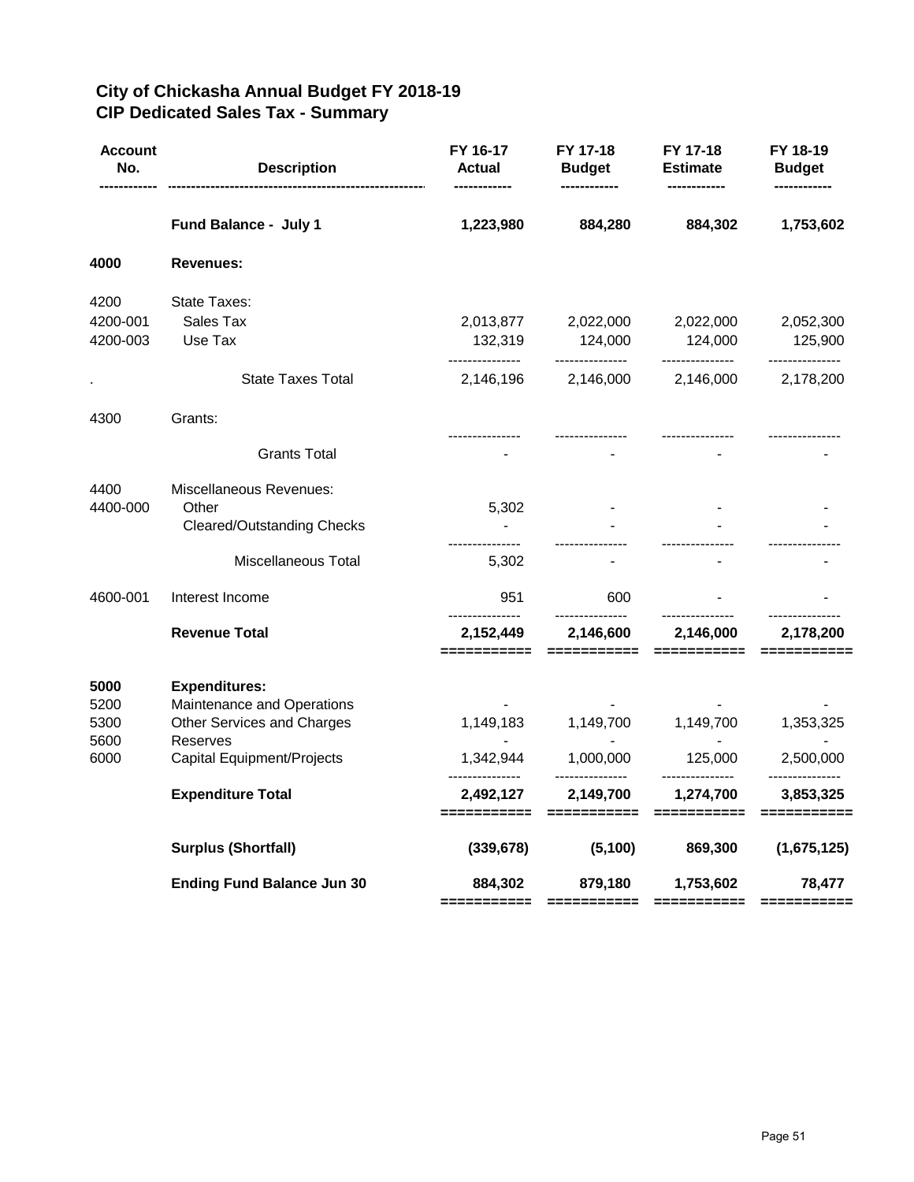# City of Chickasha Annual Budget FY 2018-19
## CIP Dedicated Sales Tax - Summary

| Account No. | Description | FY 16-17 Actual | FY 17-18 Budget | FY 17-18 Estimate | FY 18-19 Budget |
|---|---|---|---|---|---|
| | **Fund Balance - July 1** | **1,223,980** | **884,280** | **884,302** | **1,753,602** |
| **4000** | **Revenues:** | | | | |
| 4200 | State Taxes: | | | | |
| 4200-001 | Sales Tax | 2,013,877 | 2,022,000 | 2,022,000 | 2,052,300 |
| 4200-003 | Use Tax | 132,319 | 124,000 | 124,000 | 125,900 |
| . | State Taxes Total | 2,146,196 | 2,146,000 | 2,146,000 | 2,178,200 |
| 4300 | Grants: | | | | |
| | Grants Total | - | - | - | - |
| 4400 | Miscellaneous Revenues: | | | | |
| 4400-000 | Other | 5,302 | - | - | - |
| | Cleared/Outstanding Checks | - | - | - | - |
| | Miscellaneous Total | 5,302 | - | - | - |
| 4600-001 | Interest Income | 951 | 600 | - | - |
| | **Revenue Total** | **2,152,449** | **2,146,600** | **2,146,000** | **2,178,200** |
| **5000** | **Expenditures:** | | | | |
| 5200 | Maintenance and Operations | - | - | - | - |
| 5300 | Other Services and Charges | 1,149,183 | 1,149,700 | 1,149,700 | 1,353,325 |
| 5600 | Reserves | - | - | - | - |
| 6000 | Capital Equipment/Projects | 1,342,944 | 1,000,000 | 125,000 | 2,500,000 |
| | **Expenditure Total** | **2,492,127** | **2,149,700** | **1,274,700** | **3,853,325** |
| | **Surplus (Shortfall)** | **(339,678)** | **(5,100)** | **869,300** | **(1,675,125)** |
| | **Ending Fund Balance Jun 30** | **884,302** | **879,180** | **1,753,602** | **78,477** |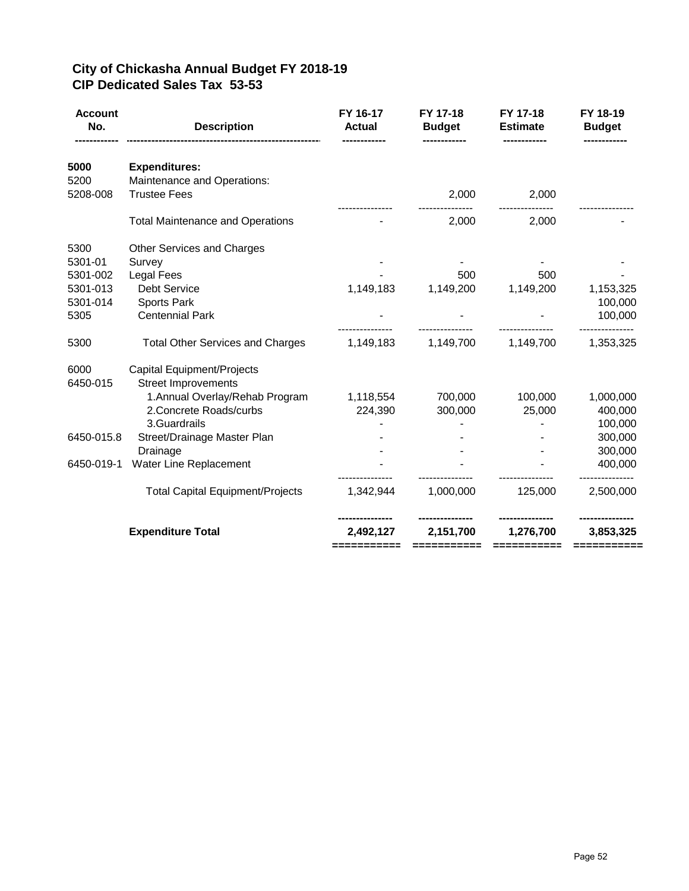## City of Chickasha Annual Budget FY 2018-19
## CIP Dedicated Sales Tax 53-53

| Account No. | Description | FY 16-17 Actual | FY 17-18 Budget | FY 17-18 Estimate | FY 18-19 Budget |
|---|---|---|---|---|---|
| **5000** | **Expenditures:** | | | | |
| 5200 | Maintenance and Operations: | | | | |
| 5208-008 | Trustee Fees | | 2,000 | 2,000 | |
| | Total Maintenance and Operations | - | 2,000 | 2,000 | - |
| 5300 | Other Services and Charges | | | | |
| 5301-01 | Survey | - | - | - | - |
| 5301-002 | Legal Fees | - | 500 | 500 | - |
| 5301-013 | Debt Service | 1,149,183 | 1,149,200 | 1,149,200 | 1,153,325 |
| 5301-014 | Sports Park | | | | 100,000 |
| 5305 | Centennial Park | - | - | - | 100,000 |
| 5300 | Total Other Services and Charges | 1,149,183 | 1,149,700 | 1,149,700 | 1,353,325 |
| 6000 | Capital Equipment/Projects | | | | |
| 6450-015 | Street Improvements | | | | |
| | 1.Annual Overlay/Rehab Program | 1,118,554 | 700,000 | 100,000 | 1,000,000 |
| | 2.Concrete Roads/curbs | 224,390 | 300,000 | 25,000 | 400,000 |
| | 3.Guardrails | - | - | - | 100,000 |
| 6450-015.8 | Street/Drainage Master Plan | - | - | - | 300,000 |
| | Drainage | - | - | - | 300,000 |
| 6450-019-1 | Water Line Replacement | - | - | - | 400,000 |
| | Total Capital Equipment/Projects | 1,342,944 | 1,000,000 | 125,000 | 2,500,000 |
| | **Expenditure Total** | **2,492,127** | **2,151,700** | **1,276,700** | **3,853,325** |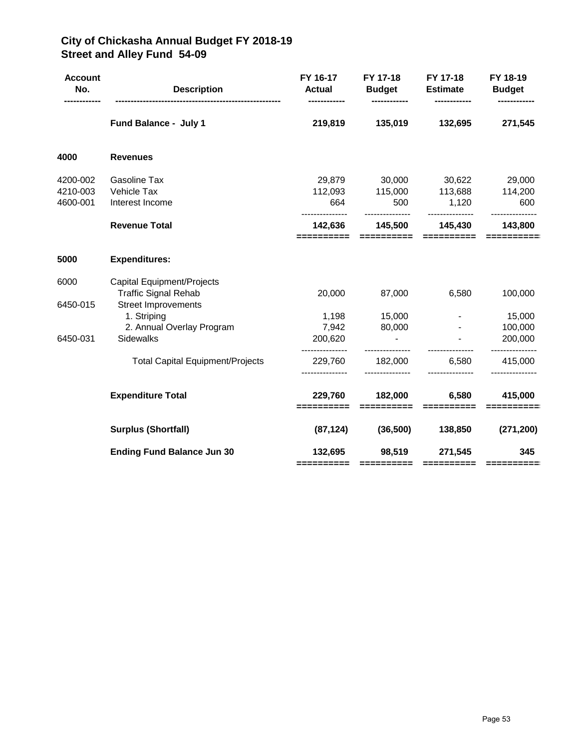# City of Chickasha Annual Budget FY 2018-19
## Street and Alley Fund 54-09

| Account No. | Description | FY 16-17 Actual | FY 17-18 Budget | FY 17-18 Estimate | FY 18-19 Budget |
|---|---|---|---|---|---|
| | **Fund Balance - July 1** | **219,819** | **135,019** | **132,695** | **271,545** |
| **4000** | **Revenues** | | | | |
| 4200-002 | Gasoline Tax | 29,879 | 30,000 | 30,622 | 29,000 |
| 4210-003 | Vehicle Tax | 112,093 | 115,000 | 113,688 | 114,200 |
| 4600-001 | Interest Income | 664 | 500 | 1,120 | 600 |
| | **Revenue Total** | **142,636** | **145,500** | **145,430** | **143,800** |
| **5000** | **Expenditures:** | | | | |
| 6000 | Capital Equipment/Projects | | | | |
| | Traffic Signal Rehab | 20,000 | 87,000 | 6,580 | 100,000 |
| 6450-015 | Street Improvements | | | | |
| | 1. Striping | 1,198 | 15,000 | - | 15,000 |
| | 2. Annual Overlay Program | 7,942 | 80,000 | - | 100,000 |
| 6450-031 | Sidewalks | 200,620 | - | - | 200,000 |
| | Total Capital Equipment/Projects | 229,760 | 182,000 | 6,580 | 415,000 |
| | **Expenditure Total** | **229,760** | **182,000** | **6,580** | **415,000** |
| | **Surplus (Shortfall)** | **(87,124)** | **(36,500)** | **138,850** | **(271,200)** |
| | **Ending Fund Balance Jun 30** | **132,695** | **98,519** | **271,545** | **345** |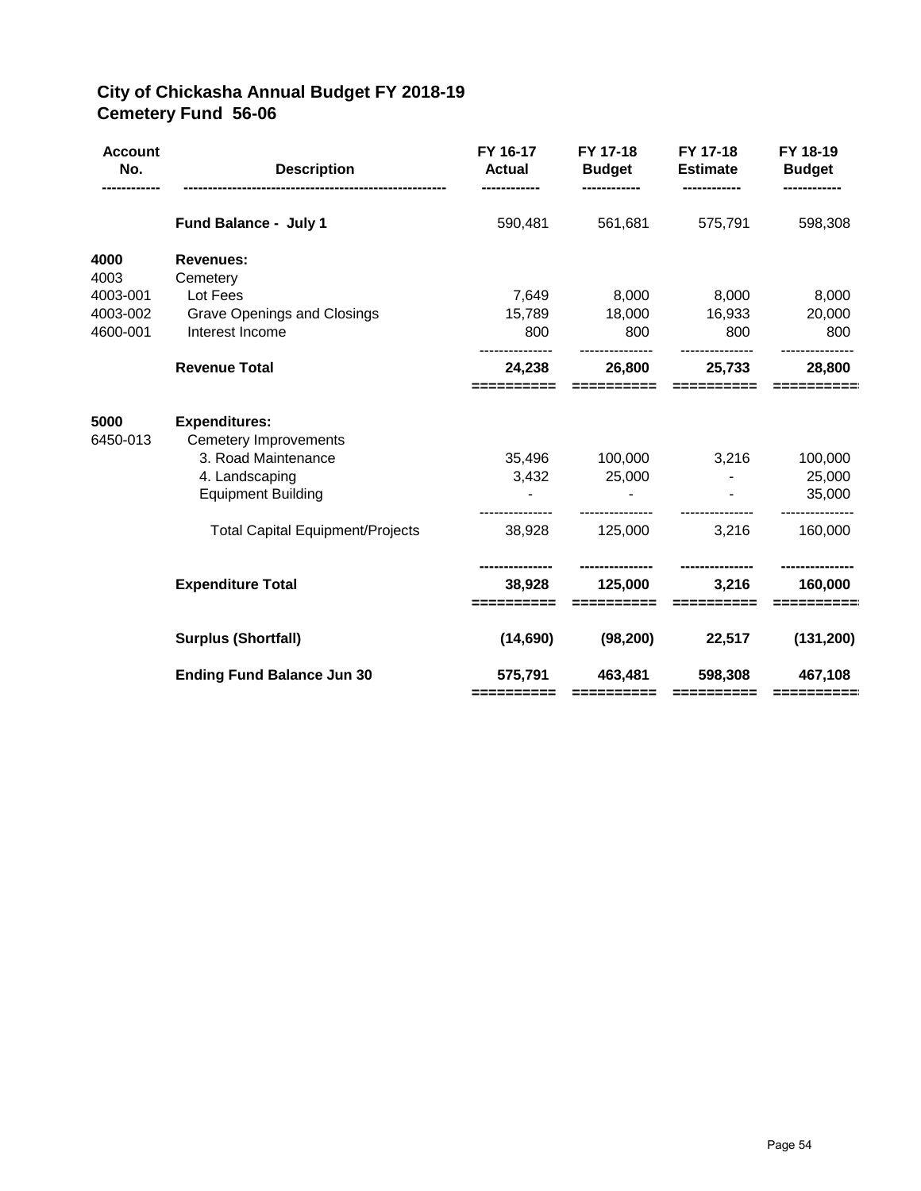## City of Chickasha Annual Budget FY 2018-19
## Cemetery Fund 56-06

| Account No. | Description | FY 16-17 Actual | FY 17-18 Budget | FY 17-18 Estimate | FY 18-19 Budget |
|---|---|---|---|---|---|
| | **Fund Balance - July 1** | 590,481 | 561,681 | 575,791 | 598,308 |
| **4000** | **Revenues:** | | | | |
| 4003 | Cemetery | | | | |
| 4003-001 | Lot Fees | 7,649 | 8,000 | 8,000 | 8,000 |
| 4003-002 | Grave Openings and Closings | 15,789 | 18,000 | 16,933 | 20,000 |
| 4600-001 | Interest Income | 800 | 800 | 800 | 800 |
| | **Revenue Total** | **24,238** | **26,800** | **25,733** | **28,800** |
| **5000** | **Expenditures:** | | | | |
| 6450-013 | Cemetery Improvements | | | | |
| | 3. Road Maintenance | 35,496 | 100,000 | 3,216 | 100,000 |
| | 4. Landscaping | 3,432 | 25,000 | - | 25,000 |
| | Equipment Building | - | - | - | 35,000 |
| | Total Capital Equipment/Projects | 38,928 | 125,000 | 3,216 | 160,000 |
| | **Expenditure Total** | **38,928** | **125,000** | **3,216** | **160,000** |
| | **Surplus (Shortfall)** | **(14,690)** | **(98,200)** | **22,517** | **(131,200)** |
| | **Ending Fund Balance Jun 30** | **575,791** | **463,481** | **598,308** | **467,108** |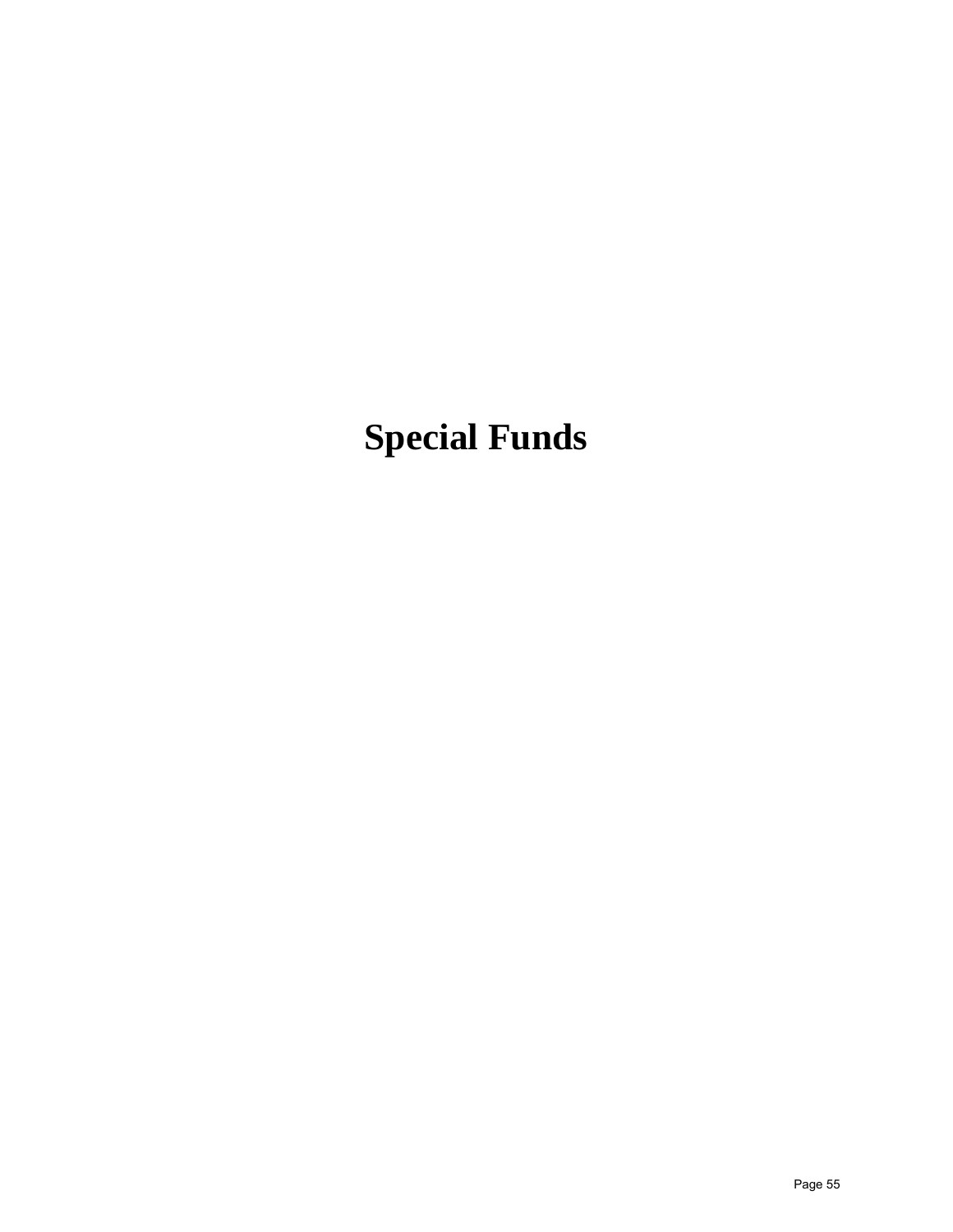# Special Funds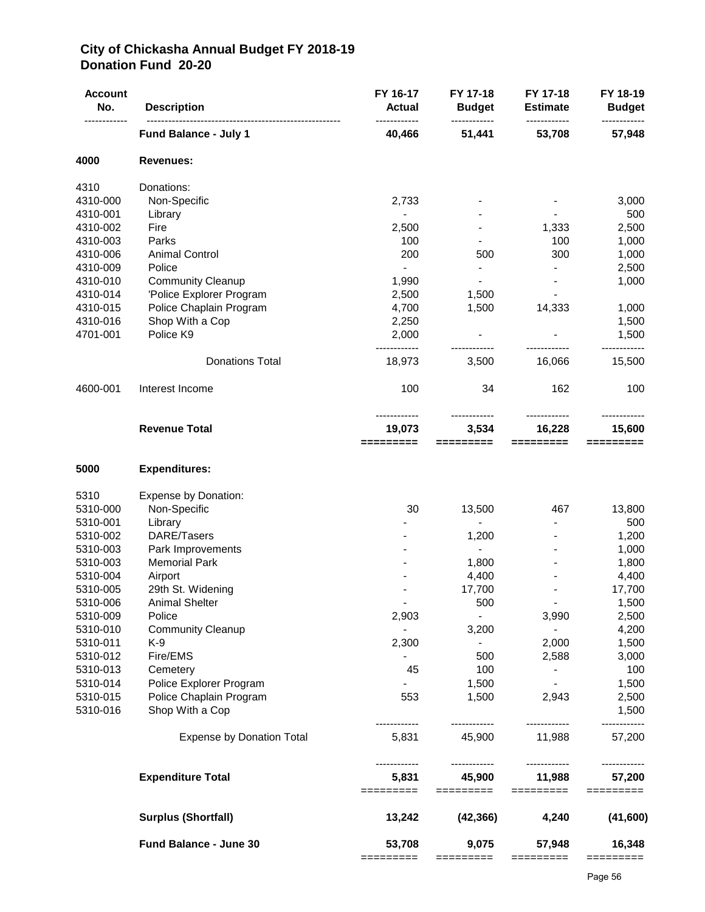# City of Chickasha Annual Budget FY 2018-19
## Donation Fund 20-20

| Account No. | Description | FY 16-17 Actual | FY 17-18 Budget | FY 17-18 Estimate | FY 18-19 Budget |
|---|---|---|---|---|---|
| | **Fund Balance - July 1** | **40,466** | **51,441** | **53,708** | **57,948** |
| **4000** | **Revenues:** | | | | |
| 4310 | Donations: | | | | |
| 4310-000 | Non-Specific | 2,733 | - | - | 3,000 |
| 4310-001 | Library | - | - | - | 500 |
| 4310-002 | Fire | 2,500 | - | 1,333 | 2,500 |
| 4310-003 | Parks | 100 | - | 100 | 1,000 |
| 4310-006 | Animal Control | 200 | 500 | 300 | 1,000 |
| 4310-009 | Police | - | - | - | 2,500 |
| 4310-010 | Community Cleanup | 1,990 | - | - | 1,000 |
| 4310-014 | 'Police Explorer Program | 2,500 | 1,500 | - | |
| 4310-015 | Police Chaplain Program | 4,700 | 1,500 | 14,333 | 1,000 |
| 4310-016 | Shop With a Cop | 2,250 | | | 1,500 |
| 4701-001 | Police K9 | 2,000 | - | - | 1,500 |
| | Donations Total | 18,973 | 3,500 | 16,066 | 15,500 |
| 4600-001 | Interest Income | 100 | 34 | 162 | 100 |
| | **Revenue Total** | **19,073** | **3,534** | **16,228** | **15,600** |
| **5000** | **Expenditures:** | | | | |
| 5310 | Expense by Donation: | | | | |
| 5310-000 | Non-Specific | 30 | 13,500 | 467 | 13,800 |
| 5310-001 | Library | - | - | - | 500 |
| 5310-002 | DARE/Tasers | - | 1,200 | - | 1,200 |
| 5310-003 | Park Improvements | - | - | - | 1,000 |
| 5310-003 | Memorial Park | - | 1,800 | - | 1,800 |
| 5310-004 | Airport | - | 4,400 | - | 4,400 |
| 5310-005 | 29th St. Widening | - | 17,700 | - | 17,700 |
| 5310-006 | Animal Shelter | - | 500 | - | 1,500 |
| 5310-009 | Police | 2,903 | - | 3,990 | 2,500 |
| 5310-010 | Community Cleanup | - | 3,200 | - | 4,200 |
| 5310-011 | K-9 | 2,300 | - | 2,000 | 1,500 |
| 5310-012 | Fire/EMS | - | 500 | 2,588 | 3,000 |
| 5310-013 | Cemetery | 45 | 100 | - | 100 |
| 5310-014 | Police Explorer Program | - | 1,500 | - | 1,500 |
| 5310-015 | Police Chaplain Program | 553 | 1,500 | 2,943 | 2,500 |
| 5310-016 | Shop With a Cop | | | | 1,500 |
| | Expense by Donation Total | 5,831 | 45,900 | 11,988 | 57,200 |
| | **Expenditure Total** | **5,831** | **45,900** | **11,988** | **57,200** |
| | **Surplus (Shortfall)** | **13,242** | **(42,366)** | **4,240** | **(41,600)** |
| | **Fund Balance - June 30** | **53,708** | **9,075** | **57,948** | **16,348** |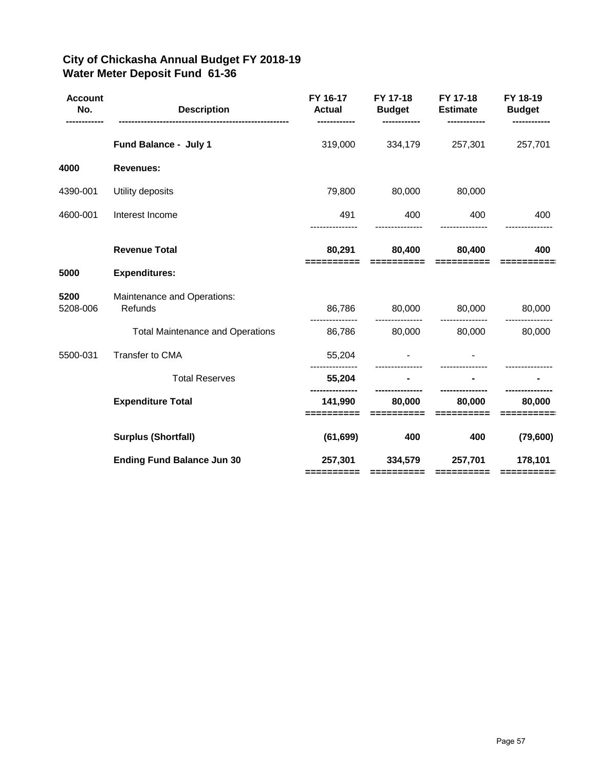# City of Chickasha Annual Budget FY 2018-19
# Water Meter Deposit Fund 61-36

| Account No. | Description | FY 16-17 Actual | FY 17-18 Budget | FY 17-18 Estimate | FY 18-19 Budget |
|---|---|---|---|---|---|
| | **Fund Balance - July 1** | 319,000 | 334,179 | 257,301 | 257,701 |
| **4000** | **Revenues:** | | | | |
| 4390-001 | Utility deposits | 79,800 | 80,000 | 80,000 | |
| 4600-001 | Interest Income | 491 | 400 | 400 | 400 |
| | **Revenue Total** | **80,291** | **80,400** | **80,400** | **400** |
| **5000** | **Expenditures:** | | | | |
| **5200** | Maintenance and Operations: | | | | |
| 5208-006 | Refunds | 86,786 | 80,000 | 80,000 | 80,000 |
| | Total Maintenance and Operations | 86,786 | 80,000 | 80,000 | 80,000 |
| 5500-031 | Transfer to CMA | 55,204 | - | - | |
| | Total Reserves | **55,204** | **-** | **-** | **-** |
| | **Expenditure Total** | **141,990** | **80,000** | **80,000** | **80,000** |
| | **Surplus (Shortfall)** | **(61,699)** | **400** | **400** | **(79,600)** |
| | **Ending Fund Balance Jun 30** | **257,301** | **334,579** | **257,701** | **178,101** |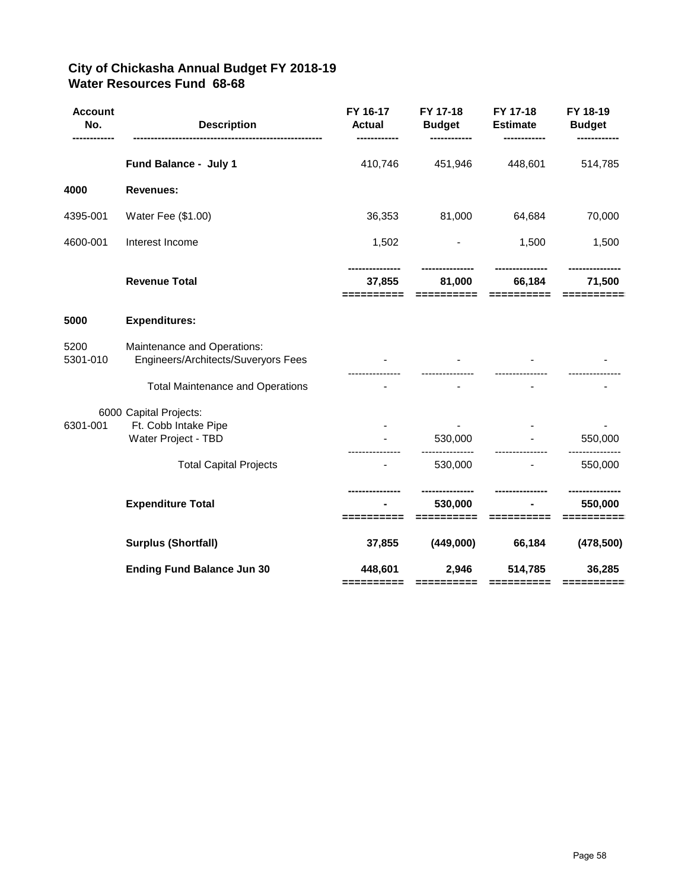## City of Chickasha Annual Budget FY 2018-19
## Water Resources Fund 68-68

| Account No. | Description | FY 16-17 Actual | FY 17-18 Budget | FY 17-18 Estimate | FY 18-19 Budget |
|---|---|---|---|---|---|
| | **Fund Balance - July 1** | 410,746 | 451,946 | 448,601 | 514,785 |
| **4000** | **Revenues:** | | | | |
| 4395-001 | Water Fee ($1.00) | 36,353 | 81,000 | 64,684 | 70,000 |
| 4600-001 | Interest Income | 1,502 | - | 1,500 | 1,500 |
| | **Revenue Total** | **37,855** | **81,000** | **66,184** | **71,500** |
| **5000** | **Expenditures:** | | | | |
| 5200 | Maintenance and Operations: | | | | |
| 5301-010 | Engineers/Architects/Suveryors Fees | - | - | - | - |
| | Total Maintenance and Operations | - | - | - | - |
| 6000 | Capital Projects: | | | | |
| 6301-001 | Ft. Cobb Intake Pipe | - | - | - | - |
| | Water Project - TBD | - | 530,000 | - | 550,000 |
| | Total Capital Projects | - | 530,000 | - | 550,000 |
| | **Expenditure Total** | **-** | **530,000** | **-** | **550,000** |
| | **Surplus (Shortfall)** | **37,855** | **(449,000)** | **66,184** | **(478,500)** |
| | **Ending Fund Balance Jun 30** | **448,601** | **2,946** | **514,785** | **36,285** |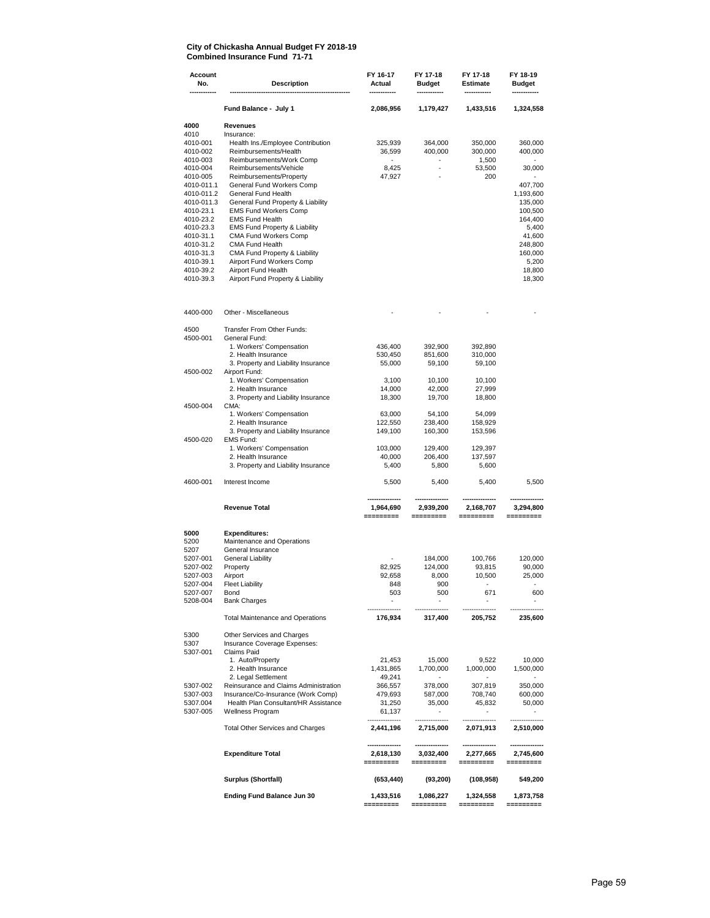**City of Chickasha Annual Budget FY 2018-19**
**Combined Insurance Fund 71-71**

| Account No. | Description | FY 16-17 Actual | FY 17-18 Budget | FY 17-18 Estimate | FY 18-19 Budget |
|---|---|---|---|---|---|
| | **Fund Balance - July 1** | **2,086,956** | **1,179,427** | **1,433,516** | **1,324,558** |
| **4000** | **Revenues** | | | | |
| 4010 | Insurance: | | | | |
| 4010-001 | Health Ins./Employee Contribution | 325,939 | 364,000 | 350,000 | 360,000 |
| 4010-002 | Reimbursements/Health | 36,599 | 400,000 | 300,000 | 400,000 |
| 4010-003 | Reimbursements/Work Comp | - | - | 1,500 | - |
| 4010-004 | Reimbursements/Vehicle | 8,425 | - | 53,500 | 30,000 |
| 4010-005 | Reimbursements/Property | 47,927 | - | 200 | - |
| 4010-011.1 | General Fund Workers Comp | | | | 407,700 |
| 4010-011.2 | General Fund Health | | | | 1,193,600 |
| 4010-011.3 | General Fund Property & Liability | | | | 135,000 |
| 4010-23.1 | EMS Fund Workers Comp | | | | 100,500 |
| 4010-23.2 | EMS Fund Health | | | | 164,400 |
| 4010-23.3 | EMS Fund Property & Liability | | | | 5,400 |
| 4010-31.1 | CMA Fund Workers Comp | | | | 41,600 |
| 4010-31.2 | CMA Fund Health | | | | 248,800 |
| 4010-31.3 | CMA Fund Property & Liability | | | | 160,000 |
| 4010-39.1 | Airport Fund Workers Comp | | | | 5,200 |
| 4010-39.2 | Airport Fund Health | | | | 18,800 |
| 4010-39.3 | Airport Fund Property & Liability | | | | 18,300 |
| 4400-000 | Other - Miscellaneous | - | - | - | - |
| 4500 | Transfer From Other Funds: | | | | |
| 4500-001 | General Fund: | | | | |
| | 1. Workers' Compensation | 436,400 | 392,900 | 392,890 | |
| | 2. Health Insurance | 530,450 | 851,600 | 310,000 | |
| | 3. Property and Liability Insurance | 55,000 | 59,100 | 59,100 | |
| 4500-002 | Airport Fund: | | | | |
| | 1. Workers' Compensation | 3,100 | 10,100 | 10,100 | |
| | 2. Health Insurance | 14,000 | 42,000 | 27,999 | |
| | 3. Property and Liability Insurance | 18,300 | 19,700 | 18,800 | |
| 4500-004 | CMA: | | | | |
| | 1. Workers' Compensation | 63,000 | 54,100 | 54,099 | |
| | 2. Health Insurance | 122,550 | 238,400 | 158,929 | |
| | 3. Property and Liability Insurance | 149,100 | 160,300 | 153,596 | |
| 4500-020 | EMS Fund: | | | | |
| | 1. Workers' Compensation | 103,000 | 129,400 | 129,397 | |
| | 2. Health Insurance | 40,000 | 206,400 | 137,597 | |
| | 3. Property and Liability Insurance | 5,400 | 5,800 | 5,600 | |
| 4600-001 | Interest Income | 5,500 | 5,400 | 5,400 | 5,500 |
| | **Revenue Total** | **1,964,690** | **2,939,200** | **2,168,707** | **3,294,800** |
| **5000** | **Expenditures:** | | | | |
| 5200 | Maintenance and Operations | | | | |
| 5207 | General Insurance | | | | |
| 5207-001 | General Liability | - | 184,000 | 100,766 | 120,000 |
| 5207-002 | Property | 82,925 | 124,000 | 93,815 | 90,000 |
| 5207-003 | Airport | 92,658 | 8,000 | 10,500 | 25,000 |
| 5207-004 | Fleet Liability | 848 | 900 | - | - |
| 5207-007 | Bond | 503 | 500 | 671 | 600 |
| 5208-004 | Bank Charges | - | - | - | - |
| | Total Maintenance and Operations | **176,934** | **317,400** | **205,752** | **235,600** |
| 5300 | Other Services and Charges | | | | |
| 5307 | Insurance Coverage Expenses: | | | | |
| 5307-001 | Claims Paid | | | | |
| | 1. Auto/Property | 21,453 | 15,000 | 9,522 | 10,000 |
| | 2. Health Insurance | 1,431,865 | 1,700,000 | 1,000,000 | 1,500,000 |
| | 2. Legal Settlement | 49,241 | - | - | - |
| 5307-002 | Reinsurance and Claims Administration | 366,557 | 378,000 | 307,819 | 350,000 |
| 5307-003 | Insurance/Co-Insurance (Work Comp) | 479,693 | 587,000 | 708,740 | 600,000 |
| 5307.004 | Health Plan Consultant/HR Assistance | 31,250 | 35,000 | 45,832 | 50,000 |
| 5307-005 | Wellness Program | 61,137 | - | - | - |
| | Total Other Services and Charges | **2,441,196** | **2,715,000** | **2,071,913** | **2,510,000** |
| | **Expenditure Total** | **2,618,130** | **3,032,400** | **2,277,665** | **2,745,600** |
| | **Surplus (Shortfall)** | **(653,440)** | **(93,200)** | **(108,958)** | **549,200** |
| | **Ending Fund Balance Jun 30** | **1,433,516** | **1,086,227** | **1,324,558** | **1,873,758** |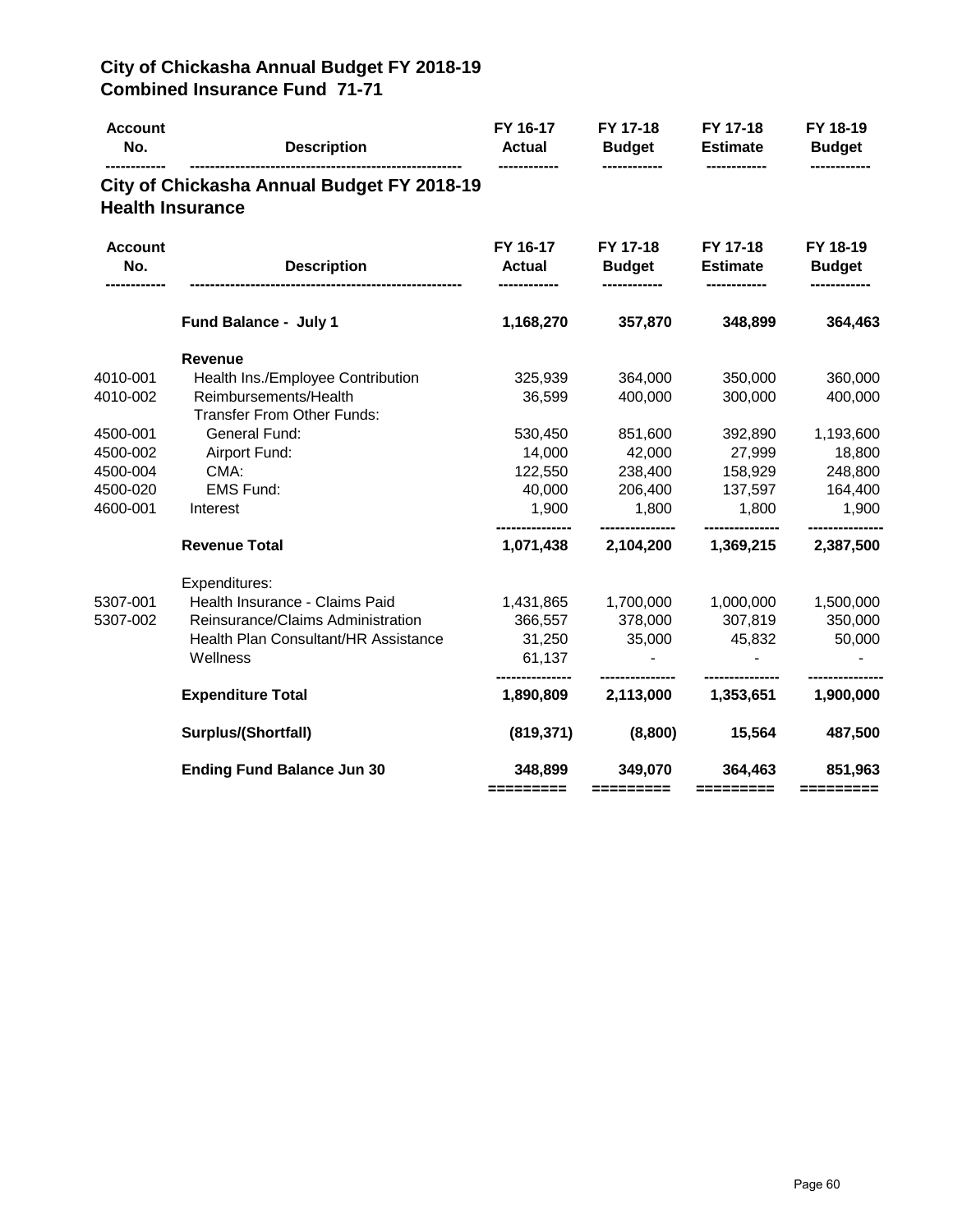# City of Chickasha Annual Budget FY 2018-19
## Combined Insurance Fund 71-71

| Account No. | Description | FY 16-17 Actual | FY 17-18 Budget | FY 17-18 Estimate | FY 18-19 Budget |
|---|---|---|---|---|---|

# City of Chickasha Annual Budget FY 2018-19
## Health Insurance

| Account No. | Description | FY 16-17 Actual | FY 17-18 Budget | FY 17-18 Estimate | FY 18-19 Budget |
|---|---|---|---|---|---|
| | **Fund Balance - July 1** | **1,168,270** | **357,870** | **348,899** | **364,463** |
| | **Revenue** | | | | |
| 4010-001 | Health Ins./Employee Contribution | 325,939 | 364,000 | 350,000 | 360,000 |
| 4010-002 | Reimbursements/Health | 36,599 | 400,000 | 300,000 | 400,000 |
| | Transfer From Other Funds: | | | | |
| 4500-001 | General Fund: | 530,450 | 851,600 | 392,890 | 1,193,600 |
| 4500-002 | Airport Fund: | 14,000 | 42,000 | 27,999 | 18,800 |
| 4500-004 | CMA: | 122,550 | 238,400 | 158,929 | 248,800 |
| 4500-020 | EMS Fund: | 40,000 | 206,400 | 137,597 | 164,400 |
| 4600-001 | Interest | 1,900 | 1,800 | 1,800 | 1,900 |
| | **Revenue Total** | **1,071,438** | **2,104,200** | **1,369,215** | **2,387,500** |
| | Expenditures: | | | | |
| 5307-001 | Health Insurance - Claims Paid | 1,431,865 | 1,700,000 | 1,000,000 | 1,500,000 |
| 5307-002 | Reinsurance/Claims Administration | 366,557 | 378,000 | 307,819 | 350,000 |
| | Health Plan Consultant/HR Assistance | 31,250 | 35,000 | 45,832 | 50,000 |
| | Wellness | 61,137 | - | - | - |
| | **Expenditure Total** | **1,890,809** | **2,113,000** | **1,353,651** | **1,900,000** |
| | **Surplus/(Shortfall)** | **(819,371)** | **(8,800)** | **15,564** | **487,500** |
| | **Ending Fund Balance Jun 30** | **348,899** | **349,070** | **364,463** | **851,963** |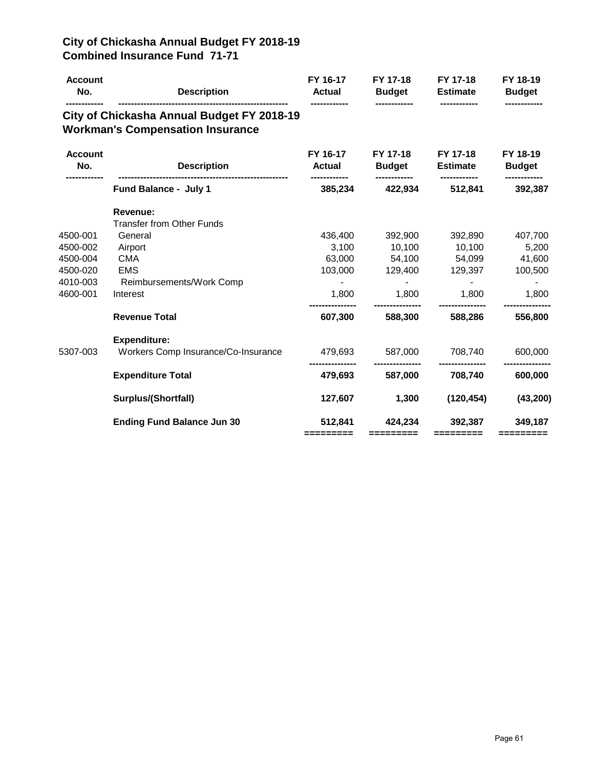## City of Chickasha Annual Budget FY 2018-19
## Combined Insurance Fund 71-71

| Account No. | Description | FY 16-17 Actual | FY 17-18 Budget | FY 17-18 Estimate | FY 18-19 Budget |
|---|---|---|---|---|---|

## City of Chickasha Annual Budget FY 2018-19
## Workman's Compensation Insurance

| Account No. | Description | FY 16-17 Actual | FY 17-18 Budget | FY 17-18 Estimate | FY 18-19 Budget |
|---|---|---|---|---|---|
| | **Fund Balance - July 1** | **385,234** | **422,934** | **512,841** | **392,387** |
| | **Revenue:** | | | | |
| | Transfer from Other Funds | | | | |
| 4500-001 | General | 436,400 | 392,900 | 392,890 | 407,700 |
| 4500-002 | Airport | 3,100 | 10,100 | 10,100 | 5,200 |
| 4500-004 | CMA | 63,000 | 54,100 | 54,099 | 41,600 |
| 4500-020 | EMS | 103,000 | 129,400 | 129,397 | 100,500 |
| 4010-003 | Reimbursements/Work Comp | - | - | - | - |
| 4600-001 | Interest | 1,800 | 1,800 | 1,800 | 1,800 |
| | **Revenue Total** | **607,300** | **588,300** | **588,286** | **556,800** |
| | **Expenditure:** | | | | |
| 5307-003 | Workers Comp Insurance/Co-Insurance | 479,693 | 587,000 | 708,740 | 600,000 |
| | **Expenditure Total** | **479,693** | **587,000** | **708,740** | **600,000** |
| | **Surplus/(Shortfall)** | **127,607** | **1,300** | **(120,454)** | **(43,200)** |
| | **Ending Fund Balance Jun 30** | **512,841** | **424,234** | **392,387** | **349,187** |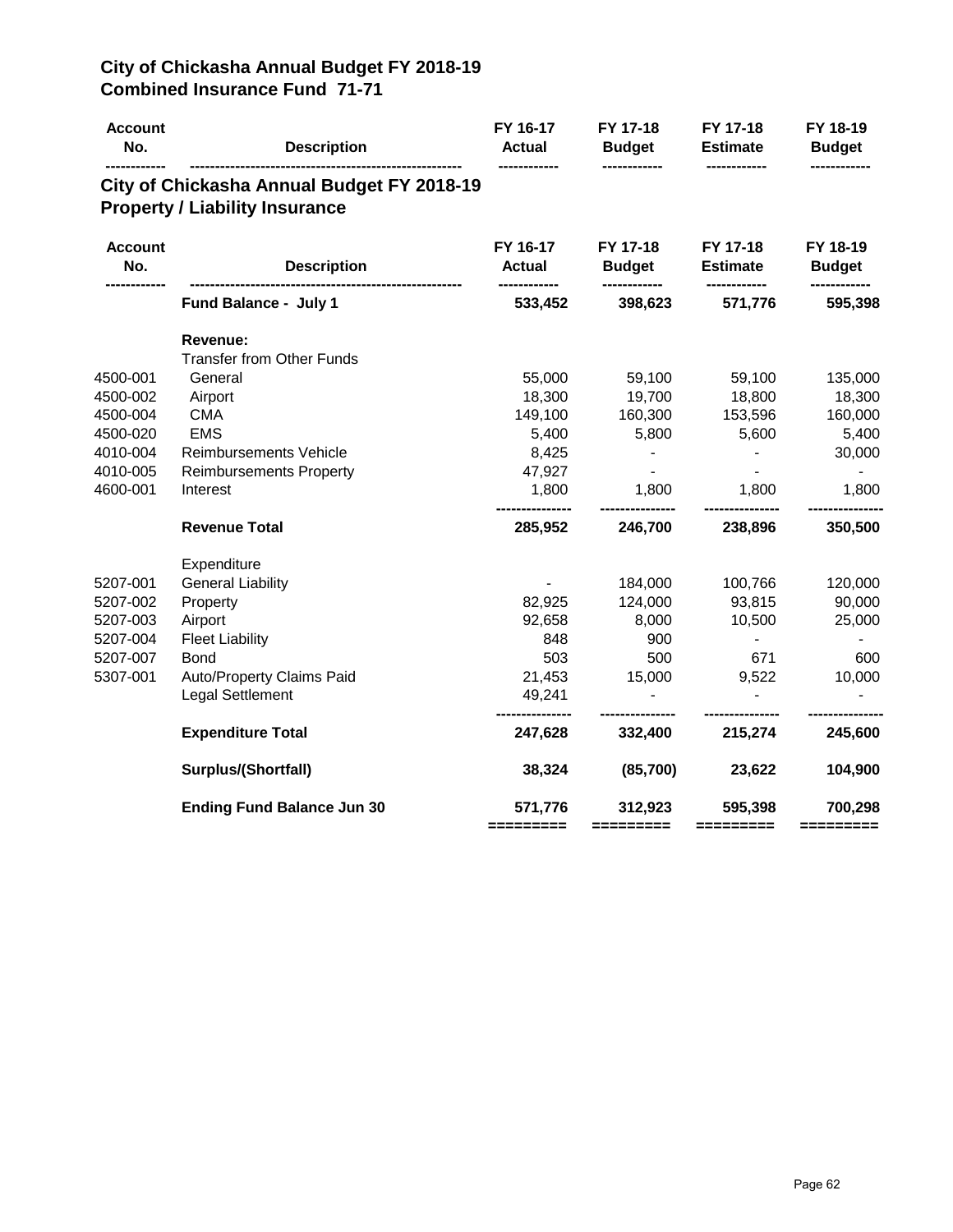## City of Chickasha Annual Budget FY 2018-19
## Combined Insurance Fund 71-71

| Account No. | Description | FY 16-17 Actual | FY 17-18 Budget | FY 17-18 Estimate | FY 18-19 Budget |
|---|---|---|---|---|---|

## City of Chickasha Annual Budget FY 2018-19
## Property / Liability Insurance

| Account No. | Description | FY 16-17 Actual | FY 17-18 Budget | FY 17-18 Estimate | FY 18-19 Budget |
|---|---|---|---|---|---|
| | **Fund Balance - July 1** | **533,452** | **398,623** | **571,776** | **595,398** |
| | **Revenue:** | | | | |
| | Transfer from Other Funds | | | | |
| 4500-001 | General | 55,000 | 59,100 | 59,100 | 135,000 |
| 4500-002 | Airport | 18,300 | 19,700 | 18,800 | 18,300 |
| 4500-004 | CMA | 149,100 | 160,300 | 153,596 | 160,000 |
| 4500-020 | EMS | 5,400 | 5,800 | 5,600 | 5,400 |
| 4010-004 | Reimbursements Vehicle | 8,425 | - | - | 30,000 |
| 4010-005 | Reimbursements Property | 47,927 | - | - | - |
| 4600-001 | Interest | 1,800 | 1,800 | 1,800 | 1,800 |
| | **Revenue Total** | **285,952** | **246,700** | **238,896** | **350,500** |
| | Expenditure | | | | |
| 5207-001 | General Liability | - | 184,000 | 100,766 | 120,000 |
| 5207-002 | Property | 82,925 | 124,000 | 93,815 | 90,000 |
| 5207-003 | Airport | 92,658 | 8,000 | 10,500 | 25,000 |
| 5207-004 | Fleet Liability | 848 | 900 | - | - |
| 5207-007 | Bond | 503 | 500 | 671 | 600 |
| 5307-001 | Auto/Property Claims Paid | 21,453 | 15,000 | 9,522 | 10,000 |
| | Legal Settlement | 49,241 | - | - | - |
| | **Expenditure Total** | **247,628** | **332,400** | **215,274** | **245,600** |
| | **Surplus/(Shortfall)** | **38,324** | **(85,700)** | **23,622** | **104,900** |
| | **Ending Fund Balance Jun 30** | **571,776** | **312,923** | **595,398** | **700,298** |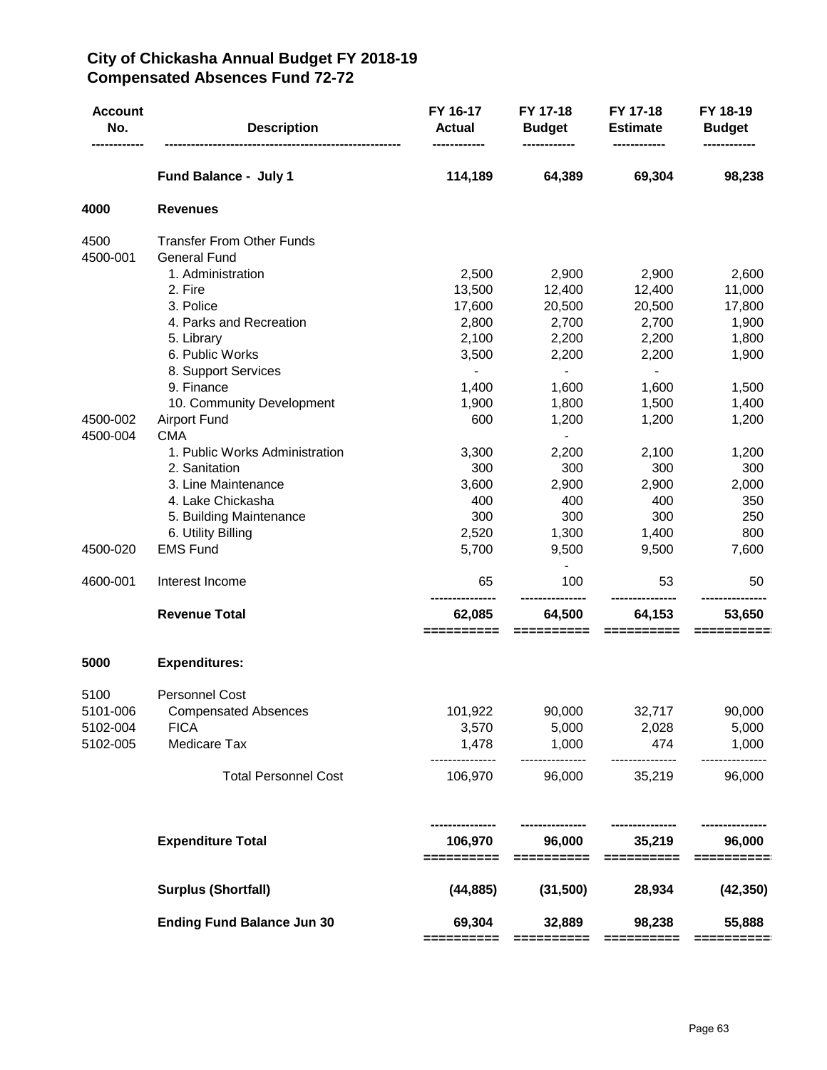# City of Chickasha Annual Budget FY 2018-19
# Compensated Absences Fund 72-72

| Account No. | Description | FY 16-17 Actual | FY 17-18 Budget | FY 17-18 Estimate | FY 18-19 Budget |
|---|---|---|---|---|---|
| | **Fund Balance - July 1** | **114,189** | **64,389** | **69,304** | **98,238** |
| **4000** | **Revenues** | | | | |
| 4500 | Transfer From Other Funds | | | | |
| 4500-001 | General Fund | | | | |
| | 1. Administration | 2,500 | 2,900 | 2,900 | 2,600 |
| | 2. Fire | 13,500 | 12,400 | 12,400 | 11,000 |
| | 3. Police | 17,600 | 20,500 | 20,500 | 17,800 |
| | 4. Parks and Recreation | 2,800 | 2,700 | 2,700 | 1,900 |
| | 5. Library | 2,100 | 2,200 | 2,200 | 1,800 |
| | 6. Public Works | 3,500 | 2,200 | 2,200 | 1,900 |
| | 8. Support Services | - | - | - | |
| | 9. Finance | 1,400 | 1,600 | 1,600 | 1,500 |
| | 10. Community Development | 1,900 | 1,800 | 1,500 | 1,400 |
| 4500-002 | Airport Fund | 600 | 1,200 | 1,200 | 1,200 |
| 4500-004 | CMA | | - | | |
| | 1. Public Works Administration | 3,300 | 2,200 | 2,100 | 1,200 |
| | 2. Sanitation | 300 | 300 | 300 | 300 |
| | 3. Line Maintenance | 3,600 | 2,900 | 2,900 | 2,000 |
| | 4. Lake Chickasha | 400 | 400 | 400 | 350 |
| | 5. Building Maintenance | 300 | 300 | 300 | 250 |
| | 6. Utility Billing | 2,520 | 1,300 | 1,400 | 800 |
| 4500-020 | EMS Fund | 5,700 | 9,500 | 9,500 | 7,600 |
| | | | - | | |
| 4600-001 | Interest Income | 65 | 100 | 53 | 50 |
| | **Revenue Total** | **62,085** | **64,500** | **64,153** | **53,650** |
| **5000** | **Expenditures:** | | | | |
| 5100 | Personnel Cost | | | | |
| 5101-006 | Compensated Absences | 101,922 | 90,000 | 32,717 | 90,000 |
| 5102-004 | FICA | 3,570 | 5,000 | 2,028 | 5,000 |
| 5102-005 | Medicare Tax | 1,478 | 1,000 | 474 | 1,000 |
| | Total Personnel Cost | 106,970 | 96,000 | 35,219 | 96,000 |
| | **Expenditure Total** | **106,970** | **96,000** | **35,219** | **96,000** |
| | **Surplus (Shortfall)** | **(44,885)** | **(31,500)** | **28,934** | **(42,350)** |
| | **Ending Fund Balance Jun 30** | **69,304** | **32,889** | **98,238** | **55,888** |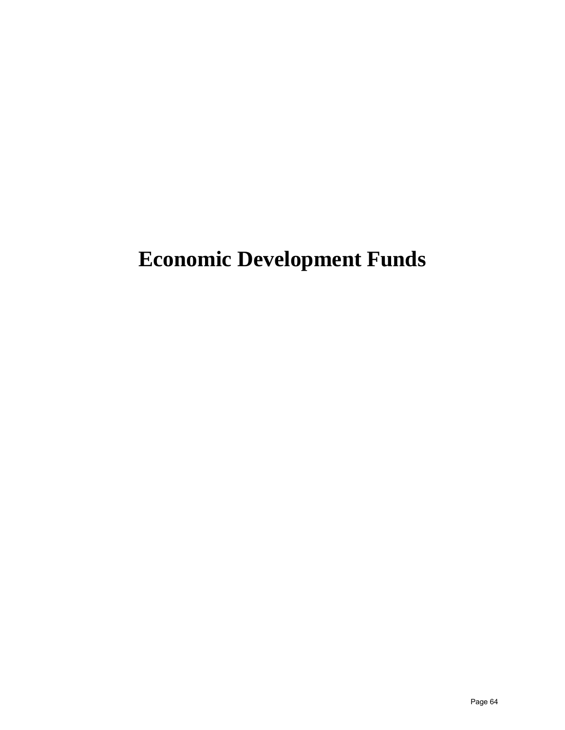# Economic Development Funds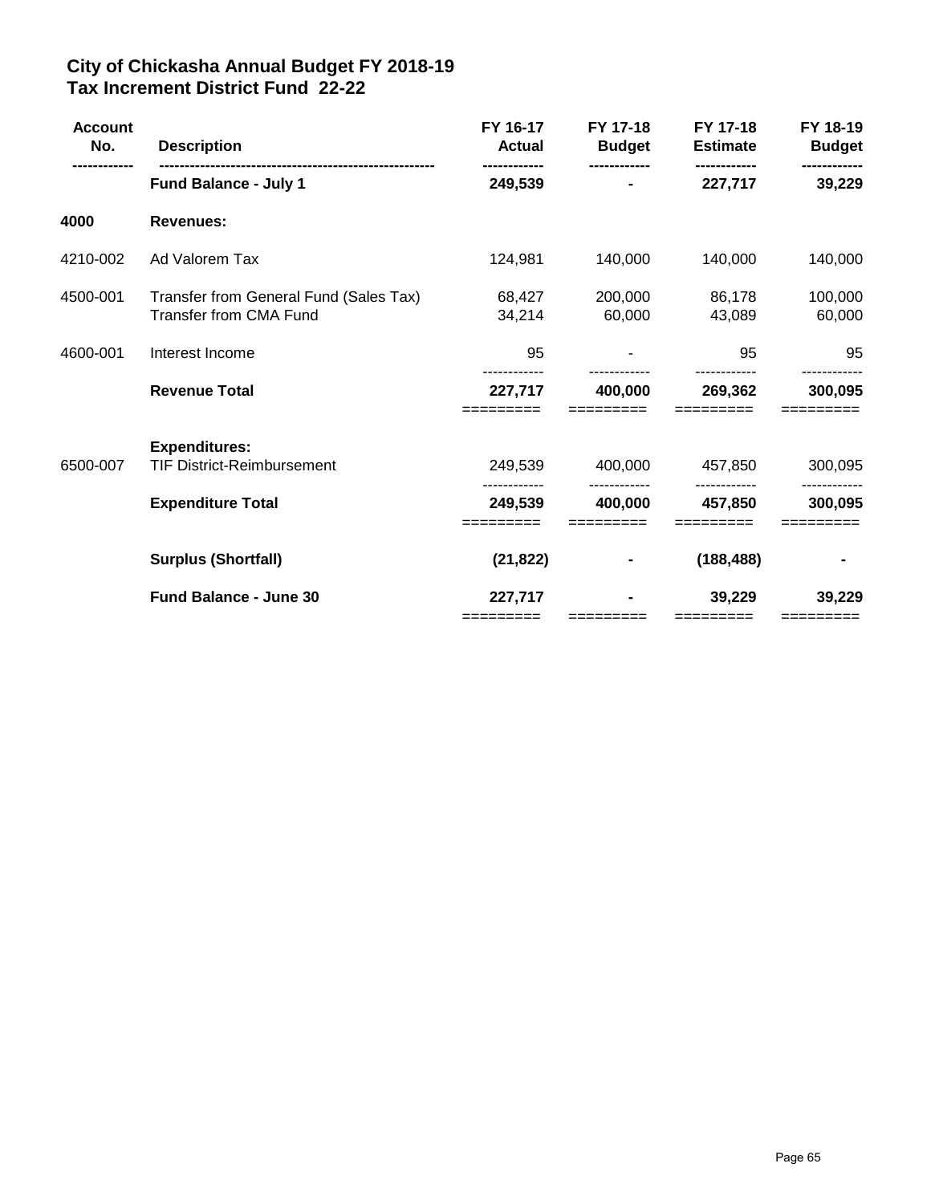# City of Chickasha Annual Budget FY 2018-19
## Tax Increment District Fund 22-22

| Account No. | Description | FY 16-17 Actual | FY 17-18 Budget | FY 17-18 Estimate | FY 18-19 Budget |
|---|---|---|---|---|---|
| | **Fund Balance - July 1** | **249,539** | **-** | **227,717** | **39,229** |
| **4000** | **Revenues:** | | | | |
| 4210-002 | Ad Valorem Tax | 124,981 | 140,000 | 140,000 | 140,000 |
| 4500-001 | Transfer from General Fund (Sales Tax) | 68,427 | 200,000 | 86,178 | 100,000 |
| | Transfer from CMA Fund | 34,214 | 60,000 | 43,089 | 60,000 |
| 4600-001 | Interest Income | 95 | - | 95 | 95 |
| | **Revenue Total** | **227,717** | **400,000** | **269,362** | **300,095** |
| | **Expenditures:** | | | | |
| 6500-007 | TIF District-Reimbursement | 249,539 | 400,000 | 457,850 | 300,095 |
| | **Expenditure Total** | **249,539** | **400,000** | **457,850** | **300,095** |
| | **Surplus (Shortfall)** | **(21,822)** | **-** | **(188,488)** | **-** |
| | **Fund Balance - June 30** | **227,717** | **-** | **39,229** | **39,229** |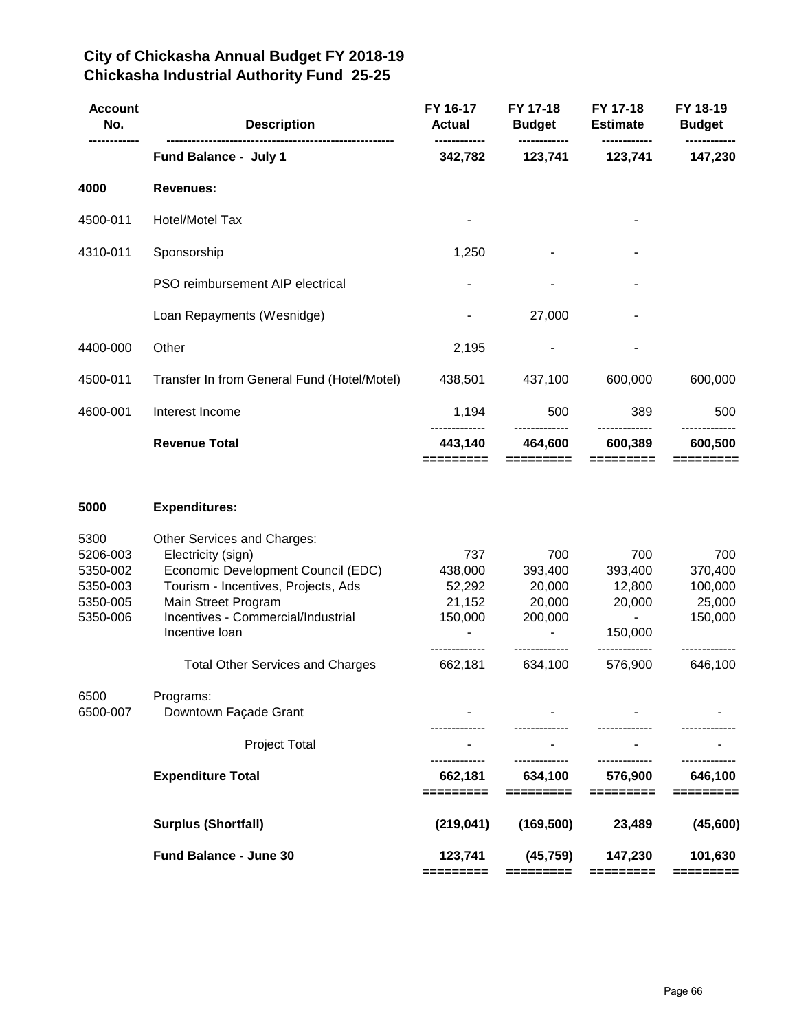# City of Chickasha Annual Budget FY 2018-19
# Chickasha Industrial Authority Fund 25-25

| Account No. | Description | FY 16-17 Actual | FY 17-18 Budget | FY 17-18 Estimate | FY 18-19 Budget |
|---|---|---|---|---|---|
| | **Fund Balance - July 1** | **342,782** | **123,741** | **123,741** | **147,230** |
| **4000** | **Revenues:** | | | | |
| 4500-011 | Hotel/Motel Tax | - | | - | |
| 4310-011 | Sponsorship | 1,250 | - | - | |
| | PSO reimbursement AIP electrical | - | - | - | |
| | Loan Repayments (Wesnidge) | - | 27,000 | - | |
| 4400-000 | Other | 2,195 | - | - | |
| 4500-011 | Transfer In from General Fund (Hotel/Motel) | 438,501 | 437,100 | 600,000 | 600,000 |
| 4600-001 | Interest Income | 1,194 | 500 | 389 | 500 |
| | **Revenue Total** | **443,140** | **464,600** | **600,389** | **600,500** |
| **5000** | **Expenditures:** | | | | |
| 5300 | Other Services and Charges: | | | | |
| 5206-003 | Electricity (sign) | 737 | 700 | 700 | 700 |
| 5350-002 | Economic Development Council (EDC) | 438,000 | 393,400 | 393,400 | 370,400 |
| 5350-003 | Tourism - Incentives, Projects, Ads | 52,292 | 20,000 | 12,800 | 100,000 |
| 5350-005 | Main Street Program | 21,152 | 20,000 | 20,000 | 25,000 |
| 5350-006 | Incentives - Commercial/Industrial | 150,000 | 200,000 | - | 150,000 |
| | Incentive loan | - | - | 150,000 | |
| | Total Other Services and Charges | 662,181 | 634,100 | 576,900 | 646,100 |
| 6500 | Programs: | | | | |
| 6500-007 | Downtown Façade Grant | - | - | - | - |
| | Project Total | - | - | - | - |
| | **Expenditure Total** | **662,181** | **634,100** | **576,900** | **646,100** |
| | **Surplus (Shortfall)** | **(219,041)** | **(169,500)** | **23,489** | **(45,600)** |
| | **Fund Balance - June 30** | **123,741** | **(45,759)** | **147,230** | **101,630** |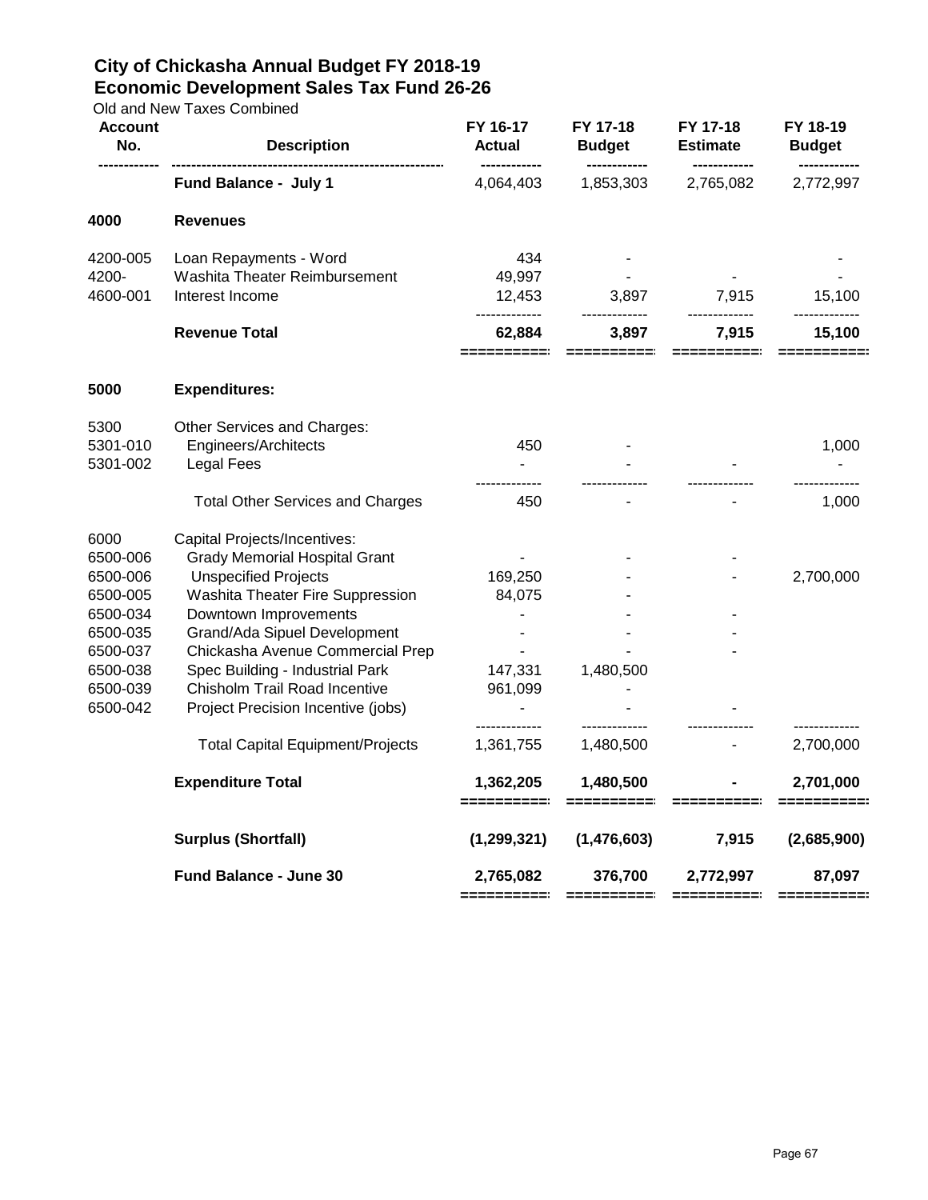# City of Chickasha Annual Budget FY 2018-19
## Economic Development Sales Tax Fund 26-26

Old and New Taxes Combined

| Account No. | Description | FY 16-17 Actual | FY 17-18 Budget | FY 17-18 Estimate | FY 18-19 Budget |
|---|---|---|---|---|---|
| | **Fund Balance - July 1** | 4,064,403 | 1,853,303 | 2,765,082 | 2,772,997 |
| **4000** | **Revenues** | | | | |
| 4200-005 | Loan Repayments - Word | 434 | - | | - |
| 4200- | Washita Theater Reimbursement | 49,997 | - | - | - |
| 4600-001 | Interest Income | 12,453 | 3,897 | 7,915 | 15,100 |
| | **Revenue Total** | **62,884** | **3,897** | **7,915** | **15,100** |
| **5000** | **Expenditures:** | | | | |
| 5300 | Other Services and Charges: | | | | |
| 5301-010 | Engineers/Architects | 450 | - | | 1,000 |
| 5301-002 | Legal Fees | - | - | - | - |
| | Total Other Services and Charges | 450 | - | - | 1,000 |
| 6000 | Capital Projects/Incentives: | | | | |
| 6500-006 | Grady Memorial Hospital Grant | - | - | - | |
| 6500-006 | Unspecified Projects | 169,250 | - | - | 2,700,000 |
| 6500-005 | Washita Theater Fire Suppression | 84,075 | - | | |
| 6500-034 | Downtown Improvements | - | - | - | |
| 6500-035 | Grand/Ada Sipuel Development | - | - | - | |
| 6500-037 | Chickasha Avenue Commercial Prep | - | - | - | |
| 6500-038 | Spec Building - Industrial Park | 147,331 | 1,480,500 | | |
| 6500-039 | Chisholm Trail Road Incentive | 961,099 | - | | |
| 6500-042 | Project Precision Incentive (jobs) | - | - | - | |
| | Total Capital Equipment/Projects | 1,361,755 | 1,480,500 | - | 2,700,000 |
| | **Expenditure Total** | **1,362,205** | **1,480,500** | **-** | **2,701,000** |
| | **Surplus (Shortfall)** | **(1,299,321)** | **(1,476,603)** | **7,915** | **(2,685,900)** |
| | **Fund Balance - June 30** | **2,765,082** | **376,700** | **2,772,997** | **87,097** |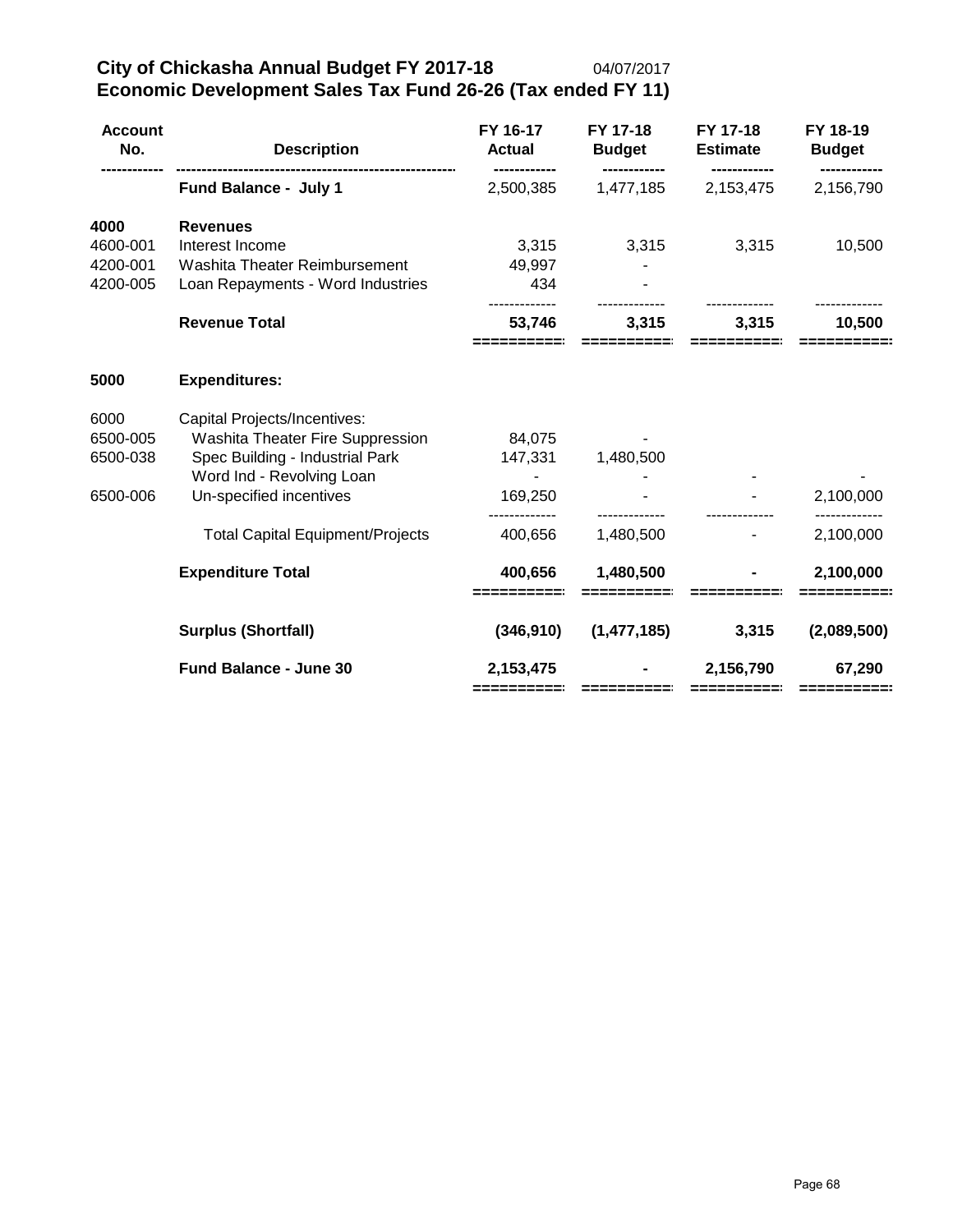# City of Chickasha Annual Budget FY 2017-18

04/07/2017

## Economic Development Sales Tax Fund 26-26 (Tax ended FY 11)

| Account No. | Description | FY 16-17 Actual | FY 17-18 Budget | FY 17-18 Estimate | FY 18-19 Budget |
|---|---|---|---|---|---|
| | **Fund Balance - July 1** | 2,500,385 | 1,477,185 | 2,153,475 | 2,156,790 |
| **4000** | **Revenues** | | | | |
| 4600-001 | Interest Income | 3,315 | 3,315 | 3,315 | 10,500 |
| 4200-001 | Washita Theater Reimbursement | 49,997 | - | | |
| 4200-005 | Loan Repayments - Word Industries | 434 | - | | |
| | **Revenue Total** | **53,746** | **3,315** | **3,315** | **10,500** |
| **5000** | **Expenditures:** | | | | |
| 6000 | Capital Projects/Incentives: | | | | |
| 6500-005 | Washita Theater Fire Suppression | 84,075 | - | | |
| 6500-038 | Spec Building - Industrial Park | 147,331 | 1,480,500 | | |
| | Word Ind - Revolving Loan | - | - | - | - |
| 6500-006 | Un-specified incentives | 169,250 | - | - | 2,100,000 |
| | Total Capital Equipment/Projects | 400,656 | 1,480,500 | - | 2,100,000 |
| | **Expenditure Total** | **400,656** | **1,480,500** | **-** | **2,100,000** |
| | **Surplus (Shortfall)** | **(346,910)** | **(1,477,185)** | **3,315** | **(2,089,500)** |
| | **Fund Balance - June 30** | **2,153,475** | **-** | **2,156,790** | **67,290** |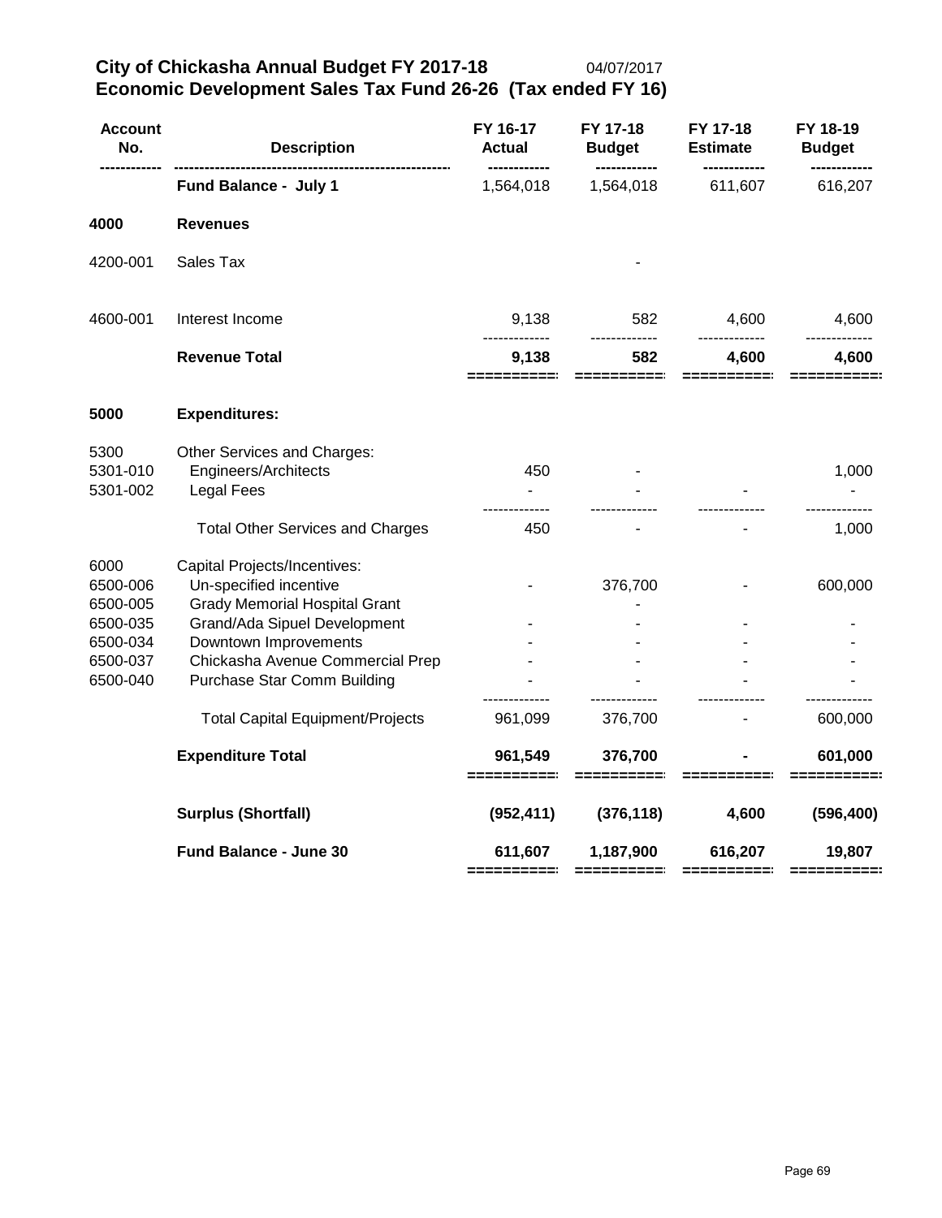# City of Chickasha Annual Budget FY 2017-18

04/07/2017

## Economic Development Sales Tax Fund 26-26 (Tax ended FY 16)

| Account No. | Description | FY 16-17 Actual | FY 17-18 Budget | FY 17-18 Estimate | FY 18-19 Budget |
|---|---|---|---|---|---|
| | **Fund Balance - July 1** | 1,564,018 | 1,564,018 | 611,607 | 616,207 |
| **4000** | **Revenues** | | | | |
| 4200-001 | Sales Tax | | - | | |
| 4600-001 | Interest Income | 9,138 | 582 | 4,600 | 4,600 |
| | **Revenue Total** | **9,138** | **582** | **4,600** | **4,600** |
| **5000** | **Expenditures:** | | | | |
| 5300 | Other Services and Charges: | | | | |
| 5301-010 | Engineers/Architects | 450 | - | | 1,000 |
| 5301-002 | Legal Fees | - | - | - | - |
| | Total Other Services and Charges | 450 | - | - | 1,000 |
| 6000 | Capital Projects/Incentives: | | | | |
| 6500-006 | Un-specified incentive | - | 376,700 | - | 600,000 |
| 6500-005 | Grady Memorial Hospital Grant | | - | | |
| 6500-035 | Grand/Ada Sipuel Development | - | - | - | - |
| 6500-034 | Downtown Improvements | - | - | - | - |
| 6500-037 | Chickasha Avenue Commercial Prep | - | - | - | - |
| 6500-040 | Purchase Star Comm Building | - | - | - | - |
| | Total Capital Equipment/Projects | 961,099 | 376,700 | - | 600,000 |
| | **Expenditure Total** | **961,549** | **376,700** | **-** | **601,000** |
| | **Surplus (Shortfall)** | **(952,411)** | **(376,118)** | **4,600** | **(596,400)** |
| | **Fund Balance - June 30** | **611,607** | **1,187,900** | **616,207** | **19,807** |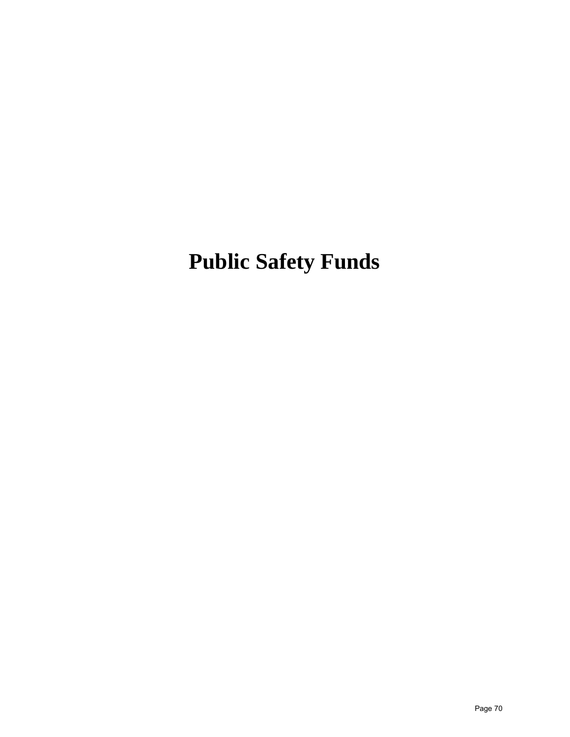# Public Safety Funds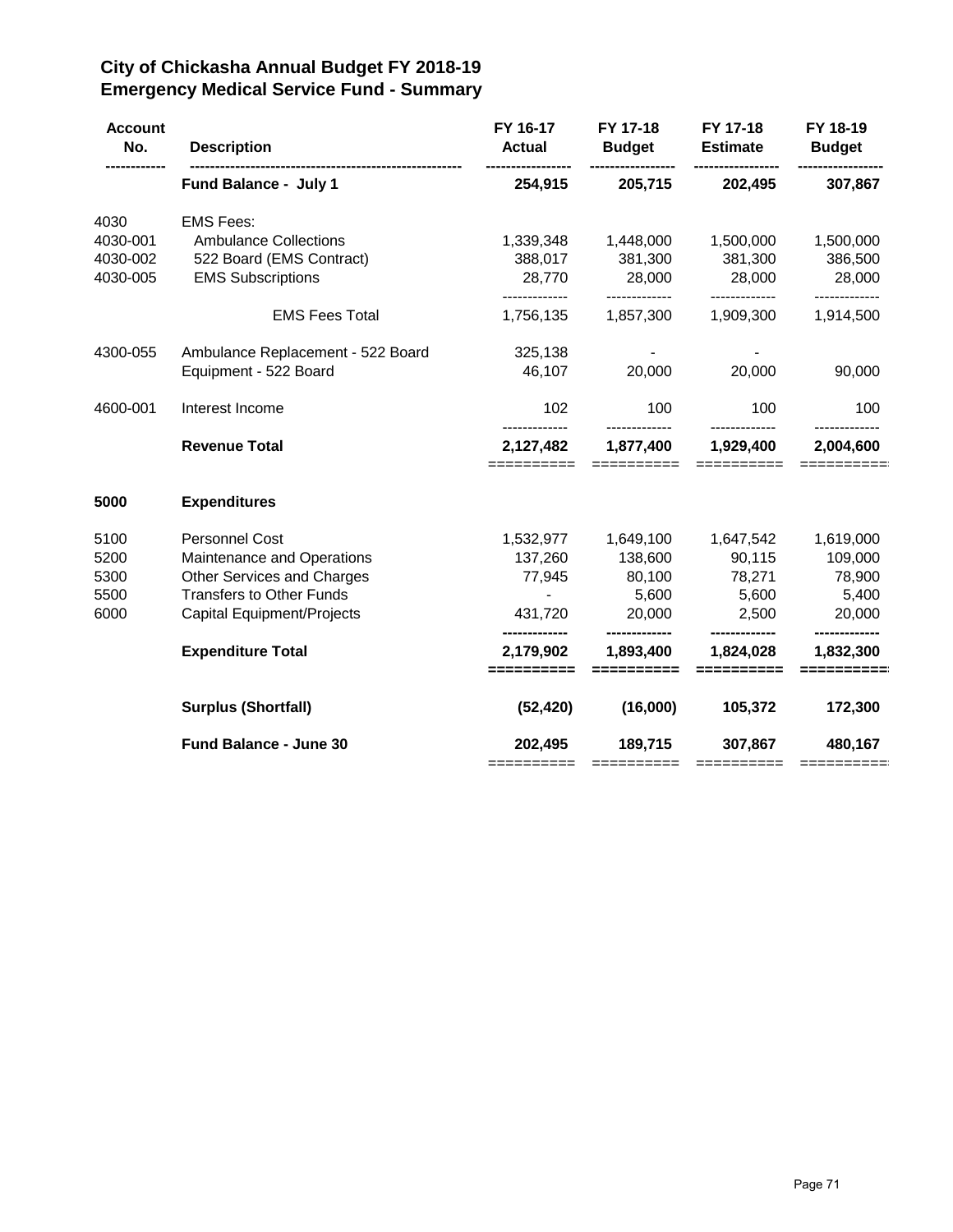# City of Chickasha Annual Budget FY 2018-19
## Emergency Medical Service Fund - Summary

| Account No. | Description | FY 16-17 Actual | FY 17-18 Budget | FY 17-18 Estimate | FY 18-19 Budget |
|---|---|---|---|---|---|
| | **Fund Balance - July 1** | **254,915** | **205,715** | **202,495** | **307,867** |
| 4030 | EMS Fees: | | | | |
| 4030-001 | Ambulance Collections | 1,339,348 | 1,448,000 | 1,500,000 | 1,500,000 |
| 4030-002 | 522 Board (EMS Contract) | 388,017 | 381,300 | 381,300 | 386,500 |
| 4030-005 | EMS Subscriptions | 28,770 | 28,000 | 28,000 | 28,000 |
| | EMS Fees Total | 1,756,135 | 1,857,300 | 1,909,300 | 1,914,500 |
| 4300-055 | Ambulance Replacement - 522 Board | 325,138 | - | - | |
| | Equipment - 522 Board | 46,107 | 20,000 | 20,000 | 90,000 |
| 4600-001 | Interest Income | 102 | 100 | 100 | 100 |
| | **Revenue Total** | **2,127,482** | **1,877,400** | **1,929,400** | **2,004,600** |
| **5000** | **Expenditures** | | | | |
| 5100 | Personnel Cost | 1,532,977 | 1,649,100 | 1,647,542 | 1,619,000 |
| 5200 | Maintenance and Operations | 137,260 | 138,600 | 90,115 | 109,000 |
| 5300 | Other Services and Charges | 77,945 | 80,100 | 78,271 | 78,900 |
| 5500 | Transfers to Other Funds | - | 5,600 | 5,600 | 5,400 |
| 6000 | Capital Equipment/Projects | 431,720 | 20,000 | 2,500 | 20,000 |
| | **Expenditure Total** | **2,179,902** | **1,893,400** | **1,824,028** | **1,832,300** |
| | **Surplus (Shortfall)** | **(52,420)** | **(16,000)** | **105,372** | **172,300** |
| | **Fund Balance - June 30** | **202,495** | **189,715** | **307,867** | **480,167** |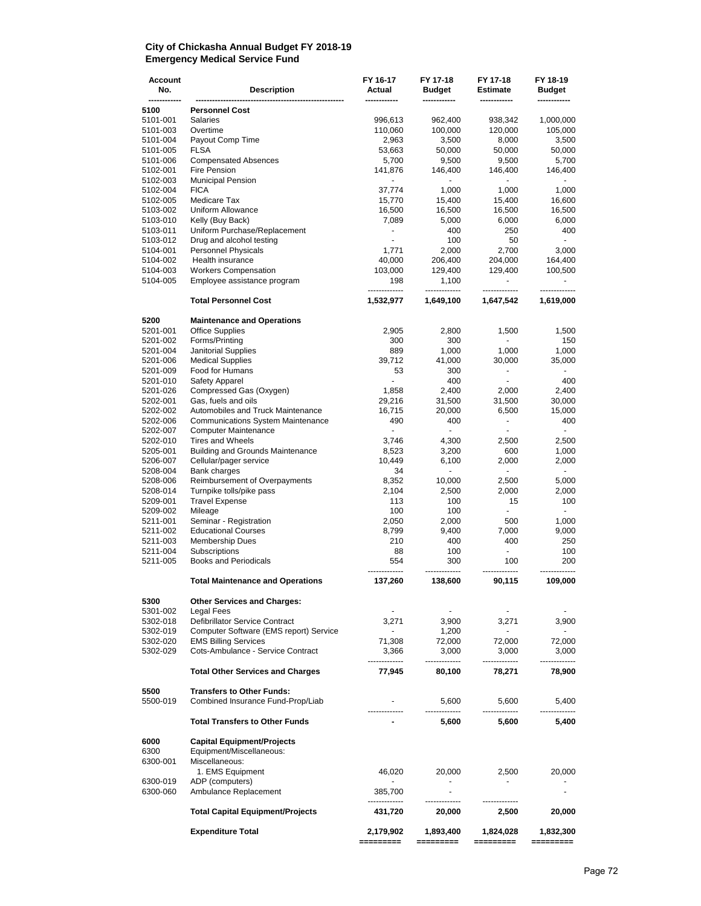**City of Chickasha Annual Budget FY 2018-19**
**Emergency Medical Service Fund**

| Account No. | Description | FY 16-17 Actual | FY 17-18 Budget | FY 17-18 Estimate | FY 18-19 Budget |
|---|---|---|---|---|---|
| 5100 | **Personnel Cost** | | | | |
| 5101-001 | Salaries | 996,613 | 962,400 | 938,342 | 1,000,000 |
| 5101-003 | Overtime | 110,060 | 100,000 | 120,000 | 105,000 |
| 5101-004 | Payout Comp Time | 2,963 | 3,500 | 8,000 | 3,500 |
| 5101-005 | FLSA | 53,663 | 50,000 | 50,000 | 50,000 |
| 5101-006 | Compensated Absences | 5,700 | 9,500 | 9,500 | 5,700 |
| 5102-001 | Fire Pension | 141,876 | 146,400 | 146,400 | 146,400 |
| 5102-003 | Municipal Pension | - | - | - | - |
| 5102-004 | FICA | 37,774 | 1,000 | 1,000 | 1,000 |
| 5102-005 | Medicare Tax | 15,770 | 15,400 | 15,400 | 16,600 |
| 5103-002 | Uniform Allowance | 16,500 | 16,500 | 16,500 | 16,500 |
| 5103-010 | Kelly (Buy Back) | 7,089 | 5,000 | 6,000 | 6,000 |
| 5103-011 | Uniform Purchase/Replacement | - | 400 | 250 | 400 |
| 5103-012 | Drug and alcohol testing | - | 100 | 50 | - |
| 5104-001 | Personnel Physicals | 1,771 | 2,000 | 2,700 | 3,000 |
| 5104-002 | Health insurance | 40,000 | 206,400 | 204,000 | 164,400 |
| 5104-003 | Workers Compensation | 103,000 | 129,400 | 129,400 | 100,500 |
| 5104-005 | Employee assistance program | 198 | 1,100 | - | - |
| | **Total Personnel Cost** | **1,532,977** | **1,649,100** | **1,647,542** | **1,619,000** |
| 5200 | **Maintenance and Operations** | | | | |
| 5201-001 | Office Supplies | 2,905 | 2,800 | 1,500 | 1,500 |
| 5201-002 | Forms/Printing | 300 | 300 | - | 150 |
| 5201-004 | Janitorial Supplies | 889 | 1,000 | 1,000 | 1,000 |
| 5201-006 | Medical Supplies | 39,712 | 41,000 | 30,000 | 35,000 |
| 5201-009 | Food for Humans | 53 | 300 | - | - |
| 5201-010 | Safety Apparel | - | 400 | - | 400 |
| 5201-026 | Compressed Gas (Oxygen) | 1,858 | 2,400 | 2,000 | 2,400 |
| 5202-001 | Gas, fuels and oils | 29,216 | 31,500 | 31,500 | 30,000 |
| 5202-002 | Automobiles and Truck Maintenance | 16,715 | 20,000 | 6,500 | 15,000 |
| 5202-006 | Communications System Maintenance | 490 | 400 | - | 400 |
| 5202-007 | Computer Maintenance | - | - | - | - |
| 5202-010 | Tires and Wheels | 3,746 | 4,300 | 2,500 | 2,500 |
| 5205-001 | Building and Grounds Maintenance | 8,523 | 3,200 | 600 | 1,000 |
| 5206-007 | Cellular/pager service | 10,449 | 6,100 | 2,000 | 2,000 |
| 5208-004 | Bank charges | 34 | - | - | - |
| 5208-006 | Reimbursement of Overpayments | 8,352 | 10,000 | 2,500 | 5,000 |
| 5208-014 | Turnpike tolls/pike pass | 2,104 | 2,500 | 2,000 | 2,000 |
| 5209-001 | Travel Expense | 113 | 100 | 15 | 100 |
| 5209-002 | Mileage | 100 | 100 | - | - |
| 5211-001 | Seminar - Registration | 2,050 | 2,000 | 500 | 1,000 |
| 5211-002 | Educational Courses | 8,799 | 9,400 | 7,000 | 9,000 |
| 5211-003 | Membership Dues | 210 | 400 | 400 | 250 |
| 5211-004 | Subscriptions | 88 | 100 | - | 100 |
| 5211-005 | Books and Periodicals | 554 | 300 | 100 | 200 |
| | **Total Maintenance and Operations** | **137,260** | **138,600** | **90,115** | **109,000** |
| 5300 | **Other Services and Charges:** | | | | |
| 5301-002 | Legal Fees | - | - | - | - |
| 5302-018 | Defibrillator Service Contract | 3,271 | 3,900 | 3,271 | 3,900 |
| 5302-019 | Computer Software (EMS report) Service | - | 1,200 | - | - |
| 5302-020 | EMS Billing Services | 71,308 | 72,000 | 72,000 | 72,000 |
| 5302-029 | Cots-Ambulance - Service Contract | 3,366 | 3,000 | 3,000 | 3,000 |
| | **Total Other Services and Charges** | **77,945** | **80,100** | **78,271** | **78,900** |
| 5500 | **Transfers to Other Funds:** | | | | |
| 5500-019 | Combined Insurance Fund-Prop/Liab | - | 5,600 | 5,600 | 5,400 |
| | **Total Transfers to Other Funds** | **-** | **5,600** | **5,600** | **5,400** |
| 6000 | **Capital Equipment/Projects** | | | | |
| 6300 | Equipment/Miscellaneous: | | | | |
| 6300-001 | Miscellaneous: | | | | |
| | 1. EMS Equipment | 46,020 | 20,000 | 2,500 | 20,000 |
| 6300-019 | ADP (computers) | - | - | - | - |
| 6300-060 | Ambulance Replacement | 385,700 | - | | - |
| | **Total Capital Equipment/Projects** | **431,720** | **20,000** | **2,500** | **20,000** |
| | **Expenditure Total** | **2,179,902** | **1,893,400** | **1,824,028** | **1,832,300** |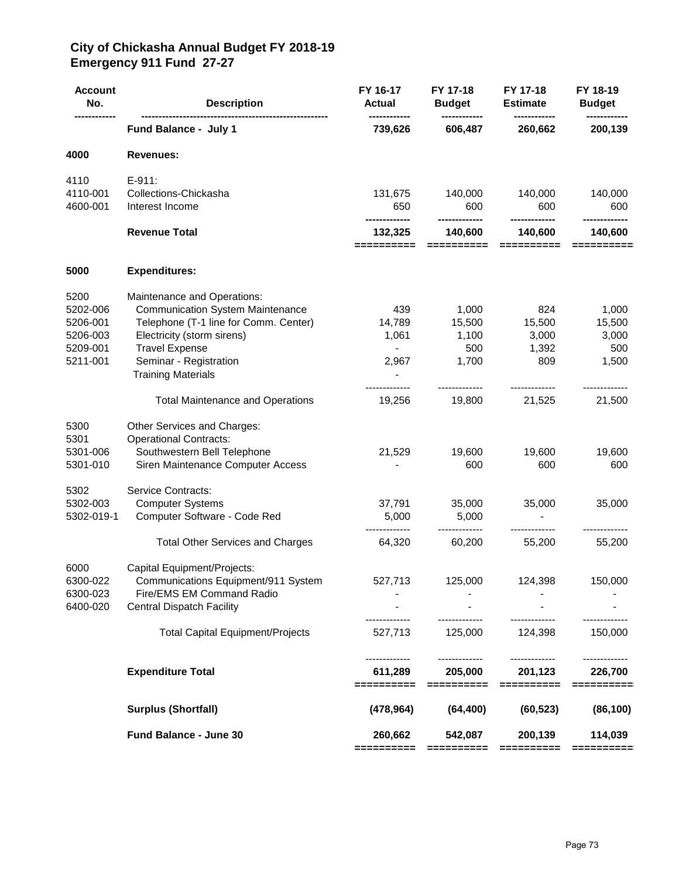# City of Chickasha Annual Budget FY 2018-19
## Emergency 911 Fund 27-27

| Account No. | Description | FY 16-17 Actual | FY 17-18 Budget | FY 17-18 Estimate | FY 18-19 Budget |
|---|---|---|---|---|---|
| | **Fund Balance - July 1** | **739,626** | **606,487** | **260,662** | **200,139** |
| **4000** | **Revenues:** | | | | |
| 4110 | E-911: | | | | |
| 4110-001 | Collections-Chickasha | 131,675 | 140,000 | 140,000 | 140,000 |
| 4600-001 | Interest Income | 650 | 600 | 600 | 600 |
| | **Revenue Total** | **132,325** | **140,600** | **140,600** | **140,600** |
| **5000** | **Expenditures:** | | | | |
| 5200 | Maintenance and Operations: | | | | |
| 5202-006 | Communication System Maintenance | 439 | 1,000 | 824 | 1,000 |
| 5206-001 | Telephone (T-1 line for Comm. Center) | 14,789 | 15,500 | 15,500 | 15,500 |
| 5206-003 | Electricity (storm sirens) | 1,061 | 1,100 | 3,000 | 3,000 |
| 5209-001 | Travel Expense | - | 500 | 1,392 | 500 |
| 5211-001 | Seminar - Registration | 2,967 | 1,700 | 809 | 1,500 |
| | Training Materials | - | | | |
| | Total Maintenance and Operations | 19,256 | 19,800 | 21,525 | 21,500 |
| 5300 | Other Services and Charges: | | | | |
| 5301 | Operational Contracts: | | | | |
| 5301-006 | Southwestern Bell Telephone | 21,529 | 19,600 | 19,600 | 19,600 |
| 5301-010 | Siren Maintenance Computer Access | - | 600 | 600 | 600 |
| 5302 | Service Contracts: | | | | |
| 5302-003 | Computer Systems | 37,791 | 35,000 | 35,000 | 35,000 |
| 5302-019-1 | Computer Software - Code Red | 5,000 | 5,000 | - | |
| | Total Other Services and Charges | 64,320 | 60,200 | 55,200 | 55,200 |
| 6000 | Capital Equipment/Projects: | | | | |
| 6300-022 | Communications Equipment/911 System | 527,713 | 125,000 | 124,398 | 150,000 |
| 6300-023 | Fire/EMS EM Command Radio | - | - | - | - |
| 6400-020 | Central Dispatch Facility | - | - | - | - |
| | Total Capital Equipment/Projects | 527,713 | 125,000 | 124,398 | 150,000 |
| | **Expenditure Total** | **611,289** | **205,000** | **201,123** | **226,700** |
| | **Surplus (Shortfall)** | **(478,964)** | **(64,400)** | **(60,523)** | **(86,100)** |
| | **Fund Balance - June 30** | **260,662** | **542,087** | **200,139** | **114,039** |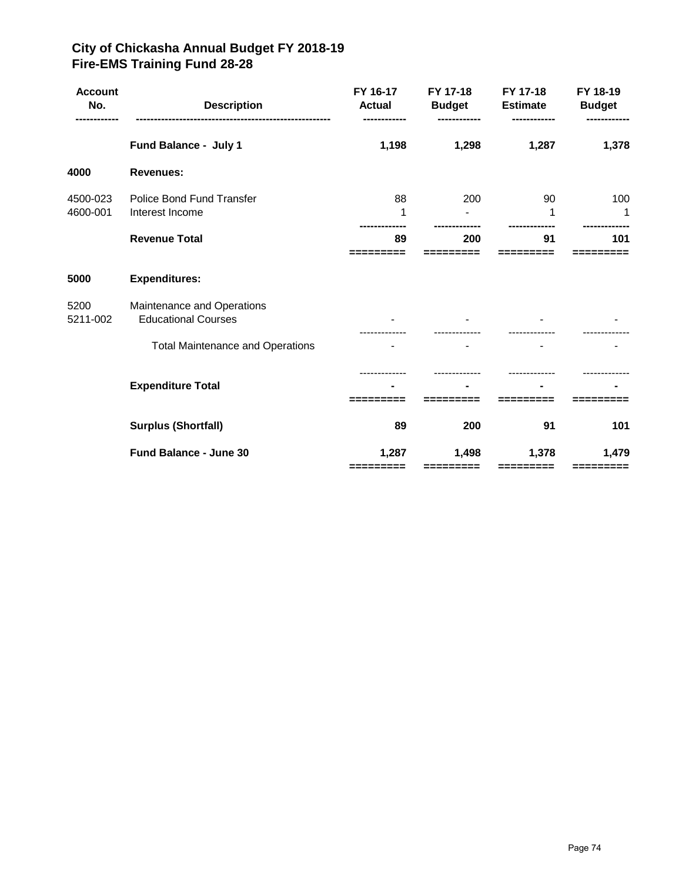# City of Chickasha Annual Budget FY 2018-19
## Fire-EMS Training Fund 28-28

| Account No. | Description | FY 16-17 Actual | FY 17-18 Budget | FY 17-18 Estimate | FY 18-19 Budget |
|---|---|---|---|---|---|
| | **Fund Balance - July 1** | **1,198** | **1,298** | **1,287** | **1,378** |
| **4000** | **Revenues:** | | | | |
| 4500-023 | Police Bond Fund Transfer | 88 | 200 | 90 | 100 |
| 4600-001 | Interest Income | 1 | - | 1 | 1 |
| | **Revenue Total** | **89** | **200** | **91** | **101** |
| **5000** | **Expenditures:** | | | | |
| 5200 | Maintenance and Operations | | | | |
| 5211-002 | Educational Courses | - | - | - | - |
| | Total Maintenance and Operations | - | - | - | - |
| | **Expenditure Total** | **-** | **-** | **-** | **-** |
| | **Surplus (Shortfall)** | **89** | **200** | **91** | **101** |
| | **Fund Balance - June 30** | **1,287** | **1,498** | **1,378** | **1,479** |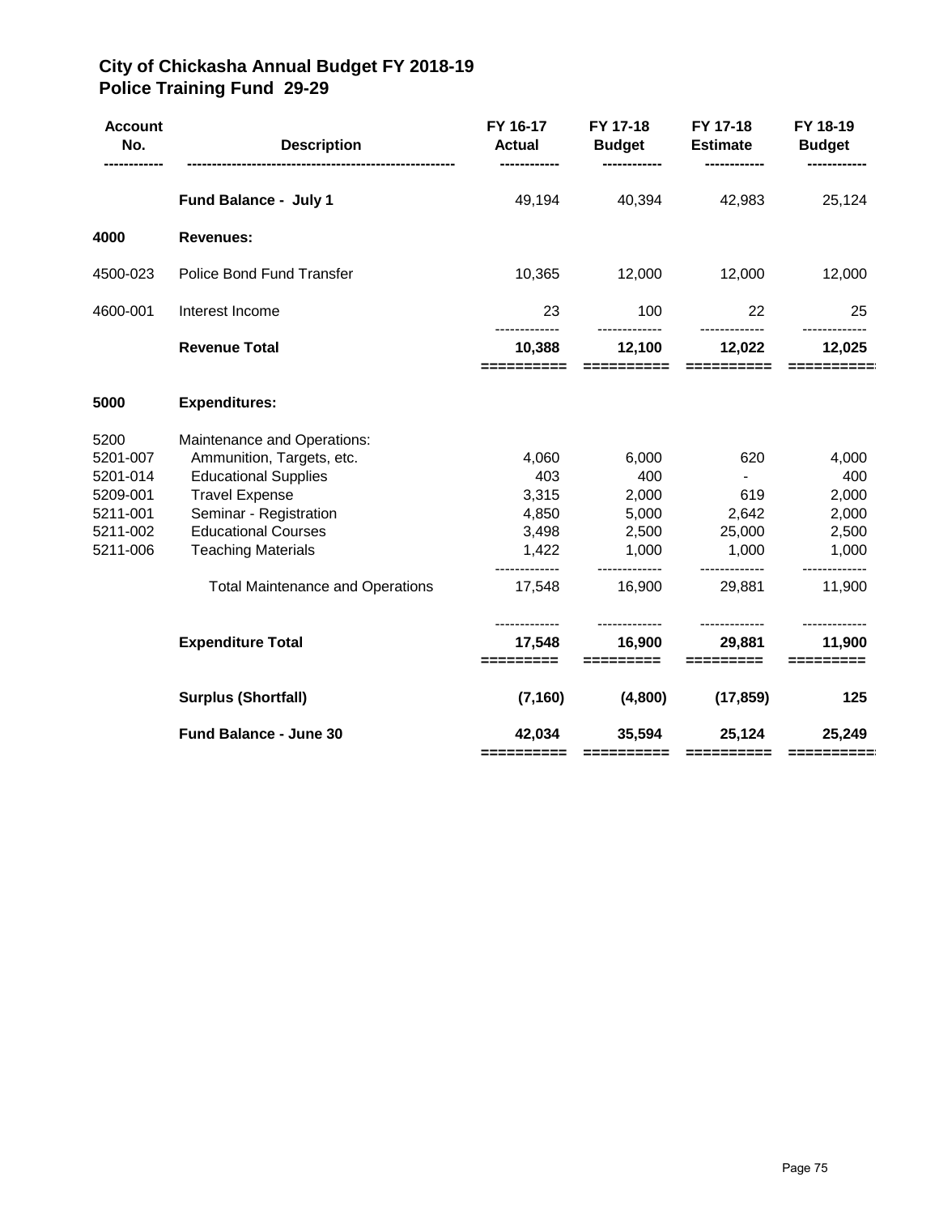# City of Chickasha Annual Budget FY 2018-19
## Police Training Fund 29-29

| Account No. | Description | FY 16-17 Actual | FY 17-18 Budget | FY 17-18 Estimate | FY 18-19 Budget |
|---|---|---|---|---|---|
| | **Fund Balance - July 1** | 49,194 | 40,394 | 42,983 | 25,124 |
| **4000** | **Revenues:** | | | | |
| 4500-023 | Police Bond Fund Transfer | 10,365 | 12,000 | 12,000 | 12,000 |
| 4600-001 | Interest Income | 23 | 100 | 22 | 25 |
| | **Revenue Total** | **10,388** | **12,100** | **12,022** | **12,025** |
| **5000** | **Expenditures:** | | | | |
| 5200 | Maintenance and Operations: | | | | |
| 5201-007 | Ammunition, Targets, etc. | 4,060 | 6,000 | 620 | 4,000 |
| 5201-014 | Educational Supplies | 403 | 400 | - | 400 |
| 5209-001 | Travel Expense | 3,315 | 2,000 | 619 | 2,000 |
| 5211-001 | Seminar - Registration | 4,850 | 5,000 | 2,642 | 2,000 |
| 5211-002 | Educational Courses | 3,498 | 2,500 | 25,000 | 2,500 |
| 5211-006 | Teaching Materials | 1,422 | 1,000 | 1,000 | 1,000 |
| | Total Maintenance and Operations | 17,548 | 16,900 | 29,881 | 11,900 |
| | **Expenditure Total** | **17,548** | **16,900** | **29,881** | **11,900** |
| | **Surplus (Shortfall)** | **(7,160)** | **(4,800)** | **(17,859)** | **125** |
| | **Fund Balance - June 30** | **42,034** | **35,594** | **25,124** | **25,249** |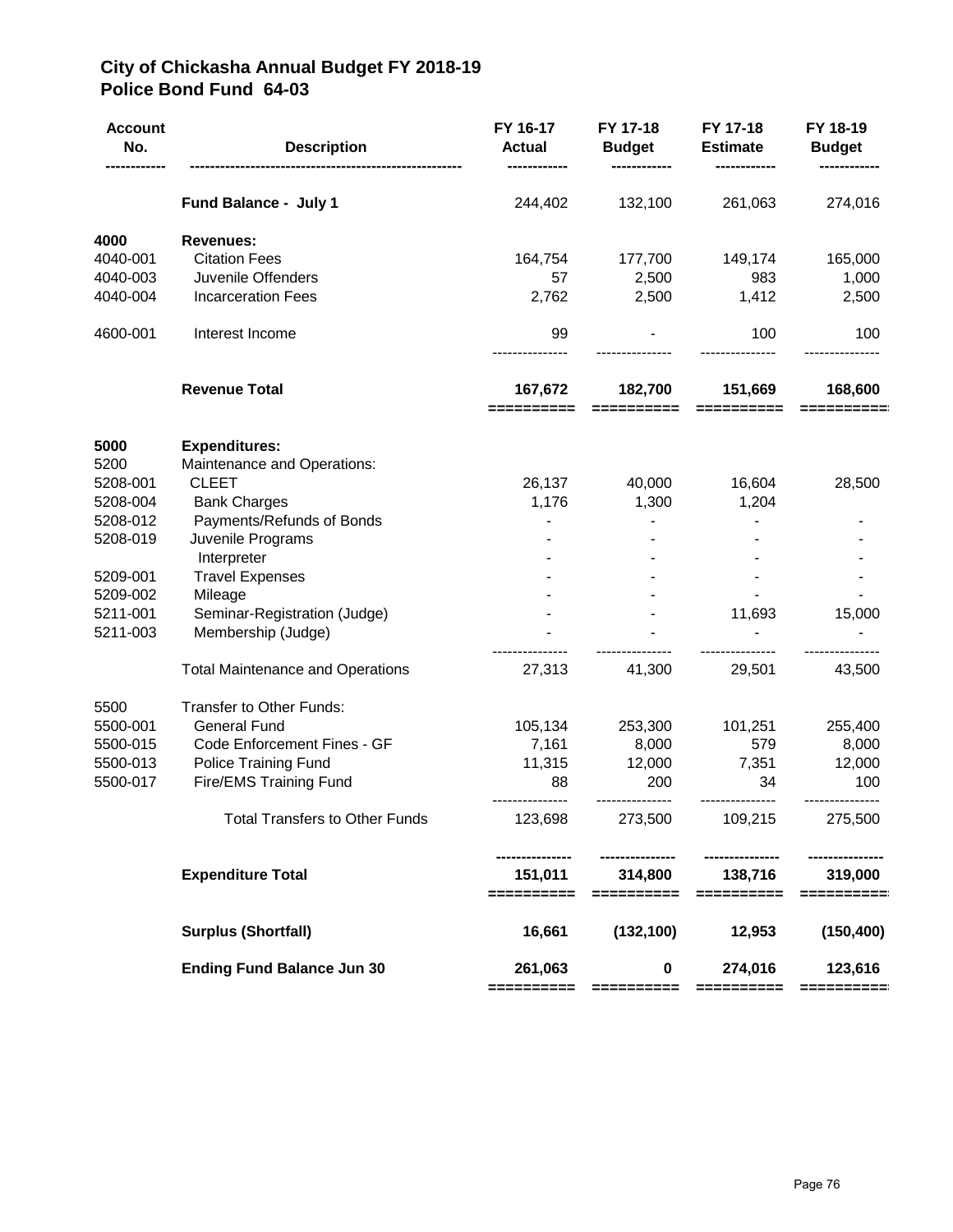# City of Chickasha Annual Budget FY 2018-19
## Police Bond Fund 64-03

| Account No. | Description | FY 16-17 Actual | FY 17-18 Budget | FY 17-18 Estimate | FY 18-19 Budget |
|---|---|---|---|---|---|
| | **Fund Balance - July 1** | 244,402 | 132,100 | 261,063 | 274,016 |
| **4000** | **Revenues:** | | | | |
| 4040-001 | Citation Fees | 164,754 | 177,700 | 149,174 | 165,000 |
| 4040-003 | Juvenile Offenders | 57 | 2,500 | 983 | 1,000 |
| 4040-004 | Incarceration Fees | 2,762 | 2,500 | 1,412 | 2,500 |
| 4600-001 | Interest Income | 99 | - | 100 | 100 |
| | **Revenue Total** | **167,672** | **182,700** | **151,669** | **168,600** |
| **5000** | **Expenditures:** | | | | |
| 5200 | Maintenance and Operations: | | | | |
| 5208-001 | CLEET | 26,137 | 40,000 | 16,604 | 28,500 |
| 5208-004 | Bank Charges | 1,176 | 1,300 | 1,204 | |
| 5208-012 | Payments/Refunds of Bonds | - | - | - | - |
| 5208-019 | Juvenile Programs | - | - | - | - |
| | Interpreter | - | - | - | - |
| 5209-001 | Travel Expenses | - | - | - | - |
| 5209-002 | Mileage | - | - | - | - |
| 5211-001 | Seminar-Registration (Judge) | - | - | 11,693 | 15,000 |
| 5211-003 | Membership (Judge) | - | - | - | - |
| | Total Maintenance and Operations | 27,313 | 41,300 | 29,501 | 43,500 |
| 5500 | Transfer to Other Funds: | | | | |
| 5500-001 | General Fund | 105,134 | 253,300 | 101,251 | 255,400 |
| 5500-015 | Code Enforcement Fines - GF | 7,161 | 8,000 | 579 | 8,000 |
| 5500-013 | Police Training Fund | 11,315 | 12,000 | 7,351 | 12,000 |
| 5500-017 | Fire/EMS Training Fund | 88 | 200 | 34 | 100 |
| | Total Transfers to Other Funds | 123,698 | 273,500 | 109,215 | 275,500 |
| | **Expenditure Total** | **151,011** | **314,800** | **138,716** | **319,000** |
| | **Surplus (Shortfall)** | **16,661** | **(132,100)** | **12,953** | **(150,400)** |
| | **Ending Fund Balance Jun 30** | **261,063** | **0** | **274,016** | **123,616** |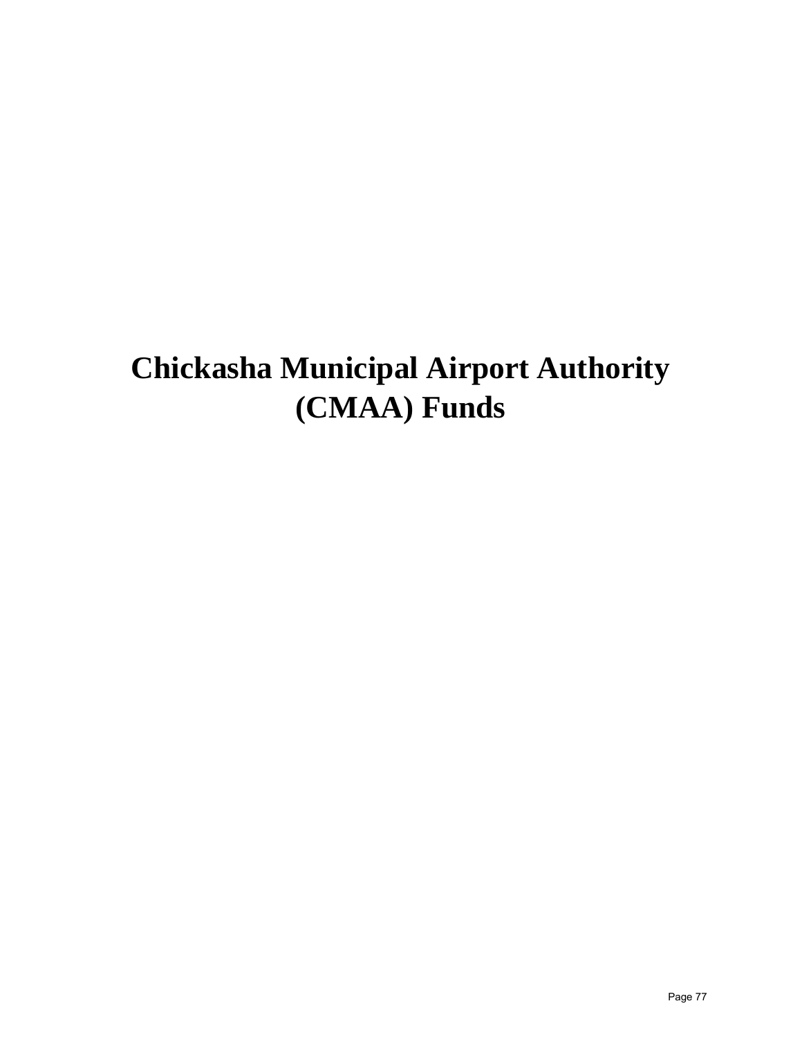# Chickasha Municipal Airport Authority (CMAA) Funds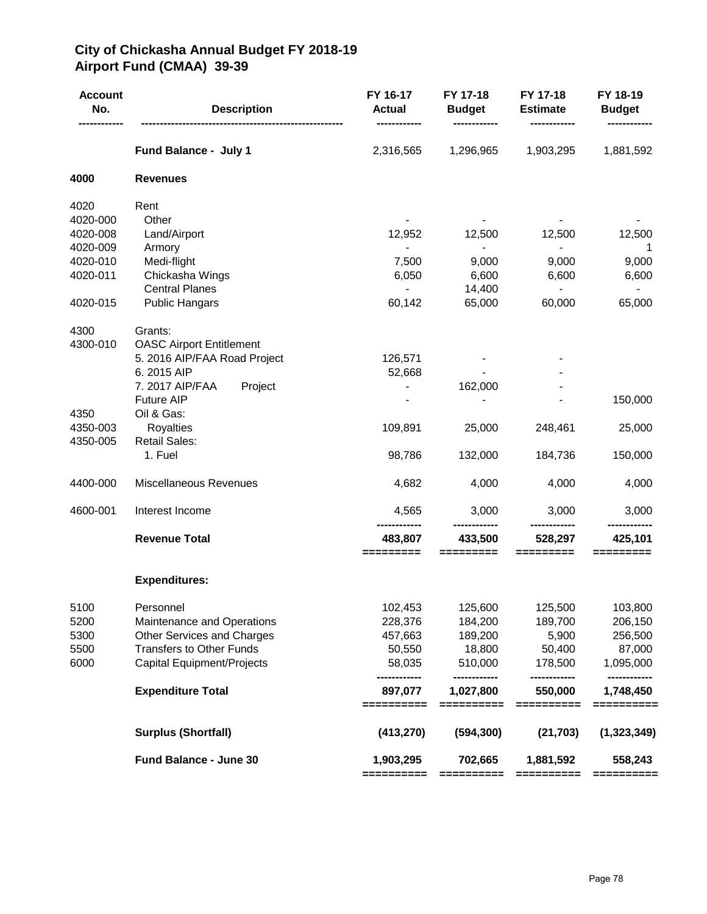# City of Chickasha Annual Budget FY 2018-19
## Airport Fund (CMAA) 39-39

| Account No. | Description | FY 16-17 Actual | FY 17-18 Budget | FY 17-18 Estimate | FY 18-19 Budget |
|---|---|---|---|---|---|
| | **Fund Balance - July 1** | 2,316,565 | 1,296,965 | 1,903,295 | 1,881,592 |
| **4000** | **Revenues** | | | | |
| 4020 | Rent | | | | |
| 4020-000 | Other | - | - | - | - |
| 4020-008 | Land/Airport | 12,952 | 12,500 | 12,500 | 12,500 |
| 4020-009 | Armory | - | - | - | 1 |
| 4020-010 | Medi-flight | 7,500 | 9,000 | 9,000 | 9,000 |
| 4020-011 | Chickasha Wings | 6,050 | 6,600 | 6,600 | 6,600 |
| | Central Planes | - | 14,400 | - | - |
| 4020-015 | Public Hangars | 60,142 | 65,000 | 60,000 | 65,000 |
| 4300 | Grants: | | | | |
| 4300-010 | OASC Airport Entitlement | | | | |
| | 5. 2016 AIP/FAA Road Project | 126,571 | - | - | |
| | 6. 2015 AIP | 52,668 | - | - | |
| | 7. 2017 AIP/FAA Project | - | 162,000 | - | |
| | Future AIP | - | - | - | 150,000 |
| 4350 | Oil & Gas: | | | | |
| 4350-003 | Royalties | 109,891 | 25,000 | 248,461 | 25,000 |
| 4350-005 | Retail Sales: | | | | |
| | 1. Fuel | 98,786 | 132,000 | 184,736 | 150,000 |
| 4400-000 | Miscellaneous Revenues | 4,682 | 4,000 | 4,000 | 4,000 |
| 4600-001 | Interest Income | 4,565 | 3,000 | 3,000 | 3,000 |
| | **Revenue Total** | **483,807** | **433,500** | **528,297** | **425,101** |
| | **Expenditures:** | | | | |
| 5100 | Personnel | 102,453 | 125,600 | 125,500 | 103,800 |
| 5200 | Maintenance and Operations | 228,376 | 184,200 | 189,700 | 206,150 |
| 5300 | Other Services and Charges | 457,663 | 189,200 | 5,900 | 256,500 |
| 5500 | Transfers to Other Funds | 50,550 | 18,800 | 50,400 | 87,000 |
| 6000 | Capital Equipment/Projects | 58,035 | 510,000 | 178,500 | 1,095,000 |
| | **Expenditure Total** | **897,077** | **1,027,800** | **550,000** | **1,748,450** |
| | **Surplus (Shortfall)** | **(413,270)** | **(594,300)** | **(21,703)** | **(1,323,349)** |
| | **Fund Balance - June 30** | **1,903,295** | **702,665** | **1,881,592** | **558,243** |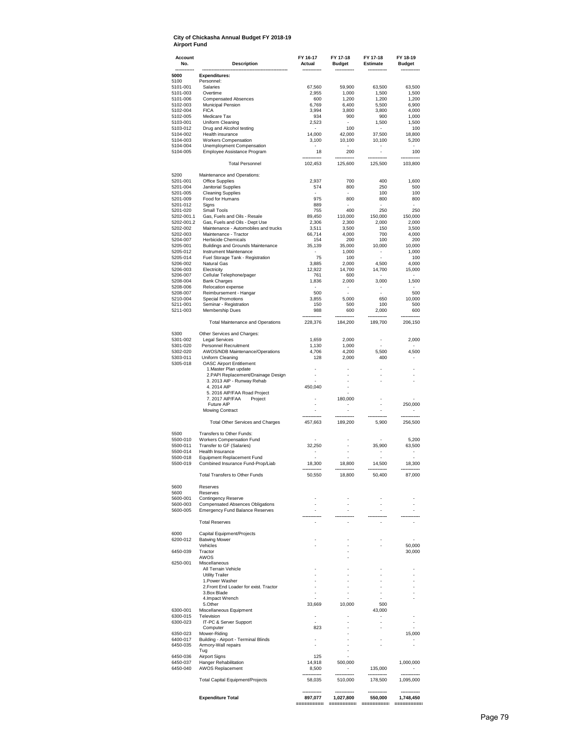**City of Chickasha Annual Budget FY 2018-19**
**Airport Fund**

| Account No. | Description | FY 16-17 Actual | FY 17-18 Budget | FY 17-18 Estimate | FY 18-19 Budget |
|---|---|---|---|---|---|
| 5000 | **Expenditures:** | | | | |
| 5100 | Personnel: | | | | |
| 5101-001 | Salaries | 67,560 | 59,900 | 63,500 | 63,500 |
| 5101-003 | Overtime | 2,955 | 1,000 | 1,500 | 1,500 |
| 5101-006 | Compensated Absences | 600 | 1,200 | 1,200 | 1,200 |
| 5102-003 | Municipal Pension | 6,769 | 6,400 | 5,500 | 6,900 |
| 5102-004 | FICA | 3,994 | 3,800 | 3,800 | 4,000 |
| 5102-005 | Medicare Tax | 934 | 900 | 900 | 1,000 |
| 5103-001 | Uniform Cleaning | 2,523 | - | 1,500 | 1,500 |
| 5103-012 | Drug and Alcohol testing | - | 100 | - | 100 |
| 5104-002 | Health insurance | 14,000 | 42,000 | 37,500 | 18,800 |
| 5104-003 | Workers Compensation | 3,100 | 10,100 | 10,100 | 5,200 |
| 5104-004 | Unemployment Compensation | - | - | - | - |
| 5104-005 | Employee Assistance Program | 18 | 200 | - | 100 |
| | Total Personnel | 102,453 | 125,600 | 125,500 | 103,800 |
| 5200 | Maintenance and Operations: | | | | |
| 5201-001 | Office Supplies | 2,937 | 700 | 400 | 1,600 |
| 5201-004 | Janitorial Supplies | 574 | 800 | 250 | 500 |
| 5201-005 | Cleaning Supplies | - | - | 100 | 100 |
| 5201-009 | Food for Humans | 975 | 800 | 800 | 800 |
| 5201-012 | Signs | 889 | - | - | - |
| 5201-020 | Small Tools | 755 | 400 | 250 | 250 |
| 5202-001.1 | Gas, Fuels and Oils - Resale | 89,450 | 110,000 | 150,000 | 150,000 |
| 5202-001.2 | Gas, Fuels and Oils - Dept Use | 2,306 | 2,300 | 2,000 | 2,000 |
| 5202-002 | Maintenance - Automobiles and trucks | 3,511 | 3,500 | 150 | 3,500 |
| 5202-003 | Maintenance - Tractor | 66,714 | 4,000 | 700 | 4,000 |
| 5204-007 | Herbicide Chemicals | 154 | 200 | 100 | 200 |
| 5205-001 | Buildings and Grounds Maintenance | 35,139 | 35,000 | 10,000 | 10,000 |
| 5205-012 | Instrument Maintenance | - | 1,000 | - | 1,000 |
| 5205-014 | Fuel Storage Tank - Registration | 75 | 100 | - | 100 |
| 5206-002 | Natural Gas | 3,885 | 2,000 | 4,500 | 4,000 |
| 5206-003 | Electricity | 12,922 | 14,700 | 14,700 | 15,000 |
| 5206-007 | Cellular Telephone/pager | 761 | 600 | - | - |
| 5208-004 | Bank Charges | 1,836 | 2,000 | 3,000 | 1,500 |
| 5208-006 | Relocation expense | - | - | - | - |
| 5208-007 | Reimbursement - Hangar | 500 | - | - | 500 |
| 5210-004 | Special Promotions | 3,855 | 5,000 | 650 | 10,000 |
| 5211-001 | Seminar - Registration | 150 | 500 | 100 | 500 |
| 5211-003 | Membership Dues | 988 | 600 | 2,000 | 600 |
| | Total Maintenance and Operations | 228,376 | 184,200 | 189,700 | 206,150 |
| 5300 | Other Services and Charges: | | | | |
| 5301-002 | Legal Services | 1,659 | 2,000 | - | 2,000 |
| 5301-020 | Personnel Recruitment | 1,130 | 1,000 | - | - |
| 5302-020 | AWOS/NDB Maintenance/Operations | 4,706 | 4,200 | 5,500 | 4,500 |
| 5303-011 | Uniform Cleaning | 128 | 2,000 | 400 | - |
| 5305-018 | OASC Airport Entitlement | | | | |
| | 1.Master Plan update | - | - | - | - |
| | 2.PAPI Replacement/Drainage Design | - | - | - | - |
| | 3. 2013 AIP - Runway Rehab | - | - | - | - |
| | 4. 2014 AIP | 450,040 | - | | |
| | 5. 2016 AIP/FAA Road Project | | - | | |
| | 7. 2017 AIP/FAA Project | - | 180,000 | - | - |
| | Future AIP | - | - | - | 250,000 |
| | Mowing Contract | - | - | - | - |
| | Total Other Services and Charges | 457,663 | 189,200 | 5,900 | 256,500 |
| 5500 | Transfers to Other Funds: | | | | |
| 5500-010 | Workers Compensation Fund | - | - | - | 5,200 |
| 5500-011 | Transfer to GF (Salaries) | 32,250 | - | 35,900 | 63,500 |
| 5500-014 | Health Insurance | - | - | - | - |
| 5500-018 | Equipment Replacement Fund | - | - | - | - |
| 5500-019 | Combined Insurance Fund-Prop/Liab | 18,300 | 18,800 | 14,500 | 18,300 |
| | Total Transfers to Other Funds | 50,550 | 18,800 | 50,400 | 87,000 |
| 5600 | Reserves | | | | |
| 5600 | Reserves | | | | |
| 5600-001 | Contingency Reserve | - | - | - | - |
| 5600-003 | Compensated Absences Obligations | - | - | - | - |
| 5600-005 | Emergency Fund Balance Reserves | - | - | - | - |
| | Total Reserves | - | - | - | - |
| 6000 | Capital Equipment/Projects | | | | |
| 6200-012 | Batwing Mower | - | - | - | - |
| | Vehicles | - | - | - | 50,000 |
| 6450-039 | Tractor | | - | | 30,000 |
| | AWOS | | - | | |
| 6250-001 | Miscellaneous | | | | |
| | All Terrain Vehicle | - | - | - | - |
| | Utility Trailer | - | - | - | - |
| | 1.Power Washer | - | - | - | - |
| | 2.Front End Loader for exist. Tractor | - | - | - | - |
| | 3.Box Blade | - | - | - | - |
| | 4.Impact Wrench | - | - | - | - |
| | 5.Other | 33,669 | 10,000 | 500 | |
| 6300-001 | Miscellaneous Equipment | | | 43,000 | |
| 6300-015 | Television | - | - | - | - |
| 6300-023 | IT-PC & Server Support | - | - | - | - |
| | Computer | 823 | - | - | - |
| 6350-023 | Mower-Riding | | - | | 15,000 |
| 6400-017 | Building - Airport - Terminal Blinds | - | - | - | - |
| 6450-035 | Armory-Wall repairs | - | - | - | - |
| | Tug | | - | | |
| 6450-036 | Airport Signs | 125 | - | | |
| 6450-037 | Hanger Rehabilitation | 14,918 | 500,000 | | 1,000,000 |
| 6450-040 | AWOS Replacement | 8,500 | - | 135,000 | - |
| | Total Capital Equipment/Projects | 58,035 | 510,000 | 178,500 | 1,095,000 |
| | **Expenditure Total** | 897,077 | 1,027,800 | 550,000 | 1,748,450 |